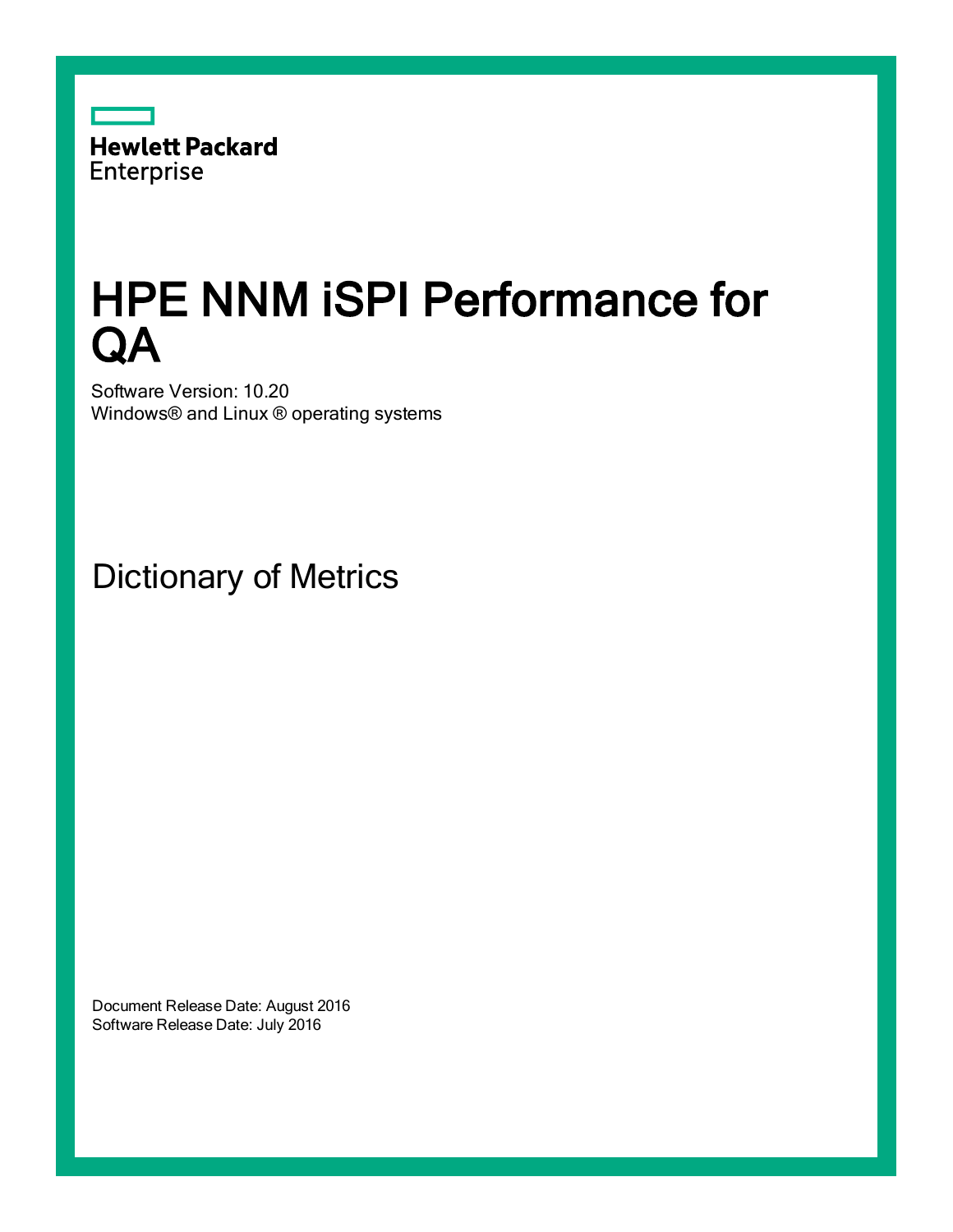Hewlett Packard
Enterprise

# HPE NNM iSPI Performance for QA

Software Version: 10.20
Windows® and Linux ® operating systems

## Dictionary of Metrics

Document Release Date: August 2016
Software Release Date: July 2016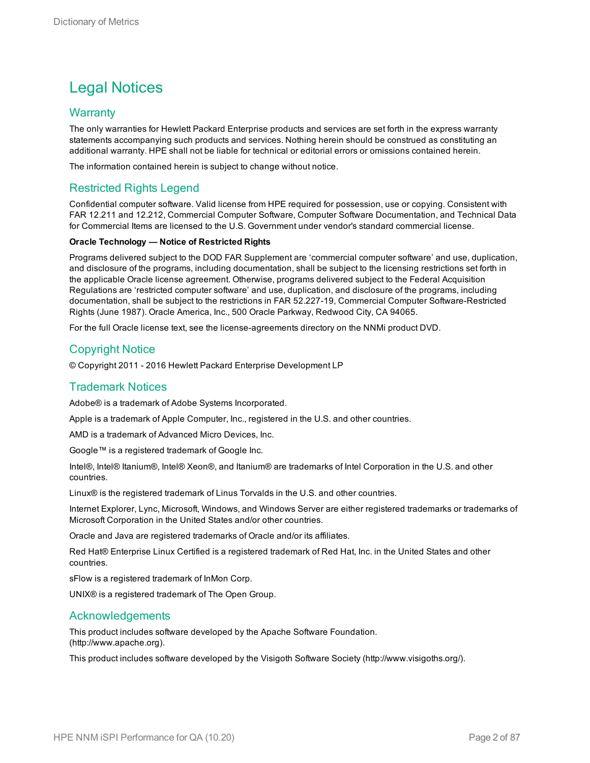# Legal Notices

## Warranty

The only warranties for Hewlett Packard Enterprise products and services are set forth in the express warranty statements accompanying such products and services. Nothing herein should be construed as constituting an additional warranty. HPE shall not be liable for technical or editorial errors or omissions contained herein.

The information contained herein is subject to change without notice.

## Restricted Rights Legend

Confidential computer software. Valid license from HPE required for possession, use or copying. Consistent with FAR 12.211 and 12.212, Commercial Computer Software, Computer Software Documentation, and Technical Data for Commercial Items are licensed to the U.S. Government under vendor's standard commercial license.

**Oracle Technology — Notice of Restricted Rights**

Programs delivered subject to the DOD FAR Supplement are 'commercial computer software' and use, duplication, and disclosure of the programs, including documentation, shall be subject to the licensing restrictions set forth in the applicable Oracle license agreement. Otherwise, programs delivered subject to the Federal Acquisition Regulations are 'restricted computer software' and use, duplication, and disclosure of the programs, including documentation, shall be subject to the restrictions in FAR 52.227-19, Commercial Computer Software-Restricted Rights (June 1987). Oracle America, Inc., 500 Oracle Parkway, Redwood City, CA 94065.

For the full Oracle license text, see the license-agreements directory on the NNMi product DVD.

## Copyright Notice

© Copyright 2011 - 2016 Hewlett Packard Enterprise Development LP

## Trademark Notices

Adobe® is a trademark of Adobe Systems Incorporated.

Apple is a trademark of Apple Computer, Inc., registered in the U.S. and other countries.

AMD is a trademark of Advanced Micro Devices, Inc.

Google™ is a registered trademark of Google Inc.

Intel®, Intel® Itanium®, Intel® Xeon®, and Itanium® are trademarks of Intel Corporation in the U.S. and other countries.

Linux® is the registered trademark of Linus Torvalds in the U.S. and other countries.

Internet Explorer, Lync, Microsoft, Windows, and Windows Server are either registered trademarks or trademarks of Microsoft Corporation in the United States and/or other countries.

Oracle and Java are registered trademarks of Oracle and/or its affiliates.

Red Hat® Enterprise Linux Certified is a registered trademark of Red Hat, Inc. in the United States and other countries.

sFlow is a registered trademark of InMon Corp.

UNIX® is a registered trademark of The Open Group.

## Acknowledgements

This product includes software developed by the Apache Software Foundation. (http://www.apache.org).

This product includes software developed by the Visigoth Software Society (http://www.visigoths.org/).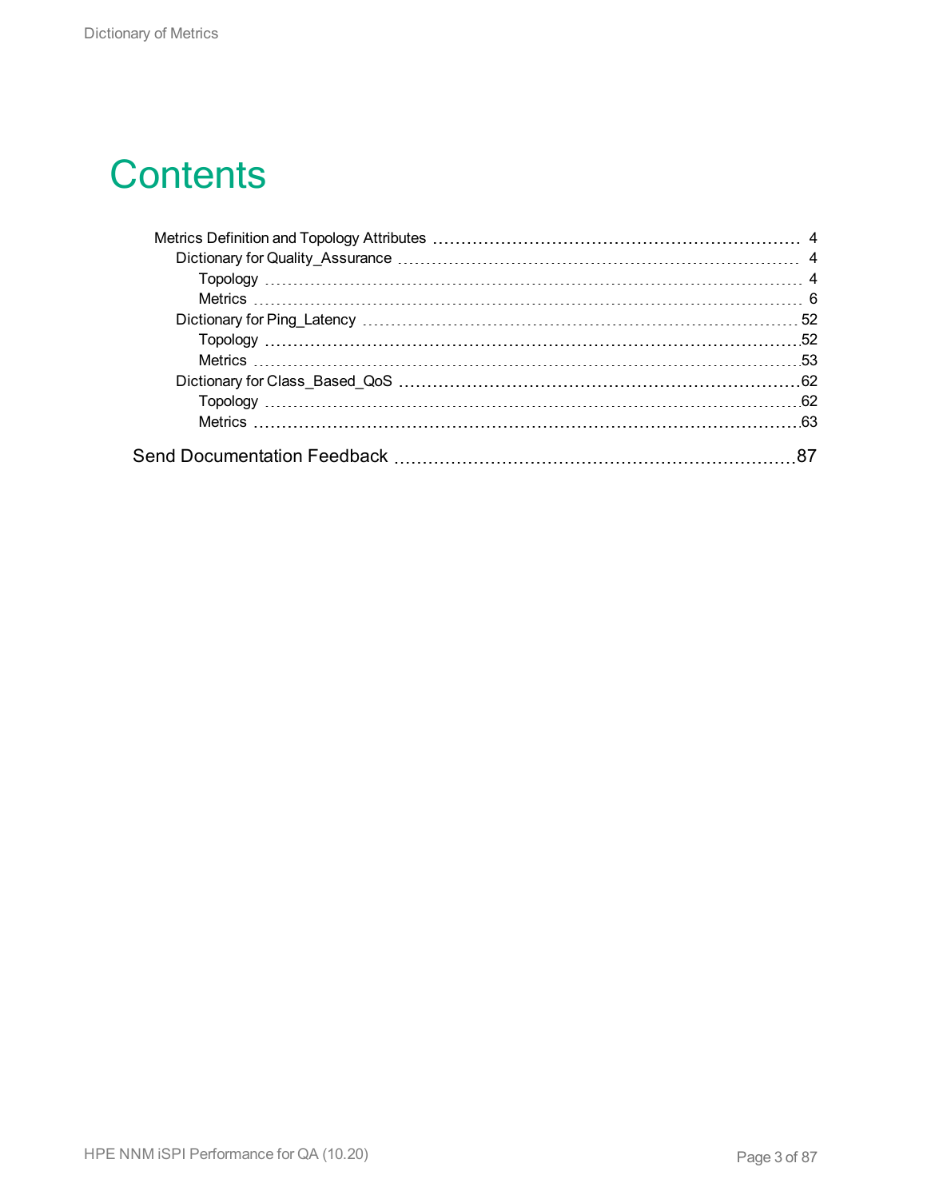# Contents

- Metrics Definition and Topology Attributes ... 4
  - Dictionary for Quality_Assurance ... 4
    - Topology ... 4
    - Metrics ... 6
  - Dictionary for Ping_Latency ... 52
    - Topology ... 52
    - Metrics ... 53
  - Dictionary for Class_Based_QoS ... 62
    - Topology ... 62
    - Metrics ... 63

Send Documentation Feedback ... 87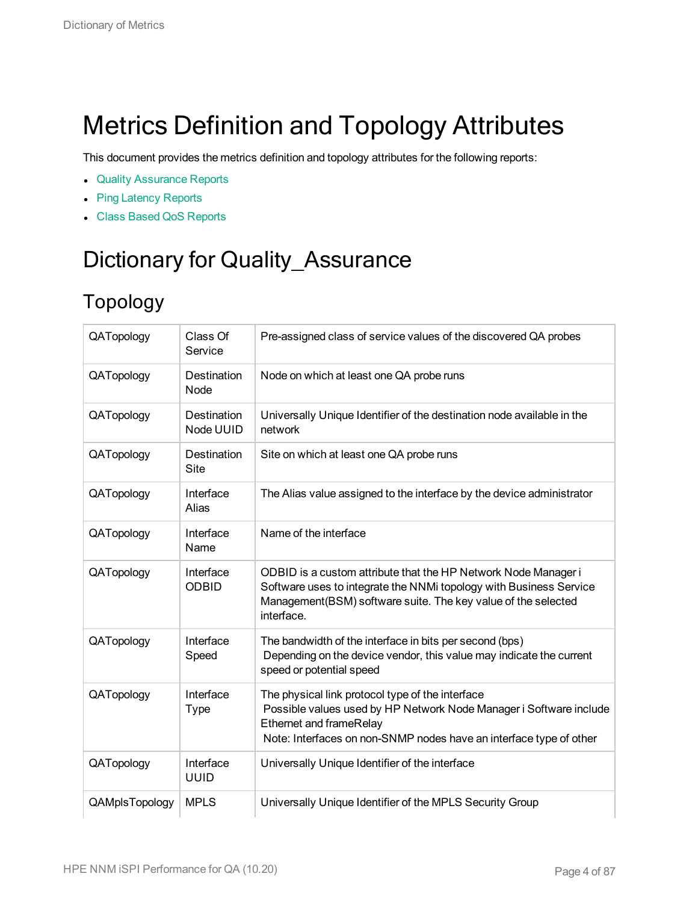# Metrics Definition and Topology Attributes

This document provides the metrics definition and topology attributes for the following reports:

- Quality Assurance Reports
- Ping Latency Reports
- Class Based QoS Reports

# Dictionary for Quality_Assurance

## Topology

| | | |
|---|---|---|
| QATopology | Class Of Service | Pre-assigned class of service values of the discovered QA probes |
| QATopology | Destination Node | Node on which at least one QA probe runs |
| QATopology | Destination Node UUID | Universally Unique Identifier of the destination node available in the network |
| QATopology | Destination Site | Site on which at least one QA probe runs |
| QATopology | Interface Alias | The Alias value assigned to the interface by the device administrator |
| QATopology | Interface Name | Name of the interface |
| QATopology | Interface ODBID | ODBID is a custom attribute that the HP Network Node Manager i Software uses to integrate the NNMi topology with Business Service Management(BSM) software suite. The key value of the selected interface. |
| QATopology | Interface Speed | The bandwidth of the interface in bits per second (bps)<br>Depending on the device vendor, this value may indicate the current speed or potential speed |
| QATopology | Interface Type | The physical link protocol type of the interface<br>Possible values used by HP Network Node Manager i Software include Ethernet and frameRelay<br>Note: Interfaces on non-SNMP nodes have an interface type of other |
| QATopology | Interface UUID | Universally Unique Identifier of the interface |
| QAMplsTopology | MPLS | Universally Unique Identifier of the MPLS Security Group |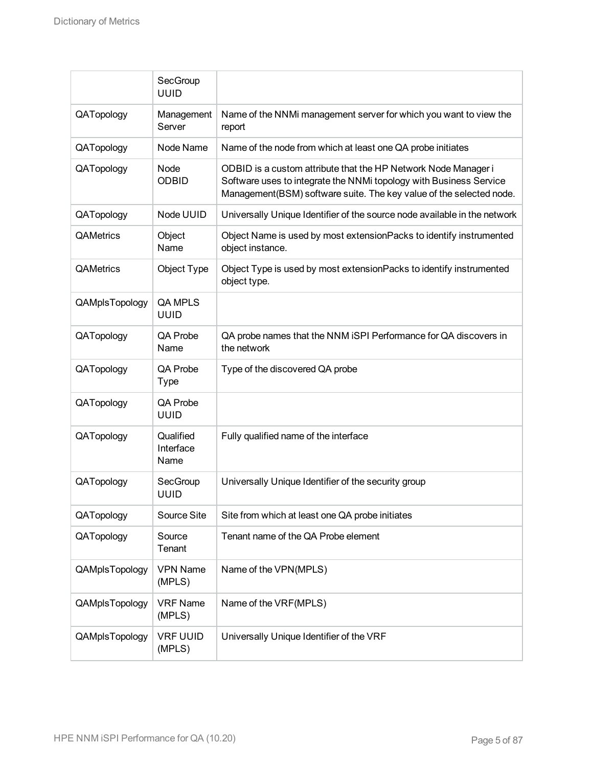| | | |
|---|---|---|
| | SecGroup UUID | |
| QATopology | Management Server | Name of the NNMi management server for which you want to view the report |
| QATopology | Node Name | Name of the node from which at least one QA probe initiates |
| QATopology | Node ODBID | ODBID is a custom attribute that the HP Network Node Manager i Software uses to integrate the NNMi topology with Business Service Management(BSM) software suite. The key value of the selected node. |
| QATopology | Node UUID | Universally Unique Identifier of the source node available in the network |
| QAMetrics | Object Name | Object Name is used by most extensionPacks to identify instrumented object instance. |
| QAMetrics | Object Type | Object Type is used by most extensionPacks to identify instrumented object type. |
| QAMplsTopology | QA MPLS UUID | |
| QATopology | QA Probe Name | QA probe names that the NNM iSPI Performance for QA discovers in the network |
| QATopology | QA Probe Type | Type of the discovered QA probe |
| QATopology | QA Probe UUID | |
| QATopology | Qualified Interface Name | Fully qualified name of the interface |
| QATopology | SecGroup UUID | Universally Unique Identifier of the security group |
| QATopology | Source Site | Site from which at least one QA probe initiates |
| QATopology | Source Tenant | Tenant name of the QA Probe element |
| QAMplsTopology | VPN Name (MPLS) | Name of the VPN(MPLS) |
| QAMplsTopology | VRF Name (MPLS) | Name of the VRF(MPLS) |
| QAMplsTopology | VRF UUID (MPLS) | Universally Unique Identifier of the VRF |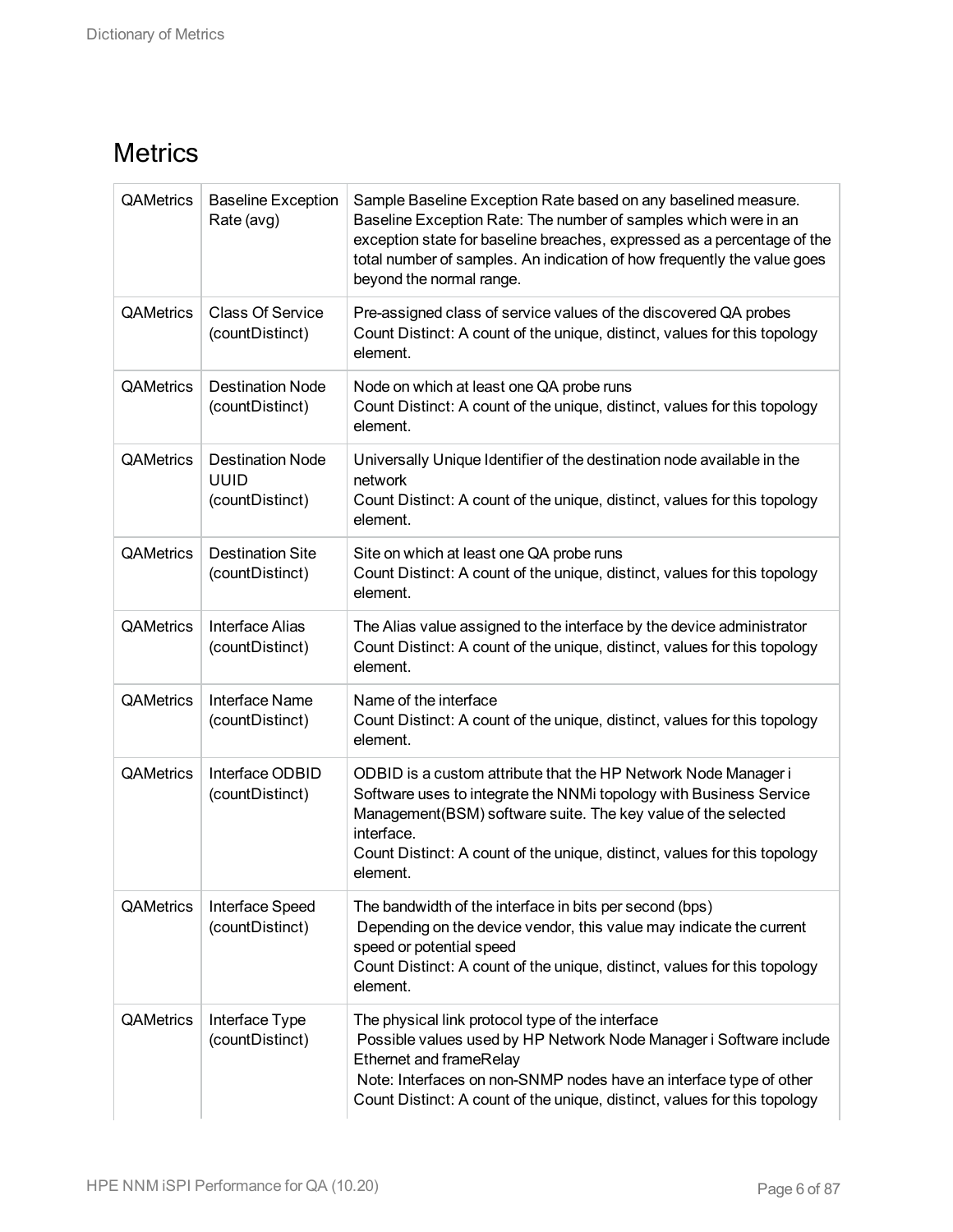## Metrics

| | | |
|---|---|---|
| QAMetrics | Baseline Exception Rate (avg) | Sample Baseline Exception Rate based on any baselined measure.<br>Baseline Exception Rate: The number of samples which were in an exception state for baseline breaches, expressed as a percentage of the total number of samples. An indication of how frequently the value goes beyond the normal range. |
| QAMetrics | Class Of Service (countDistinct) | Pre-assigned class of service values of the discovered QA probes<br>Count Distinct: A count of the unique, distinct, values for this topology element. |
| QAMetrics | Destination Node (countDistinct) | Node on which at least one QA probe runs<br>Count Distinct: A count of the unique, distinct, values for this topology element. |
| QAMetrics | Destination Node UUID (countDistinct) | Universally Unique Identifier of the destination node available in the network<br>Count Distinct: A count of the unique, distinct, values for this topology element. |
| QAMetrics | Destination Site (countDistinct) | Site on which at least one QA probe runs<br>Count Distinct: A count of the unique, distinct, values for this topology element. |
| QAMetrics | Interface Alias (countDistinct) | The Alias value assigned to the interface by the device administrator<br>Count Distinct: A count of the unique, distinct, values for this topology element. |
| QAMetrics | Interface Name (countDistinct) | Name of the interface<br>Count Distinct: A count of the unique, distinct, values for this topology element. |
| QAMetrics | Interface ODBID (countDistinct) | ODBID is a custom attribute that the HP Network Node Manager i Software uses to integrate the NNMi topology with Business Service Management(BSM) software suite. The key value of the selected interface.<br>Count Distinct: A count of the unique, distinct, values for this topology element. |
| QAMetrics | Interface Speed (countDistinct) | The bandwidth of the interface in bits per second (bps)<br>Depending on the device vendor, this value may indicate the current speed or potential speed<br>Count Distinct: A count of the unique, distinct, values for this topology element. |
| QAMetrics | Interface Type (countDistinct) | The physical link protocol type of the interface<br>Possible values used by HP Network Node Manager i Software include Ethernet and frameRelay<br>Note: Interfaces on non-SNMP nodes have an interface type of other<br>Count Distinct: A count of the unique, distinct, values for this topology |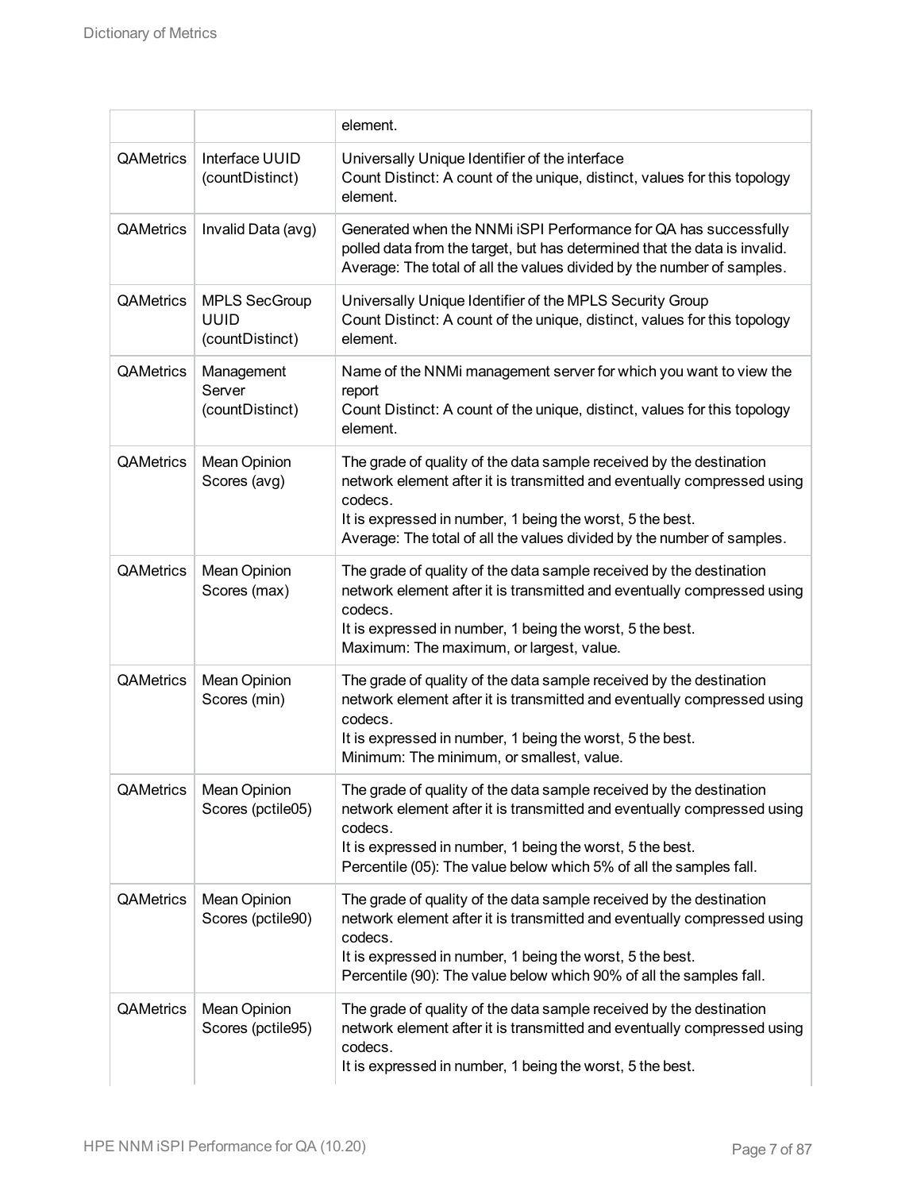| | | |
|---|---|---|
| | | element. |
| QAMetrics | Interface UUID (countDistinct) | Universally Unique Identifier of the interface<br>Count Distinct: A count of the unique, distinct, values for this topology element. |
| QAMetrics | Invalid Data (avg) | Generated when the NNMi iSPI Performance for QA has successfully polled data from the target, but has determined that the data is invalid.<br>Average: The total of all the values divided by the number of samples. |
| QAMetrics | MPLS SecGroup UUID (countDistinct) | Universally Unique Identifier of the MPLS Security Group<br>Count Distinct: A count of the unique, distinct, values for this topology element. |
| QAMetrics | Management Server (countDistinct) | Name of the NNMi management server for which you want to view the report<br>Count Distinct: A count of the unique, distinct, values for this topology element. |
| QAMetrics | Mean Opinion Scores (avg) | The grade of quality of the data sample received by the destination network element after it is transmitted and eventually compressed using codecs.<br>It is expressed in number, 1 being the worst, 5 the best.<br>Average: The total of all the values divided by the number of samples. |
| QAMetrics | Mean Opinion Scores (max) | The grade of quality of the data sample received by the destination network element after it is transmitted and eventually compressed using codecs.<br>It is expressed in number, 1 being the worst, 5 the best.<br>Maximum: The maximum, or largest, value. |
| QAMetrics | Mean Opinion Scores (min) | The grade of quality of the data sample received by the destination network element after it is transmitted and eventually compressed using codecs.<br>It is expressed in number, 1 being the worst, 5 the best.<br>Minimum: The minimum, or smallest, value. |
| QAMetrics | Mean Opinion Scores (pctile05) | The grade of quality of the data sample received by the destination network element after it is transmitted and eventually compressed using codecs.<br>It is expressed in number, 1 being the worst, 5 the best.<br>Percentile (05): The value below which 5% of all the samples fall. |
| QAMetrics | Mean Opinion Scores (pctile90) | The grade of quality of the data sample received by the destination network element after it is transmitted and eventually compressed using codecs.<br>It is expressed in number, 1 being the worst, 5 the best.<br>Percentile (90): The value below which 90% of all the samples fall. |
| QAMetrics | Mean Opinion Scores (pctile95) | The grade of quality of the data sample received by the destination network element after it is transmitted and eventually compressed using codecs.<br>It is expressed in number, 1 being the worst, 5 the best. |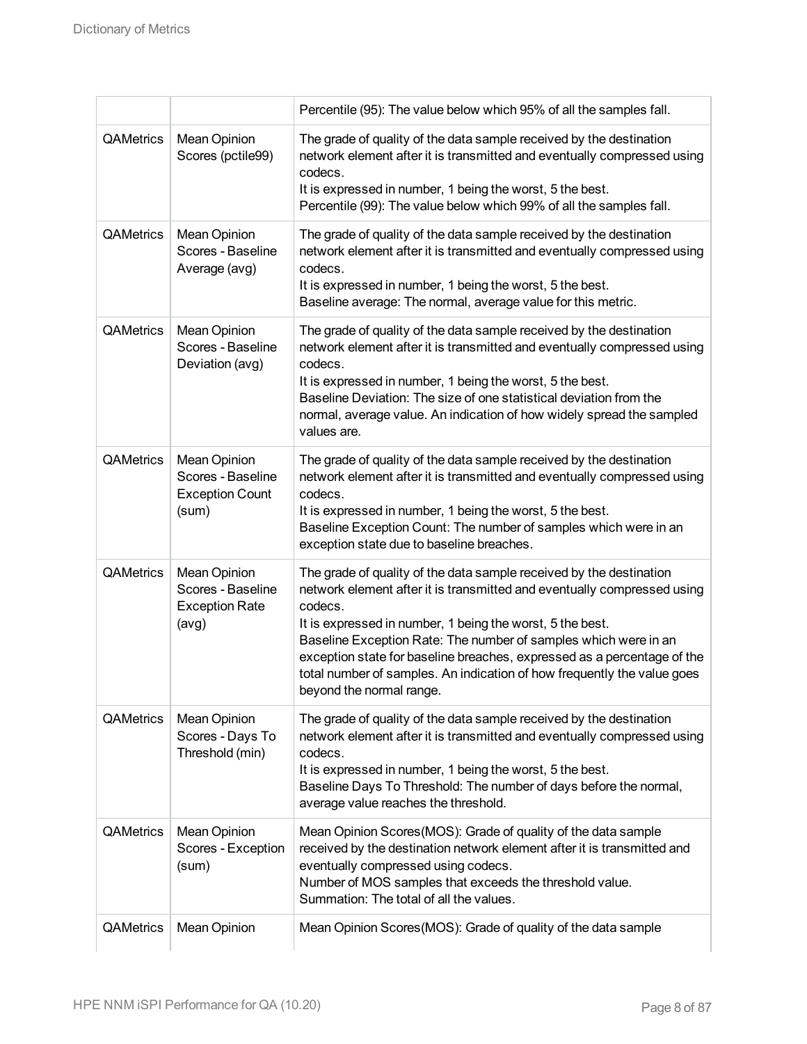| | | |
|---|---|---|
| | | Percentile (95): The value below which 95% of all the samples fall. |
| QAMetrics | Mean Opinion Scores (pctile99) | The grade of quality of the data sample received by the destination network element after it is transmitted and eventually compressed using codecs.<br>It is expressed in number, 1 being the worst, 5 the best.<br>Percentile (99): The value below which 99% of all the samples fall. |
| QAMetrics | Mean Opinion Scores - Baseline Average (avg) | The grade of quality of the data sample received by the destination network element after it is transmitted and eventually compressed using codecs.<br>It is expressed in number, 1 being the worst, 5 the best.<br>Baseline average: The normal, average value for this metric. |
| QAMetrics | Mean Opinion Scores - Baseline Deviation (avg) | The grade of quality of the data sample received by the destination network element after it is transmitted and eventually compressed using codecs.<br>It is expressed in number, 1 being the worst, 5 the best.<br>Baseline Deviation: The size of one statistical deviation from the normal, average value. An indication of how widely spread the sampled values are. |
| QAMetrics | Mean Opinion Scores - Baseline Exception Count (sum) | The grade of quality of the data sample received by the destination network element after it is transmitted and eventually compressed using codecs.<br>It is expressed in number, 1 being the worst, 5 the best.<br>Baseline Exception Count: The number of samples which were in an exception state due to baseline breaches. |
| QAMetrics | Mean Opinion Scores - Baseline Exception Rate (avg) | The grade of quality of the data sample received by the destination network element after it is transmitted and eventually compressed using codecs.<br>It is expressed in number, 1 being the worst, 5 the best.<br>Baseline Exception Rate: The number of samples which were in an exception state for baseline breaches, expressed as a percentage of the total number of samples. An indication of how frequently the value goes beyond the normal range. |
| QAMetrics | Mean Opinion Scores - Days To Threshold (min) | The grade of quality of the data sample received by the destination network element after it is transmitted and eventually compressed using codecs.<br>It is expressed in number, 1 being the worst, 5 the best.<br>Baseline Days To Threshold: The number of days before the normal, average value reaches the threshold. |
| QAMetrics | Mean Opinion Scores - Exception (sum) | Mean Opinion Scores(MOS): Grade of quality of the data sample received by the destination network element after it is transmitted and eventually compressed using codecs.<br>Number of MOS samples that exceeds the threshold value.<br>Summation: The total of all the values. |
| QAMetrics | Mean Opinion | Mean Opinion Scores(MOS): Grade of quality of the data sample |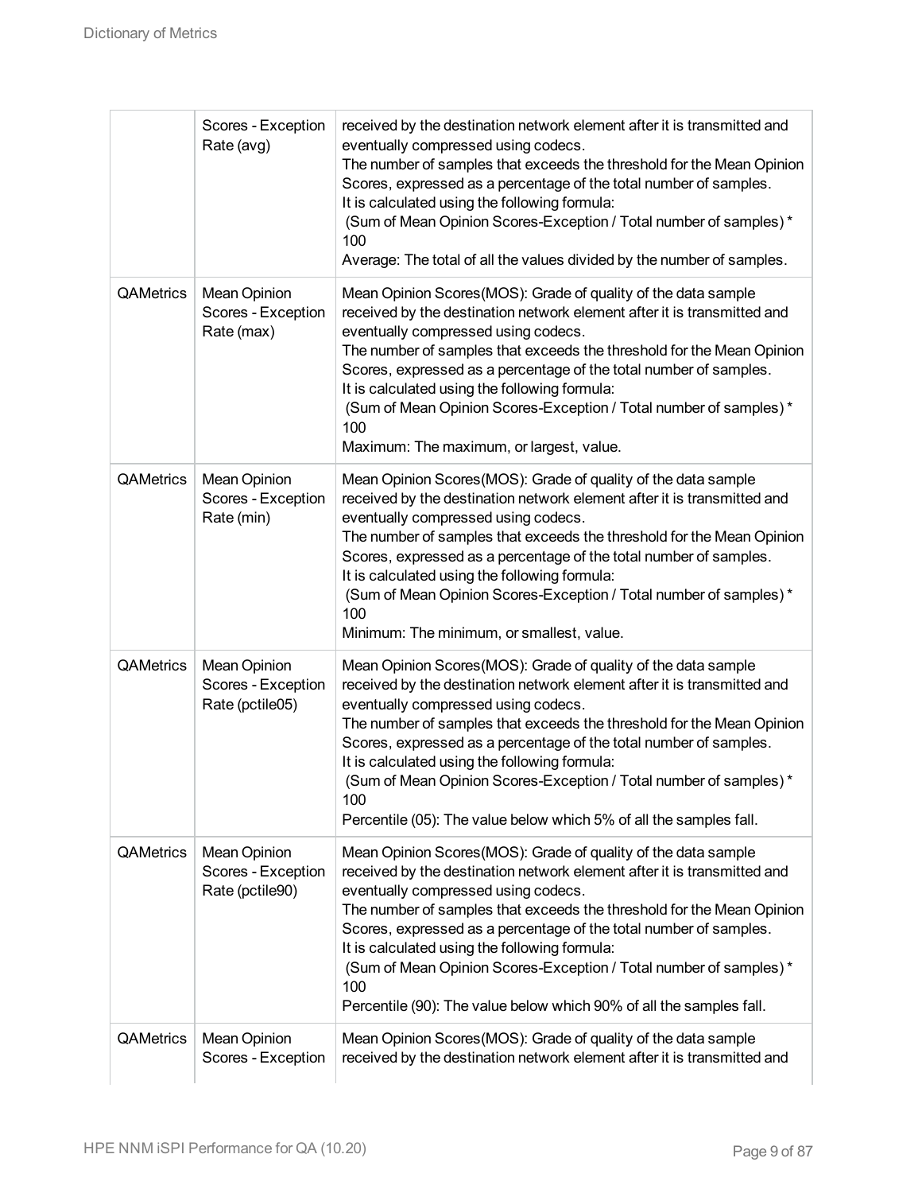| | | |
|---|---|---|
| | Scores - Exception Rate (avg) | received by the destination network element after it is transmitted and eventually compressed using codecs.<br>The number of samples that exceeds the threshold for the Mean Opinion Scores, expressed as a percentage of the total number of samples.<br>It is calculated using the following formula:<br>(Sum of Mean Opinion Scores-Exception / Total number of samples) * 100<br>Average: The total of all the values divided by the number of samples. |
| QAMetrics | Mean Opinion Scores - Exception Rate (max) | Mean Opinion Scores(MOS): Grade of quality of the data sample received by the destination network element after it is transmitted and eventually compressed using codecs.<br>The number of samples that exceeds the threshold for the Mean Opinion Scores, expressed as a percentage of the total number of samples.<br>It is calculated using the following formula:<br>(Sum of Mean Opinion Scores-Exception / Total number of samples) * 100<br>Maximum: The maximum, or largest, value. |
| QAMetrics | Mean Opinion Scores - Exception Rate (min) | Mean Opinion Scores(MOS): Grade of quality of the data sample received by the destination network element after it is transmitted and eventually compressed using codecs.<br>The number of samples that exceeds the threshold for the Mean Opinion Scores, expressed as a percentage of the total number of samples.<br>It is calculated using the following formula:<br>(Sum of Mean Opinion Scores-Exception / Total number of samples) * 100<br>Minimum: The minimum, or smallest, value. |
| QAMetrics | Mean Opinion Scores - Exception Rate (pctile05) | Mean Opinion Scores(MOS): Grade of quality of the data sample received by the destination network element after it is transmitted and eventually compressed using codecs.<br>The number of samples that exceeds the threshold for the Mean Opinion Scores, expressed as a percentage of the total number of samples.<br>It is calculated using the following formula:<br>(Sum of Mean Opinion Scores-Exception / Total number of samples) * 100<br>Percentile (05): The value below which 5% of all the samples fall. |
| QAMetrics | Mean Opinion Scores - Exception Rate (pctile90) | Mean Opinion Scores(MOS): Grade of quality of the data sample received by the destination network element after it is transmitted and eventually compressed using codecs.<br>The number of samples that exceeds the threshold for the Mean Opinion Scores, expressed as a percentage of the total number of samples.<br>It is calculated using the following formula:<br>(Sum of Mean Opinion Scores-Exception / Total number of samples) * 100<br>Percentile (90): The value below which 90% of all the samples fall. |
| QAMetrics | Mean Opinion Scores - Exception | Mean Opinion Scores(MOS): Grade of quality of the data sample received by the destination network element after it is transmitted and |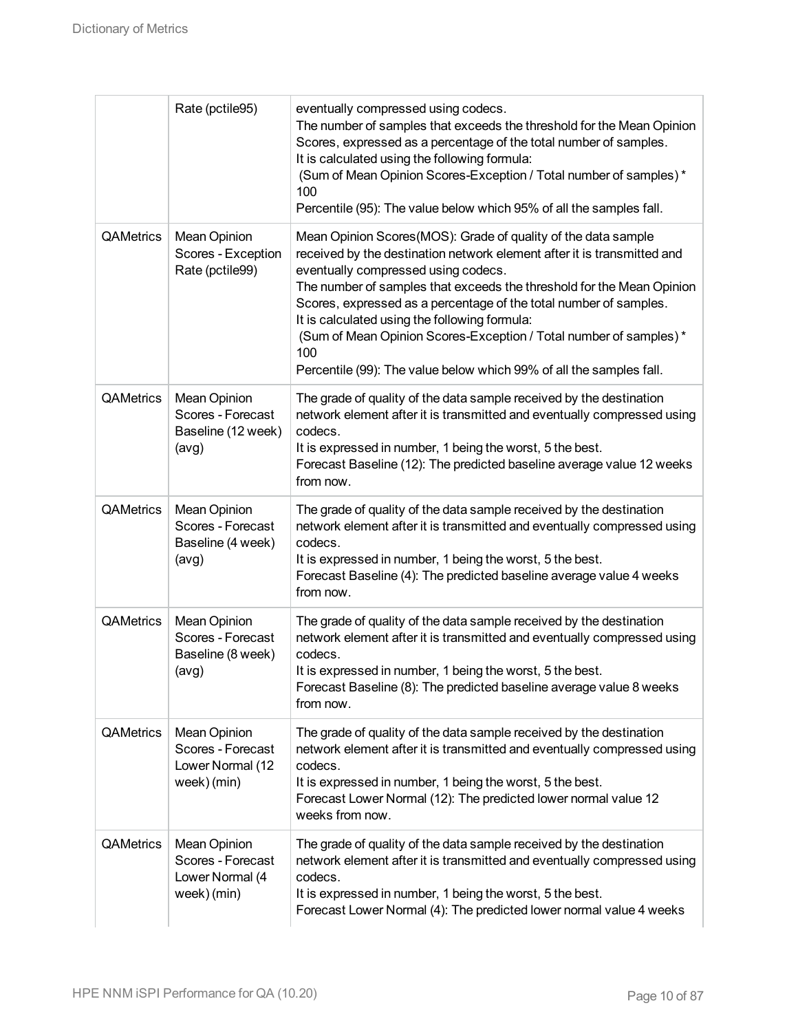| | | |
|---|---|---|
| | Rate (pctile95) | eventually compressed using codecs.<br>The number of samples that exceeds the threshold for the Mean Opinion Scores, expressed as a percentage of the total number of samples.<br>It is calculated using the following formula:<br>(Sum of Mean Opinion Scores-Exception / Total number of samples) * 100<br>Percentile (95): The value below which 95% of all the samples fall. |
| QAMetrics | Mean Opinion Scores - Exception Rate (pctile99) | Mean Opinion Scores(MOS): Grade of quality of the data sample received by the destination network element after it is transmitted and eventually compressed using codecs.<br>The number of samples that exceeds the threshold for the Mean Opinion Scores, expressed as a percentage of the total number of samples.<br>It is calculated using the following formula:<br>(Sum of Mean Opinion Scores-Exception / Total number of samples) * 100<br>Percentile (99): The value below which 99% of all the samples fall. |
| QAMetrics | Mean Opinion Scores - Forecast Baseline (12 week) (avg) | The grade of quality of the data sample received by the destination network element after it is transmitted and eventually compressed using codecs.<br>It is expressed in number, 1 being the worst, 5 the best.<br>Forecast Baseline (12): The predicted baseline average value 12 weeks from now. |
| QAMetrics | Mean Opinion Scores - Forecast Baseline (4 week) (avg) | The grade of quality of the data sample received by the destination network element after it is transmitted and eventually compressed using codecs.<br>It is expressed in number, 1 being the worst, 5 the best.<br>Forecast Baseline (4): The predicted baseline average value 4 weeks from now. |
| QAMetrics | Mean Opinion Scores - Forecast Baseline (8 week) (avg) | The grade of quality of the data sample received by the destination network element after it is transmitted and eventually compressed using codecs.<br>It is expressed in number, 1 being the worst, 5 the best.<br>Forecast Baseline (8): The predicted baseline average value 8 weeks from now. |
| QAMetrics | Mean Opinion Scores - Forecast Lower Normal (12 week) (min) | The grade of quality of the data sample received by the destination network element after it is transmitted and eventually compressed using codecs.<br>It is expressed in number, 1 being the worst, 5 the best.<br>Forecast Lower Normal (12): The predicted lower normal value 12 weeks from now. |
| QAMetrics | Mean Opinion Scores - Forecast Lower Normal (4 week) (min) | The grade of quality of the data sample received by the destination network element after it is transmitted and eventually compressed using codecs.<br>It is expressed in number, 1 being the worst, 5 the best.<br>Forecast Lower Normal (4): The predicted lower normal value 4 weeks |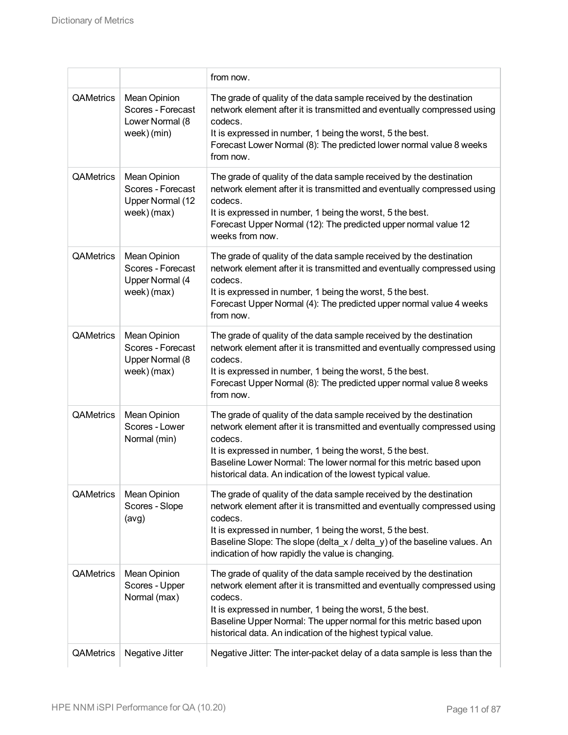| | | from now. |
|---|---|---|
| QAMetrics | Mean Opinion Scores - Forecast Lower Normal (8 week) (min) | The grade of quality of the data sample received by the destination network element after it is transmitted and eventually compressed using codecs.<br>It is expressed in number, 1 being the worst, 5 the best.<br>Forecast Lower Normal (8): The predicted lower normal value 8 weeks from now. |
| QAMetrics | Mean Opinion Scores - Forecast Upper Normal (12 week) (max) | The grade of quality of the data sample received by the destination network element after it is transmitted and eventually compressed using codecs.<br>It is expressed in number, 1 being the worst, 5 the best.<br>Forecast Upper Normal (12): The predicted upper normal value 12 weeks from now. |
| QAMetrics | Mean Opinion Scores - Forecast Upper Normal (4 week) (max) | The grade of quality of the data sample received by the destination network element after it is transmitted and eventually compressed using codecs.<br>It is expressed in number, 1 being the worst, 5 the best.<br>Forecast Upper Normal (4): The predicted upper normal value 4 weeks from now. |
| QAMetrics | Mean Opinion Scores - Forecast Upper Normal (8 week) (max) | The grade of quality of the data sample received by the destination network element after it is transmitted and eventually compressed using codecs.<br>It is expressed in number, 1 being the worst, 5 the best.<br>Forecast Upper Normal (8): The predicted upper normal value 8 weeks from now. |
| QAMetrics | Mean Opinion Scores - Lower Normal (min) | The grade of quality of the data sample received by the destination network element after it is transmitted and eventually compressed using codecs.<br>It is expressed in number, 1 being the worst, 5 the best.<br>Baseline Lower Normal: The lower normal for this metric based upon historical data. An indication of the lowest typical value. |
| QAMetrics | Mean Opinion Scores - Slope (avg) | The grade of quality of the data sample received by the destination network element after it is transmitted and eventually compressed using codecs.<br>It is expressed in number, 1 being the worst, 5 the best.<br>Baseline Slope: The slope (delta_x / delta_y) of the baseline values. An indication of how rapidly the value is changing. |
| QAMetrics | Mean Opinion Scores - Upper Normal (max) | The grade of quality of the data sample received by the destination network element after it is transmitted and eventually compressed using codecs.<br>It is expressed in number, 1 being the worst, 5 the best.<br>Baseline Upper Normal: The upper normal for this metric based upon historical data. An indication of the highest typical value. |
| QAMetrics | Negative Jitter | Negative Jitter: The inter-packet delay of a data sample is less than the |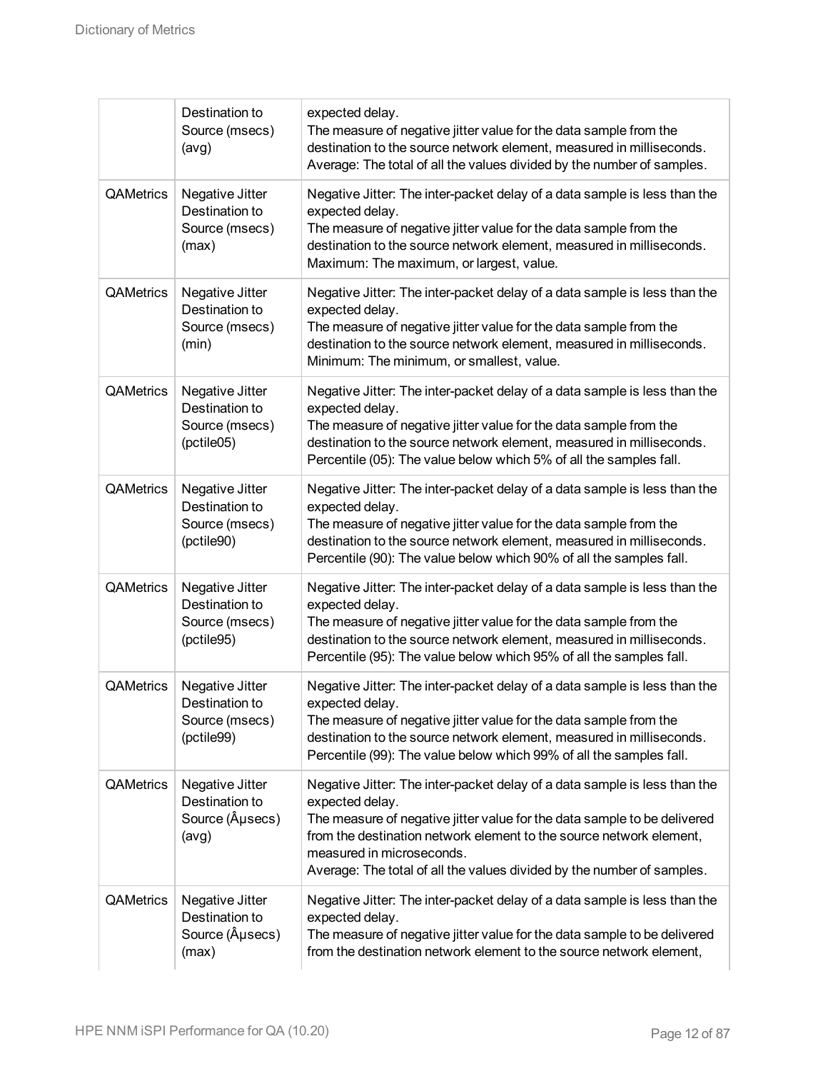| | | |
|---|---|---|
| | Destination to Source (msecs) (avg) | expected delay.<br>The measure of negative jitter value for the data sample from the destination to the source network element, measured in milliseconds.<br>Average: The total of all the values divided by the number of samples. |
| QAMetrics | Negative Jitter Destination to Source (msecs) (max) | Negative Jitter: The inter-packet delay of a data sample is less than the expected delay.<br>The measure of negative jitter value for the data sample from the destination to the source network element, measured in milliseconds.<br>Maximum: The maximum, or largest, value. |
| QAMetrics | Negative Jitter Destination to Source (msecs) (min) | Negative Jitter: The inter-packet delay of a data sample is less than the expected delay.<br>The measure of negative jitter value for the data sample from the destination to the source network element, measured in milliseconds.<br>Minimum: The minimum, or smallest, value. |
| QAMetrics | Negative Jitter Destination to Source (msecs) (pctile05) | Negative Jitter: The inter-packet delay of a data sample is less than the expected delay.<br>The measure of negative jitter value for the data sample from the destination to the source network element, measured in milliseconds.<br>Percentile (05): The value below which 5% of all the samples fall. |
| QAMetrics | Negative Jitter Destination to Source (msecs) (pctile90) | Negative Jitter: The inter-packet delay of a data sample is less than the expected delay.<br>The measure of negative jitter value for the data sample from the destination to the source network element, measured in milliseconds.<br>Percentile (90): The value below which 90% of all the samples fall. |
| QAMetrics | Negative Jitter Destination to Source (msecs) (pctile95) | Negative Jitter: The inter-packet delay of a data sample is less than the expected delay.<br>The measure of negative jitter value for the data sample from the destination to the source network element, measured in milliseconds.<br>Percentile (95): The value below which 95% of all the samples fall. |
| QAMetrics | Negative Jitter Destination to Source (msecs) (pctile99) | Negative Jitter: The inter-packet delay of a data sample is less than the expected delay.<br>The measure of negative jitter value for the data sample from the destination to the source network element, measured in milliseconds.<br>Percentile (99): The value below which 99% of all the samples fall. |
| QAMetrics | Negative Jitter Destination to Source (Âµsecs) (avg) | Negative Jitter: The inter-packet delay of a data sample is less than the expected delay.<br>The measure of negative jitter value for the data sample to be delivered from the destination network element to the source network element, measured in microseconds.<br>Average: The total of all the values divided by the number of samples. |
| QAMetrics | Negative Jitter Destination to Source (Âµsecs) (max) | Negative Jitter: The inter-packet delay of a data sample is less than the expected delay.<br>The measure of negative jitter value for the data sample to be delivered from the destination network element to the source network element, |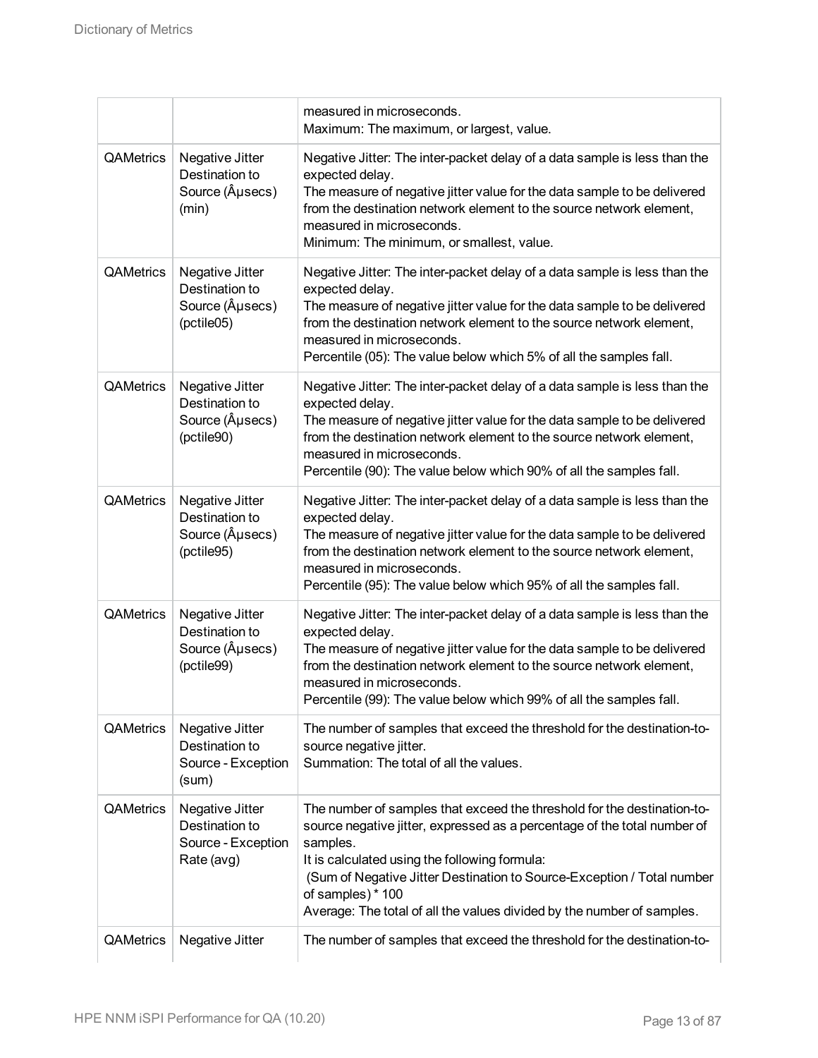| | | |
|---|---|---|
| | | measured in microseconds.<br>Maximum: The maximum, or largest, value. |
| QAMetrics | Negative Jitter Destination to Source (Âµsecs) (min) | Negative Jitter: The inter-packet delay of a data sample is less than the expected delay.<br>The measure of negative jitter value for the data sample to be delivered from the destination network element to the source network element, measured in microseconds.<br>Minimum: The minimum, or smallest, value. |
| QAMetrics | Negative Jitter Destination to Source (Âµsecs) (pctile05) | Negative Jitter: The inter-packet delay of a data sample is less than the expected delay.<br>The measure of negative jitter value for the data sample to be delivered from the destination network element to the source network element, measured in microseconds.<br>Percentile (05): The value below which 5% of all the samples fall. |
| QAMetrics | Negative Jitter Destination to Source (Âµsecs) (pctile90) | Negative Jitter: The inter-packet delay of a data sample is less than the expected delay.<br>The measure of negative jitter value for the data sample to be delivered from the destination network element to the source network element, measured in microseconds.<br>Percentile (90): The value below which 90% of all the samples fall. |
| QAMetrics | Negative Jitter Destination to Source (Âµsecs) (pctile95) | Negative Jitter: The inter-packet delay of a data sample is less than the expected delay.<br>The measure of negative jitter value for the data sample to be delivered from the destination network element to the source network element, measured in microseconds.<br>Percentile (95): The value below which 95% of all the samples fall. |
| QAMetrics | Negative Jitter Destination to Source (Âµsecs) (pctile99) | Negative Jitter: The inter-packet delay of a data sample is less than the expected delay.<br>The measure of negative jitter value for the data sample to be delivered from the destination network element to the source network element, measured in microseconds.<br>Percentile (99): The value below which 99% of all the samples fall. |
| QAMetrics | Negative Jitter Destination to Source - Exception (sum) | The number of samples that exceed the threshold for the destination-to-source negative jitter.<br>Summation: The total of all the values. |
| QAMetrics | Negative Jitter Destination to Source - Exception Rate (avg) | The number of samples that exceed the threshold for the destination-to-source negative jitter, expressed as a percentage of the total number of samples.<br>It is calculated using the following formula:<br>(Sum of Negative Jitter Destination to Source-Exception / Total number of samples) * 100<br>Average: The total of all the values divided by the number of samples. |
| QAMetrics | Negative Jitter | The number of samples that exceed the threshold for the destination-to- |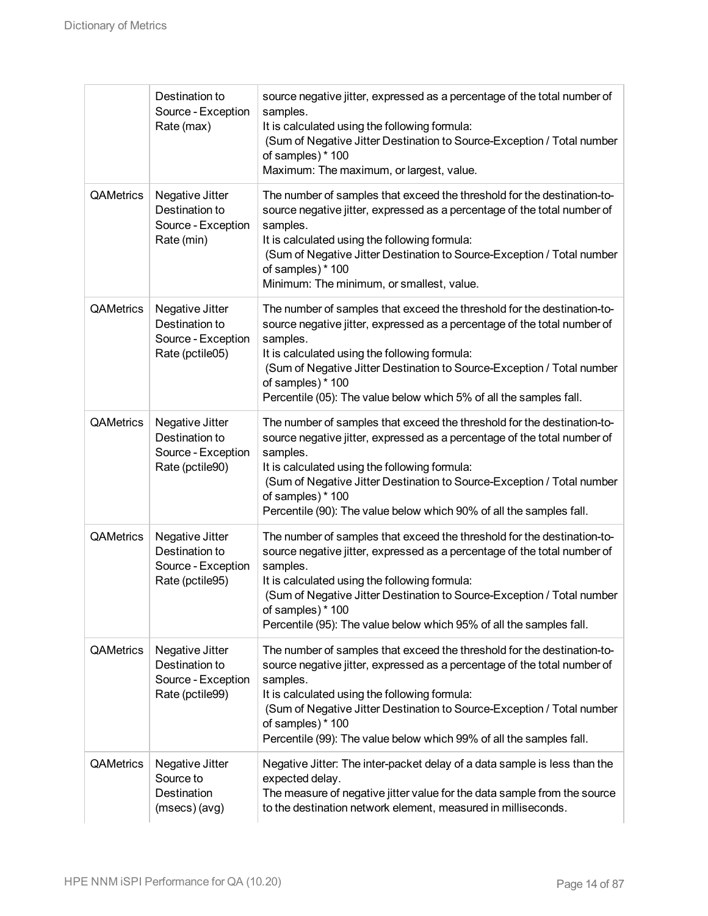| | | |
|---|---|---|
| | Destination to Source - Exception Rate (max) | source negative jitter, expressed as a percentage of the total number of samples.<br>It is calculated using the following formula:<br>(Sum of Negative Jitter Destination to Source-Exception / Total number of samples) * 100<br>Maximum: The maximum, or largest, value. |
| QAMetrics | Negative Jitter Destination to Source - Exception Rate (min) | The number of samples that exceed the threshold for the destination-to-source negative jitter, expressed as a percentage of the total number of samples.<br>It is calculated using the following formula:<br>(Sum of Negative Jitter Destination to Source-Exception / Total number of samples) * 100<br>Minimum: The minimum, or smallest, value. |
| QAMetrics | Negative Jitter Destination to Source - Exception Rate (pctile05) | The number of samples that exceed the threshold for the destination-to-source negative jitter, expressed as a percentage of the total number of samples.<br>It is calculated using the following formula:<br>(Sum of Negative Jitter Destination to Source-Exception / Total number of samples) * 100<br>Percentile (05): The value below which 5% of all the samples fall. |
| QAMetrics | Negative Jitter Destination to Source - Exception Rate (pctile90) | The number of samples that exceed the threshold for the destination-to-source negative jitter, expressed as a percentage of the total number of samples.<br>It is calculated using the following formula:<br>(Sum of Negative Jitter Destination to Source-Exception / Total number of samples) * 100<br>Percentile (90): The value below which 90% of all the samples fall. |
| QAMetrics | Negative Jitter Destination to Source - Exception Rate (pctile95) | The number of samples that exceed the threshold for the destination-to-source negative jitter, expressed as a percentage of the total number of samples.<br>It is calculated using the following formula:<br>(Sum of Negative Jitter Destination to Source-Exception / Total number of samples) * 100<br>Percentile (95): The value below which 95% of all the samples fall. |
| QAMetrics | Negative Jitter Destination to Source - Exception Rate (pctile99) | The number of samples that exceed the threshold for the destination-to-source negative jitter, expressed as a percentage of the total number of samples.<br>It is calculated using the following formula:<br>(Sum of Negative Jitter Destination to Source-Exception / Total number of samples) * 100<br>Percentile (99): The value below which 99% of all the samples fall. |
| QAMetrics | Negative Jitter Source to Destination (msecs) (avg) | Negative Jitter: The inter-packet delay of a data sample is less than the expected delay.<br>The measure of negative jitter value for the data sample from the source to the destination network element, measured in milliseconds. |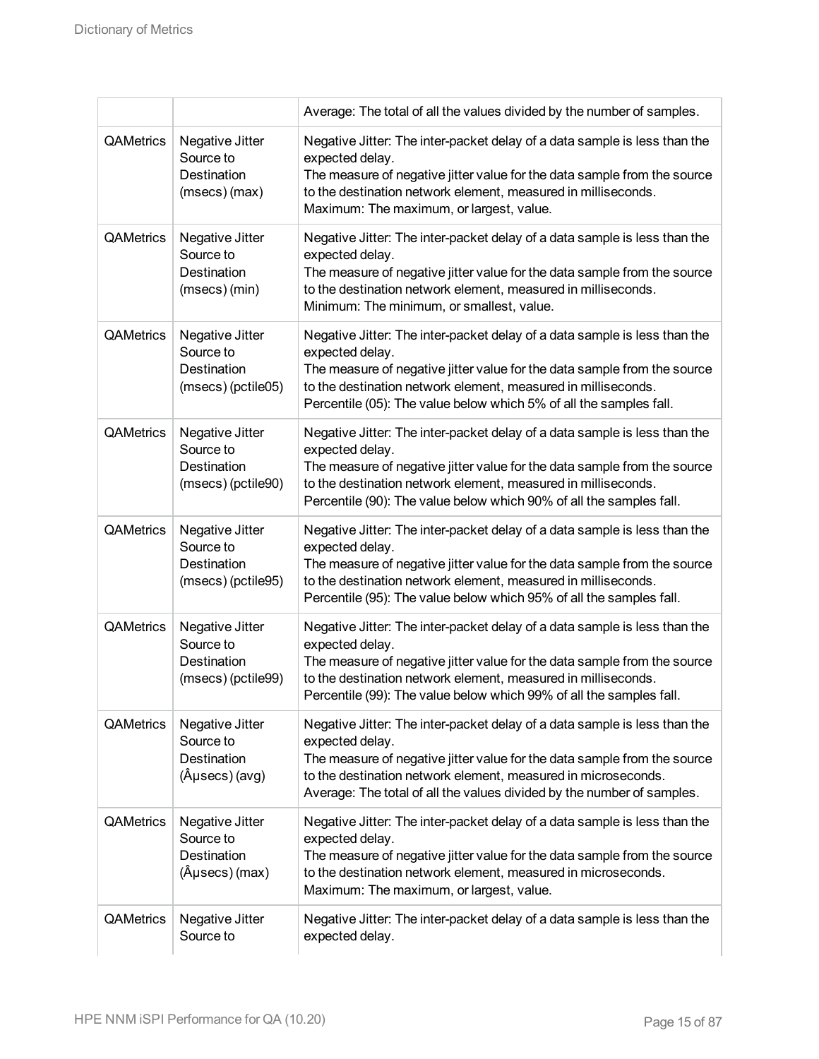| | | |
|---|---|---|
| | | Average: The total of all the values divided by the number of samples. |
| QAMetrics | Negative Jitter Source to Destination (msecs) (max) | Negative Jitter: The inter-packet delay of a data sample is less than the expected delay.<br>The measure of negative jitter value for the data sample from the source to the destination network element, measured in milliseconds.<br>Maximum: The maximum, or largest, value. |
| QAMetrics | Negative Jitter Source to Destination (msecs) (min) | Negative Jitter: The inter-packet delay of a data sample is less than the expected delay.<br>The measure of negative jitter value for the data sample from the source to the destination network element, measured in milliseconds.<br>Minimum: The minimum, or smallest, value. |
| QAMetrics | Negative Jitter Source to Destination (msecs) (pctile05) | Negative Jitter: The inter-packet delay of a data sample is less than the expected delay.<br>The measure of negative jitter value for the data sample from the source to the destination network element, measured in milliseconds.<br>Percentile (05): The value below which 5% of all the samples fall. |
| QAMetrics | Negative Jitter Source to Destination (msecs) (pctile90) | Negative Jitter: The inter-packet delay of a data sample is less than the expected delay.<br>The measure of negative jitter value for the data sample from the source to the destination network element, measured in milliseconds.<br>Percentile (90): The value below which 90% of all the samples fall. |
| QAMetrics | Negative Jitter Source to Destination (msecs) (pctile95) | Negative Jitter: The inter-packet delay of a data sample is less than the expected delay.<br>The measure of negative jitter value for the data sample from the source to the destination network element, measured in milliseconds.<br>Percentile (95): The value below which 95% of all the samples fall. |
| QAMetrics | Negative Jitter Source to Destination (msecs) (pctile99) | Negative Jitter: The inter-packet delay of a data sample is less than the expected delay.<br>The measure of negative jitter value for the data sample from the source to the destination network element, measured in milliseconds.<br>Percentile (99): The value below which 99% of all the samples fall. |
| QAMetrics | Negative Jitter Source to Destination (Âµsecs) (avg) | Negative Jitter: The inter-packet delay of a data sample is less than the expected delay.<br>The measure of negative jitter value for the data sample from the source to the destination network element, measured in microseconds.<br>Average: The total of all the values divided by the number of samples. |
| QAMetrics | Negative Jitter Source to Destination (Âµsecs) (max) | Negative Jitter: The inter-packet delay of a data sample is less than the expected delay.<br>The measure of negative jitter value for the data sample from the source to the destination network element, measured in microseconds.<br>Maximum: The maximum, or largest, value. |
| QAMetrics | Negative Jitter Source to | Negative Jitter: The inter-packet delay of a data sample is less than the expected delay. |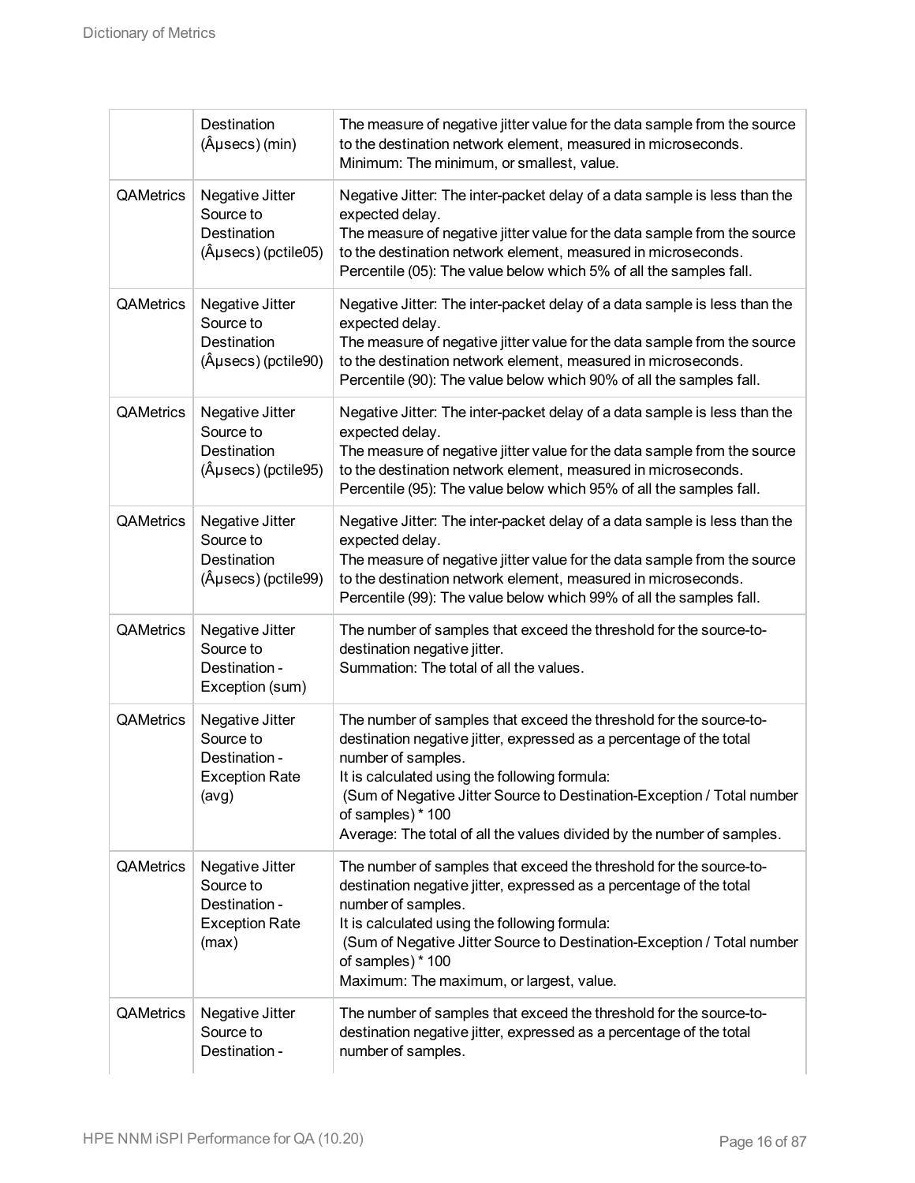| | | |
|---|---|---|
| | Destination (Âµsecs) (min) | The measure of negative jitter value for the data sample from the source to the destination network element, measured in microseconds.<br>Minimum: The minimum, or smallest, value. |
| QAMetrics | Negative Jitter Source to Destination (Âµsecs) (pctile05) | Negative Jitter: The inter-packet delay of a data sample is less than the expected delay.<br>The measure of negative jitter value for the data sample from the source to the destination network element, measured in microseconds.<br>Percentile (05): The value below which 5% of all the samples fall. |
| QAMetrics | Negative Jitter Source to Destination (Âµsecs) (pctile90) | Negative Jitter: The inter-packet delay of a data sample is less than the expected delay.<br>The measure of negative jitter value for the data sample from the source to the destination network element, measured in microseconds.<br>Percentile (90): The value below which 90% of all the samples fall. |
| QAMetrics | Negative Jitter Source to Destination (Âµsecs) (pctile95) | Negative Jitter: The inter-packet delay of a data sample is less than the expected delay.<br>The measure of negative jitter value for the data sample from the source to the destination network element, measured in microseconds.<br>Percentile (95): The value below which 95% of all the samples fall. |
| QAMetrics | Negative Jitter Source to Destination (Âµsecs) (pctile99) | Negative Jitter: The inter-packet delay of a data sample is less than the expected delay.<br>The measure of negative jitter value for the data sample from the source to the destination network element, measured in microseconds.<br>Percentile (99): The value below which 99% of all the samples fall. |
| QAMetrics | Negative Jitter Source to Destination - Exception (sum) | The number of samples that exceed the threshold for the source-to-destination negative jitter.<br>Summation: The total of all the values. |
| QAMetrics | Negative Jitter Source to Destination - Exception Rate (avg) | The number of samples that exceed the threshold for the source-to-destination negative jitter, expressed as a percentage of the total number of samples.<br>It is calculated using the following formula:<br>(Sum of Negative Jitter Source to Destination-Exception / Total number of samples) * 100<br>Average: The total of all the values divided by the number of samples. |
| QAMetrics | Negative Jitter Source to Destination - Exception Rate (max) | The number of samples that exceed the threshold for the source-to-destination negative jitter, expressed as a percentage of the total number of samples.<br>It is calculated using the following formula:<br>(Sum of Negative Jitter Source to Destination-Exception / Total number of samples) * 100<br>Maximum: The maximum, or largest, value. |
| QAMetrics | Negative Jitter Source to Destination - | The number of samples that exceed the threshold for the source-to-destination negative jitter, expressed as a percentage of the total number of samples. |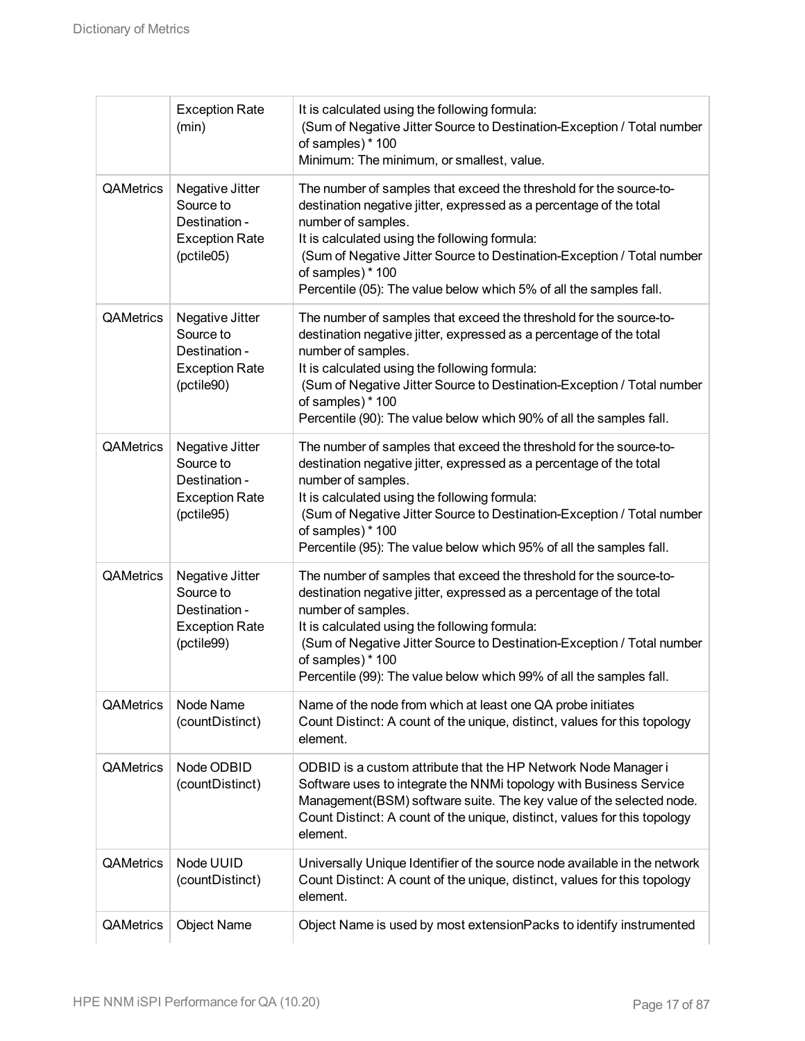| | | |
|---|---|---|
| | Exception Rate (min) | It is calculated using the following formula:<br>(Sum of Negative Jitter Source to Destination-Exception / Total number of samples) * 100<br>Minimum: The minimum, or smallest, value. |
| QAMetrics | Negative Jitter Source to Destination - Exception Rate (pctile05) | The number of samples that exceed the threshold for the source-to-destination negative jitter, expressed as a percentage of the total number of samples.<br>It is calculated using the following formula:<br>(Sum of Negative Jitter Source to Destination-Exception / Total number of samples) * 100<br>Percentile (05): The value below which 5% of all the samples fall. |
| QAMetrics | Negative Jitter Source to Destination - Exception Rate (pctile90) | The number of samples that exceed the threshold for the source-to-destination negative jitter, expressed as a percentage of the total number of samples.<br>It is calculated using the following formula:<br>(Sum of Negative Jitter Source to Destination-Exception / Total number of samples) * 100<br>Percentile (90): The value below which 90% of all the samples fall. |
| QAMetrics | Negative Jitter Source to Destination - Exception Rate (pctile95) | The number of samples that exceed the threshold for the source-to-destination negative jitter, expressed as a percentage of the total number of samples.<br>It is calculated using the following formula:<br>(Sum of Negative Jitter Source to Destination-Exception / Total number of samples) * 100<br>Percentile (95): The value below which 95% of all the samples fall. |
| QAMetrics | Negative Jitter Source to Destination - Exception Rate (pctile99) | The number of samples that exceed the threshold for the source-to-destination negative jitter, expressed as a percentage of the total number of samples.<br>It is calculated using the following formula:<br>(Sum of Negative Jitter Source to Destination-Exception / Total number of samples) * 100<br>Percentile (99): The value below which 99% of all the samples fall. |
| QAMetrics | Node Name (countDistinct) | Name of the node from which at least one QA probe initiates<br>Count Distinct: A count of the unique, distinct, values for this topology element. |
| QAMetrics | Node ODBID (countDistinct) | ODBID is a custom attribute that the HP Network Node Manager i Software uses to integrate the NNMi topology with Business Service Management(BSM) software suite. The key value of the selected node.<br>Count Distinct: A count of the unique, distinct, values for this topology element. |
| QAMetrics | Node UUID (countDistinct) | Universally Unique Identifier of the source node available in the network<br>Count Distinct: A count of the unique, distinct, values for this topology element. |
| QAMetrics | Object Name | Object Name is used by most extensionPacks to identify instrumented |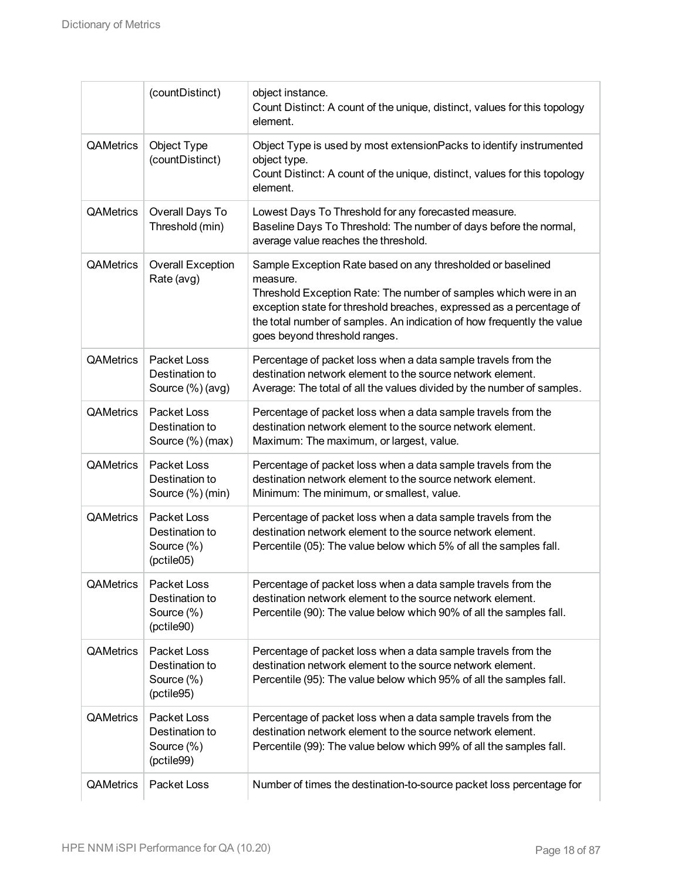| | | |
|---|---|---|
| | (countDistinct) | object instance.<br>Count Distinct: A count of the unique, distinct, values for this topology element. |
| QAMetrics | Object Type (countDistinct) | Object Type is used by most extensionPacks to identify instrumented object type.<br>Count Distinct: A count of the unique, distinct, values for this topology element. |
| QAMetrics | Overall Days To Threshold (min) | Lowest Days To Threshold for any forecasted measure.<br>Baseline Days To Threshold: The number of days before the normal, average value reaches the threshold. |
| QAMetrics | Overall Exception Rate (avg) | Sample Exception Rate based on any thresholded or baselined measure.<br>Threshold Exception Rate: The number of samples which were in an exception state for threshold breaches, expressed as a percentage of the total number of samples. An indication of how frequently the value goes beyond threshold ranges. |
| QAMetrics | Packet Loss Destination to Source (%) (avg) | Percentage of packet loss when a data sample travels from the destination network element to the source network element.<br>Average: The total of all the values divided by the number of samples. |
| QAMetrics | Packet Loss Destination to Source (%) (max) | Percentage of packet loss when a data sample travels from the destination network element to the source network element.<br>Maximum: The maximum, or largest, value. |
| QAMetrics | Packet Loss Destination to Source (%) (min) | Percentage of packet loss when a data sample travels from the destination network element to the source network element.<br>Minimum: The minimum, or smallest, value. |
| QAMetrics | Packet Loss Destination to Source (%) (pctile05) | Percentage of packet loss when a data sample travels from the destination network element to the source network element.<br>Percentile (05): The value below which 5% of all the samples fall. |
| QAMetrics | Packet Loss Destination to Source (%) (pctile90) | Percentage of packet loss when a data sample travels from the destination network element to the source network element.<br>Percentile (90): The value below which 90% of all the samples fall. |
| QAMetrics | Packet Loss Destination to Source (%) (pctile95) | Percentage of packet loss when a data sample travels from the destination network element to the source network element.<br>Percentile (95): The value below which 95% of all the samples fall. |
| QAMetrics | Packet Loss Destination to Source (%) (pctile99) | Percentage of packet loss when a data sample travels from the destination network element to the source network element.<br>Percentile (99): The value below which 99% of all the samples fall. |
| QAMetrics | Packet Loss | Number of times the destination-to-source packet loss percentage for |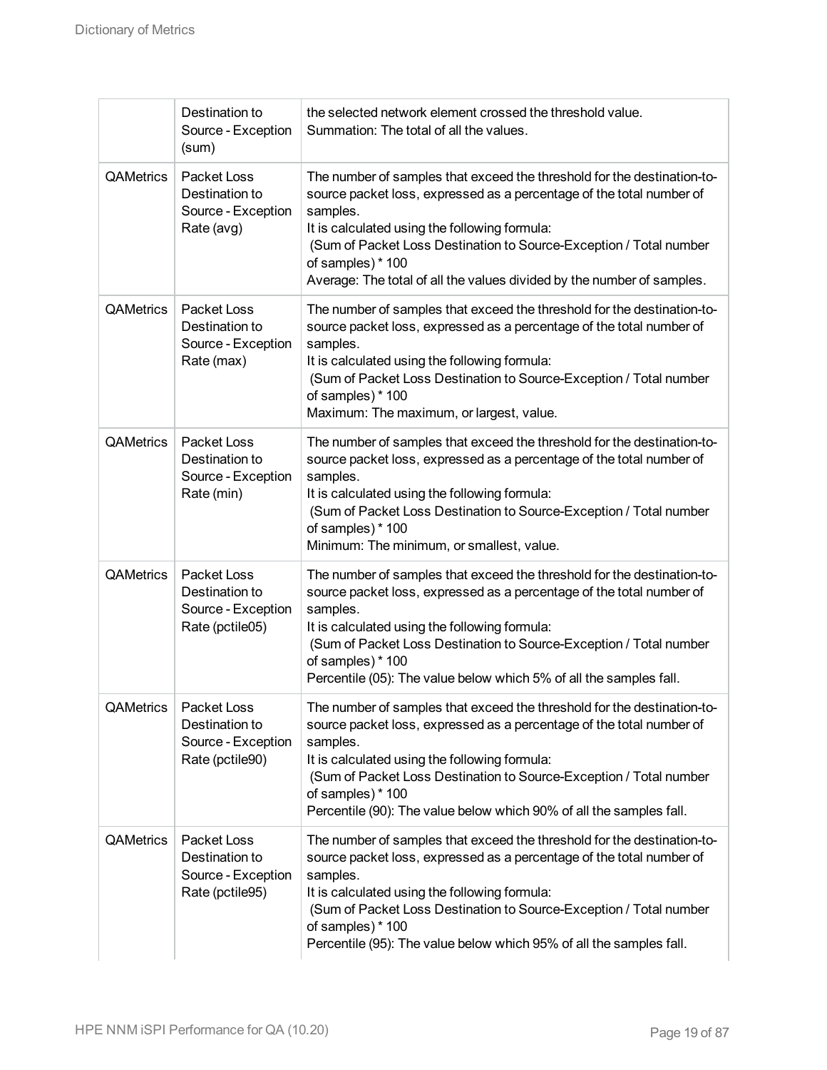| | | |
|---|---|---|
| | Destination to Source - Exception (sum) | the selected network element crossed the threshold value.<br>Summation: The total of all the values. |
| QAMetrics | Packet Loss Destination to Source - Exception Rate (avg) | The number of samples that exceed the threshold for the destination-to-source packet loss, expressed as a percentage of the total number of samples.<br>It is calculated using the following formula:<br>(Sum of Packet Loss Destination to Source-Exception / Total number of samples) * 100<br>Average: The total of all the values divided by the number of samples. |
| QAMetrics | Packet Loss Destination to Source - Exception Rate (max) | The number of samples that exceed the threshold for the destination-to-source packet loss, expressed as a percentage of the total number of samples.<br>It is calculated using the following formula:<br>(Sum of Packet Loss Destination to Source-Exception / Total number of samples) * 100<br>Maximum: The maximum, or largest, value. |
| QAMetrics | Packet Loss Destination to Source - Exception Rate (min) | The number of samples that exceed the threshold for the destination-to-source packet loss, expressed as a percentage of the total number of samples.<br>It is calculated using the following formula:<br>(Sum of Packet Loss Destination to Source-Exception / Total number of samples) * 100<br>Minimum: The minimum, or smallest, value. |
| QAMetrics | Packet Loss Destination to Source - Exception Rate (pctile05) | The number of samples that exceed the threshold for the destination-to-source packet loss, expressed as a percentage of the total number of samples.<br>It is calculated using the following formula:<br>(Sum of Packet Loss Destination to Source-Exception / Total number of samples) * 100<br>Percentile (05): The value below which 5% of all the samples fall. |
| QAMetrics | Packet Loss Destination to Source - Exception Rate (pctile90) | The number of samples that exceed the threshold for the destination-to-source packet loss, expressed as a percentage of the total number of samples.<br>It is calculated using the following formula:<br>(Sum of Packet Loss Destination to Source-Exception / Total number of samples) * 100<br>Percentile (90): The value below which 90% of all the samples fall. |
| QAMetrics | Packet Loss Destination to Source - Exception Rate (pctile95) | The number of samples that exceed the threshold for the destination-to-source packet loss, expressed as a percentage of the total number of samples.<br>It is calculated using the following formula:<br>(Sum of Packet Loss Destination to Source-Exception / Total number of samples) * 100<br>Percentile (95): The value below which 95% of all the samples fall. |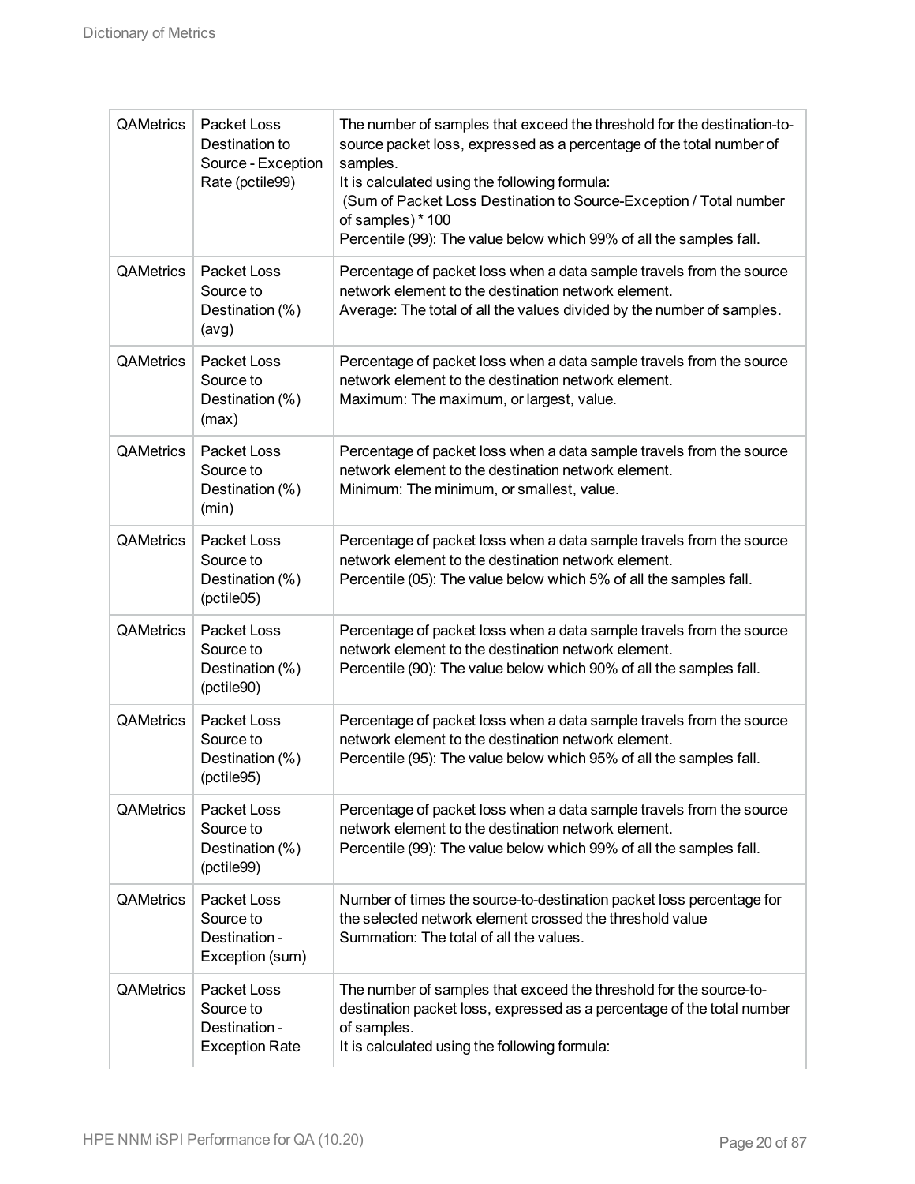| | | |
|---|---|---|
| QAMetrics | Packet Loss Destination to Source - Exception Rate (pctile99) | The number of samples that exceed the threshold for the destination-to-source packet loss, expressed as a percentage of the total number of samples.<br>It is calculated using the following formula:<br>(Sum of Packet Loss Destination to Source-Exception / Total number of samples) * 100<br>Percentile (99): The value below which 99% of all the samples fall. |
| QAMetrics | Packet Loss Source to Destination (%) (avg) | Percentage of packet loss when a data sample travels from the source network element to the destination network element.<br>Average: The total of all the values divided by the number of samples. |
| QAMetrics | Packet Loss Source to Destination (%) (max) | Percentage of packet loss when a data sample travels from the source network element to the destination network element.<br>Maximum: The maximum, or largest, value. |
| QAMetrics | Packet Loss Source to Destination (%) (min) | Percentage of packet loss when a data sample travels from the source network element to the destination network element.<br>Minimum: The minimum, or smallest, value. |
| QAMetrics | Packet Loss Source to Destination (%) (pctile05) | Percentage of packet loss when a data sample travels from the source network element to the destination network element.<br>Percentile (05): The value below which 5% of all the samples fall. |
| QAMetrics | Packet Loss Source to Destination (%) (pctile90) | Percentage of packet loss when a data sample travels from the source network element to the destination network element.<br>Percentile (90): The value below which 90% of all the samples fall. |
| QAMetrics | Packet Loss Source to Destination (%) (pctile95) | Percentage of packet loss when a data sample travels from the source network element to the destination network element.<br>Percentile (95): The value below which 95% of all the samples fall. |
| QAMetrics | Packet Loss Source to Destination (%) (pctile99) | Percentage of packet loss when a data sample travels from the source network element to the destination network element.<br>Percentile (99): The value below which 99% of all the samples fall. |
| QAMetrics | Packet Loss Source to Destination - Exception (sum) | Number of times the source-to-destination packet loss percentage for the selected network element crossed the threshold value<br>Summation: The total of all the values. |
| QAMetrics | Packet Loss Source to Destination - Exception Rate | The number of samples that exceed the threshold for the source-to-destination packet loss, expressed as a percentage of the total number of samples.<br>It is calculated using the following formula: |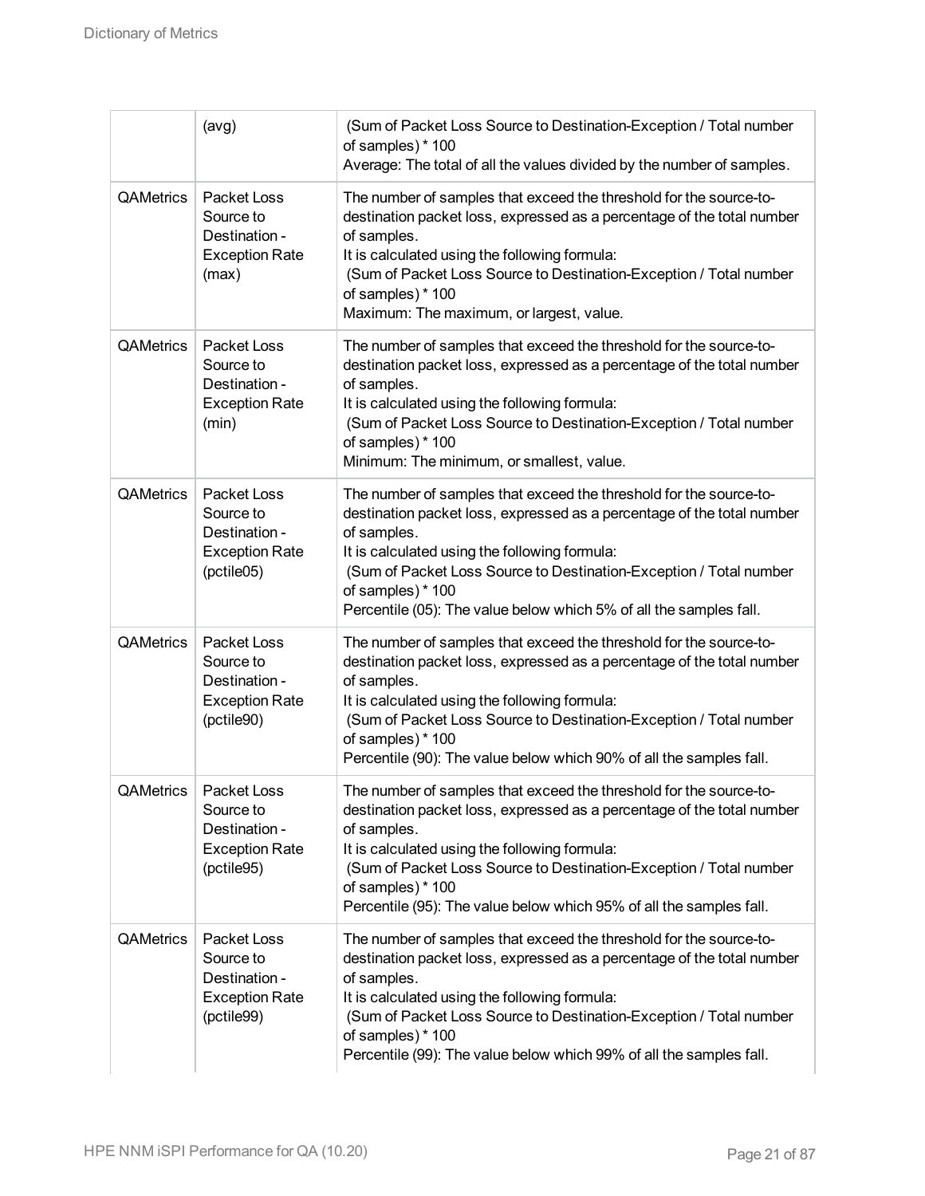| | | |
|---|---|---|
| | (avg) | (Sum of Packet Loss Source to Destination-Exception / Total number of samples) * 100<br>Average: The total of all the values divided by the number of samples. |
| QAMetrics | Packet Loss Source to Destination - Exception Rate (max) | The number of samples that exceed the threshold for the source-to-destination packet loss, expressed as a percentage of the total number of samples.<br>It is calculated using the following formula:<br>(Sum of Packet Loss Source to Destination-Exception / Total number of samples) * 100<br>Maximum: The maximum, or largest, value. |
| QAMetrics | Packet Loss Source to Destination - Exception Rate (min) | The number of samples that exceed the threshold for the source-to-destination packet loss, expressed as a percentage of the total number of samples.<br>It is calculated using the following formula:<br>(Sum of Packet Loss Source to Destination-Exception / Total number of samples) * 100<br>Minimum: The minimum, or smallest, value. |
| QAMetrics | Packet Loss Source to Destination - Exception Rate (pctile05) | The number of samples that exceed the threshold for the source-to-destination packet loss, expressed as a percentage of the total number of samples.<br>It is calculated using the following formula:<br>(Sum of Packet Loss Source to Destination-Exception / Total number of samples) * 100<br>Percentile (05): The value below which 5% of all the samples fall. |
| QAMetrics | Packet Loss Source to Destination - Exception Rate (pctile90) | The number of samples that exceed the threshold for the source-to-destination packet loss, expressed as a percentage of the total number of samples.<br>It is calculated using the following formula:<br>(Sum of Packet Loss Source to Destination-Exception / Total number of samples) * 100<br>Percentile (90): The value below which 90% of all the samples fall. |
| QAMetrics | Packet Loss Source to Destination - Exception Rate (pctile95) | The number of samples that exceed the threshold for the source-to-destination packet loss, expressed as a percentage of the total number of samples.<br>It is calculated using the following formula:<br>(Sum of Packet Loss Source to Destination-Exception / Total number of samples) * 100<br>Percentile (95): The value below which 95% of all the samples fall. |
| QAMetrics | Packet Loss Source to Destination - Exception Rate (pctile99) | The number of samples that exceed the threshold for the source-to-destination packet loss, expressed as a percentage of the total number of samples.<br>It is calculated using the following formula:<br>(Sum of Packet Loss Source to Destination-Exception / Total number of samples) * 100<br>Percentile (99): The value below which 99% of all the samples fall. |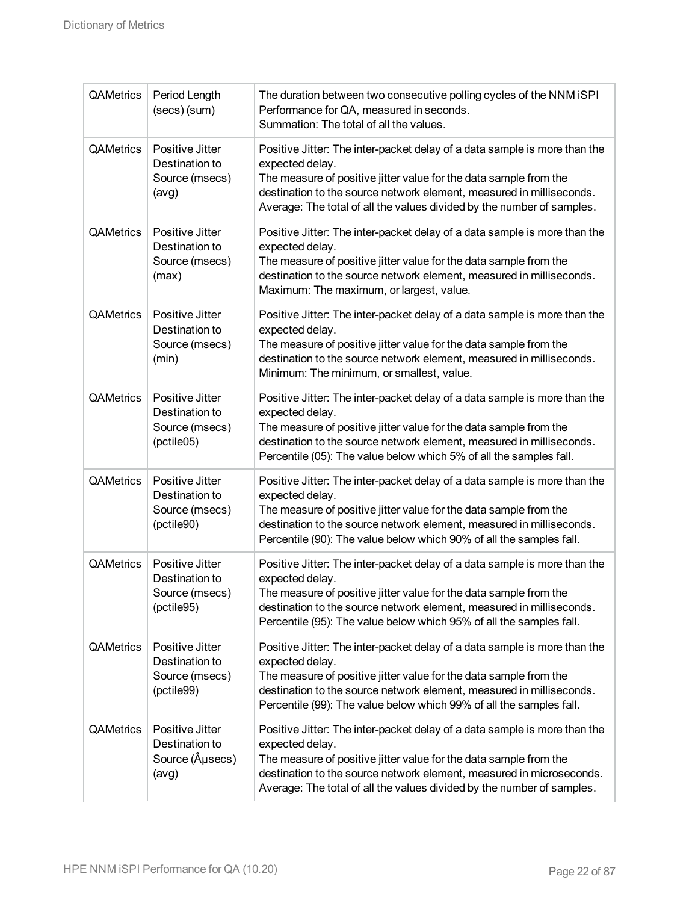| | | |
|---|---|---|
| QAMetrics | Period Length (secs) (sum) | The duration between two consecutive polling cycles of the NNM iSPI Performance for QA, measured in seconds.<br>Summation: The total of all the values. |
| QAMetrics | Positive Jitter Destination to Source (msecs) (avg) | Positive Jitter: The inter-packet delay of a data sample is more than the expected delay.<br>The measure of positive jitter value for the data sample from the destination to the source network element, measured in milliseconds.<br>Average: The total of all the values divided by the number of samples. |
| QAMetrics | Positive Jitter Destination to Source (msecs) (max) | Positive Jitter: The inter-packet delay of a data sample is more than the expected delay.<br>The measure of positive jitter value for the data sample from the destination to the source network element, measured in milliseconds.<br>Maximum: The maximum, or largest, value. |
| QAMetrics | Positive Jitter Destination to Source (msecs) (min) | Positive Jitter: The inter-packet delay of a data sample is more than the expected delay.<br>The measure of positive jitter value for the data sample from the destination to the source network element, measured in milliseconds.<br>Minimum: The minimum, or smallest, value. |
| QAMetrics | Positive Jitter Destination to Source (msecs) (pctile05) | Positive Jitter: The inter-packet delay of a data sample is more than the expected delay.<br>The measure of positive jitter value for the data sample from the destination to the source network element, measured in milliseconds.<br>Percentile (05): The value below which 5% of all the samples fall. |
| QAMetrics | Positive Jitter Destination to Source (msecs) (pctile90) | Positive Jitter: The inter-packet delay of a data sample is more than the expected delay.<br>The measure of positive jitter value for the data sample from the destination to the source network element, measured in milliseconds.<br>Percentile (90): The value below which 90% of all the samples fall. |
| QAMetrics | Positive Jitter Destination to Source (msecs) (pctile95) | Positive Jitter: The inter-packet delay of a data sample is more than the expected delay.<br>The measure of positive jitter value for the data sample from the destination to the source network element, measured in milliseconds.<br>Percentile (95): The value below which 95% of all the samples fall. |
| QAMetrics | Positive Jitter Destination to Source (msecs) (pctile99) | Positive Jitter: The inter-packet delay of a data sample is more than the expected delay.<br>The measure of positive jitter value for the data sample from the destination to the source network element, measured in milliseconds.<br>Percentile (99): The value below which 99% of all the samples fall. |
| QAMetrics | Positive Jitter Destination to Source (Âµsecs) (avg) | Positive Jitter: The inter-packet delay of a data sample is more than the expected delay.<br>The measure of positive jitter value for the data sample from the destination to the source network element, measured in microseconds.<br>Average: The total of all the values divided by the number of samples. |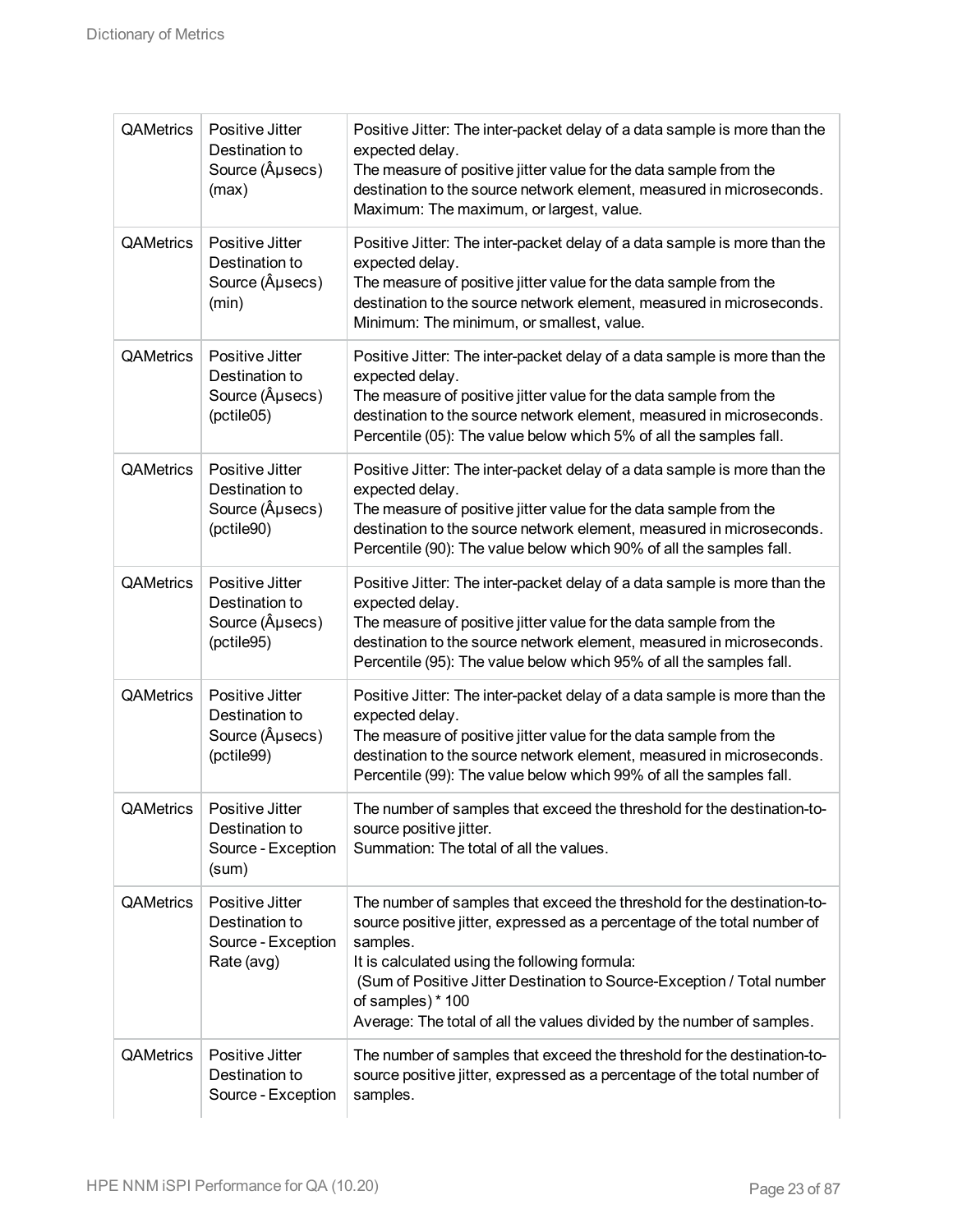| | | |
|---|---|---|
| QAMetrics | Positive Jitter Destination to Source (Âµsecs) (max) | Positive Jitter: The inter-packet delay of a data sample is more than the expected delay.<br>The measure of positive jitter value for the data sample from the destination to the source network element, measured in microseconds.<br>Maximum: The maximum, or largest, value. |
| QAMetrics | Positive Jitter Destination to Source (Âµsecs) (min) | Positive Jitter: The inter-packet delay of a data sample is more than the expected delay.<br>The measure of positive jitter value for the data sample from the destination to the source network element, measured in microseconds.<br>Minimum: The minimum, or smallest, value. |
| QAMetrics | Positive Jitter Destination to Source (Âµsecs) (pctile05) | Positive Jitter: The inter-packet delay of a data sample is more than the expected delay.<br>The measure of positive jitter value for the data sample from the destination to the source network element, measured in microseconds.<br>Percentile (05): The value below which 5% of all the samples fall. |
| QAMetrics | Positive Jitter Destination to Source (Âµsecs) (pctile90) | Positive Jitter: The inter-packet delay of a data sample is more than the expected delay.<br>The measure of positive jitter value for the data sample from the destination to the source network element, measured in microseconds.<br>Percentile (90): The value below which 90% of all the samples fall. |
| QAMetrics | Positive Jitter Destination to Source (Âµsecs) (pctile95) | Positive Jitter: The inter-packet delay of a data sample is more than the expected delay.<br>The measure of positive jitter value for the data sample from the destination to the source network element, measured in microseconds.<br>Percentile (95): The value below which 95% of all the samples fall. |
| QAMetrics | Positive Jitter Destination to Source (Âµsecs) (pctile99) | Positive Jitter: The inter-packet delay of a data sample is more than the expected delay.<br>The measure of positive jitter value for the data sample from the destination to the source network element, measured in microseconds.<br>Percentile (99): The value below which 99% of all the samples fall. |
| QAMetrics | Positive Jitter Destination to Source - Exception (sum) | The number of samples that exceed the threshold for the destination-to-source positive jitter.<br>Summation: The total of all the values. |
| QAMetrics | Positive Jitter Destination to Source - Exception Rate (avg) | The number of samples that exceed the threshold for the destination-to-source positive jitter, expressed as a percentage of the total number of samples.<br>It is calculated using the following formula:<br>(Sum of Positive Jitter Destination to Source-Exception / Total number of samples) * 100<br>Average: The total of all the values divided by the number of samples. |
| QAMetrics | Positive Jitter Destination to Source - Exception | The number of samples that exceed the threshold for the destination-to-source positive jitter, expressed as a percentage of the total number of samples. |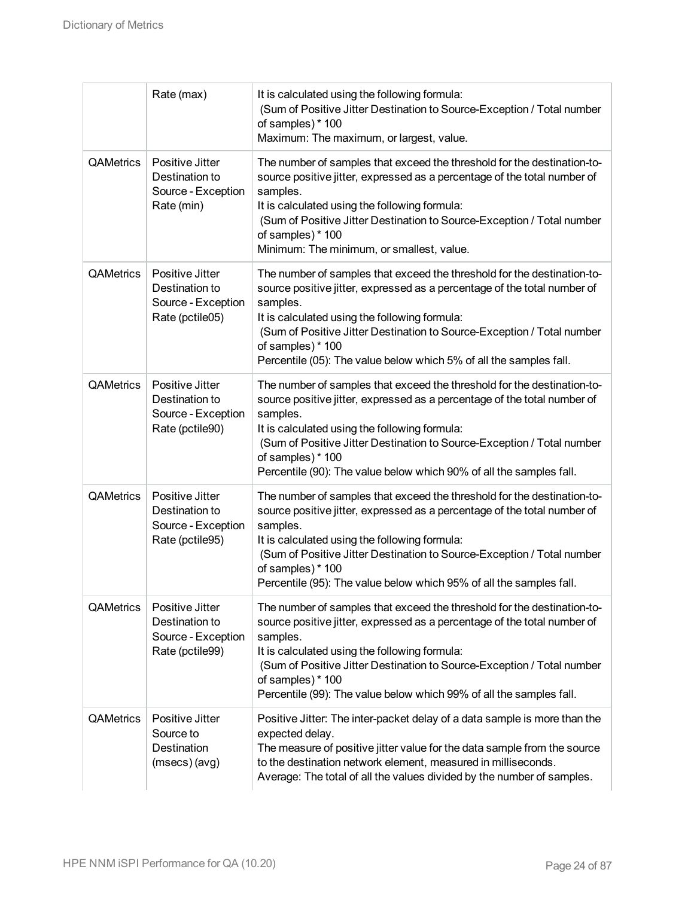| | | |
|---|---|---|
| | Rate (max) | It is calculated using the following formula:<br>(Sum of Positive Jitter Destination to Source-Exception / Total number of samples) * 100<br>Maximum: The maximum, or largest, value. |
| QAMetrics | Positive Jitter Destination to Source - Exception Rate (min) | The number of samples that exceed the threshold for the destination-to-source positive jitter, expressed as a percentage of the total number of samples.<br>It is calculated using the following formula:<br>(Sum of Positive Jitter Destination to Source-Exception / Total number of samples) * 100<br>Minimum: The minimum, or smallest, value. |
| QAMetrics | Positive Jitter Destination to Source - Exception Rate (pctile05) | The number of samples that exceed the threshold for the destination-to-source positive jitter, expressed as a percentage of the total number of samples.<br>It is calculated using the following formula:<br>(Sum of Positive Jitter Destination to Source-Exception / Total number of samples) * 100<br>Percentile (05): The value below which 5% of all the samples fall. |
| QAMetrics | Positive Jitter Destination to Source - Exception Rate (pctile90) | The number of samples that exceed the threshold for the destination-to-source positive jitter, expressed as a percentage of the total number of samples.<br>It is calculated using the following formula:<br>(Sum of Positive Jitter Destination to Source-Exception / Total number of samples) * 100<br>Percentile (90): The value below which 90% of all the samples fall. |
| QAMetrics | Positive Jitter Destination to Source - Exception Rate (pctile95) | The number of samples that exceed the threshold for the destination-to-source positive jitter, expressed as a percentage of the total number of samples.<br>It is calculated using the following formula:<br>(Sum of Positive Jitter Destination to Source-Exception / Total number of samples) * 100<br>Percentile (95): The value below which 95% of all the samples fall. |
| QAMetrics | Positive Jitter Destination to Source - Exception Rate (pctile99) | The number of samples that exceed the threshold for the destination-to-source positive jitter, expressed as a percentage of the total number of samples.<br>It is calculated using the following formula:<br>(Sum of Positive Jitter Destination to Source-Exception / Total number of samples) * 100<br>Percentile (99): The value below which 99% of all the samples fall. |
| QAMetrics | Positive Jitter Source to Destination (msecs) (avg) | Positive Jitter: The inter-packet delay of a data sample is more than the expected delay.<br>The measure of positive jitter value for the data sample from the source to the destination network element, measured in milliseconds.<br>Average: The total of all the values divided by the number of samples. |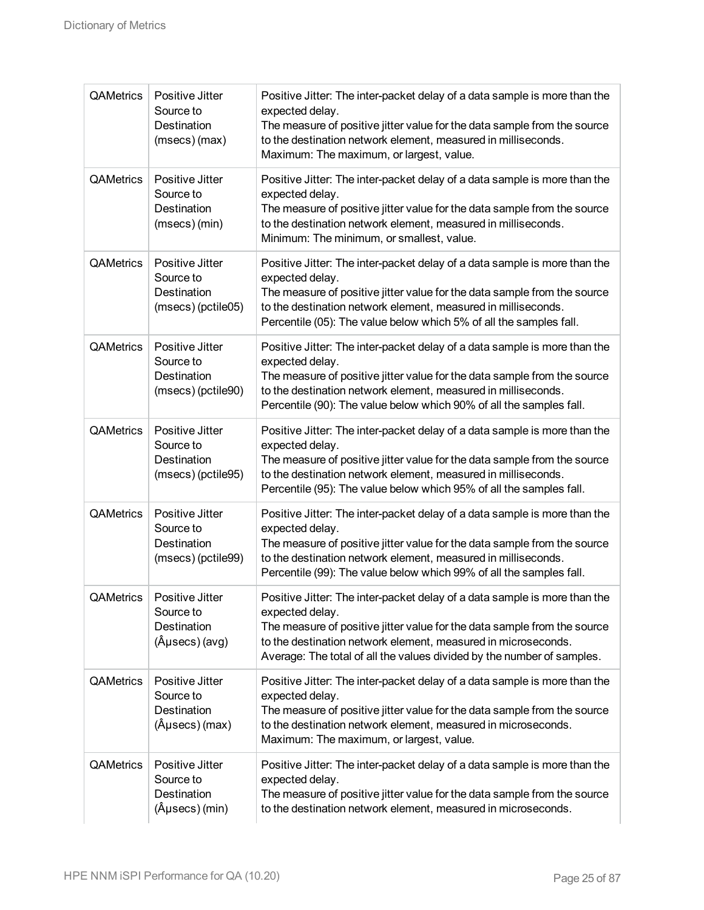| | | |
|---|---|---|
| QAMetrics | Positive Jitter Source to Destination (msecs) (max) | Positive Jitter: The inter-packet delay of a data sample is more than the expected delay.<br>The measure of positive jitter value for the data sample from the source to the destination network element, measured in milliseconds.<br>Maximum: The maximum, or largest, value. |
| QAMetrics | Positive Jitter Source to Destination (msecs) (min) | Positive Jitter: The inter-packet delay of a data sample is more than the expected delay.<br>The measure of positive jitter value for the data sample from the source to the destination network element, measured in milliseconds.<br>Minimum: The minimum, or smallest, value. |
| QAMetrics | Positive Jitter Source to Destination (msecs) (pctile05) | Positive Jitter: The inter-packet delay of a data sample is more than the expected delay.<br>The measure of positive jitter value for the data sample from the source to the destination network element, measured in milliseconds.<br>Percentile (05): The value below which 5% of all the samples fall. |
| QAMetrics | Positive Jitter Source to Destination (msecs) (pctile90) | Positive Jitter: The inter-packet delay of a data sample is more than the expected delay.<br>The measure of positive jitter value for the data sample from the source to the destination network element, measured in milliseconds.<br>Percentile (90): The value below which 90% of all the samples fall. |
| QAMetrics | Positive Jitter Source to Destination (msecs) (pctile95) | Positive Jitter: The inter-packet delay of a data sample is more than the expected delay.<br>The measure of positive jitter value for the data sample from the source to the destination network element, measured in milliseconds.<br>Percentile (95): The value below which 95% of all the samples fall. |
| QAMetrics | Positive Jitter Source to Destination (msecs) (pctile99) | Positive Jitter: The inter-packet delay of a data sample is more than the expected delay.<br>The measure of positive jitter value for the data sample from the source to the destination network element, measured in milliseconds.<br>Percentile (99): The value below which 99% of all the samples fall. |
| QAMetrics | Positive Jitter Source to Destination (Âµsecs) (avg) | Positive Jitter: The inter-packet delay of a data sample is more than the expected delay.<br>The measure of positive jitter value for the data sample from the source to the destination network element, measured in microseconds.<br>Average: The total of all the values divided by the number of samples. |
| QAMetrics | Positive Jitter Source to Destination (Âµsecs) (max) | Positive Jitter: The inter-packet delay of a data sample is more than the expected delay.<br>The measure of positive jitter value for the data sample from the source to the destination network element, measured in microseconds.<br>Maximum: The maximum, or largest, value. |
| QAMetrics | Positive Jitter Source to Destination (Âµsecs) (min) | Positive Jitter: The inter-packet delay of a data sample is more than the expected delay.<br>The measure of positive jitter value for the data sample from the source to the destination network element, measured in microseconds. |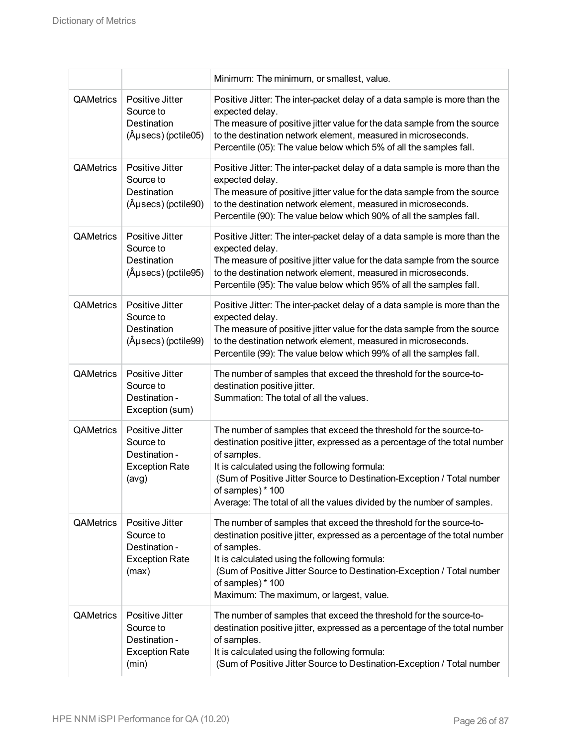| | | |
|---|---|---|
| | | Minimum: The minimum, or smallest, value. |
| QAMetrics | Positive Jitter Source to Destination (Âµsecs) (pctile05) | Positive Jitter: The inter-packet delay of a data sample is more than the expected delay.<br>The measure of positive jitter value for the data sample from the source to the destination network element, measured in microseconds.<br>Percentile (05): The value below which 5% of all the samples fall. |
| QAMetrics | Positive Jitter Source to Destination (Âµsecs) (pctile90) | Positive Jitter: The inter-packet delay of a data sample is more than the expected delay.<br>The measure of positive jitter value for the data sample from the source to the destination network element, measured in microseconds.<br>Percentile (90): The value below which 90% of all the samples fall. |
| QAMetrics | Positive Jitter Source to Destination (Âµsecs) (pctile95) | Positive Jitter: The inter-packet delay of a data sample is more than the expected delay.<br>The measure of positive jitter value for the data sample from the source to the destination network element, measured in microseconds.<br>Percentile (95): The value below which 95% of all the samples fall. |
| QAMetrics | Positive Jitter Source to Destination (Âµsecs) (pctile99) | Positive Jitter: The inter-packet delay of a data sample is more than the expected delay.<br>The measure of positive jitter value for the data sample from the source to the destination network element, measured in microseconds.<br>Percentile (99): The value below which 99% of all the samples fall. |
| QAMetrics | Positive Jitter Source to Destination - Exception (sum) | The number of samples that exceed the threshold for the source-to-destination positive jitter.<br>Summation: The total of all the values. |
| QAMetrics | Positive Jitter Source to Destination - Exception Rate (avg) | The number of samples that exceed the threshold for the source-to-destination positive jitter, expressed as a percentage of the total number of samples.<br>It is calculated using the following formula:<br>(Sum of Positive Jitter Source to Destination-Exception / Total number of samples) * 100<br>Average: The total of all the values divided by the number of samples. |
| QAMetrics | Positive Jitter Source to Destination - Exception Rate (max) | The number of samples that exceed the threshold for the source-to-destination positive jitter, expressed as a percentage of the total number of samples.<br>It is calculated using the following formula:<br>(Sum of Positive Jitter Source to Destination-Exception / Total number of samples) * 100<br>Maximum: The maximum, or largest, value. |
| QAMetrics | Positive Jitter Source to Destination - Exception Rate (min) | The number of samples that exceed the threshold for the source-to-destination positive jitter, expressed as a percentage of the total number of samples.<br>It is calculated using the following formula:<br>(Sum of Positive Jitter Source to Destination-Exception / Total number |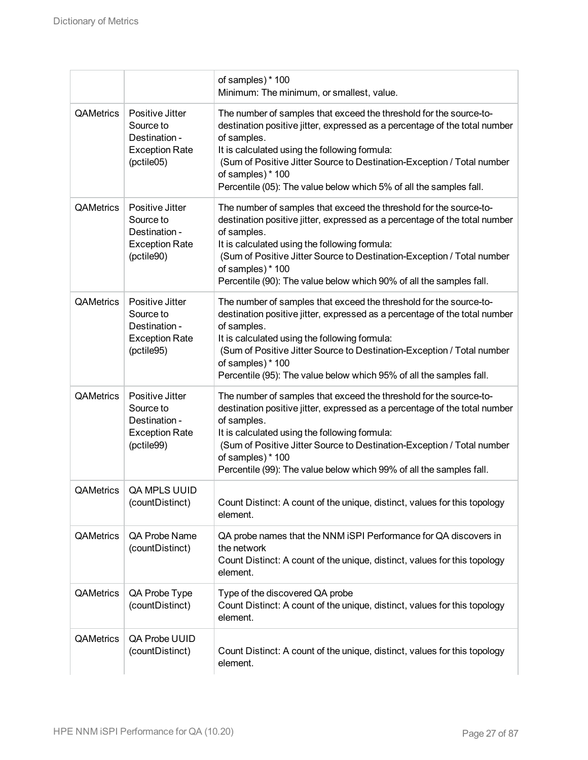| | | |
|---|---|---|
| | | of samples) * 100<br>Minimum: The minimum, or smallest, value. |
| QAMetrics | Positive Jitter Source to Destination - Exception Rate (pctile05) | The number of samples that exceed the threshold for the source-to-destination positive jitter, expressed as a percentage of the total number of samples.<br>It is calculated using the following formula:<br>(Sum of Positive Jitter Source to Destination-Exception / Total number of samples) * 100<br>Percentile (05): The value below which 5% of all the samples fall. |
| QAMetrics | Positive Jitter Source to Destination - Exception Rate (pctile90) | The number of samples that exceed the threshold for the source-to-destination positive jitter, expressed as a percentage of the total number of samples.<br>It is calculated using the following formula:<br>(Sum of Positive Jitter Source to Destination-Exception / Total number of samples) * 100<br>Percentile (90): The value below which 90% of all the samples fall. |
| QAMetrics | Positive Jitter Source to Destination - Exception Rate (pctile95) | The number of samples that exceed the threshold for the source-to-destination positive jitter, expressed as a percentage of the total number of samples.<br>It is calculated using the following formula:<br>(Sum of Positive Jitter Source to Destination-Exception / Total number of samples) * 100<br>Percentile (95): The value below which 95% of all the samples fall. |
| QAMetrics | Positive Jitter Source to Destination - Exception Rate (pctile99) | The number of samples that exceed the threshold for the source-to-destination positive jitter, expressed as a percentage of the total number of samples.<br>It is calculated using the following formula:<br>(Sum of Positive Jitter Source to Destination-Exception / Total number of samples) * 100<br>Percentile (99): The value below which 99% of all the samples fall. |
| QAMetrics | QA MPLS UUID (countDistinct) | Count Distinct: A count of the unique, distinct, values for this topology element. |
| QAMetrics | QA Probe Name (countDistinct) | QA probe names that the NNM iSPI Performance for QA discovers in the network<br>Count Distinct: A count of the unique, distinct, values for this topology element. |
| QAMetrics | QA Probe Type (countDistinct) | Type of the discovered QA probe<br>Count Distinct: A count of the unique, distinct, values for this topology element. |
| QAMetrics | QA Probe UUID (countDistinct) | Count Distinct: A count of the unique, distinct, values for this topology element. |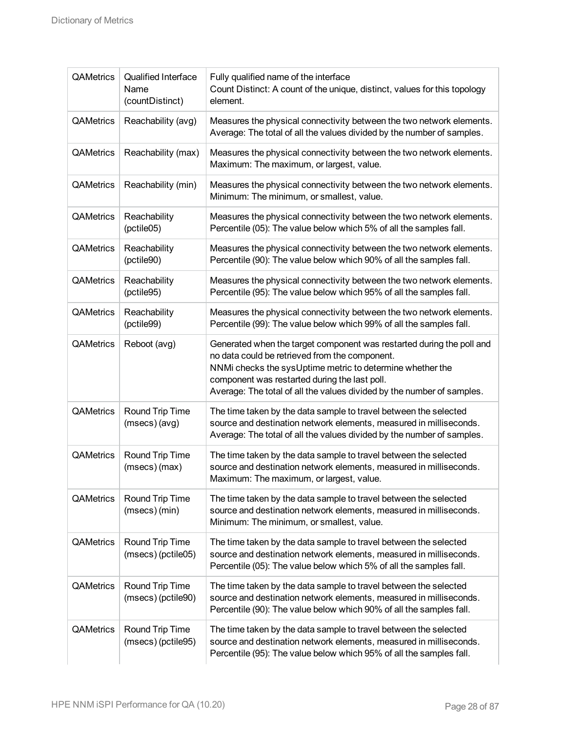| | | |
|---|---|---|
| QAMetrics | Qualified Interface Name (countDistinct) | Fully qualified name of the interface<br>Count Distinct: A count of the unique, distinct, values for this topology element. |
| QAMetrics | Reachability (avg) | Measures the physical connectivity between the two network elements.<br>Average: The total of all the values divided by the number of samples. |
| QAMetrics | Reachability (max) | Measures the physical connectivity between the two network elements.<br>Maximum: The maximum, or largest, value. |
| QAMetrics | Reachability (min) | Measures the physical connectivity between the two network elements.<br>Minimum: The minimum, or smallest, value. |
| QAMetrics | Reachability (pctile05) | Measures the physical connectivity between the two network elements.<br>Percentile (05): The value below which 5% of all the samples fall. |
| QAMetrics | Reachability (pctile90) | Measures the physical connectivity between the two network elements.<br>Percentile (90): The value below which 90% of all the samples fall. |
| QAMetrics | Reachability (pctile95) | Measures the physical connectivity between the two network elements.<br>Percentile (95): The value below which 95% of all the samples fall. |
| QAMetrics | Reachability (pctile99) | Measures the physical connectivity between the two network elements.<br>Percentile (99): The value below which 99% of all the samples fall. |
| QAMetrics | Reboot (avg) | Generated when the target component was restarted during the poll and no data could be retrieved from the component.<br>NNMi checks the sysUptime metric to determine whether the component was restarted during the last poll.<br>Average: The total of all the values divided by the number of samples. |
| QAMetrics | Round Trip Time (msecs) (avg) | The time taken by the data sample to travel between the selected source and destination network elements, measured in milliseconds.<br>Average: The total of all the values divided by the number of samples. |
| QAMetrics | Round Trip Time (msecs) (max) | The time taken by the data sample to travel between the selected source and destination network elements, measured in milliseconds.<br>Maximum: The maximum, or largest, value. |
| QAMetrics | Round Trip Time (msecs) (min) | The time taken by the data sample to travel between the selected source and destination network elements, measured in milliseconds.<br>Minimum: The minimum, or smallest, value. |
| QAMetrics | Round Trip Time (msecs) (pctile05) | The time taken by the data sample to travel between the selected source and destination network elements, measured in milliseconds.<br>Percentile (05): The value below which 5% of all the samples fall. |
| QAMetrics | Round Trip Time (msecs) (pctile90) | The time taken by the data sample to travel between the selected source and destination network elements, measured in milliseconds.<br>Percentile (90): The value below which 90% of all the samples fall. |
| QAMetrics | Round Trip Time (msecs) (pctile95) | The time taken by the data sample to travel between the selected source and destination network elements, measured in milliseconds.<br>Percentile (95): The value below which 95% of all the samples fall. |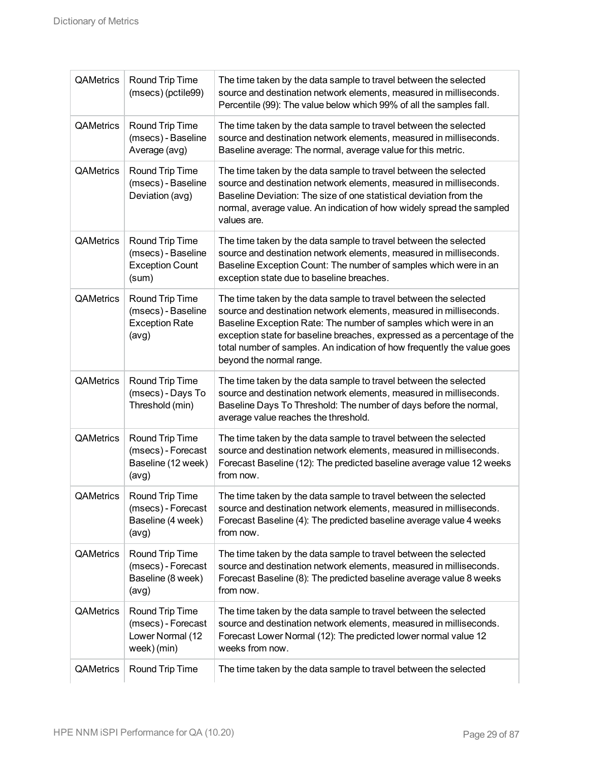| | | |
|---|---|---|
| QAMetrics | Round Trip Time (msecs) (pctile99) | The time taken by the data sample to travel between the selected source and destination network elements, measured in milliseconds. Percentile (99): The value below which 99% of all the samples fall. |
| QAMetrics | Round Trip Time (msecs) - Baseline Average (avg) | The time taken by the data sample to travel between the selected source and destination network elements, measured in milliseconds. Baseline average: The normal, average value for this metric. |
| QAMetrics | Round Trip Time (msecs) - Baseline Deviation (avg) | The time taken by the data sample to travel between the selected source and destination network elements, measured in milliseconds. Baseline Deviation: The size of one statistical deviation from the normal, average value. An indication of how widely spread the sampled values are. |
| QAMetrics | Round Trip Time (msecs) - Baseline Exception Count (sum) | The time taken by the data sample to travel between the selected source and destination network elements, measured in milliseconds. Baseline Exception Count: The number of samples which were in an exception state due to baseline breaches. |
| QAMetrics | Round Trip Time (msecs) - Baseline Exception Rate (avg) | The time taken by the data sample to travel between the selected source and destination network elements, measured in milliseconds. Baseline Exception Rate: The number of samples which were in an exception state for baseline breaches, expressed as a percentage of the total number of samples. An indication of how frequently the value goes beyond the normal range. |
| QAMetrics | Round Trip Time (msecs) - Days To Threshold (min) | The time taken by the data sample to travel between the selected source and destination network elements, measured in milliseconds. Baseline Days To Threshold: The number of days before the normal, average value reaches the threshold. |
| QAMetrics | Round Trip Time (msecs) - Forecast Baseline (12 week) (avg) | The time taken by the data sample to travel between the selected source and destination network elements, measured in milliseconds. Forecast Baseline (12): The predicted baseline average value 12 weeks from now. |
| QAMetrics | Round Trip Time (msecs) - Forecast Baseline (4 week) (avg) | The time taken by the data sample to travel between the selected source and destination network elements, measured in milliseconds. Forecast Baseline (4): The predicted baseline average value 4 weeks from now. |
| QAMetrics | Round Trip Time (msecs) - Forecast Baseline (8 week) (avg) | The time taken by the data sample to travel between the selected source and destination network elements, measured in milliseconds. Forecast Baseline (8): The predicted baseline average value 8 weeks from now. |
| QAMetrics | Round Trip Time (msecs) - Forecast Lower Normal (12 week) (min) | The time taken by the data sample to travel between the selected source and destination network elements, measured in milliseconds. Forecast Lower Normal (12): The predicted lower normal value 12 weeks from now. |
| QAMetrics | Round Trip Time | The time taken by the data sample to travel between the selected |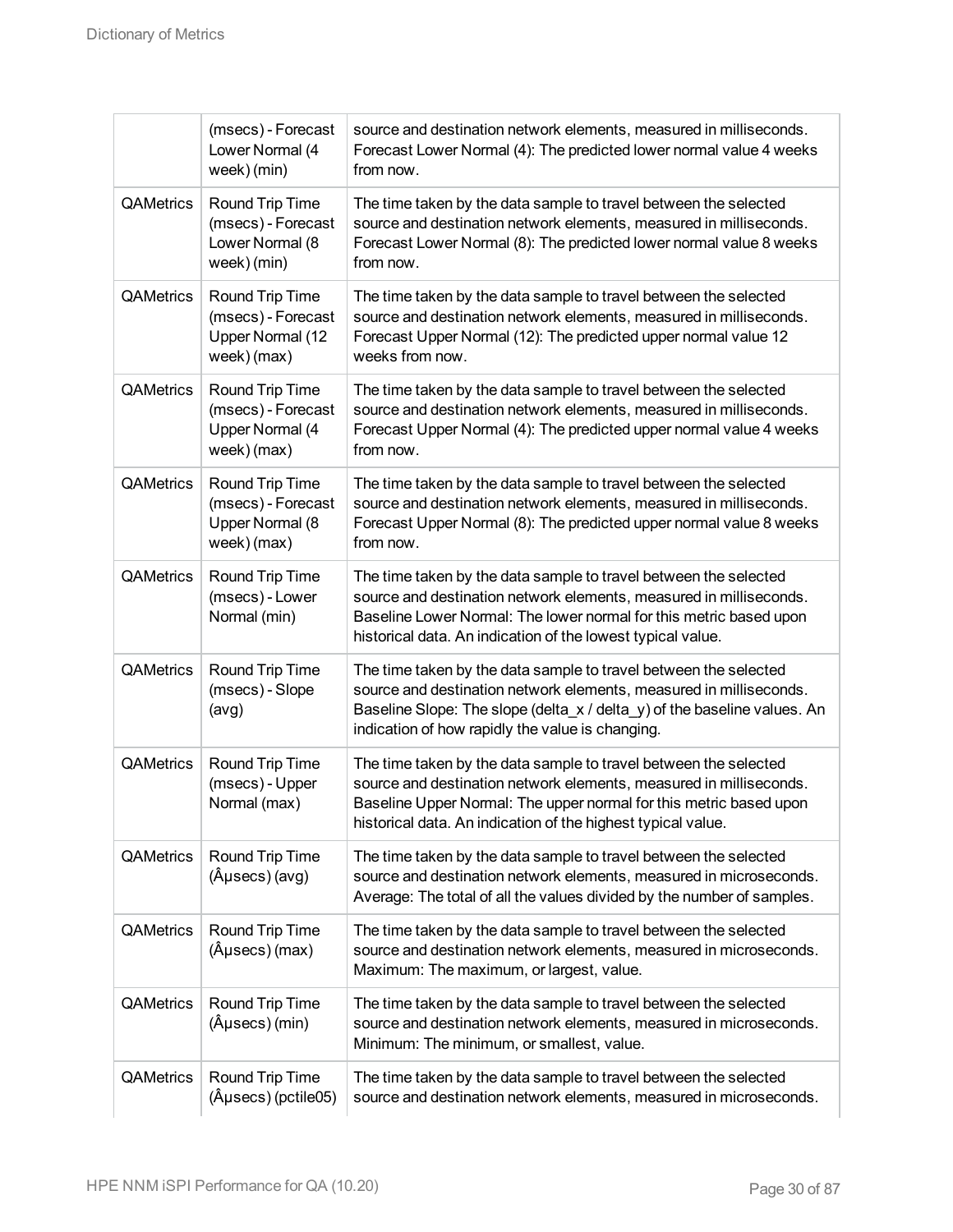| | | |
|---|---|---|
| | Round Trip Time (msecs) - Forecast Lower Normal (4 week) (min) | source and destination network elements, measured in milliseconds. Forecast Lower Normal (4): The predicted lower normal value 4 weeks from now. |
| QAMetrics | Round Trip Time (msecs) - Forecast Lower Normal (8 week) (min) | The time taken by the data sample to travel between the selected source and destination network elements, measured in milliseconds. Forecast Lower Normal (8): The predicted lower normal value 8 weeks from now. |
| QAMetrics | Round Trip Time (msecs) - Forecast Upper Normal (12 week) (max) | The time taken by the data sample to travel between the selected source and destination network elements, measured in milliseconds. Forecast Upper Normal (12): The predicted upper normal value 12 weeks from now. |
| QAMetrics | Round Trip Time (msecs) - Forecast Upper Normal (4 week) (max) | The time taken by the data sample to travel between the selected source and destination network elements, measured in milliseconds. Forecast Upper Normal (4): The predicted upper normal value 4 weeks from now. |
| QAMetrics | Round Trip Time (msecs) - Forecast Upper Normal (8 week) (max) | The time taken by the data sample to travel between the selected source and destination network elements, measured in milliseconds. Forecast Upper Normal (8): The predicted upper normal value 8 weeks from now. |
| QAMetrics | Round Trip Time (msecs) - Lower Normal (min) | The time taken by the data sample to travel between the selected source and destination network elements, measured in milliseconds. Baseline Lower Normal: The lower normal for this metric based upon historical data. An indication of the lowest typical value. |
| QAMetrics | Round Trip Time (msecs) - Slope (avg) | The time taken by the data sample to travel between the selected source and destination network elements, measured in milliseconds. Baseline Slope: The slope (delta_x / delta_y) of the baseline values. An indication of how rapidly the value is changing. |
| QAMetrics | Round Trip Time (msecs) - Upper Normal (max) | The time taken by the data sample to travel between the selected source and destination network elements, measured in milliseconds. Baseline Upper Normal: The upper normal for this metric based upon historical data. An indication of the highest typical value. |
| QAMetrics | Round Trip Time (Âµsecs) (avg) | The time taken by the data sample to travel between the selected source and destination network elements, measured in microseconds. Average: The total of all the values divided by the number of samples. |
| QAMetrics | Round Trip Time (Âµsecs) (max) | The time taken by the data sample to travel between the selected source and destination network elements, measured in microseconds. Maximum: The maximum, or largest, value. |
| QAMetrics | Round Trip Time (Âµsecs) (min) | The time taken by the data sample to travel between the selected source and destination network elements, measured in microseconds. Minimum: The minimum, or smallest, value. |
| QAMetrics | Round Trip Time (Âµsecs) (pctile05) | The time taken by the data sample to travel between the selected source and destination network elements, measured in microseconds. |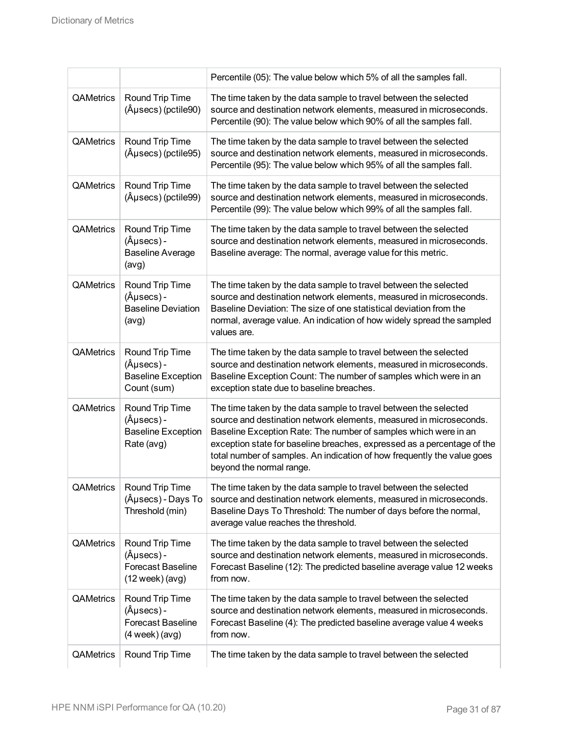| | | |
|---|---|---|
| | | Percentile (05): The value below which 5% of all the samples fall. |
| QAMetrics | Round Trip Time (Âµsecs) (pctile90) | The time taken by the data sample to travel between the selected source and destination network elements, measured in microseconds. Percentile (90): The value below which 90% of all the samples fall. |
| QAMetrics | Round Trip Time (Âµsecs) (pctile95) | The time taken by the data sample to travel between the selected source and destination network elements, measured in microseconds. Percentile (95): The value below which 95% of all the samples fall. |
| QAMetrics | Round Trip Time (Âµsecs) (pctile99) | The time taken by the data sample to travel between the selected source and destination network elements, measured in microseconds. Percentile (99): The value below which 99% of all the samples fall. |
| QAMetrics | Round Trip Time (Âµsecs) - Baseline Average (avg) | The time taken by the data sample to travel between the selected source and destination network elements, measured in microseconds. Baseline average: The normal, average value for this metric. |
| QAMetrics | Round Trip Time (Âµsecs) - Baseline Deviation (avg) | The time taken by the data sample to travel between the selected source and destination network elements, measured in microseconds. Baseline Deviation: The size of one statistical deviation from the normal, average value. An indication of how widely spread the sampled values are. |
| QAMetrics | Round Trip Time (Âµsecs) - Baseline Exception Count (sum) | The time taken by the data sample to travel between the selected source and destination network elements, measured in microseconds. Baseline Exception Count: The number of samples which were in an exception state due to baseline breaches. |
| QAMetrics | Round Trip Time (Âµsecs) - Baseline Exception Rate (avg) | The time taken by the data sample to travel between the selected source and destination network elements, measured in microseconds. Baseline Exception Rate: The number of samples which were in an exception state for baseline breaches, expressed as a percentage of the total number of samples. An indication of how frequently the value goes beyond the normal range. |
| QAMetrics | Round Trip Time (Âµsecs) - Days To Threshold (min) | The time taken by the data sample to travel between the selected source and destination network elements, measured in microseconds. Baseline Days To Threshold: The number of days before the normal, average value reaches the threshold. |
| QAMetrics | Round Trip Time (Âµsecs) - Forecast Baseline (12 week) (avg) | The time taken by the data sample to travel between the selected source and destination network elements, measured in microseconds. Forecast Baseline (12): The predicted baseline average value 12 weeks from now. |
| QAMetrics | Round Trip Time (Âµsecs) - Forecast Baseline (4 week) (avg) | The time taken by the data sample to travel between the selected source and destination network elements, measured in microseconds. Forecast Baseline (4): The predicted baseline average value 4 weeks from now. |
| QAMetrics | Round Trip Time | The time taken by the data sample to travel between the selected |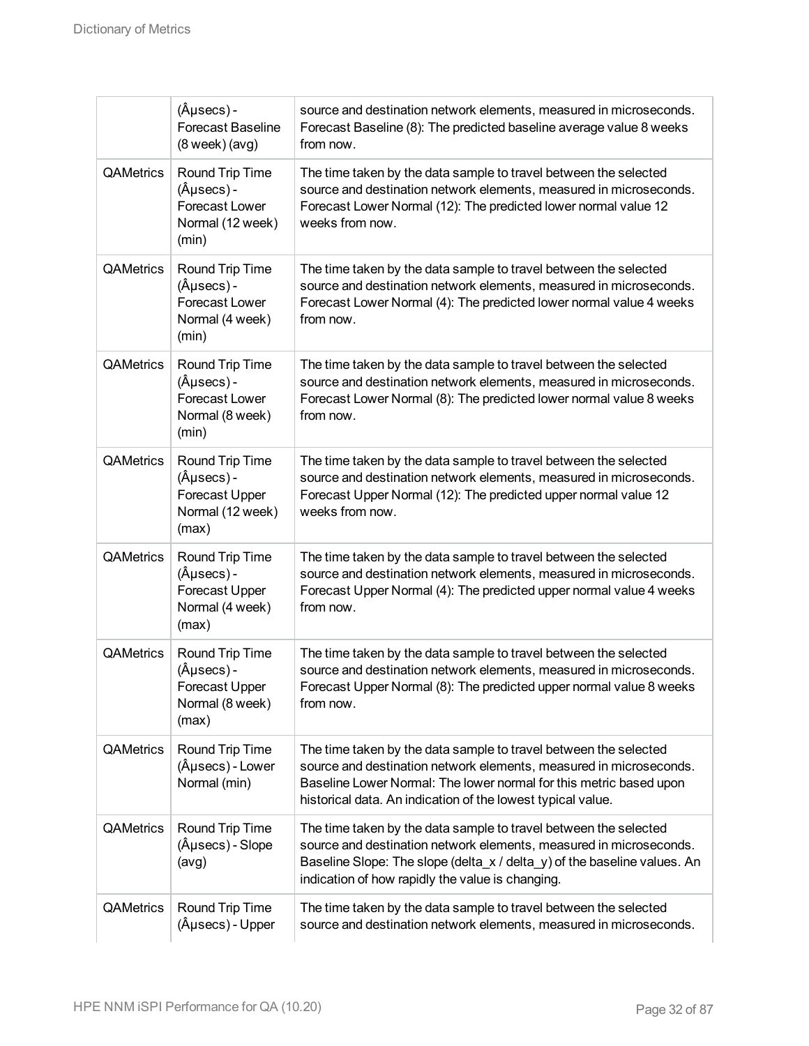| | | |
|---|---|---|
| | Round Trip Time (Âµsecs) - Forecast Baseline (8 week) (avg) | source and destination network elements, measured in microseconds. Forecast Baseline (8): The predicted baseline average value 8 weeks from now. |
| QAMetrics | Round Trip Time (Âµsecs) - Forecast Lower Normal (12 week) (min) | The time taken by the data sample to travel between the selected source and destination network elements, measured in microseconds. Forecast Lower Normal (12): The predicted lower normal value 12 weeks from now. |
| QAMetrics | Round Trip Time (Âµsecs) - Forecast Lower Normal (4 week) (min) | The time taken by the data sample to travel between the selected source and destination network elements, measured in microseconds. Forecast Lower Normal (4): The predicted lower normal value 4 weeks from now. |
| QAMetrics | Round Trip Time (Âµsecs) - Forecast Lower Normal (8 week) (min) | The time taken by the data sample to travel between the selected source and destination network elements, measured in microseconds. Forecast Lower Normal (8): The predicted lower normal value 8 weeks from now. |
| QAMetrics | Round Trip Time (Âµsecs) - Forecast Upper Normal (12 week) (max) | The time taken by the data sample to travel between the selected source and destination network elements, measured in microseconds. Forecast Upper Normal (12): The predicted upper normal value 12 weeks from now. |
| QAMetrics | Round Trip Time (Âµsecs) - Forecast Upper Normal (4 week) (max) | The time taken by the data sample to travel between the selected source and destination network elements, measured in microseconds. Forecast Upper Normal (4): The predicted upper normal value 4 weeks from now. |
| QAMetrics | Round Trip Time (Âµsecs) - Forecast Upper Normal (8 week) (max) | The time taken by the data sample to travel between the selected source and destination network elements, measured in microseconds. Forecast Upper Normal (8): The predicted upper normal value 8 weeks from now. |
| QAMetrics | Round Trip Time (Âµsecs) - Lower Normal (min) | The time taken by the data sample to travel between the selected source and destination network elements, measured in microseconds. Baseline Lower Normal: The lower normal for this metric based upon historical data. An indication of the lowest typical value. |
| QAMetrics | Round Trip Time (Âµsecs) - Slope (avg) | The time taken by the data sample to travel between the selected source and destination network elements, measured in microseconds. Baseline Slope: The slope (delta_x / delta_y) of the baseline values. An indication of how rapidly the value is changing. |
| QAMetrics | Round Trip Time (Âµsecs) - Upper | The time taken by the data sample to travel between the selected source and destination network elements, measured in microseconds. |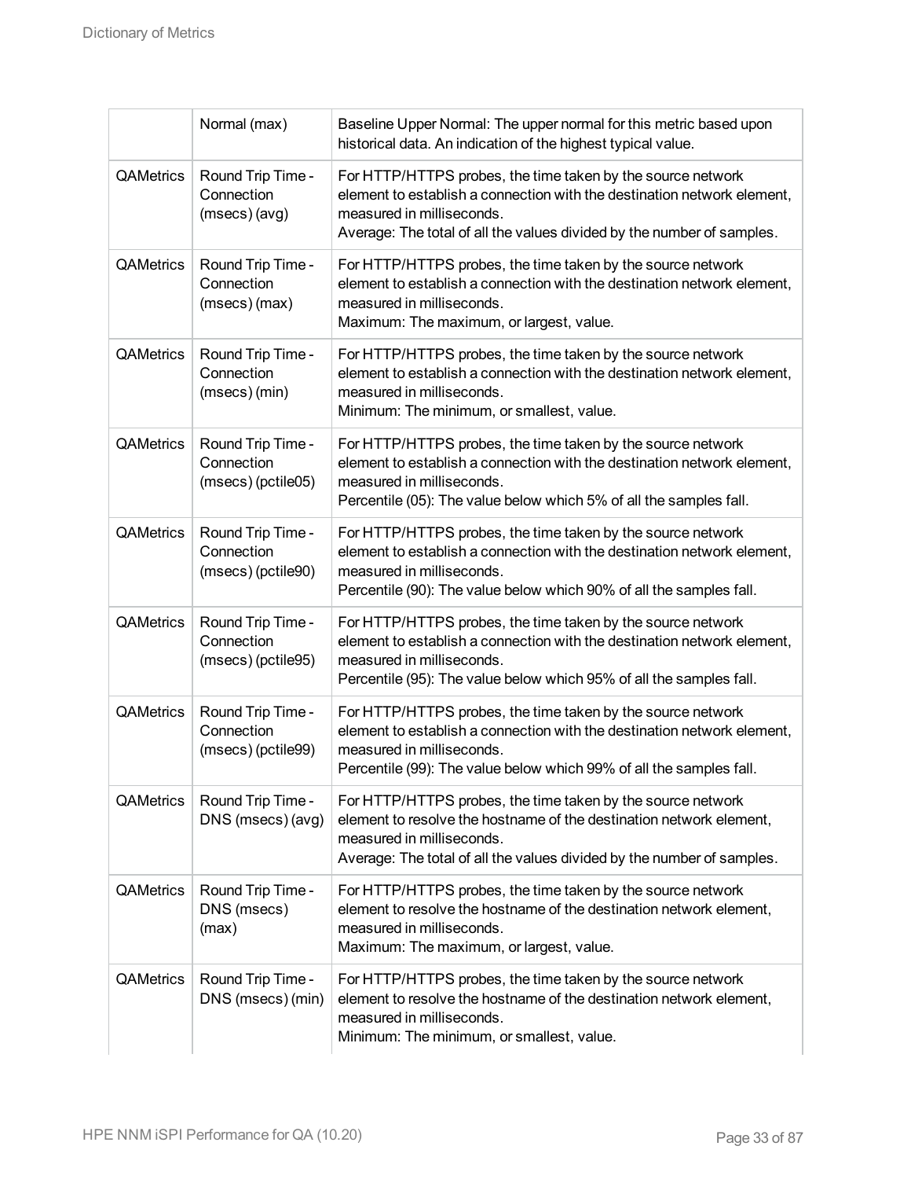| | | |
|---|---|---|
| | Normal (max) | Baseline Upper Normal: The upper normal for this metric based upon historical data. An indication of the highest typical value. |
| QAMetrics | Round Trip Time - Connection (msecs) (avg) | For HTTP/HTTPS probes, the time taken by the source network element to establish a connection with the destination network element, measured in milliseconds.<br>Average: The total of all the values divided by the number of samples. |
| QAMetrics | Round Trip Time - Connection (msecs) (max) | For HTTP/HTTPS probes, the time taken by the source network element to establish a connection with the destination network element, measured in milliseconds.<br>Maximum: The maximum, or largest, value. |
| QAMetrics | Round Trip Time - Connection (msecs) (min) | For HTTP/HTTPS probes, the time taken by the source network element to establish a connection with the destination network element, measured in milliseconds.<br>Minimum: The minimum, or smallest, value. |
| QAMetrics | Round Trip Time - Connection (msecs) (pctile05) | For HTTP/HTTPS probes, the time taken by the source network element to establish a connection with the destination network element, measured in milliseconds.<br>Percentile (05): The value below which 5% of all the samples fall. |
| QAMetrics | Round Trip Time - Connection (msecs) (pctile90) | For HTTP/HTTPS probes, the time taken by the source network element to establish a connection with the destination network element, measured in milliseconds.<br>Percentile (90): The value below which 90% of all the samples fall. |
| QAMetrics | Round Trip Time - Connection (msecs) (pctile95) | For HTTP/HTTPS probes, the time taken by the source network element to establish a connection with the destination network element, measured in milliseconds.<br>Percentile (95): The value below which 95% of all the samples fall. |
| QAMetrics | Round Trip Time - Connection (msecs) (pctile99) | For HTTP/HTTPS probes, the time taken by the source network element to establish a connection with the destination network element, measured in milliseconds.<br>Percentile (99): The value below which 99% of all the samples fall. |
| QAMetrics | Round Trip Time - DNS (msecs) (avg) | For HTTP/HTTPS probes, the time taken by the source network element to resolve the hostname of the destination network element, measured in milliseconds.<br>Average: The total of all the values divided by the number of samples. |
| QAMetrics | Round Trip Time - DNS (msecs) (max) | For HTTP/HTTPS probes, the time taken by the source network element to resolve the hostname of the destination network element, measured in milliseconds.<br>Maximum: The maximum, or largest, value. |
| QAMetrics | Round Trip Time - DNS (msecs) (min) | For HTTP/HTTPS probes, the time taken by the source network element to resolve the hostname of the destination network element, measured in milliseconds.<br>Minimum: The minimum, or smallest, value. |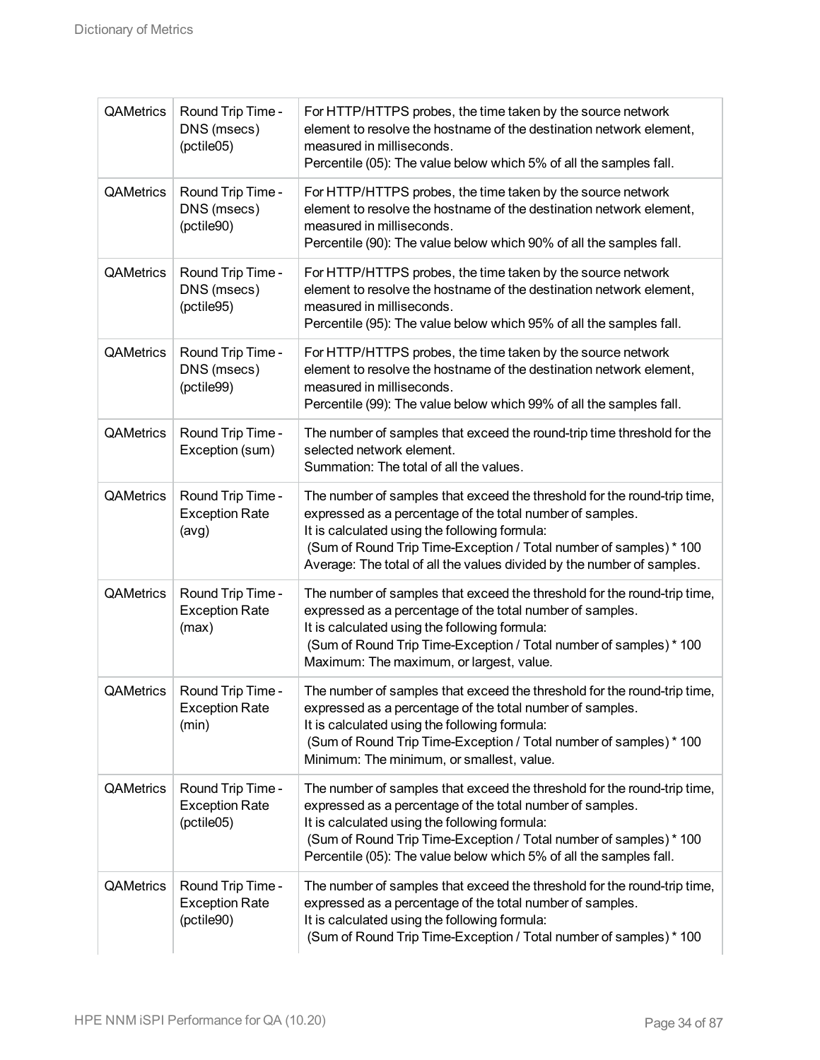| | | |
|---|---|---|
| QAMetrics | Round Trip Time - DNS (msecs) (pctile05) | For HTTP/HTTPS probes, the time taken by the source network element to resolve the hostname of the destination network element, measured in milliseconds.<br>Percentile (05): The value below which 5% of all the samples fall. |
| QAMetrics | Round Trip Time - DNS (msecs) (pctile90) | For HTTP/HTTPS probes, the time taken by the source network element to resolve the hostname of the destination network element, measured in milliseconds.<br>Percentile (90): The value below which 90% of all the samples fall. |
| QAMetrics | Round Trip Time - DNS (msecs) (pctile95) | For HTTP/HTTPS probes, the time taken by the source network element to resolve the hostname of the destination network element, measured in milliseconds.<br>Percentile (95): The value below which 95% of all the samples fall. |
| QAMetrics | Round Trip Time - DNS (msecs) (pctile99) | For HTTP/HTTPS probes, the time taken by the source network element to resolve the hostname of the destination network element, measured in milliseconds.<br>Percentile (99): The value below which 99% of all the samples fall. |
| QAMetrics | Round Trip Time - Exception (sum) | The number of samples that exceed the round-trip time threshold for the selected network element.<br>Summation: The total of all the values. |
| QAMetrics | Round Trip Time - Exception Rate (avg) | The number of samples that exceed the threshold for the round-trip time, expressed as a percentage of the total number of samples.<br>It is calculated using the following formula:<br>(Sum of Round Trip Time-Exception / Total number of samples) * 100<br>Average: The total of all the values divided by the number of samples. |
| QAMetrics | Round Trip Time - Exception Rate (max) | The number of samples that exceed the threshold for the round-trip time, expressed as a percentage of the total number of samples.<br>It is calculated using the following formula:<br>(Sum of Round Trip Time-Exception / Total number of samples) * 100<br>Maximum: The maximum, or largest, value. |
| QAMetrics | Round Trip Time - Exception Rate (min) | The number of samples that exceed the threshold for the round-trip time, expressed as a percentage of the total number of samples.<br>It is calculated using the following formula:<br>(Sum of Round Trip Time-Exception / Total number of samples) * 100<br>Minimum: The minimum, or smallest, value. |
| QAMetrics | Round Trip Time - Exception Rate (pctile05) | The number of samples that exceed the threshold for the round-trip time, expressed as a percentage of the total number of samples.<br>It is calculated using the following formula:<br>(Sum of Round Trip Time-Exception / Total number of samples) * 100<br>Percentile (05): The value below which 5% of all the samples fall. |
| QAMetrics | Round Trip Time - Exception Rate (pctile90) | The number of samples that exceed the threshold for the round-trip time, expressed as a percentage of the total number of samples.<br>It is calculated using the following formula:<br>(Sum of Round Trip Time-Exception / Total number of samples) * 100 |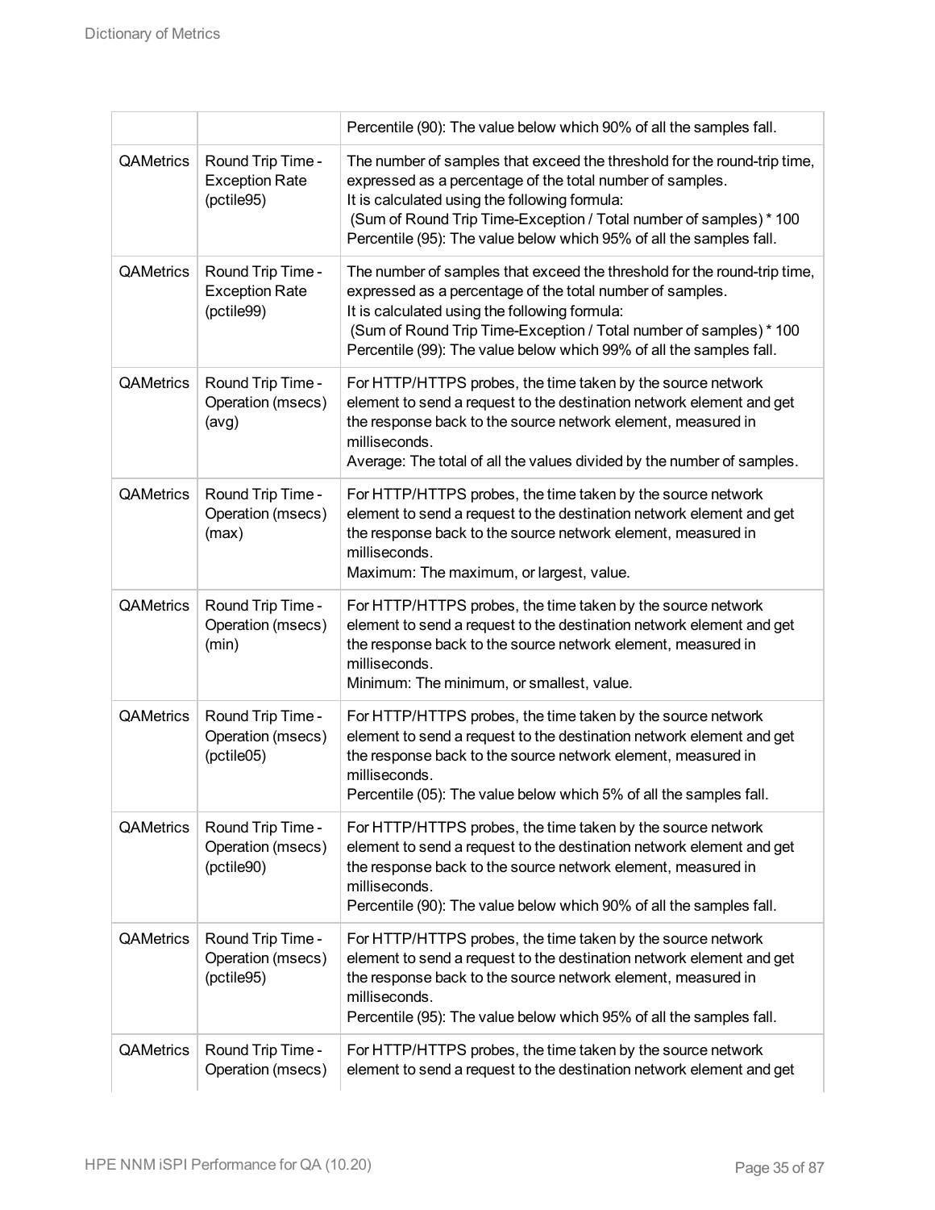| | | |
|---|---|---|
| | | Percentile (90): The value below which 90% of all the samples fall. |
| QAMetrics | Round Trip Time - Exception Rate (pctile95) | The number of samples that exceed the threshold for the round-trip time, expressed as a percentage of the total number of samples.<br>It is calculated using the following formula:<br>(Sum of Round Trip Time-Exception / Total number of samples) * 100<br>Percentile (95): The value below which 95% of all the samples fall. |
| QAMetrics | Round Trip Time - Exception Rate (pctile99) | The number of samples that exceed the threshold for the round-trip time, expressed as a percentage of the total number of samples.<br>It is calculated using the following formula:<br>(Sum of Round Trip Time-Exception / Total number of samples) * 100<br>Percentile (99): The value below which 99% of all the samples fall. |
| QAMetrics | Round Trip Time - Operation (msecs) (avg) | For HTTP/HTTPS probes, the time taken by the source network element to send a request to the destination network element and get the response back to the source network element, measured in milliseconds.<br>Average: The total of all the values divided by the number of samples. |
| QAMetrics | Round Trip Time - Operation (msecs) (max) | For HTTP/HTTPS probes, the time taken by the source network element to send a request to the destination network element and get the response back to the source network element, measured in milliseconds.<br>Maximum: The maximum, or largest, value. |
| QAMetrics | Round Trip Time - Operation (msecs) (min) | For HTTP/HTTPS probes, the time taken by the source network element to send a request to the destination network element and get the response back to the source network element, measured in milliseconds.<br>Minimum: The minimum, or smallest, value. |
| QAMetrics | Round Trip Time - Operation (msecs) (pctile05) | For HTTP/HTTPS probes, the time taken by the source network element to send a request to the destination network element and get the response back to the source network element, measured in milliseconds.<br>Percentile (05): The value below which 5% of all the samples fall. |
| QAMetrics | Round Trip Time - Operation (msecs) (pctile90) | For HTTP/HTTPS probes, the time taken by the source network element to send a request to the destination network element and get the response back to the source network element, measured in milliseconds.<br>Percentile (90): The value below which 90% of all the samples fall. |
| QAMetrics | Round Trip Time - Operation (msecs) (pctile95) | For HTTP/HTTPS probes, the time taken by the source network element to send a request to the destination network element and get the response back to the source network element, measured in milliseconds.<br>Percentile (95): The value below which 95% of all the samples fall. |
| QAMetrics | Round Trip Time - Operation (msecs) | For HTTP/HTTPS probes, the time taken by the source network element to send a request to the destination network element and get |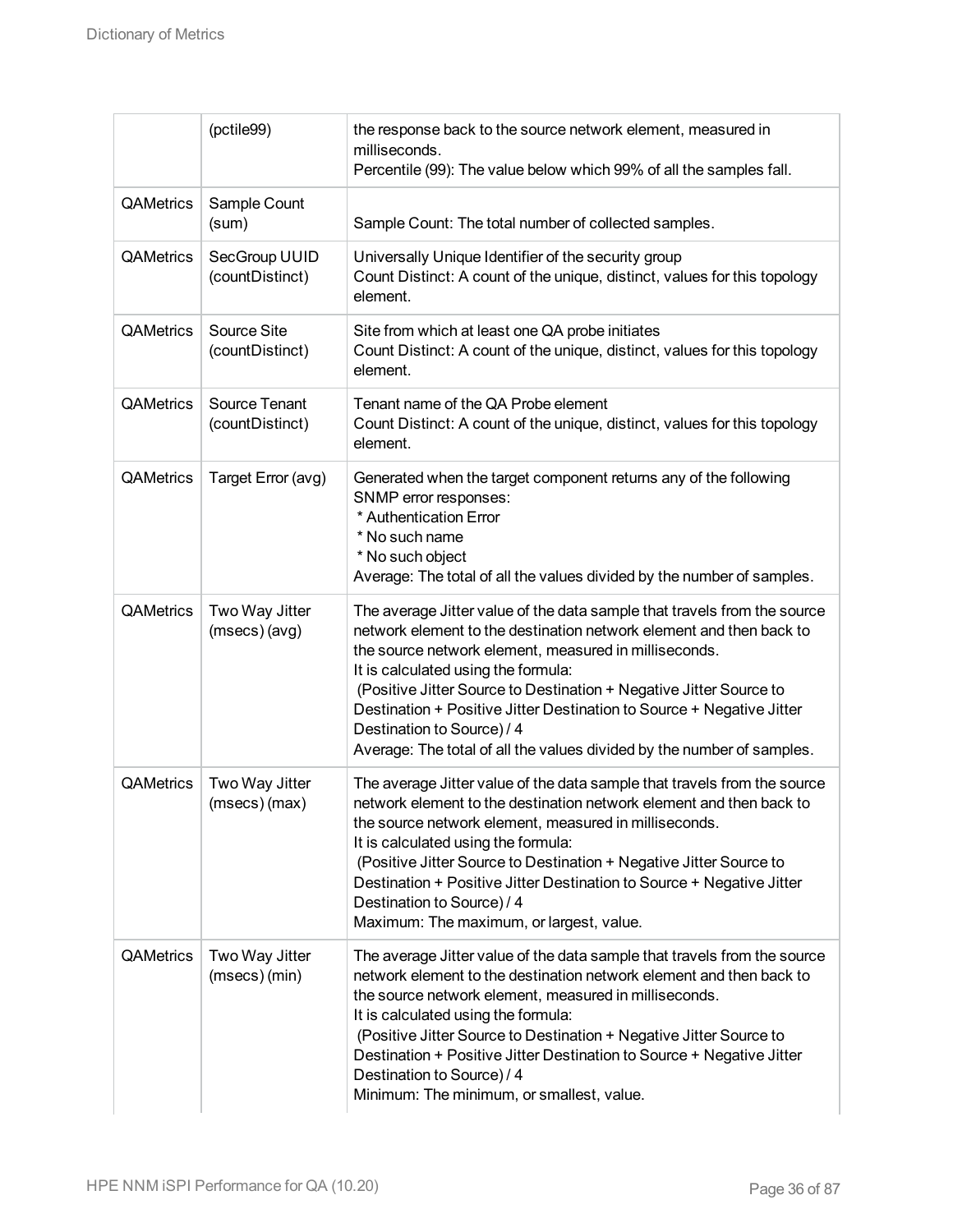| | | |
|---|---|---|
| | (pctile99) | the response back to the source network element, measured in milliseconds.<br>Percentile (99): The value below which 99% of all the samples fall. |
| QAMetrics | Sample Count (sum) | Sample Count: The total number of collected samples. |
| QAMetrics | SecGroup UUID (countDistinct) | Universally Unique Identifier of the security group<br>Count Distinct: A count of the unique, distinct, values for this topology element. |
| QAMetrics | Source Site (countDistinct) | Site from which at least one QA probe initiates<br>Count Distinct: A count of the unique, distinct, values for this topology element. |
| QAMetrics | Source Tenant (countDistinct) | Tenant name of the QA Probe element<br>Count Distinct: A count of the unique, distinct, values for this topology element. |
| QAMetrics | Target Error (avg) | Generated when the target component returns any of the following SNMP error responses:<br>* Authentication Error<br>* No such name<br>* No such object<br>Average: The total of all the values divided by the number of samples. |
| QAMetrics | Two Way Jitter (msecs) (avg) | The average Jitter value of the data sample that travels from the source network element to the destination network element and then back to the source network element, measured in milliseconds.<br>It is calculated using the formula:<br>(Positive Jitter Source to Destination + Negative Jitter Source to Destination + Positive Jitter Destination to Source + Negative Jitter Destination to Source) / 4<br>Average: The total of all the values divided by the number of samples. |
| QAMetrics | Two Way Jitter (msecs) (max) | The average Jitter value of the data sample that travels from the source network element to the destination network element and then back to the source network element, measured in milliseconds.<br>It is calculated using the formula:<br>(Positive Jitter Source to Destination + Negative Jitter Source to Destination + Positive Jitter Destination to Source + Negative Jitter Destination to Source) / 4<br>Maximum: The maximum, or largest, value. |
| QAMetrics | Two Way Jitter (msecs) (min) | The average Jitter value of the data sample that travels from the source network element to the destination network element and then back to the source network element, measured in milliseconds.<br>It is calculated using the formula:<br>(Positive Jitter Source to Destination + Negative Jitter Source to Destination + Positive Jitter Destination to Source + Negative Jitter Destination to Source) / 4<br>Minimum: The minimum, or smallest, value. |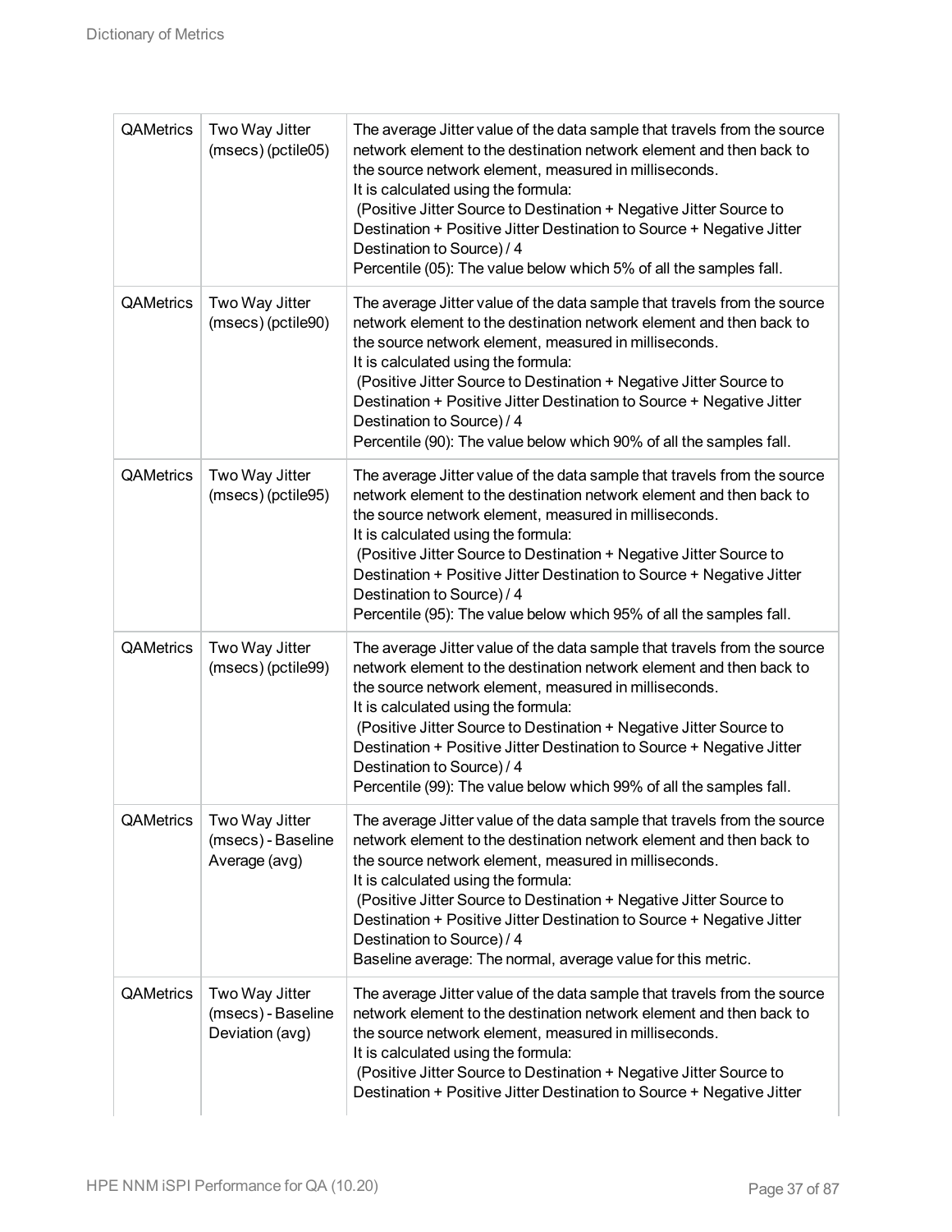| | | |
|---|---|---|
| QAMetrics | Two Way Jitter (msecs) (pctile05) | The average Jitter value of the data sample that travels from the source network element to the destination network element and then back to the source network element, measured in milliseconds.<br>It is calculated using the formula:<br>(Positive Jitter Source to Destination + Negative Jitter Source to Destination + Positive Jitter Destination to Source + Negative Jitter Destination to Source) / 4<br>Percentile (05): The value below which 5% of all the samples fall. |
| QAMetrics | Two Way Jitter (msecs) (pctile90) | The average Jitter value of the data sample that travels from the source network element to the destination network element and then back to the source network element, measured in milliseconds.<br>It is calculated using the formula:<br>(Positive Jitter Source to Destination + Negative Jitter Source to Destination + Positive Jitter Destination to Source + Negative Jitter Destination to Source) / 4<br>Percentile (90): The value below which 90% of all the samples fall. |
| QAMetrics | Two Way Jitter (msecs) (pctile95) | The average Jitter value of the data sample that travels from the source network element to the destination network element and then back to the source network element, measured in milliseconds.<br>It is calculated using the formula:<br>(Positive Jitter Source to Destination + Negative Jitter Source to Destination + Positive Jitter Destination to Source + Negative Jitter Destination to Source) / 4<br>Percentile (95): The value below which 95% of all the samples fall. |
| QAMetrics | Two Way Jitter (msecs) (pctile99) | The average Jitter value of the data sample that travels from the source network element to the destination network element and then back to the source network element, measured in milliseconds.<br>It is calculated using the formula:<br>(Positive Jitter Source to Destination + Negative Jitter Source to Destination + Positive Jitter Destination to Source + Negative Jitter Destination to Source) / 4<br>Percentile (99): The value below which 99% of all the samples fall. |
| QAMetrics | Two Way Jitter (msecs) - Baseline Average (avg) | The average Jitter value of the data sample that travels from the source network element to the destination network element and then back to the source network element, measured in milliseconds.<br>It is calculated using the formula:<br>(Positive Jitter Source to Destination + Negative Jitter Source to Destination + Positive Jitter Destination to Source + Negative Jitter Destination to Source) / 4<br>Baseline average: The normal, average value for this metric. |
| QAMetrics | Two Way Jitter (msecs) - Baseline Deviation (avg) | The average Jitter value of the data sample that travels from the source network element to the destination network element and then back to the source network element, measured in milliseconds.<br>It is calculated using the formula:<br>(Positive Jitter Source to Destination + Negative Jitter Source to Destination + Positive Jitter Destination to Source + Negative Jitter |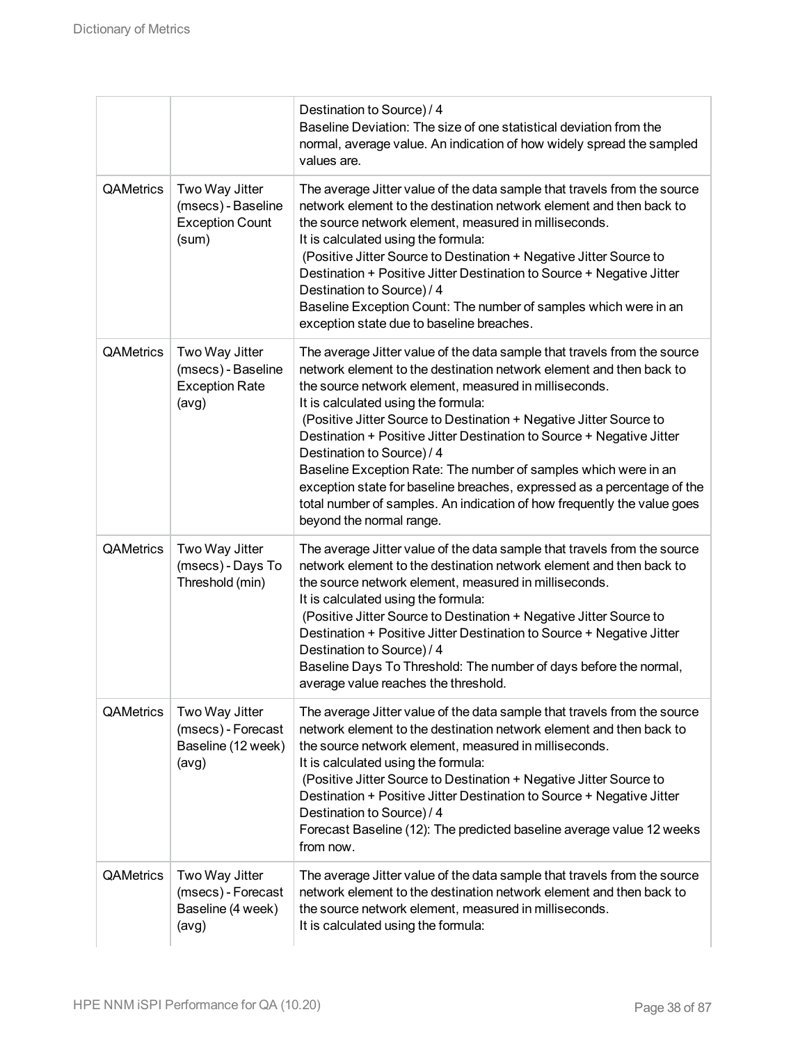| | | |
|---|---|---|
| | | Destination to Source) / 4<br>Baseline Deviation: The size of one statistical deviation from the normal, average value. An indication of how widely spread the sampled values are. |
| QAMetrics | Two Way Jitter (msecs) - Baseline Exception Count (sum) | The average Jitter value of the data sample that travels from the source network element to the destination network element and then back to the source network element, measured in milliseconds.<br>It is calculated using the formula:<br>(Positive Jitter Source to Destination + Negative Jitter Source to Destination + Positive Jitter Destination to Source + Negative Jitter Destination to Source) / 4<br>Baseline Exception Count: The number of samples which were in an exception state due to baseline breaches. |
| QAMetrics | Two Way Jitter (msecs) - Baseline Exception Rate (avg) | The average Jitter value of the data sample that travels from the source network element to the destination network element and then back to the source network element, measured in milliseconds.<br>It is calculated using the formula:<br>(Positive Jitter Source to Destination + Negative Jitter Source to Destination + Positive Jitter Destination to Source + Negative Jitter Destination to Source) / 4<br>Baseline Exception Rate: The number of samples which were in an exception state for baseline breaches, expressed as a percentage of the total number of samples. An indication of how frequently the value goes beyond the normal range. |
| QAMetrics | Two Way Jitter (msecs) - Days To Threshold (min) | The average Jitter value of the data sample that travels from the source network element to the destination network element and then back to the source network element, measured in milliseconds.<br>It is calculated using the formula:<br>(Positive Jitter Source to Destination + Negative Jitter Source to Destination + Positive Jitter Destination to Source + Negative Jitter Destination to Source) / 4<br>Baseline Days To Threshold: The number of days before the normal, average value reaches the threshold. |
| QAMetrics | Two Way Jitter (msecs) - Forecast Baseline (12 week) (avg) | The average Jitter value of the data sample that travels from the source network element to the destination network element and then back to the source network element, measured in milliseconds.<br>It is calculated using the formula:<br>(Positive Jitter Source to Destination + Negative Jitter Source to Destination + Positive Jitter Destination to Source + Negative Jitter Destination to Source) / 4<br>Forecast Baseline (12): The predicted baseline average value 12 weeks from now. |
| QAMetrics | Two Way Jitter (msecs) - Forecast Baseline (4 week) (avg) | The average Jitter value of the data sample that travels from the source network element to the destination network element and then back to the source network element, measured in milliseconds.<br>It is calculated using the formula: |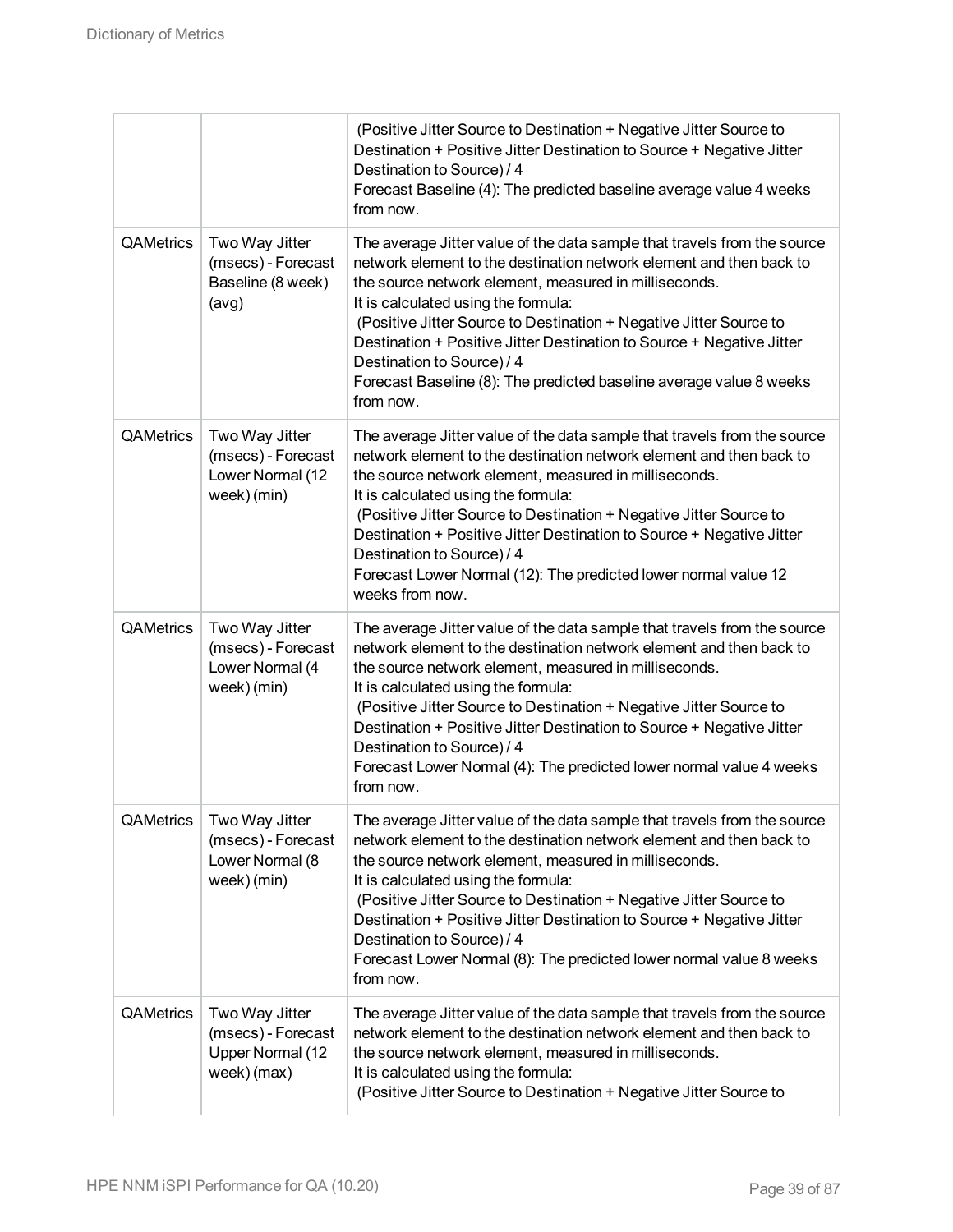| | | |
|---|---|---|
| | | (Positive Jitter Source to Destination + Negative Jitter Source to Destination + Positive Jitter Destination to Source + Negative Jitter Destination to Source) / 4<br>Forecast Baseline (4): The predicted baseline average value 4 weeks from now. |
| QAMetrics | Two Way Jitter (msecs) - Forecast Baseline (8 week) (avg) | The average Jitter value of the data sample that travels from the source network element to the destination network element and then back to the source network element, measured in milliseconds.<br>It is calculated using the formula:<br>(Positive Jitter Source to Destination + Negative Jitter Source to Destination + Positive Jitter Destination to Source + Negative Jitter Destination to Source) / 4<br>Forecast Baseline (8): The predicted baseline average value 8 weeks from now. |
| QAMetrics | Two Way Jitter (msecs) - Forecast Lower Normal (12 week) (min) | The average Jitter value of the data sample that travels from the source network element to the destination network element and then back to the source network element, measured in milliseconds.<br>It is calculated using the formula:<br>(Positive Jitter Source to Destination + Negative Jitter Source to Destination + Positive Jitter Destination to Source + Negative Jitter Destination to Source) / 4<br>Forecast Lower Normal (12): The predicted lower normal value 12 weeks from now. |
| QAMetrics | Two Way Jitter (msecs) - Forecast Lower Normal (4 week) (min) | The average Jitter value of the data sample that travels from the source network element to the destination network element and then back to the source network element, measured in milliseconds.<br>It is calculated using the formula:<br>(Positive Jitter Source to Destination + Negative Jitter Source to Destination + Positive Jitter Destination to Source + Negative Jitter Destination to Source) / 4<br>Forecast Lower Normal (4): The predicted lower normal value 4 weeks from now. |
| QAMetrics | Two Way Jitter (msecs) - Forecast Lower Normal (8 week) (min) | The average Jitter value of the data sample that travels from the source network element to the destination network element and then back to the source network element, measured in milliseconds.<br>It is calculated using the formula:<br>(Positive Jitter Source to Destination + Negative Jitter Source to Destination + Positive Jitter Destination to Source + Negative Jitter Destination to Source) / 4<br>Forecast Lower Normal (8): The predicted lower normal value 8 weeks from now. |
| QAMetrics | Two Way Jitter (msecs) - Forecast Upper Normal (12 week) (max) | The average Jitter value of the data sample that travels from the source network element to the destination network element and then back to the source network element, measured in milliseconds.<br>It is calculated using the formula:<br>(Positive Jitter Source to Destination + Negative Jitter Source to |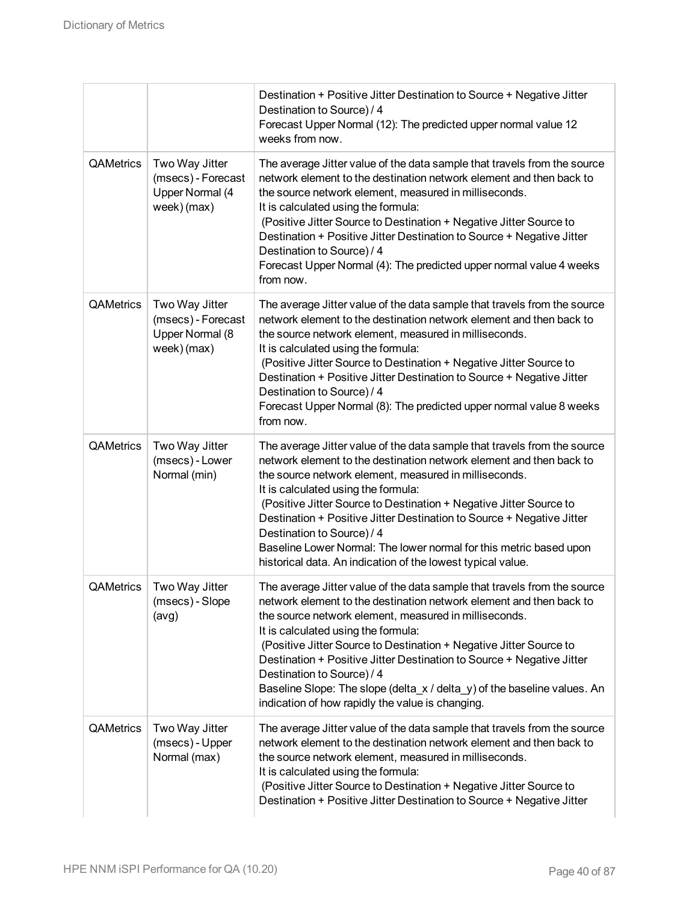| | | |
|---|---|---|
| | | Destination + Positive Jitter Destination to Source + Negative Jitter Destination to Source) / 4<br>Forecast Upper Normal (12): The predicted upper normal value 12 weeks from now. |
| QAMetrics | Two Way Jitter (msecs) - Forecast Upper Normal (4 week) (max) | The average Jitter value of the data sample that travels from the source network element to the destination network element and then back to the source network element, measured in milliseconds.<br>It is calculated using the formula:<br>(Positive Jitter Source to Destination + Negative Jitter Source to Destination + Positive Jitter Destination to Source + Negative Jitter Destination to Source) / 4<br>Forecast Upper Normal (4): The predicted upper normal value 4 weeks from now. |
| QAMetrics | Two Way Jitter (msecs) - Forecast Upper Normal (8 week) (max) | The average Jitter value of the data sample that travels from the source network element to the destination network element and then back to the source network element, measured in milliseconds.<br>It is calculated using the formula:<br>(Positive Jitter Source to Destination + Negative Jitter Source to Destination + Positive Jitter Destination to Source + Negative Jitter Destination to Source) / 4<br>Forecast Upper Normal (8): The predicted upper normal value 8 weeks from now. |
| QAMetrics | Two Way Jitter (msecs) - Lower Normal (min) | The average Jitter value of the data sample that travels from the source network element to the destination network element and then back to the source network element, measured in milliseconds.<br>It is calculated using the formula:<br>(Positive Jitter Source to Destination + Negative Jitter Source to Destination + Positive Jitter Destination to Source + Negative Jitter Destination to Source) / 4<br>Baseline Lower Normal: The lower normal for this metric based upon historical data. An indication of the lowest typical value. |
| QAMetrics | Two Way Jitter (msecs) - Slope (avg) | The average Jitter value of the data sample that travels from the source network element to the destination network element and then back to the source network element, measured in milliseconds.<br>It is calculated using the formula:<br>(Positive Jitter Source to Destination + Negative Jitter Source to Destination + Positive Jitter Destination to Source + Negative Jitter Destination to Source) / 4<br>Baseline Slope: The slope (delta_x / delta_y) of the baseline values. An indication of how rapidly the value is changing. |
| QAMetrics | Two Way Jitter (msecs) - Upper Normal (max) | The average Jitter value of the data sample that travels from the source network element to the destination network element and then back to the source network element, measured in milliseconds.<br>It is calculated using the formula:<br>(Positive Jitter Source to Destination + Negative Jitter Source to Destination + Positive Jitter Destination to Source + Negative Jitter |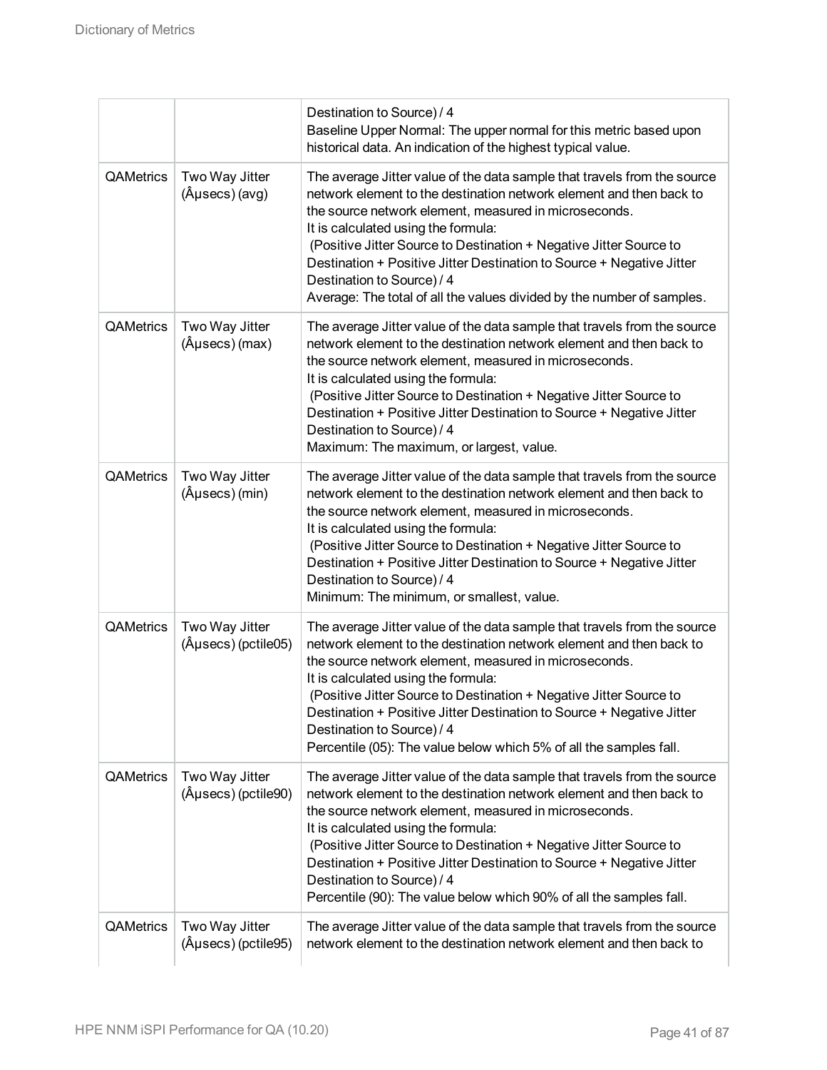| | | |
|---|---|---|
| | | Destination to Source) / 4<br>Baseline Upper Normal: The upper normal for this metric based upon historical data. An indication of the highest typical value. |
| QAMetrics | Two Way Jitter (Âµsecs) (avg) | The average Jitter value of the data sample that travels from the source network element to the destination network element and then back to the source network element, measured in microseconds.<br>It is calculated using the formula:<br>(Positive Jitter Source to Destination + Negative Jitter Source to Destination + Positive Jitter Destination to Source + Negative Jitter Destination to Source) / 4<br>Average: The total of all the values divided by the number of samples. |
| QAMetrics | Two Way Jitter (Âµsecs) (max) | The average Jitter value of the data sample that travels from the source network element to the destination network element and then back to the source network element, measured in microseconds.<br>It is calculated using the formula:<br>(Positive Jitter Source to Destination + Negative Jitter Source to Destination + Positive Jitter Destination to Source + Negative Jitter Destination to Source) / 4<br>Maximum: The maximum, or largest, value. |
| QAMetrics | Two Way Jitter (Âµsecs) (min) | The average Jitter value of the data sample that travels from the source network element to the destination network element and then back to the source network element, measured in microseconds.<br>It is calculated using the formula:<br>(Positive Jitter Source to Destination + Negative Jitter Source to Destination + Positive Jitter Destination to Source + Negative Jitter Destination to Source) / 4<br>Minimum: The minimum, or smallest, value. |
| QAMetrics | Two Way Jitter (Âµsecs) (pctile05) | The average Jitter value of the data sample that travels from the source network element to the destination network element and then back to the source network element, measured in microseconds.<br>It is calculated using the formula:<br>(Positive Jitter Source to Destination + Negative Jitter Source to Destination + Positive Jitter Destination to Source + Negative Jitter Destination to Source) / 4<br>Percentile (05): The value below which 5% of all the samples fall. |
| QAMetrics | Two Way Jitter (Âµsecs) (pctile90) | The average Jitter value of the data sample that travels from the source network element to the destination network element and then back to the source network element, measured in microseconds.<br>It is calculated using the formula:<br>(Positive Jitter Source to Destination + Negative Jitter Source to Destination + Positive Jitter Destination to Source + Negative Jitter Destination to Source) / 4<br>Percentile (90): The value below which 90% of all the samples fall. |
| QAMetrics | Two Way Jitter (Âµsecs) (pctile95) | The average Jitter value of the data sample that travels from the source network element to the destination network element and then back to |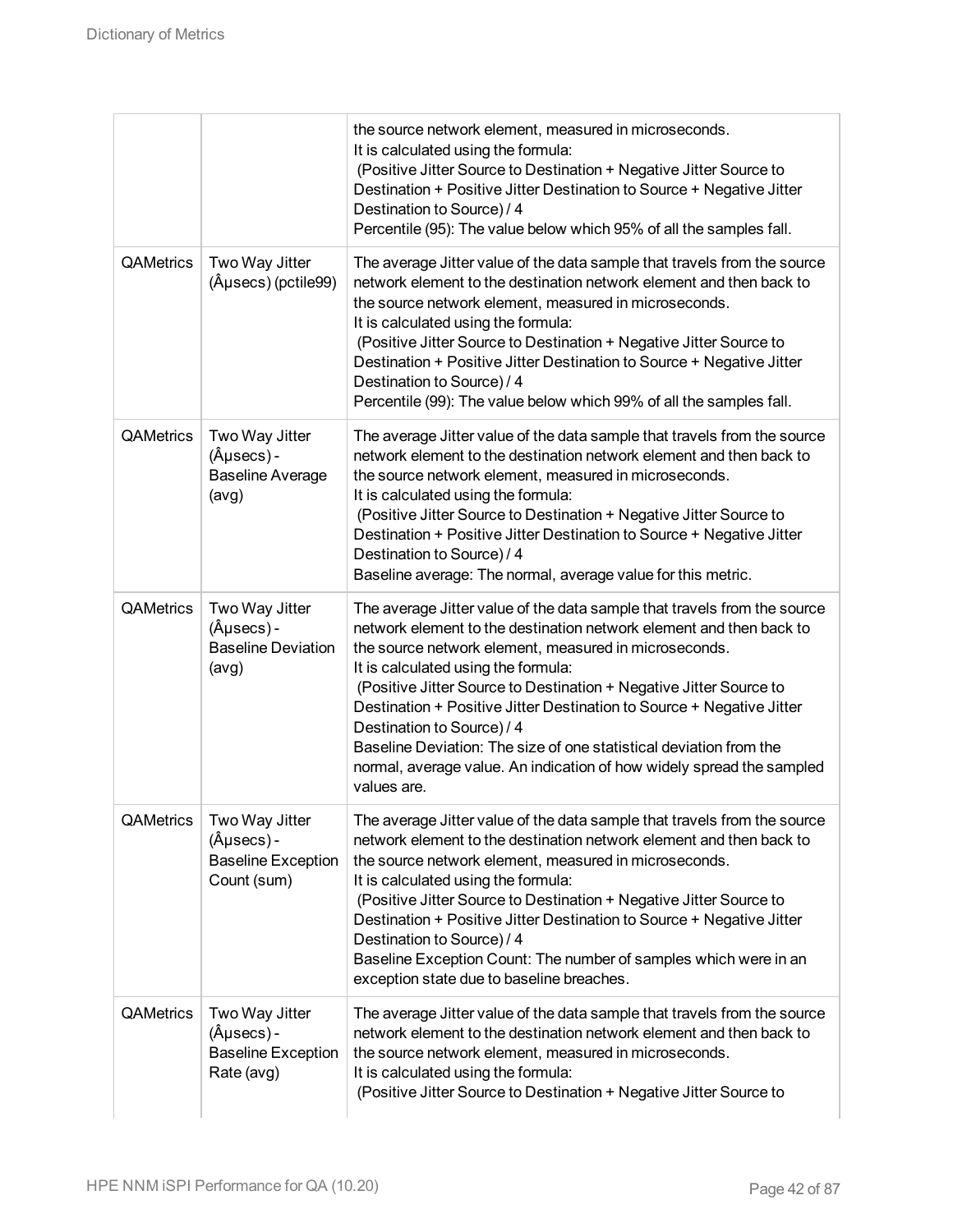| | | |
|---|---|---|
| | | the source network element, measured in microseconds.<br>It is calculated using the formula:<br>(Positive Jitter Source to Destination + Negative Jitter Source to Destination + Positive Jitter Destination to Source + Negative Jitter Destination to Source) / 4<br>Percentile (95): The value below which 95% of all the samples fall. |
| QAMetrics | Two Way Jitter (Âµsecs) (pctile99) | The average Jitter value of the data sample that travels from the source network element to the destination network element and then back to the source network element, measured in microseconds.<br>It is calculated using the formula:<br>(Positive Jitter Source to Destination + Negative Jitter Source to Destination + Positive Jitter Destination to Source + Negative Jitter Destination to Source) / 4<br>Percentile (99): The value below which 99% of all the samples fall. |
| QAMetrics | Two Way Jitter (Âµsecs) - Baseline Average (avg) | The average Jitter value of the data sample that travels from the source network element to the destination network element and then back to the source network element, measured in microseconds.<br>It is calculated using the formula:<br>(Positive Jitter Source to Destination + Negative Jitter Source to Destination + Positive Jitter Destination to Source + Negative Jitter Destination to Source) / 4<br>Baseline average: The normal, average value for this metric. |
| QAMetrics | Two Way Jitter (Âµsecs) - Baseline Deviation (avg) | The average Jitter value of the data sample that travels from the source network element to the destination network element and then back to the source network element, measured in microseconds.<br>It is calculated using the formula:<br>(Positive Jitter Source to Destination + Negative Jitter Source to Destination + Positive Jitter Destination to Source + Negative Jitter Destination to Source) / 4<br>Baseline Deviation: The size of one statistical deviation from the normal, average value. An indication of how widely spread the sampled values are. |
| QAMetrics | Two Way Jitter (Âµsecs) - Baseline Exception Count (sum) | The average Jitter value of the data sample that travels from the source network element to the destination network element and then back to the source network element, measured in microseconds.<br>It is calculated using the formula:<br>(Positive Jitter Source to Destination + Negative Jitter Source to Destination + Positive Jitter Destination to Source + Negative Jitter Destination to Source) / 4<br>Baseline Exception Count: The number of samples which were in an exception state due to baseline breaches. |
| QAMetrics | Two Way Jitter (Âµsecs) - Baseline Exception Rate (avg) | The average Jitter value of the data sample that travels from the source network element to the destination network element and then back to the source network element, measured in microseconds.<br>It is calculated using the formula:<br>(Positive Jitter Source to Destination + Negative Jitter Source to |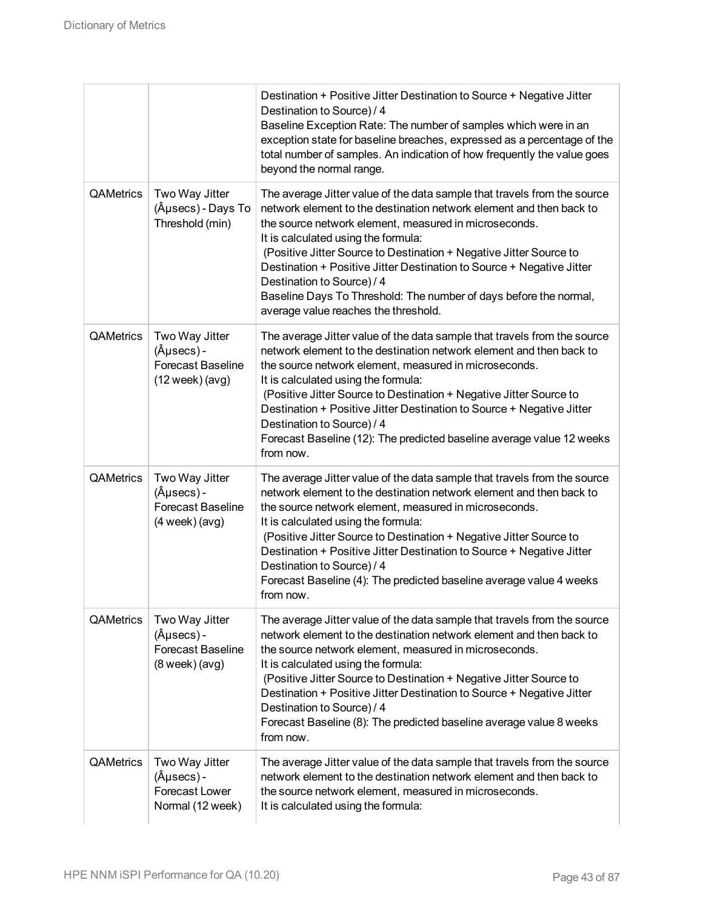| | | |
|---|---|---|
| | | Destination + Positive Jitter Destination to Source + Negative Jitter Destination to Source) / 4<br>Baseline Exception Rate: The number of samples which were in an exception state for baseline breaches, expressed as a percentage of the total number of samples. An indication of how frequently the value goes beyond the normal range. |
| QAMetrics | Two Way Jitter (Âµsecs) - Days To Threshold (min) | The average Jitter value of the data sample that travels from the source network element to the destination network element and then back to the source network element, measured in microseconds.<br>It is calculated using the formula:<br>(Positive Jitter Source to Destination + Negative Jitter Source to Destination + Positive Jitter Destination to Source + Negative Jitter Destination to Source) / 4<br>Baseline Days To Threshold: The number of days before the normal, average value reaches the threshold. |
| QAMetrics | Two Way Jitter (Âµsecs) - Forecast Baseline (12 week) (avg) | The average Jitter value of the data sample that travels from the source network element to the destination network element and then back to the source network element, measured in microseconds.<br>It is calculated using the formula:<br>(Positive Jitter Source to Destination + Negative Jitter Source to Destination + Positive Jitter Destination to Source + Negative Jitter Destination to Source) / 4<br>Forecast Baseline (12): The predicted baseline average value 12 weeks from now. |
| QAMetrics | Two Way Jitter (Âµsecs) - Forecast Baseline (4 week) (avg) | The average Jitter value of the data sample that travels from the source network element to the destination network element and then back to the source network element, measured in microseconds.<br>It is calculated using the formula:<br>(Positive Jitter Source to Destination + Negative Jitter Source to Destination + Positive Jitter Destination to Source + Negative Jitter Destination to Source) / 4<br>Forecast Baseline (4): The predicted baseline average value 4 weeks from now. |
| QAMetrics | Two Way Jitter (Âµsecs) - Forecast Baseline (8 week) (avg) | The average Jitter value of the data sample that travels from the source network element to the destination network element and then back to the source network element, measured in microseconds.<br>It is calculated using the formula:<br>(Positive Jitter Source to Destination + Negative Jitter Source to Destination + Positive Jitter Destination to Source + Negative Jitter Destination to Source) / 4<br>Forecast Baseline (8): The predicted baseline average value 8 weeks from now. |
| QAMetrics | Two Way Jitter (Âµsecs) - Forecast Lower Normal (12 week) | The average Jitter value of the data sample that travels from the source network element to the destination network element and then back to the source network element, measured in microseconds.<br>It is calculated using the formula: |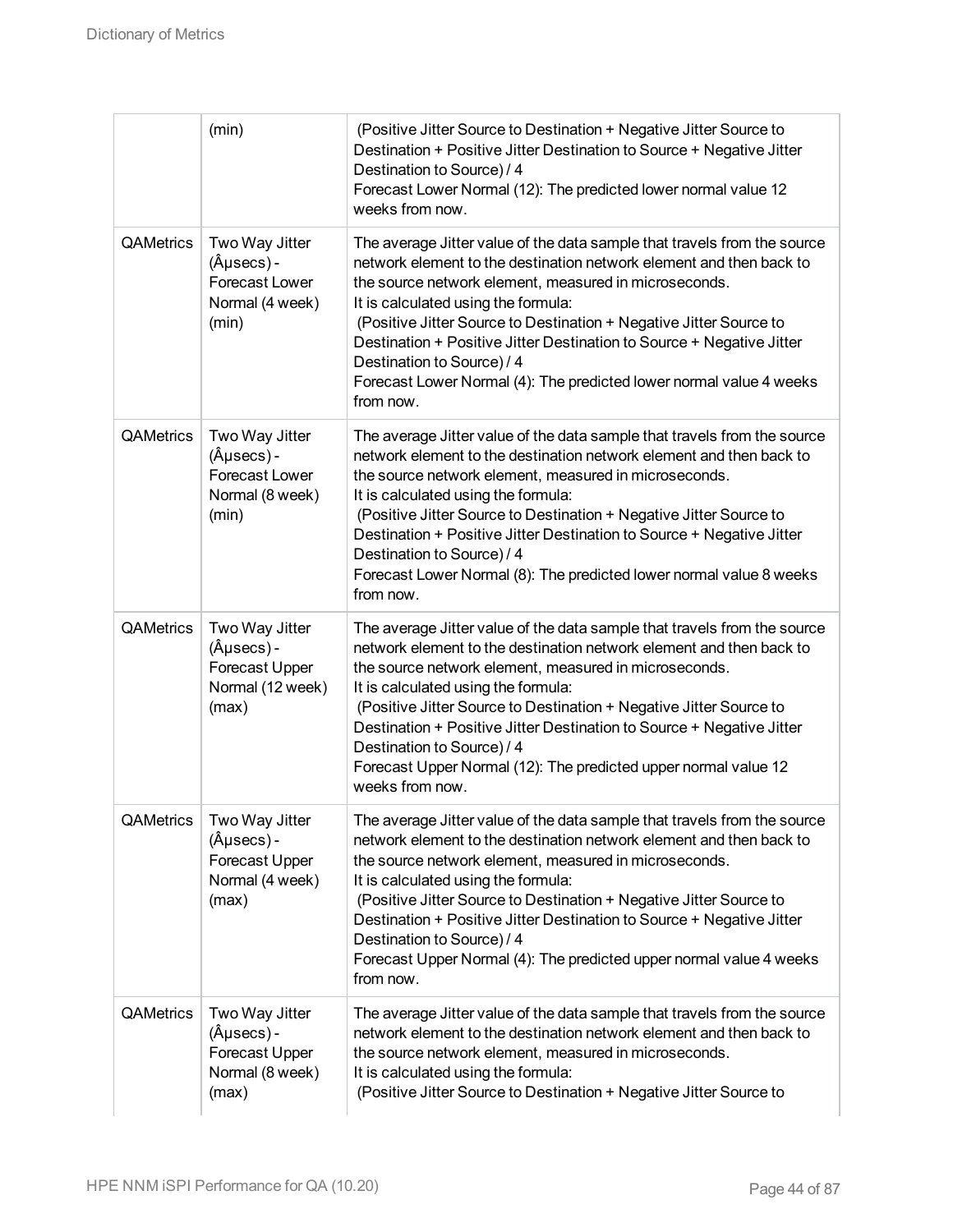| | | |
|---|---|---|
| | (min) | (Positive Jitter Source to Destination + Negative Jitter Source to Destination + Positive Jitter Destination to Source + Negative Jitter Destination to Source) / 4<br>Forecast Lower Normal (12): The predicted lower normal value 12 weeks from now. |
| QAMetrics | Two Way Jitter (Âµsecs) - Forecast Lower Normal (4 week) (min) | The average Jitter value of the data sample that travels from the source network element to the destination network element and then back to the source network element, measured in microseconds.<br>It is calculated using the formula:<br>(Positive Jitter Source to Destination + Negative Jitter Source to Destination + Positive Jitter Destination to Source + Negative Jitter Destination to Source) / 4<br>Forecast Lower Normal (4): The predicted lower normal value 4 weeks from now. |
| QAMetrics | Two Way Jitter (Âµsecs) - Forecast Lower Normal (8 week) (min) | The average Jitter value of the data sample that travels from the source network element to the destination network element and then back to the source network element, measured in microseconds.<br>It is calculated using the formula:<br>(Positive Jitter Source to Destination + Negative Jitter Source to Destination + Positive Jitter Destination to Source + Negative Jitter Destination to Source) / 4<br>Forecast Lower Normal (8): The predicted lower normal value 8 weeks from now. |
| QAMetrics | Two Way Jitter (Âµsecs) - Forecast Upper Normal (12 week) (max) | The average Jitter value of the data sample that travels from the source network element to the destination network element and then back to the source network element, measured in microseconds.<br>It is calculated using the formula:<br>(Positive Jitter Source to Destination + Negative Jitter Source to Destination + Positive Jitter Destination to Source + Negative Jitter Destination to Source) / 4<br>Forecast Upper Normal (12): The predicted upper normal value 12 weeks from now. |
| QAMetrics | Two Way Jitter (Âµsecs) - Forecast Upper Normal (4 week) (max) | The average Jitter value of the data sample that travels from the source network element to the destination network element and then back to the source network element, measured in microseconds.<br>It is calculated using the formula:<br>(Positive Jitter Source to Destination + Negative Jitter Source to Destination + Positive Jitter Destination to Source + Negative Jitter Destination to Source) / 4<br>Forecast Upper Normal (4): The predicted upper normal value 4 weeks from now. |
| QAMetrics | Two Way Jitter (Âµsecs) - Forecast Upper Normal (8 week) (max) | The average Jitter value of the data sample that travels from the source network element to the destination network element and then back to the source network element, measured in microseconds.<br>It is calculated using the formula:<br>(Positive Jitter Source to Destination + Negative Jitter Source to |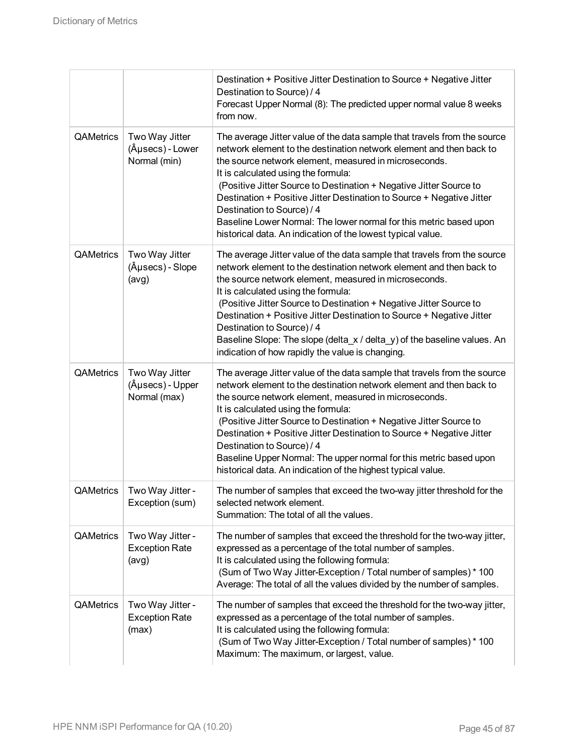| | | |
|---|---|---|
| | | Destination + Positive Jitter Destination to Source + Negative Jitter Destination to Source) / 4<br>Forecast Upper Normal (8): The predicted upper normal value 8 weeks from now. |
| QAMetrics | Two Way Jitter (Âµsecs) - Lower Normal (min) | The average Jitter value of the data sample that travels from the source network element to the destination network element and then back to the source network element, measured in microseconds.<br>It is calculated using the formula:<br>(Positive Jitter Source to Destination + Negative Jitter Source to Destination + Positive Jitter Destination to Source + Negative Jitter Destination to Source) / 4<br>Baseline Lower Normal: The lower normal for this metric based upon historical data. An indication of the lowest typical value. |
| QAMetrics | Two Way Jitter (Âµsecs) - Slope (avg) | The average Jitter value of the data sample that travels from the source network element to the destination network element and then back to the source network element, measured in microseconds.<br>It is calculated using the formula:<br>(Positive Jitter Source to Destination + Negative Jitter Source to Destination + Positive Jitter Destination to Source + Negative Jitter Destination to Source) / 4<br>Baseline Slope: The slope (delta_x / delta_y) of the baseline values. An indication of how rapidly the value is changing. |
| QAMetrics | Two Way Jitter (Âµsecs) - Upper Normal (max) | The average Jitter value of the data sample that travels from the source network element to the destination network element and then back to the source network element, measured in microseconds.<br>It is calculated using the formula:<br>(Positive Jitter Source to Destination + Negative Jitter Source to Destination + Positive Jitter Destination to Source + Negative Jitter Destination to Source) / 4<br>Baseline Upper Normal: The upper normal for this metric based upon historical data. An indication of the highest typical value. |
| QAMetrics | Two Way Jitter - Exception (sum) | The number of samples that exceed the two-way jitter threshold for the selected network element.<br>Summation: The total of all the values. |
| QAMetrics | Two Way Jitter - Exception Rate (avg) | The number of samples that exceed the threshold for the two-way jitter, expressed as a percentage of the total number of samples.<br>It is calculated using the following formula:<br>(Sum of Two Way Jitter-Exception / Total number of samples) * 100<br>Average: The total of all the values divided by the number of samples. |
| QAMetrics | Two Way Jitter - Exception Rate (max) | The number of samples that exceed the threshold for the two-way jitter, expressed as a percentage of the total number of samples.<br>It is calculated using the following formula:<br>(Sum of Two Way Jitter-Exception / Total number of samples) * 100<br>Maximum: The maximum, or largest, value. |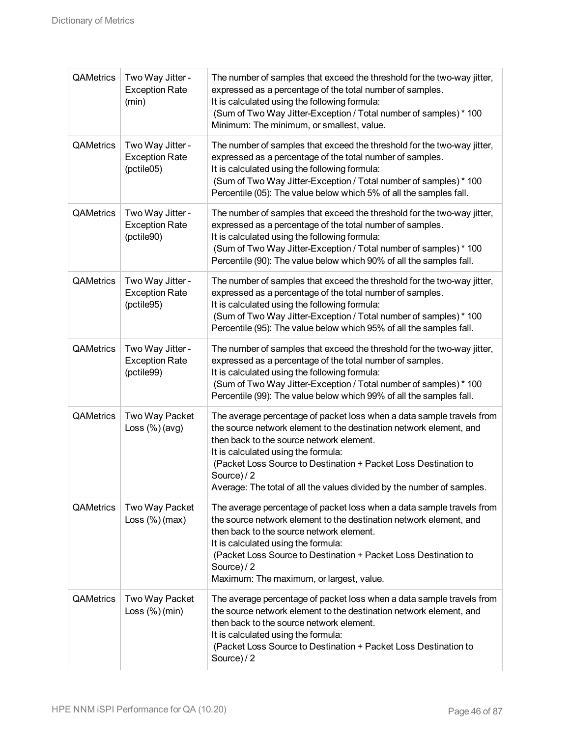| | | |
|---|---|---|
| QAMetrics | Two Way Jitter - Exception Rate (min) | The number of samples that exceed the threshold for the two-way jitter, expressed as a percentage of the total number of samples.<br>It is calculated using the following formula:<br>(Sum of Two Way Jitter-Exception / Total number of samples) * 100<br>Minimum: The minimum, or smallest, value. |
| QAMetrics | Two Way Jitter - Exception Rate (pctile05) | The number of samples that exceed the threshold for the two-way jitter, expressed as a percentage of the total number of samples.<br>It is calculated using the following formula:<br>(Sum of Two Way Jitter-Exception / Total number of samples) * 100<br>Percentile (05): The value below which 5% of all the samples fall. |
| QAMetrics | Two Way Jitter - Exception Rate (pctile90) | The number of samples that exceed the threshold for the two-way jitter, expressed as a percentage of the total number of samples.<br>It is calculated using the following formula:<br>(Sum of Two Way Jitter-Exception / Total number of samples) * 100<br>Percentile (90): The value below which 90% of all the samples fall. |
| QAMetrics | Two Way Jitter - Exception Rate (pctile95) | The number of samples that exceed the threshold for the two-way jitter, expressed as a percentage of the total number of samples.<br>It is calculated using the following formula:<br>(Sum of Two Way Jitter-Exception / Total number of samples) * 100<br>Percentile (95): The value below which 95% of all the samples fall. |
| QAMetrics | Two Way Jitter - Exception Rate (pctile99) | The number of samples that exceed the threshold for the two-way jitter, expressed as a percentage of the total number of samples.<br>It is calculated using the following formula:<br>(Sum of Two Way Jitter-Exception / Total number of samples) * 100<br>Percentile (99): The value below which 99% of all the samples fall. |
| QAMetrics | Two Way Packet Loss (%) (avg) | The average percentage of packet loss when a data sample travels from the source network element to the destination network element, and then back to the source network element.<br>It is calculated using the formula:<br>(Packet Loss Source to Destination + Packet Loss Destination to Source) / 2<br>Average: The total of all the values divided by the number of samples. |
| QAMetrics | Two Way Packet Loss (%) (max) | The average percentage of packet loss when a data sample travels from the source network element to the destination network element, and then back to the source network element.<br>It is calculated using the formula:<br>(Packet Loss Source to Destination + Packet Loss Destination to Source) / 2<br>Maximum: The maximum, or largest, value. |
| QAMetrics | Two Way Packet Loss (%) (min) | The average percentage of packet loss when a data sample travels from the source network element to the destination network element, and then back to the source network element.<br>It is calculated using the formula:<br>(Packet Loss Source to Destination + Packet Loss Destination to Source) / 2 |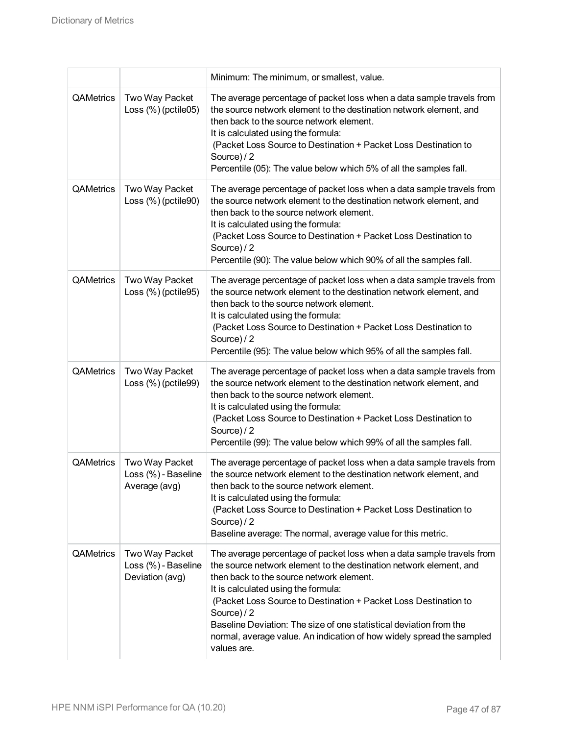| | | |
|---|---|---|
| | | Minimum: The minimum, or smallest, value. |
| QAMetrics | Two Way Packet Loss (%) (pctile05) | The average percentage of packet loss when a data sample travels from the source network element to the destination network element, and then back to the source network element.<br>It is calculated using the formula:<br>(Packet Loss Source to Destination + Packet Loss Destination to Source) / 2<br>Percentile (05): The value below which 5% of all the samples fall. |
| QAMetrics | Two Way Packet Loss (%) (pctile90) | The average percentage of packet loss when a data sample travels from the source network element to the destination network element, and then back to the source network element.<br>It is calculated using the formula:<br>(Packet Loss Source to Destination + Packet Loss Destination to Source) / 2<br>Percentile (90): The value below which 90% of all the samples fall. |
| QAMetrics | Two Way Packet Loss (%) (pctile95) | The average percentage of packet loss when a data sample travels from the source network element to the destination network element, and then back to the source network element.<br>It is calculated using the formula:<br>(Packet Loss Source to Destination + Packet Loss Destination to Source) / 2<br>Percentile (95): The value below which 95% of all the samples fall. |
| QAMetrics | Two Way Packet Loss (%) (pctile99) | The average percentage of packet loss when a data sample travels from the source network element to the destination network element, and then back to the source network element.<br>It is calculated using the formula:<br>(Packet Loss Source to Destination + Packet Loss Destination to Source) / 2<br>Percentile (99): The value below which 99% of all the samples fall. |
| QAMetrics | Two Way Packet Loss (%) - Baseline Average (avg) | The average percentage of packet loss when a data sample travels from the source network element to the destination network element, and then back to the source network element.<br>It is calculated using the formula:<br>(Packet Loss Source to Destination + Packet Loss Destination to Source) / 2<br>Baseline average: The normal, average value for this metric. |
| QAMetrics | Two Way Packet Loss (%) - Baseline Deviation (avg) | The average percentage of packet loss when a data sample travels from the source network element to the destination network element, and then back to the source network element.<br>It is calculated using the formula:<br>(Packet Loss Source to Destination + Packet Loss Destination to Source) / 2<br>Baseline Deviation: The size of one statistical deviation from the normal, average value. An indication of how widely spread the sampled values are. |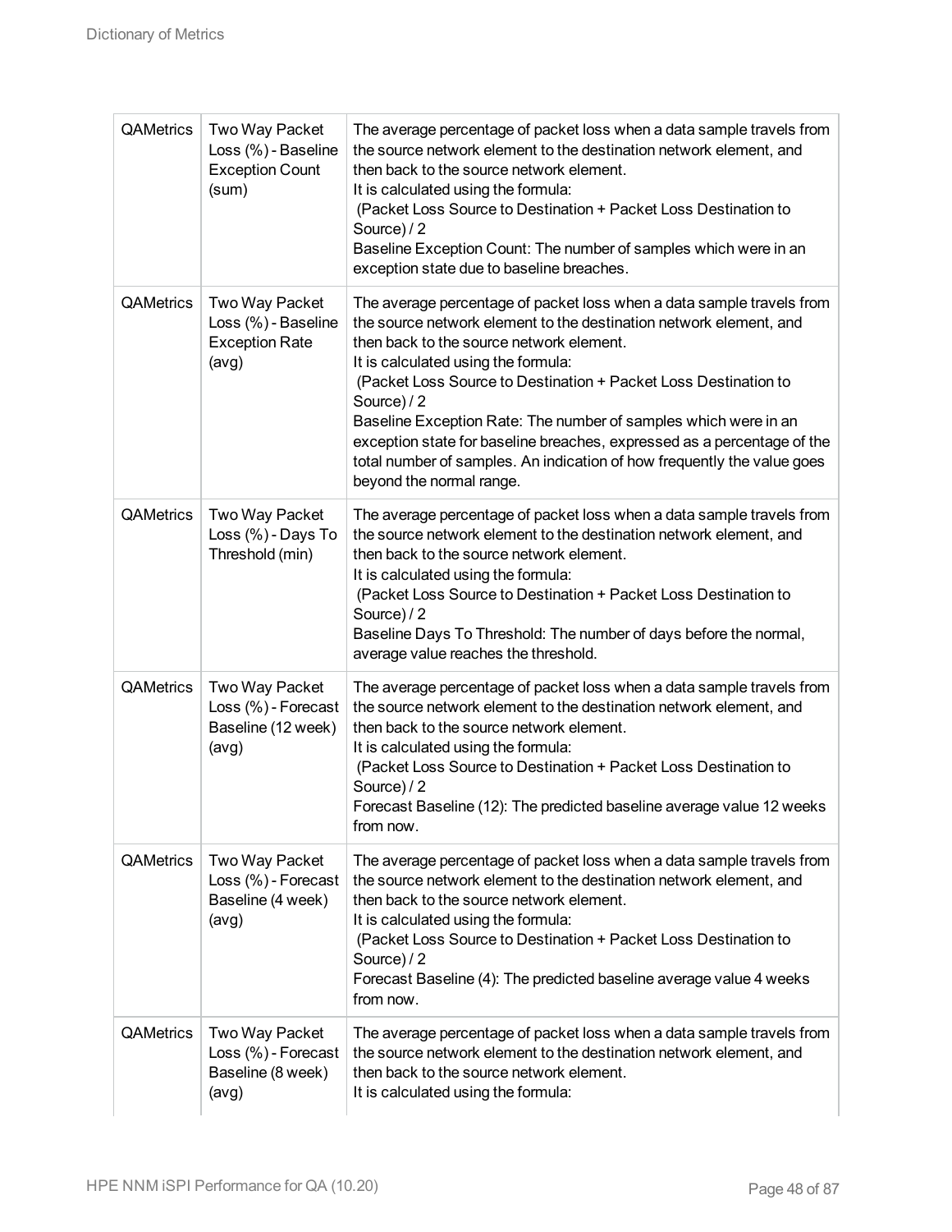| | | |
|---|---|---|
| QAMetrics | Two Way Packet Loss (%) - Baseline Exception Count (sum) | The average percentage of packet loss when a data sample travels from the source network element to the destination network element, and then back to the source network element.<br>It is calculated using the formula:<br>(Packet Loss Source to Destination + Packet Loss Destination to Source) / 2<br>Baseline Exception Count: The number of samples which were in an exception state due to baseline breaches. |
| QAMetrics | Two Way Packet Loss (%) - Baseline Exception Rate (avg) | The average percentage of packet loss when a data sample travels from the source network element to the destination network element, and then back to the source network element.<br>It is calculated using the formula:<br>(Packet Loss Source to Destination + Packet Loss Destination to Source) / 2<br>Baseline Exception Rate: The number of samples which were in an exception state for baseline breaches, expressed as a percentage of the total number of samples. An indication of how frequently the value goes beyond the normal range. |
| QAMetrics | Two Way Packet Loss (%) - Days To Threshold (min) | The average percentage of packet loss when a data sample travels from the source network element to the destination network element, and then back to the source network element.<br>It is calculated using the formula:<br>(Packet Loss Source to Destination + Packet Loss Destination to Source) / 2<br>Baseline Days To Threshold: The number of days before the normal, average value reaches the threshold. |
| QAMetrics | Two Way Packet Loss (%) - Forecast Baseline (12 week) (avg) | The average percentage of packet loss when a data sample travels from the source network element to the destination network element, and then back to the source network element.<br>It is calculated using the formula:<br>(Packet Loss Source to Destination + Packet Loss Destination to Source) / 2<br>Forecast Baseline (12): The predicted baseline average value 12 weeks from now. |
| QAMetrics | Two Way Packet Loss (%) - Forecast Baseline (4 week) (avg) | The average percentage of packet loss when a data sample travels from the source network element to the destination network element, and then back to the source network element.<br>It is calculated using the formula:<br>(Packet Loss Source to Destination + Packet Loss Destination to Source) / 2<br>Forecast Baseline (4): The predicted baseline average value 4 weeks from now. |
| QAMetrics | Two Way Packet Loss (%) - Forecast Baseline (8 week) (avg) | The average percentage of packet loss when a data sample travels from the source network element to the destination network element, and then back to the source network element.<br>It is calculated using the formula: |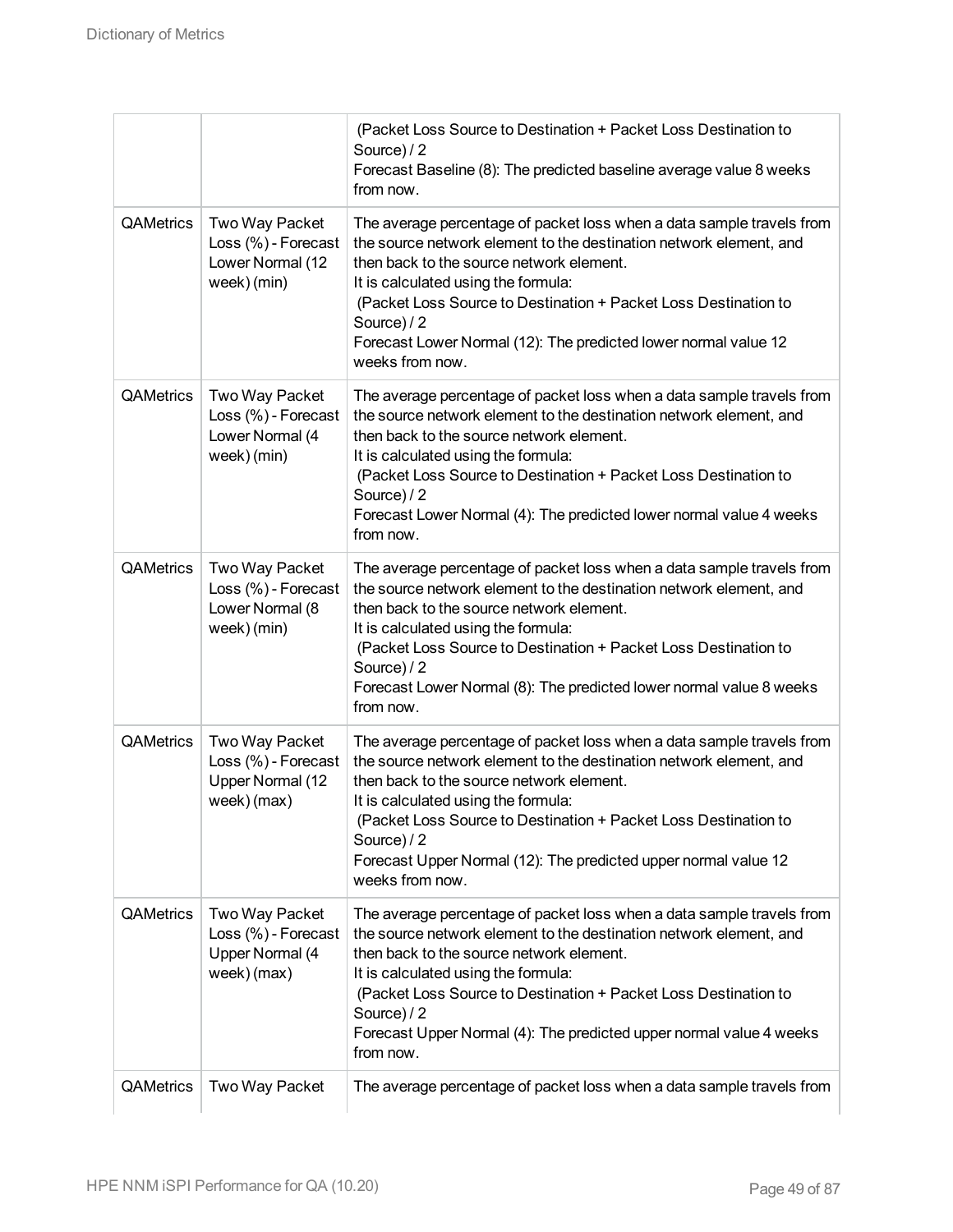| | | |
|---|---|---|
| | | (Packet Loss Source to Destination + Packet Loss Destination to Source) / 2<br>Forecast Baseline (8): The predicted baseline average value 8 weeks from now. |
| QAMetrics | Two Way Packet Loss (%) - Forecast Lower Normal (12 week) (min) | The average percentage of packet loss when a data sample travels from the source network element to the destination network element, and then back to the source network element.<br>It is calculated using the formula:<br>(Packet Loss Source to Destination + Packet Loss Destination to Source) / 2<br>Forecast Lower Normal (12): The predicted lower normal value 12 weeks from now. |
| QAMetrics | Two Way Packet Loss (%) - Forecast Lower Normal (4 week) (min) | The average percentage of packet loss when a data sample travels from the source network element to the destination network element, and then back to the source network element.<br>It is calculated using the formula:<br>(Packet Loss Source to Destination + Packet Loss Destination to Source) / 2<br>Forecast Lower Normal (4): The predicted lower normal value 4 weeks from now. |
| QAMetrics | Two Way Packet Loss (%) - Forecast Lower Normal (8 week) (min) | The average percentage of packet loss when a data sample travels from the source network element to the destination network element, and then back to the source network element.<br>It is calculated using the formula:<br>(Packet Loss Source to Destination + Packet Loss Destination to Source) / 2<br>Forecast Lower Normal (8): The predicted lower normal value 8 weeks from now. |
| QAMetrics | Two Way Packet Loss (%) - Forecast Upper Normal (12 week) (max) | The average percentage of packet loss when a data sample travels from the source network element to the destination network element, and then back to the source network element.<br>It is calculated using the formula:<br>(Packet Loss Source to Destination + Packet Loss Destination to Source) / 2<br>Forecast Upper Normal (12): The predicted upper normal value 12 weeks from now. |
| QAMetrics | Two Way Packet Loss (%) - Forecast Upper Normal (4 week) (max) | The average percentage of packet loss when a data sample travels from the source network element to the destination network element, and then back to the source network element.<br>It is calculated using the formula:<br>(Packet Loss Source to Destination + Packet Loss Destination to Source) / 2<br>Forecast Upper Normal (4): The predicted upper normal value 4 weeks from now. |
| QAMetrics | Two Way Packet | The average percentage of packet loss when a data sample travels from |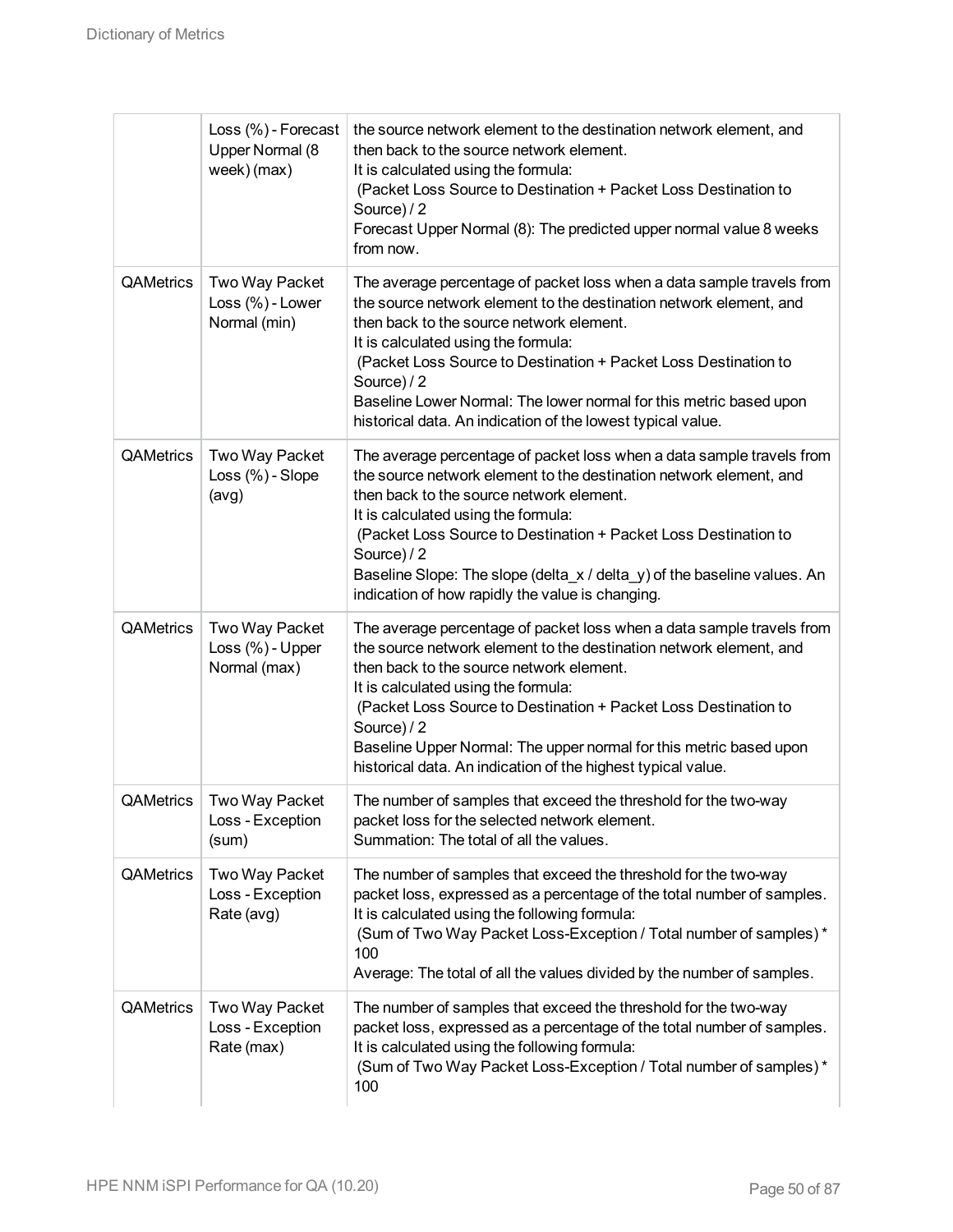| | | |
|---|---|---|
| | Loss (%) - Forecast Upper Normal (8 week) (max) | the source network element to the destination network element, and then back to the source network element.<br>It is calculated using the formula:<br>(Packet Loss Source to Destination + Packet Loss Destination to Source) / 2<br>Forecast Upper Normal (8): The predicted upper normal value 8 weeks from now. |
| QAMetrics | Two Way Packet Loss (%) - Lower Normal (min) | The average percentage of packet loss when a data sample travels from the source network element to the destination network element, and then back to the source network element.<br>It is calculated using the formula:<br>(Packet Loss Source to Destination + Packet Loss Destination to Source) / 2<br>Baseline Lower Normal: The lower normal for this metric based upon historical data. An indication of the lowest typical value. |
| QAMetrics | Two Way Packet Loss (%) - Slope (avg) | The average percentage of packet loss when a data sample travels from the source network element to the destination network element, and then back to the source network element.<br>It is calculated using the formula:<br>(Packet Loss Source to Destination + Packet Loss Destination to Source) / 2<br>Baseline Slope: The slope (delta_x / delta_y) of the baseline values. An indication of how rapidly the value is changing. |
| QAMetrics | Two Way Packet Loss (%) - Upper Normal (max) | The average percentage of packet loss when a data sample travels from the source network element to the destination network element, and then back to the source network element.<br>It is calculated using the formula:<br>(Packet Loss Source to Destination + Packet Loss Destination to Source) / 2<br>Baseline Upper Normal: The upper normal for this metric based upon historical data. An indication of the highest typical value. |
| QAMetrics | Two Way Packet Loss - Exception (sum) | The number of samples that exceed the threshold for the two-way packet loss for the selected network element.<br>Summation: The total of all the values. |
| QAMetrics | Two Way Packet Loss - Exception Rate (avg) | The number of samples that exceed the threshold for the two-way packet loss, expressed as a percentage of the total number of samples.<br>It is calculated using the following formula:<br>(Sum of Two Way Packet Loss-Exception / Total number of samples) * 100<br>Average: The total of all the values divided by the number of samples. |
| QAMetrics | Two Way Packet Loss - Exception Rate (max) | The number of samples that exceed the threshold for the two-way packet loss, expressed as a percentage of the total number of samples.<br>It is calculated using the following formula:<br>(Sum of Two Way Packet Loss-Exception / Total number of samples) * 100 |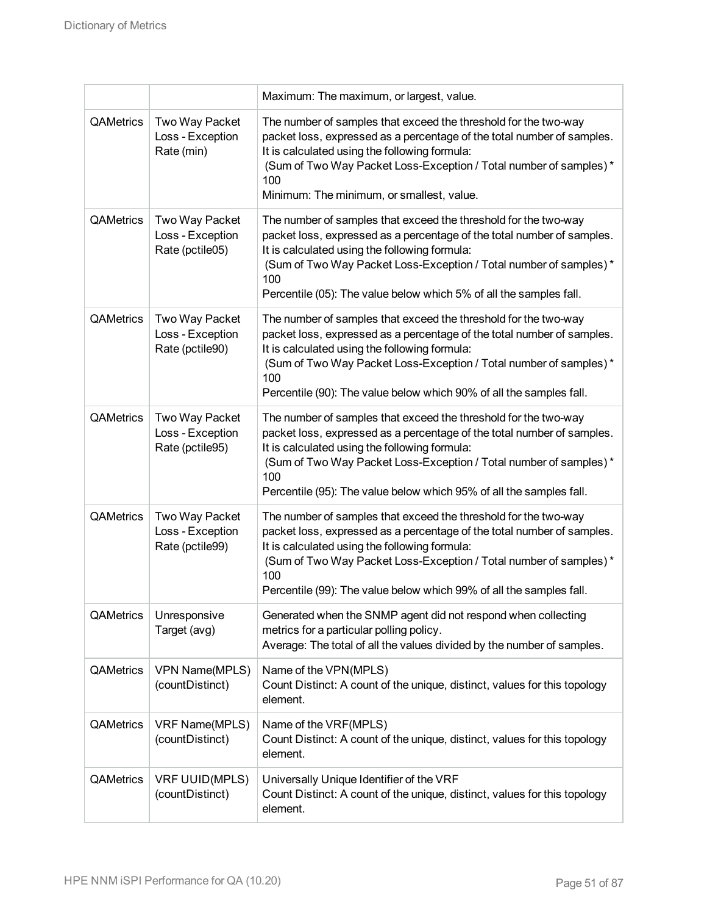| | | |
|---|---|---|
| | | Maximum: The maximum, or largest, value. |
| QAMetrics | Two Way Packet Loss - Exception Rate (min) | The number of samples that exceed the threshold for the two-way packet loss, expressed as a percentage of the total number of samples. It is calculated using the following formula:<br>(Sum of Two Way Packet Loss-Exception / Total number of samples) * 100<br>Minimum: The minimum, or smallest, value. |
| QAMetrics | Two Way Packet Loss - Exception Rate (pctile05) | The number of samples that exceed the threshold for the two-way packet loss, expressed as a percentage of the total number of samples. It is calculated using the following formula:<br>(Sum of Two Way Packet Loss-Exception / Total number of samples) * 100<br>Percentile (05): The value below which 5% of all the samples fall. |
| QAMetrics | Two Way Packet Loss - Exception Rate (pctile90) | The number of samples that exceed the threshold for the two-way packet loss, expressed as a percentage of the total number of samples. It is calculated using the following formula:<br>(Sum of Two Way Packet Loss-Exception / Total number of samples) * 100<br>Percentile (90): The value below which 90% of all the samples fall. |
| QAMetrics | Two Way Packet Loss - Exception Rate (pctile95) | The number of samples that exceed the threshold for the two-way packet loss, expressed as a percentage of the total number of samples. It is calculated using the following formula:<br>(Sum of Two Way Packet Loss-Exception / Total number of samples) * 100<br>Percentile (95): The value below which 95% of all the samples fall. |
| QAMetrics | Two Way Packet Loss - Exception Rate (pctile99) | The number of samples that exceed the threshold for the two-way packet loss, expressed as a percentage of the total number of samples. It is calculated using the following formula:<br>(Sum of Two Way Packet Loss-Exception / Total number of samples) * 100<br>Percentile (99): The value below which 99% of all the samples fall. |
| QAMetrics | Unresponsive Target (avg) | Generated when the SNMP agent did not respond when collecting metrics for a particular polling policy.<br>Average: The total of all the values divided by the number of samples. |
| QAMetrics | VPN Name(MPLS) (countDistinct) | Name of the VPN(MPLS)<br>Count Distinct: A count of the unique, distinct, values for this topology element. |
| QAMetrics | VRF Name(MPLS) (countDistinct) | Name of the VRF(MPLS)<br>Count Distinct: A count of the unique, distinct, values for this topology element. |
| QAMetrics | VRF UUID(MPLS) (countDistinct) | Universally Unique Identifier of the VRF<br>Count Distinct: A count of the unique, distinct, values for this topology element. |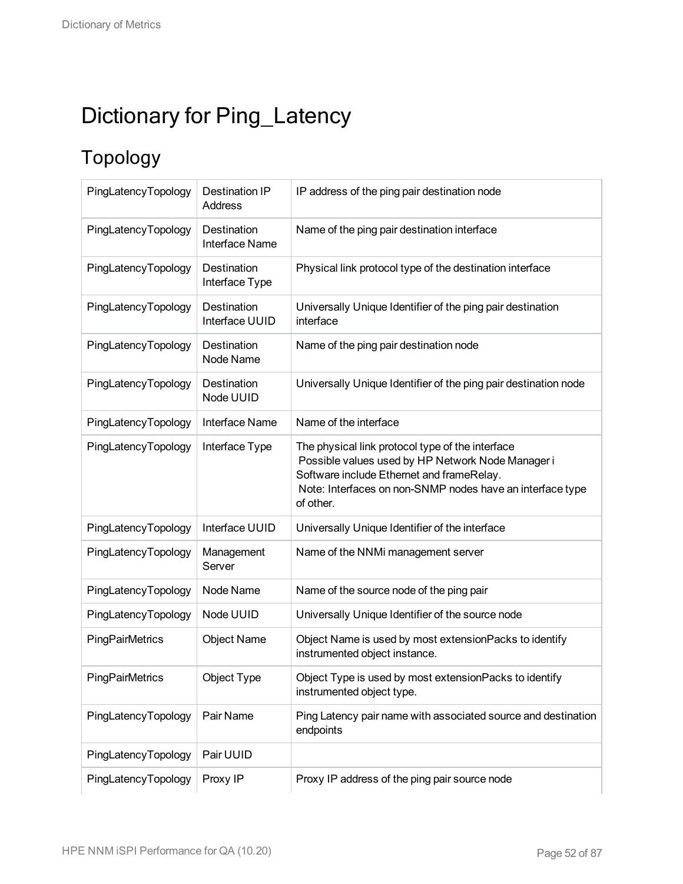# Dictionary for Ping_Latency

## Topology

| | | |
|---|---|---|
| PingLatencyTopology | Destination IP Address | IP address of the ping pair destination node |
| PingLatencyTopology | Destination Interface Name | Name of the ping pair destination interface |
| PingLatencyTopology | Destination Interface Type | Physical link protocol type of the destination interface |
| PingLatencyTopology | Destination Interface UUID | Universally Unique Identifier of the ping pair destination interface |
| PingLatencyTopology | Destination Node Name | Name of the ping pair destination node |
| PingLatencyTopology | Destination Node UUID | Universally Unique Identifier of the ping pair destination node |
| PingLatencyTopology | Interface Name | Name of the interface |
| PingLatencyTopology | Interface Type | The physical link protocol type of the interface<br>Possible values used by HP Network Node Manager i Software include Ethernet and frameRelay.<br>Note: Interfaces on non-SNMP nodes have an interface type of other. |
| PingLatencyTopology | Interface UUID | Universally Unique Identifier of the interface |
| PingLatencyTopology | Management Server | Name of the NNMi management server |
| PingLatencyTopology | Node Name | Name of the source node of the ping pair |
| PingLatencyTopology | Node UUID | Universally Unique Identifier of the source node |
| PingPairMetrics | Object Name | Object Name is used by most extensionPacks to identify instrumented object instance. |
| PingPairMetrics | Object Type | Object Type is used by most extensionPacks to identify instrumented object type. |
| PingLatencyTopology | Pair Name | Ping Latency pair name with associated source and destination endpoints |
| PingLatencyTopology | Pair UUID | |
| PingLatencyTopology | Proxy IP | Proxy IP address of the ping pair source node |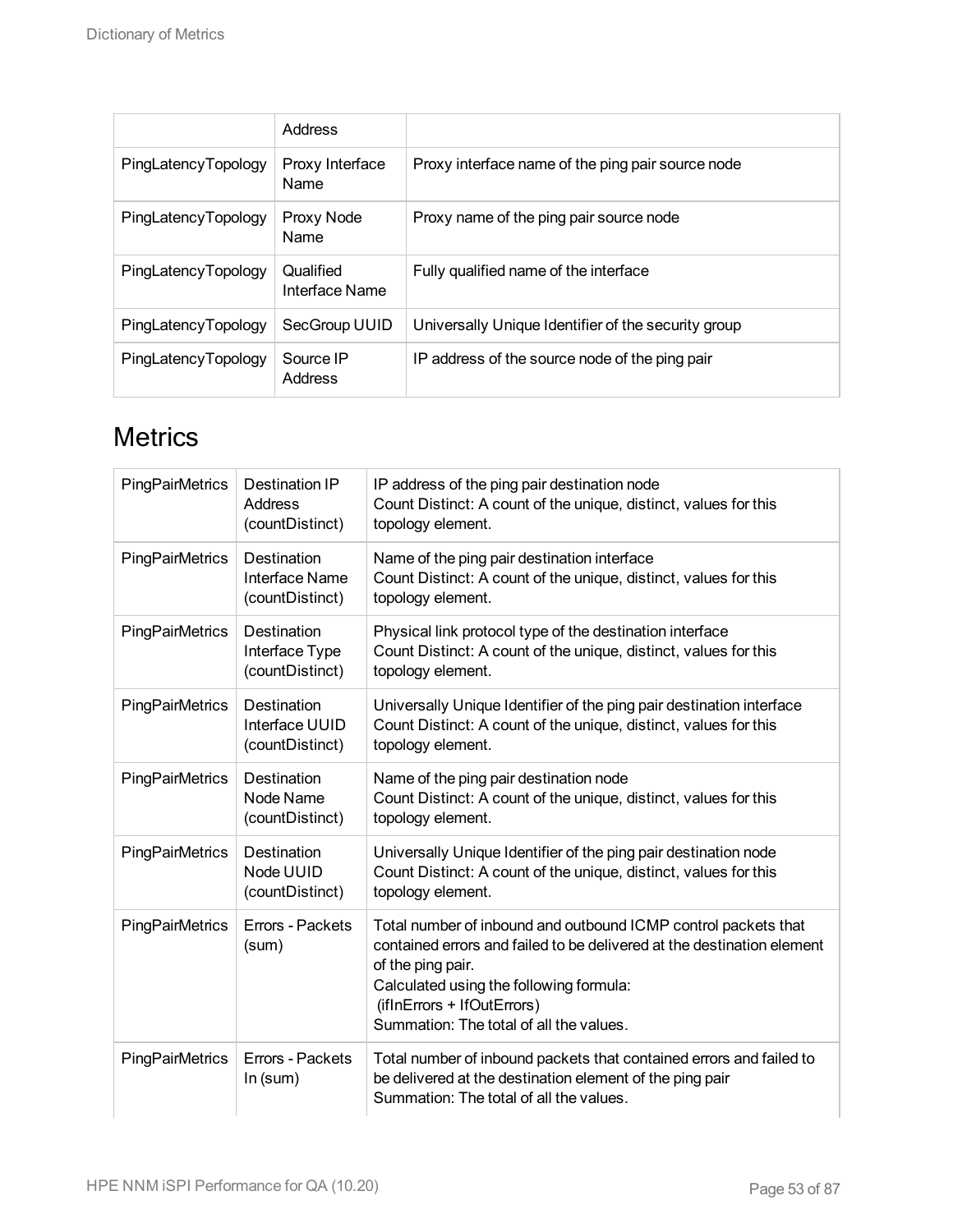| | | |
|---|---|---|
| | Address | |
| PingLatencyTopology | Proxy Interface Name | Proxy interface name of the ping pair source node |
| PingLatencyTopology | Proxy Node Name | Proxy name of the ping pair source node |
| PingLatencyTopology | Qualified Interface Name | Fully qualified name of the interface |
| PingLatencyTopology | SecGroup UUID | Universally Unique Identifier of the security group |
| PingLatencyTopology | Source IP Address | IP address of the source node of the ping pair |

## Metrics

| | | |
|---|---|---|
| PingPairMetrics | Destination IP Address (countDistinct) | IP address of the ping pair destination node<br>Count Distinct: A count of the unique, distinct, values for this topology element. |
| PingPairMetrics | Destination Interface Name (countDistinct) | Name of the ping pair destination interface<br>Count Distinct: A count of the unique, distinct, values for this topology element. |
| PingPairMetrics | Destination Interface Type (countDistinct) | Physical link protocol type of the destination interface<br>Count Distinct: A count of the unique, distinct, values for this topology element. |
| PingPairMetrics | Destination Interface UUID (countDistinct) | Universally Unique Identifier of the ping pair destination interface<br>Count Distinct: A count of the unique, distinct, values for this topology element. |
| PingPairMetrics | Destination Node Name (countDistinct) | Name of the ping pair destination node<br>Count Distinct: A count of the unique, distinct, values for this topology element. |
| PingPairMetrics | Destination Node UUID (countDistinct) | Universally Unique Identifier of the ping pair destination node<br>Count Distinct: A count of the unique, distinct, values for this topology element. |
| PingPairMetrics | Errors - Packets (sum) | Total number of inbound and outbound ICMP control packets that contained errors and failed to be delivered at the destination element of the ping pair.<br>Calculated using the following formula:<br>(ifInErrors + IfOutErrors)<br>Summation: The total of all the values. |
| PingPairMetrics | Errors - Packets In (sum) | Total number of inbound packets that contained errors and failed to be delivered at the destination element of the ping pair<br>Summation: The total of all the values. |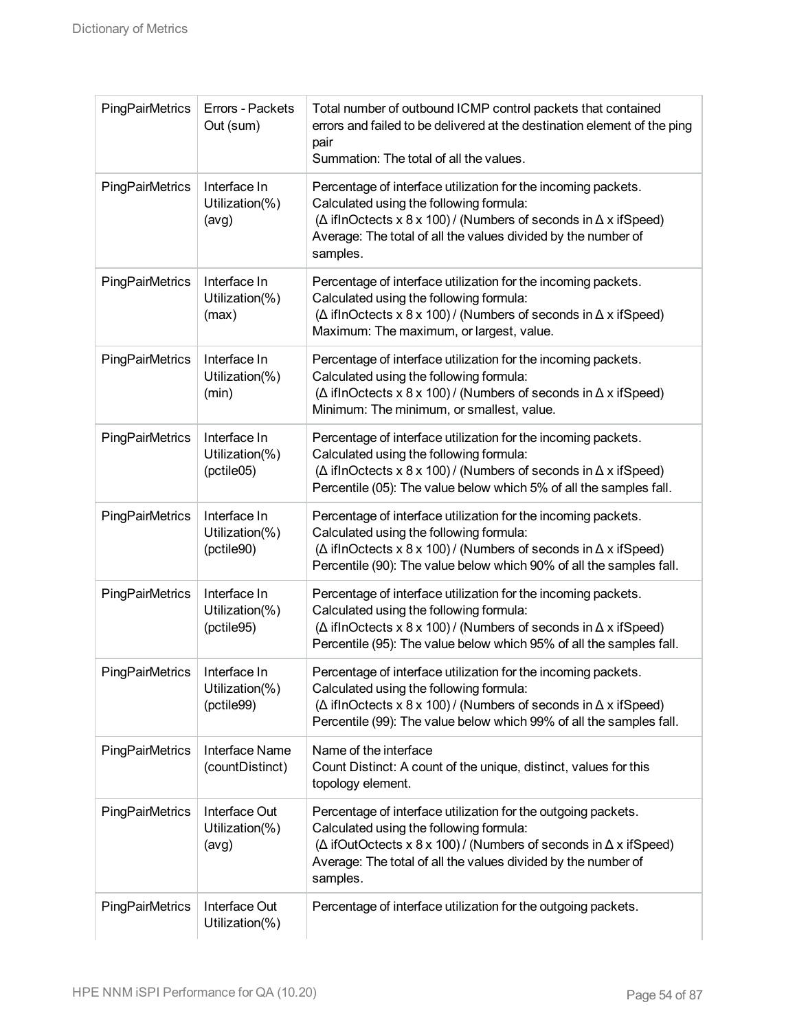| | | |
|---|---|---|
| PingPairMetrics | Errors - Packets Out (sum) | Total number of outbound ICMP control packets that contained errors and failed to be delivered at the destination element of the ping pair<br>Summation: The total of all the values. |
| PingPairMetrics | Interface In Utilization(%) (avg) | Percentage of interface utilization for the incoming packets.<br>Calculated using the following formula:<br>(Δ ifInOctects x 8 x 100) / (Numbers of seconds in Δ x ifSpeed)<br>Average: The total of all the values divided by the number of samples. |
| PingPairMetrics | Interface In Utilization(%) (max) | Percentage of interface utilization for the incoming packets.<br>Calculated using the following formula:<br>(Δ ifInOctects x 8 x 100) / (Numbers of seconds in Δ x ifSpeed)<br>Maximum: The maximum, or largest, value. |
| PingPairMetrics | Interface In Utilization(%) (min) | Percentage of interface utilization for the incoming packets.<br>Calculated using the following formula:<br>(Δ ifInOctects x 8 x 100) / (Numbers of seconds in Δ x ifSpeed)<br>Minimum: The minimum, or smallest, value. |
| PingPairMetrics | Interface In Utilization(%) (pctile05) | Percentage of interface utilization for the incoming packets.<br>Calculated using the following formula:<br>(Δ ifInOctects x 8 x 100) / (Numbers of seconds in Δ x ifSpeed)<br>Percentile (05): The value below which 5% of all the samples fall. |
| PingPairMetrics | Interface In Utilization(%) (pctile90) | Percentage of interface utilization for the incoming packets.<br>Calculated using the following formula:<br>(Δ ifInOctects x 8 x 100) / (Numbers of seconds in Δ x ifSpeed)<br>Percentile (90): The value below which 90% of all the samples fall. |
| PingPairMetrics | Interface In Utilization(%) (pctile95) | Percentage of interface utilization for the incoming packets.<br>Calculated using the following formula:<br>(Δ ifInOctects x 8 x 100) / (Numbers of seconds in Δ x ifSpeed)<br>Percentile (95): The value below which 95% of all the samples fall. |
| PingPairMetrics | Interface In Utilization(%) (pctile99) | Percentage of interface utilization for the incoming packets.<br>Calculated using the following formula:<br>(Δ ifInOctects x 8 x 100) / (Numbers of seconds in Δ x ifSpeed)<br>Percentile (99): The value below which 99% of all the samples fall. |
| PingPairMetrics | Interface Name (countDistinct) | Name of the interface<br>Count Distinct: A count of the unique, distinct, values for this topology element. |
| PingPairMetrics | Interface Out Utilization(%) (avg) | Percentage of interface utilization for the outgoing packets.<br>Calculated using the following formula:<br>(Δ ifOutOctects x 8 x 100) / (Numbers of seconds in Δ x ifSpeed)<br>Average: The total of all the values divided by the number of samples. |
| PingPairMetrics | Interface Out Utilization(%) | Percentage of interface utilization for the outgoing packets. |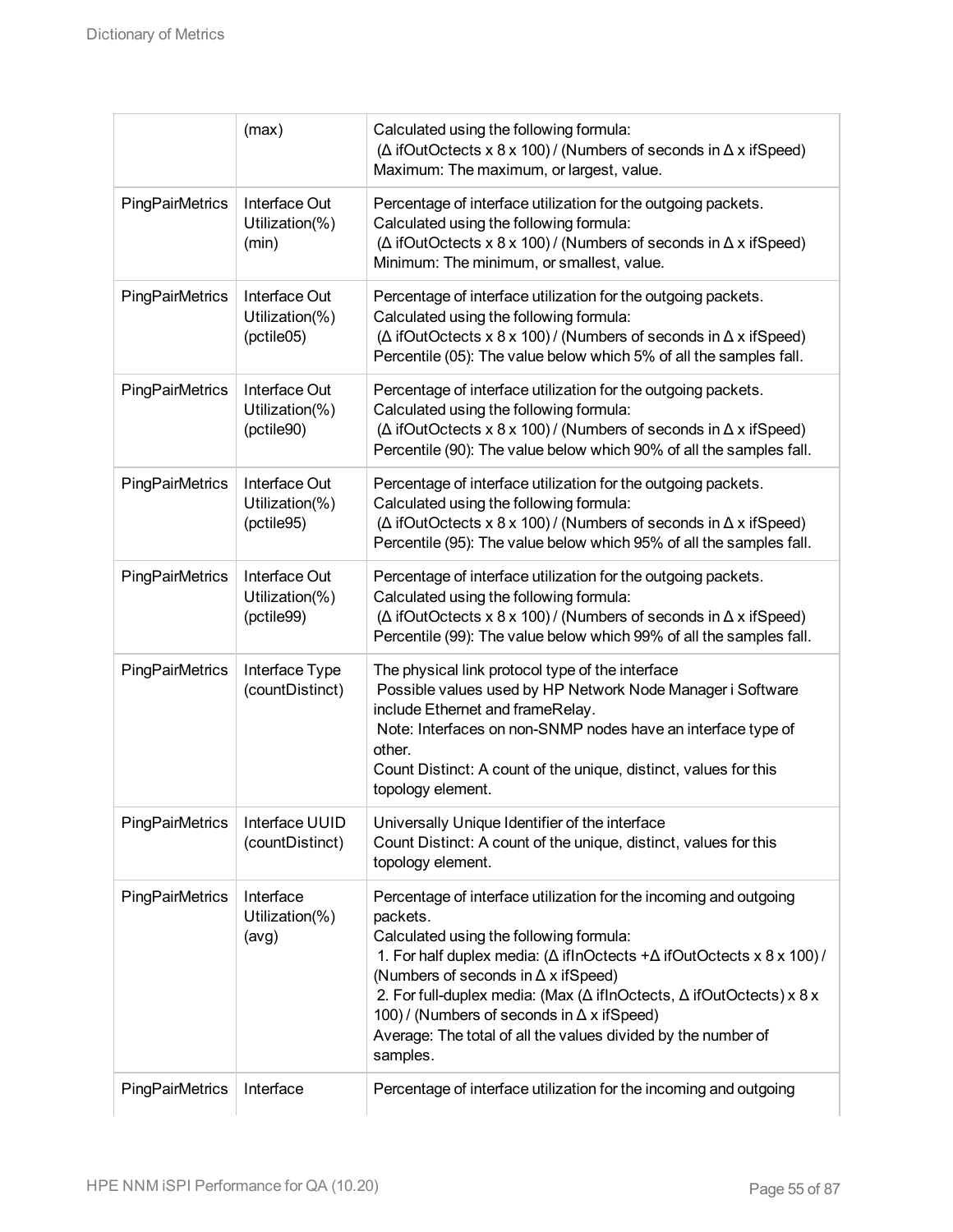| | | |
|---|---|---|
| | (max) | Calculated using the following formula:<br>(Δ ifOutOctects x 8 x 100) / (Numbers of seconds in Δ x ifSpeed)<br>Maximum: The maximum, or largest, value. |
| PingPairMetrics | Interface Out Utilization(%) (min) | Percentage of interface utilization for the outgoing packets.<br>Calculated using the following formula:<br>(Δ ifOutOctects x 8 x 100) / (Numbers of seconds in Δ x ifSpeed)<br>Minimum: The minimum, or smallest, value. |
| PingPairMetrics | Interface Out Utilization(%) (pctile05) | Percentage of interface utilization for the outgoing packets.<br>Calculated using the following formula:<br>(Δ ifOutOctects x 8 x 100) / (Numbers of seconds in Δ x ifSpeed)<br>Percentile (05): The value below which 5% of all the samples fall. |
| PingPairMetrics | Interface Out Utilization(%) (pctile90) | Percentage of interface utilization for the outgoing packets.<br>Calculated using the following formula:<br>(Δ ifOutOctects x 8 x 100) / (Numbers of seconds in Δ x ifSpeed)<br>Percentile (90): The value below which 90% of all the samples fall. |
| PingPairMetrics | Interface Out Utilization(%) (pctile95) | Percentage of interface utilization for the outgoing packets.<br>Calculated using the following formula:<br>(Δ ifOutOctects x 8 x 100) / (Numbers of seconds in Δ x ifSpeed)<br>Percentile (95): The value below which 95% of all the samples fall. |
| PingPairMetrics | Interface Out Utilization(%) (pctile99) | Percentage of interface utilization for the outgoing packets.<br>Calculated using the following formula:<br>(Δ ifOutOctects x 8 x 100) / (Numbers of seconds in Δ x ifSpeed)<br>Percentile (99): The value below which 99% of all the samples fall. |
| PingPairMetrics | Interface Type (countDistinct) | The physical link protocol type of the interface<br>Possible values used by HP Network Node Manager i Software include Ethernet and frameRelay.<br>Note: Interfaces on non-SNMP nodes have an interface type of other.<br>Count Distinct: A count of the unique, distinct, values for this topology element. |
| PingPairMetrics | Interface UUID (countDistinct) | Universally Unique Identifier of the interface<br>Count Distinct: A count of the unique, distinct, values for this topology element. |
| PingPairMetrics | Interface Utilization(%) (avg) | Percentage of interface utilization for the incoming and outgoing packets.<br>Calculated using the following formula:<br>1. For half duplex media: (Δ ifInOctects +Δ ifOutOctects x 8 x 100) / (Numbers of seconds in Δ x ifSpeed)<br>2. For full-duplex media: (Max (Δ ifInOctects, Δ ifOutOctects) x 8 x 100) / (Numbers of seconds in Δ x ifSpeed)<br>Average: The total of all the values divided by the number of samples. |
| PingPairMetrics | Interface | Percentage of interface utilization for the incoming and outgoing |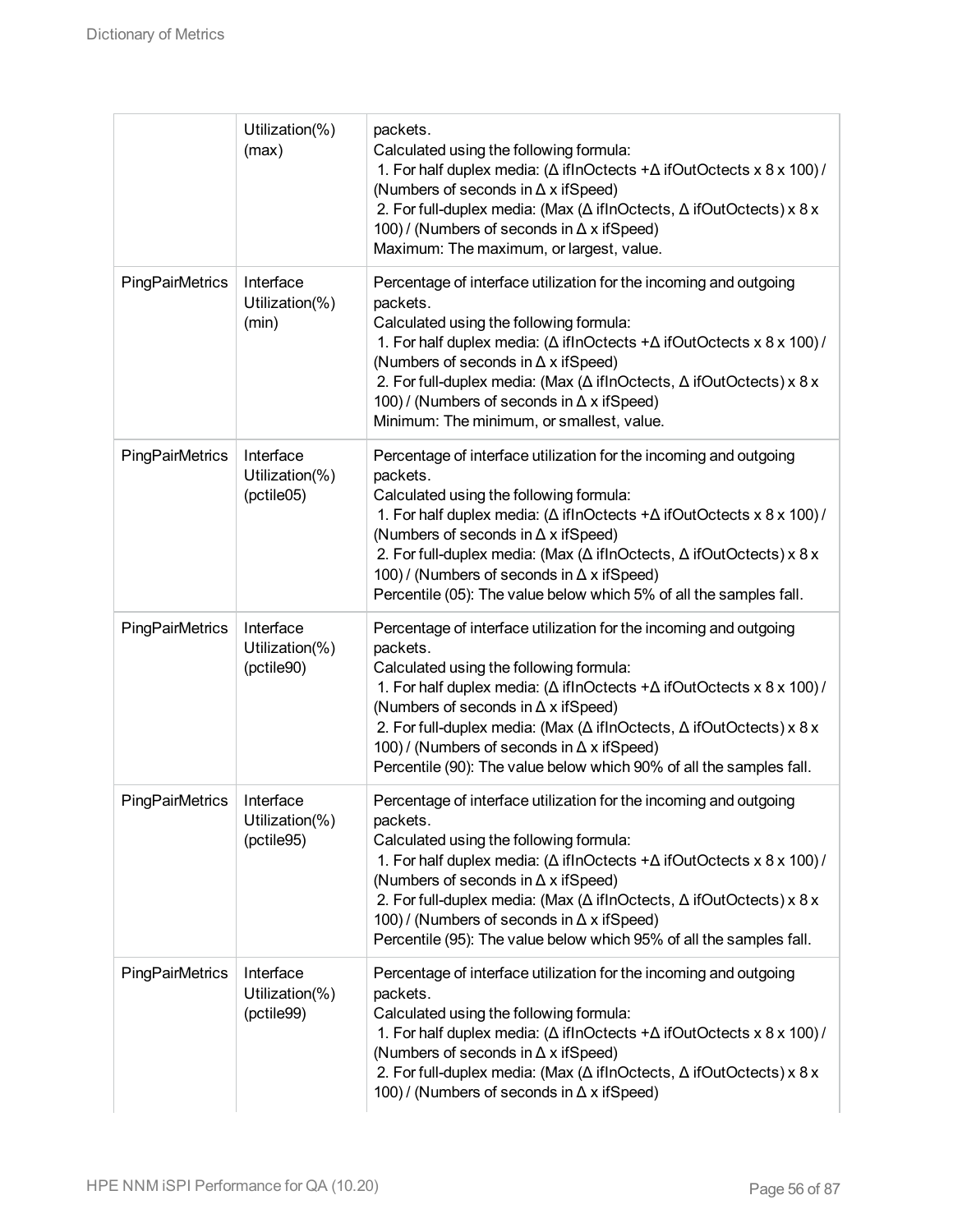| | | |
|---|---|---|
| | Utilization(%) (max) | packets.<br>Calculated using the following formula:<br>1. For half duplex media: (Δ ifInOctects +Δ ifOutOctects x 8 x 100) / (Numbers of seconds in Δ x ifSpeed)<br>2. For full-duplex media: (Max (Δ ifInOctects, Δ ifOutOctects) x 8 x 100) / (Numbers of seconds in Δ x ifSpeed)<br>Maximum: The maximum, or largest, value. |
| PingPairMetrics | Interface Utilization(%) (min) | Percentage of interface utilization for the incoming and outgoing packets.<br>Calculated using the following formula:<br>1. For half duplex media: (Δ ifInOctects +Δ ifOutOctects x 8 x 100) / (Numbers of seconds in Δ x ifSpeed)<br>2. For full-duplex media: (Max (Δ ifInOctects, Δ ifOutOctects) x 8 x 100) / (Numbers of seconds in Δ x ifSpeed)<br>Minimum: The minimum, or smallest, value. |
| PingPairMetrics | Interface Utilization(%) (pctile05) | Percentage of interface utilization for the incoming and outgoing packets.<br>Calculated using the following formula:<br>1. For half duplex media: (Δ ifInOctects +Δ ifOutOctects x 8 x 100) / (Numbers of seconds in Δ x ifSpeed)<br>2. For full-duplex media: (Max (Δ ifInOctects, Δ ifOutOctects) x 8 x 100) / (Numbers of seconds in Δ x ifSpeed)<br>Percentile (05): The value below which 5% of all the samples fall. |
| PingPairMetrics | Interface Utilization(%) (pctile90) | Percentage of interface utilization for the incoming and outgoing packets.<br>Calculated using the following formula:<br>1. For half duplex media: (Δ ifInOctects +Δ ifOutOctects x 8 x 100) / (Numbers of seconds in Δ x ifSpeed)<br>2. For full-duplex media: (Max (Δ ifInOctects, Δ ifOutOctects) x 8 x 100) / (Numbers of seconds in Δ x ifSpeed)<br>Percentile (90): The value below which 90% of all the samples fall. |
| PingPairMetrics | Interface Utilization(%) (pctile95) | Percentage of interface utilization for the incoming and outgoing packets.<br>Calculated using the following formula:<br>1. For half duplex media: (Δ ifInOctects +Δ ifOutOctects x 8 x 100) / (Numbers of seconds in Δ x ifSpeed)<br>2. For full-duplex media: (Max (Δ ifInOctects, Δ ifOutOctects) x 8 x 100) / (Numbers of seconds in Δ x ifSpeed)<br>Percentile (95): The value below which 95% of all the samples fall. |
| PingPairMetrics | Interface Utilization(%) (pctile99) | Percentage of interface utilization for the incoming and outgoing packets.<br>Calculated using the following formula:<br>1. For half duplex media: (Δ ifInOctects +Δ ifOutOctects x 8 x 100) / (Numbers of seconds in Δ x ifSpeed)<br>2. For full-duplex media: (Max (Δ ifInOctects, Δ ifOutOctects) x 8 x 100) / (Numbers of seconds in Δ x ifSpeed) |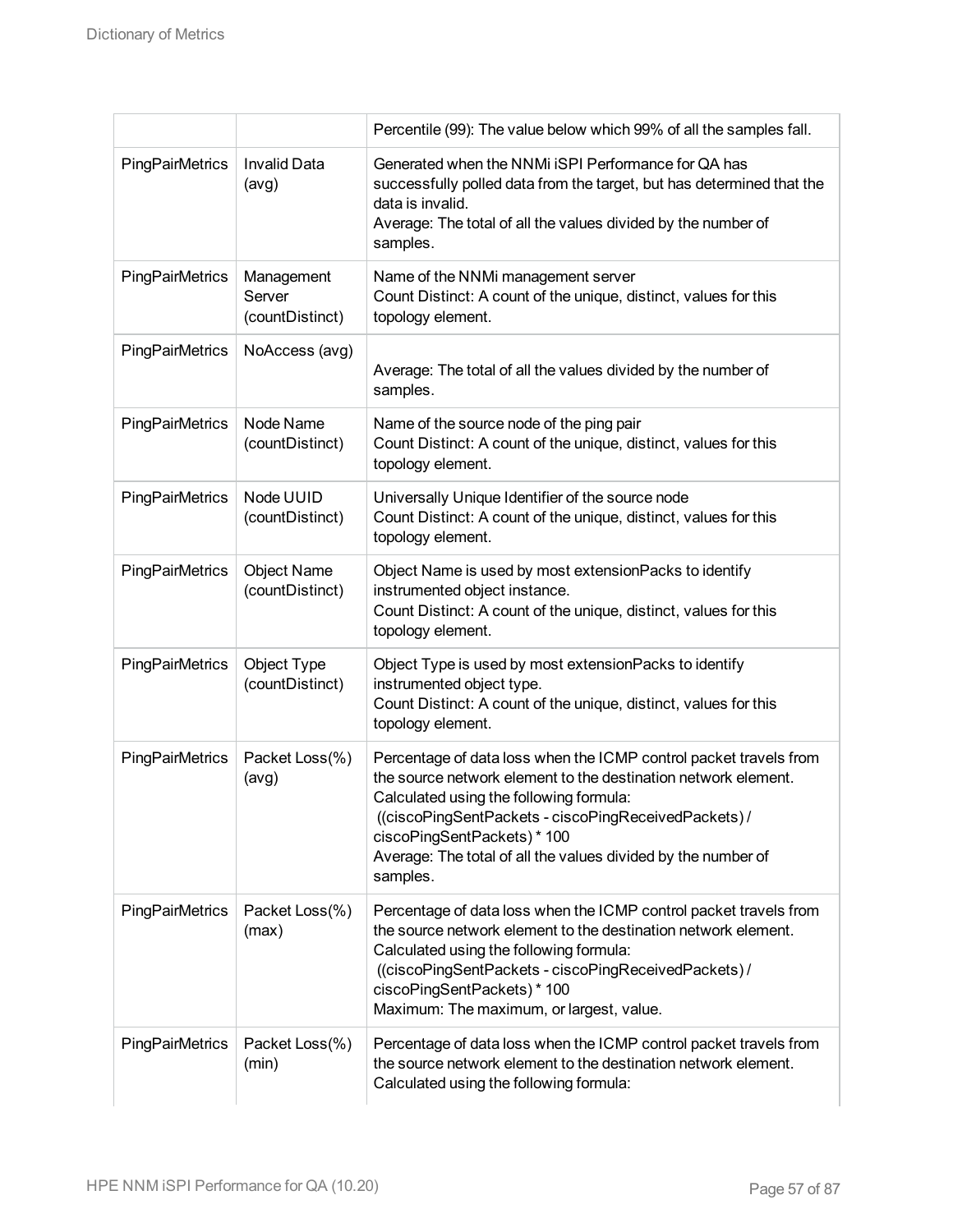| | | |
|---|---|---|
| | | Percentile (99): The value below which 99% of all the samples fall. |
| PingPairMetrics | Invalid Data (avg) | Generated when the NNMi iSPI Performance for QA has successfully polled data from the target, but has determined that the data is invalid.<br>Average: The total of all the values divided by the number of samples. |
| PingPairMetrics | Management Server (countDistinct) | Name of the NNMi management server<br>Count Distinct: A count of the unique, distinct, values for this topology element. |
| PingPairMetrics | NoAccess (avg) | Average: The total of all the values divided by the number of samples. |
| PingPairMetrics | Node Name (countDistinct) | Name of the source node of the ping pair<br>Count Distinct: A count of the unique, distinct, values for this topology element. |
| PingPairMetrics | Node UUID (countDistinct) | Universally Unique Identifier of the source node<br>Count Distinct: A count of the unique, distinct, values for this topology element. |
| PingPairMetrics | Object Name (countDistinct) | Object Name is used by most extensionPacks to identify instrumented object instance.<br>Count Distinct: A count of the unique, distinct, values for this topology element. |
| PingPairMetrics | Object Type (countDistinct) | Object Type is used by most extensionPacks to identify instrumented object type.<br>Count Distinct: A count of the unique, distinct, values for this topology element. |
| PingPairMetrics | Packet Loss(%) (avg) | Percentage of data loss when the ICMP control packet travels from the source network element to the destination network element.<br>Calculated using the following formula:<br>((ciscoPingSentPackets - ciscoPingReceivedPackets) / ciscoPingSentPackets) * 100<br>Average: The total of all the values divided by the number of samples. |
| PingPairMetrics | Packet Loss(%) (max) | Percentage of data loss when the ICMP control packet travels from the source network element to the destination network element.<br>Calculated using the following formula:<br>((ciscoPingSentPackets - ciscoPingReceivedPackets) / ciscoPingSentPackets) * 100<br>Maximum: The maximum, or largest, value. |
| PingPairMetrics | Packet Loss(%) (min) | Percentage of data loss when the ICMP control packet travels from the source network element to the destination network element.<br>Calculated using the following formula: |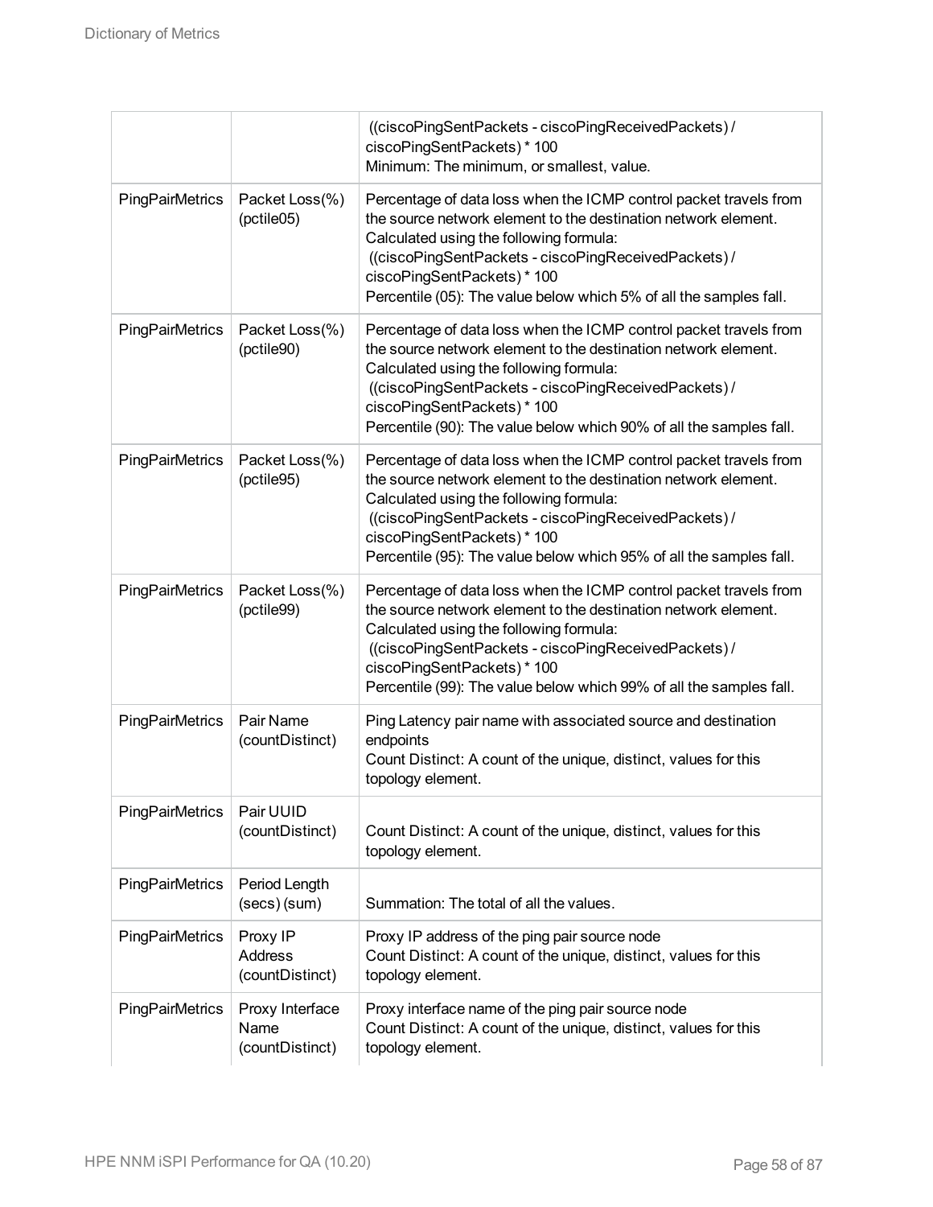| | | |
|---|---|---|
| | | ((ciscoPingSentPackets - ciscoPingReceivedPackets) / ciscoPingSentPackets) * 100<br>Minimum: The minimum, or smallest, value. |
| PingPairMetrics | Packet Loss(%) (pctile05) | Percentage of data loss when the ICMP control packet travels from the source network element to the destination network element. Calculated using the following formula:<br>((ciscoPingSentPackets - ciscoPingReceivedPackets) / ciscoPingSentPackets) * 100<br>Percentile (05): The value below which 5% of all the samples fall. |
| PingPairMetrics | Packet Loss(%) (pctile90) | Percentage of data loss when the ICMP control packet travels from the source network element to the destination network element. Calculated using the following formula:<br>((ciscoPingSentPackets - ciscoPingReceivedPackets) / ciscoPingSentPackets) * 100<br>Percentile (90): The value below which 90% of all the samples fall. |
| PingPairMetrics | Packet Loss(%) (pctile95) | Percentage of data loss when the ICMP control packet travels from the source network element to the destination network element. Calculated using the following formula:<br>((ciscoPingSentPackets - ciscoPingReceivedPackets) / ciscoPingSentPackets) * 100<br>Percentile (95): The value below which 95% of all the samples fall. |
| PingPairMetrics | Packet Loss(%) (pctile99) | Percentage of data loss when the ICMP control packet travels from the source network element to the destination network element. Calculated using the following formula:<br>((ciscoPingSentPackets - ciscoPingReceivedPackets) / ciscoPingSentPackets) * 100<br>Percentile (99): The value below which 99% of all the samples fall. |
| PingPairMetrics | Pair Name (countDistinct) | Ping Latency pair name with associated source and destination endpoints<br>Count Distinct: A count of the unique, distinct, values for this topology element. |
| PingPairMetrics | Pair UUID (countDistinct) | Count Distinct: A count of the unique, distinct, values for this topology element. |
| PingPairMetrics | Period Length (secs) (sum) | Summation: The total of all the values. |
| PingPairMetrics | Proxy IP Address (countDistinct) | Proxy IP address of the ping pair source node<br>Count Distinct: A count of the unique, distinct, values for this topology element. |
| PingPairMetrics | Proxy Interface Name (countDistinct) | Proxy interface name of the ping pair source node<br>Count Distinct: A count of the unique, distinct, values for this topology element. |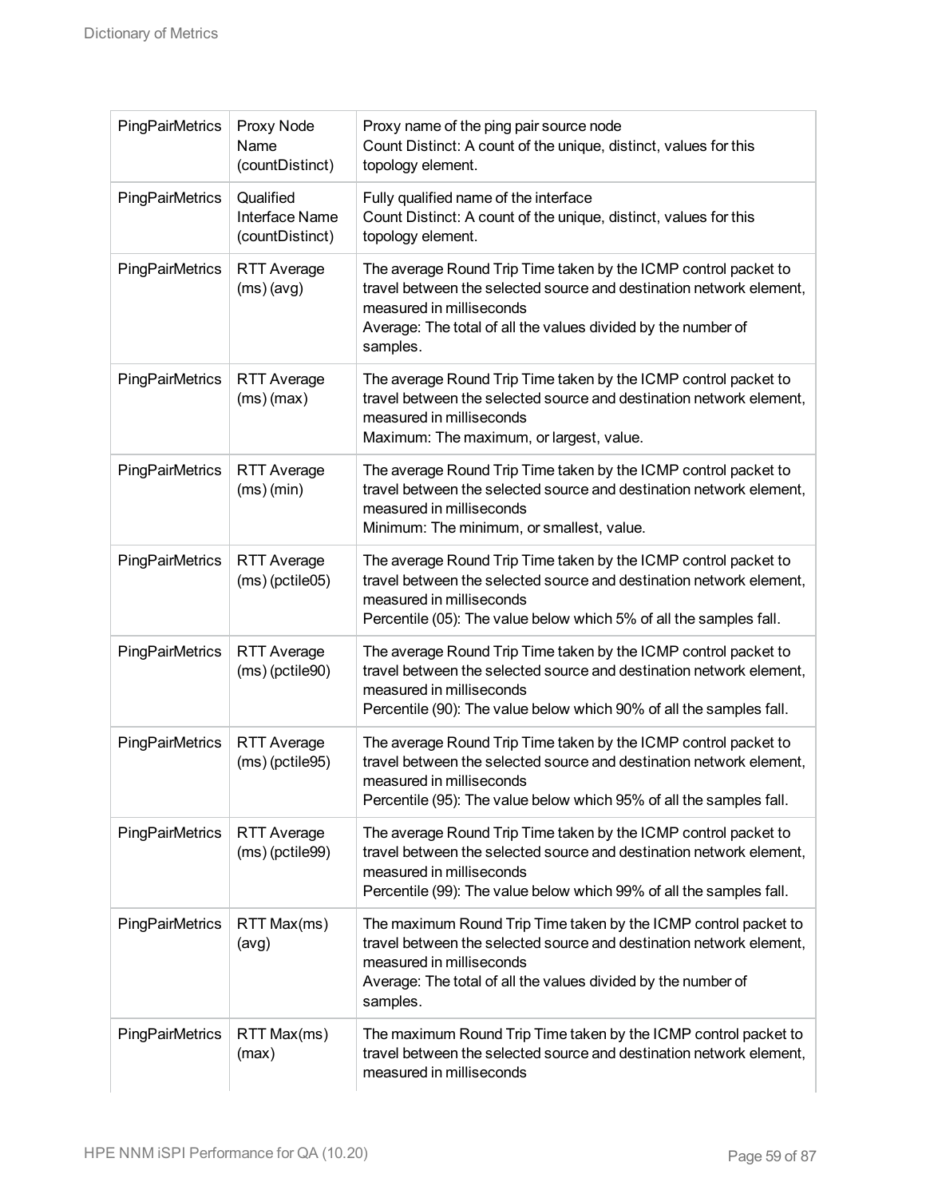| | | |
|---|---|---|
| PingPairMetrics | Proxy Node Name (countDistinct) | Proxy name of the ping pair source node<br>Count Distinct: A count of the unique, distinct, values for this topology element. |
| PingPairMetrics | Qualified Interface Name (countDistinct) | Fully qualified name of the interface<br>Count Distinct: A count of the unique, distinct, values for this topology element. |
| PingPairMetrics | RTT Average (ms) (avg) | The average Round Trip Time taken by the ICMP control packet to travel between the selected source and destination network element, measured in milliseconds<br>Average: The total of all the values divided by the number of samples. |
| PingPairMetrics | RTT Average (ms) (max) | The average Round Trip Time taken by the ICMP control packet to travel between the selected source and destination network element, measured in milliseconds<br>Maximum: The maximum, or largest, value. |
| PingPairMetrics | RTT Average (ms) (min) | The average Round Trip Time taken by the ICMP control packet to travel between the selected source and destination network element, measured in milliseconds<br>Minimum: The minimum, or smallest, value. |
| PingPairMetrics | RTT Average (ms) (pctile05) | The average Round Trip Time taken by the ICMP control packet to travel between the selected source and destination network element, measured in milliseconds<br>Percentile (05): The value below which 5% of all the samples fall. |
| PingPairMetrics | RTT Average (ms) (pctile90) | The average Round Trip Time taken by the ICMP control packet to travel between the selected source and destination network element, measured in milliseconds<br>Percentile (90): The value below which 90% of all the samples fall. |
| PingPairMetrics | RTT Average (ms) (pctile95) | The average Round Trip Time taken by the ICMP control packet to travel between the selected source and destination network element, measured in milliseconds<br>Percentile (95): The value below which 95% of all the samples fall. |
| PingPairMetrics | RTT Average (ms) (pctile99) | The average Round Trip Time taken by the ICMP control packet to travel between the selected source and destination network element, measured in milliseconds<br>Percentile (99): The value below which 99% of all the samples fall. |
| PingPairMetrics | RTT Max(ms) (avg) | The maximum Round Trip Time taken by the ICMP control packet to travel between the selected source and destination network element, measured in milliseconds<br>Average: The total of all the values divided by the number of samples. |
| PingPairMetrics | RTT Max(ms) (max) | The maximum Round Trip Time taken by the ICMP control packet to travel between the selected source and destination network element, measured in milliseconds |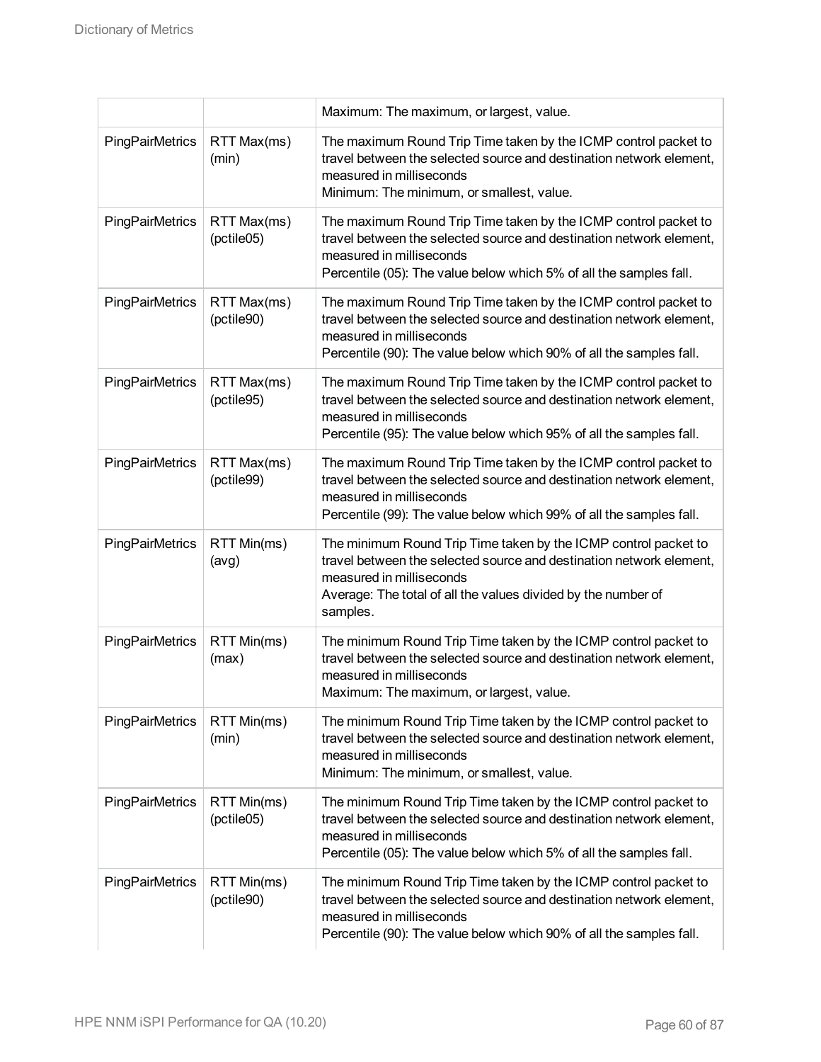| | | |
|---|---|---|
| | | Maximum: The maximum, or largest, value. |
| PingPairMetrics | RTT Max(ms) (min) | The maximum Round Trip Time taken by the ICMP control packet to travel between the selected source and destination network element, measured in milliseconds<br>Minimum: The minimum, or smallest, value. |
| PingPairMetrics | RTT Max(ms) (pctile05) | The maximum Round Trip Time taken by the ICMP control packet to travel between the selected source and destination network element, measured in milliseconds<br>Percentile (05): The value below which 5% of all the samples fall. |
| PingPairMetrics | RTT Max(ms) (pctile90) | The maximum Round Trip Time taken by the ICMP control packet to travel between the selected source and destination network element, measured in milliseconds<br>Percentile (90): The value below which 90% of all the samples fall. |
| PingPairMetrics | RTT Max(ms) (pctile95) | The maximum Round Trip Time taken by the ICMP control packet to travel between the selected source and destination network element, measured in milliseconds<br>Percentile (95): The value below which 95% of all the samples fall. |
| PingPairMetrics | RTT Max(ms) (pctile99) | The maximum Round Trip Time taken by the ICMP control packet to travel between the selected source and destination network element, measured in milliseconds<br>Percentile (99): The value below which 99% of all the samples fall. |
| PingPairMetrics | RTT Min(ms) (avg) | The minimum Round Trip Time taken by the ICMP control packet to travel between the selected source and destination network element, measured in milliseconds<br>Average: The total of all the values divided by the number of samples. |
| PingPairMetrics | RTT Min(ms) (max) | The minimum Round Trip Time taken by the ICMP control packet to travel between the selected source and destination network element, measured in milliseconds<br>Maximum: The maximum, or largest, value. |
| PingPairMetrics | RTT Min(ms) (min) | The minimum Round Trip Time taken by the ICMP control packet to travel between the selected source and destination network element, measured in milliseconds<br>Minimum: The minimum, or smallest, value. |
| PingPairMetrics | RTT Min(ms) (pctile05) | The minimum Round Trip Time taken by the ICMP control packet to travel between the selected source and destination network element, measured in milliseconds<br>Percentile (05): The value below which 5% of all the samples fall. |
| PingPairMetrics | RTT Min(ms) (pctile90) | The minimum Round Trip Time taken by the ICMP control packet to travel between the selected source and destination network element, measured in milliseconds<br>Percentile (90): The value below which 90% of all the samples fall. |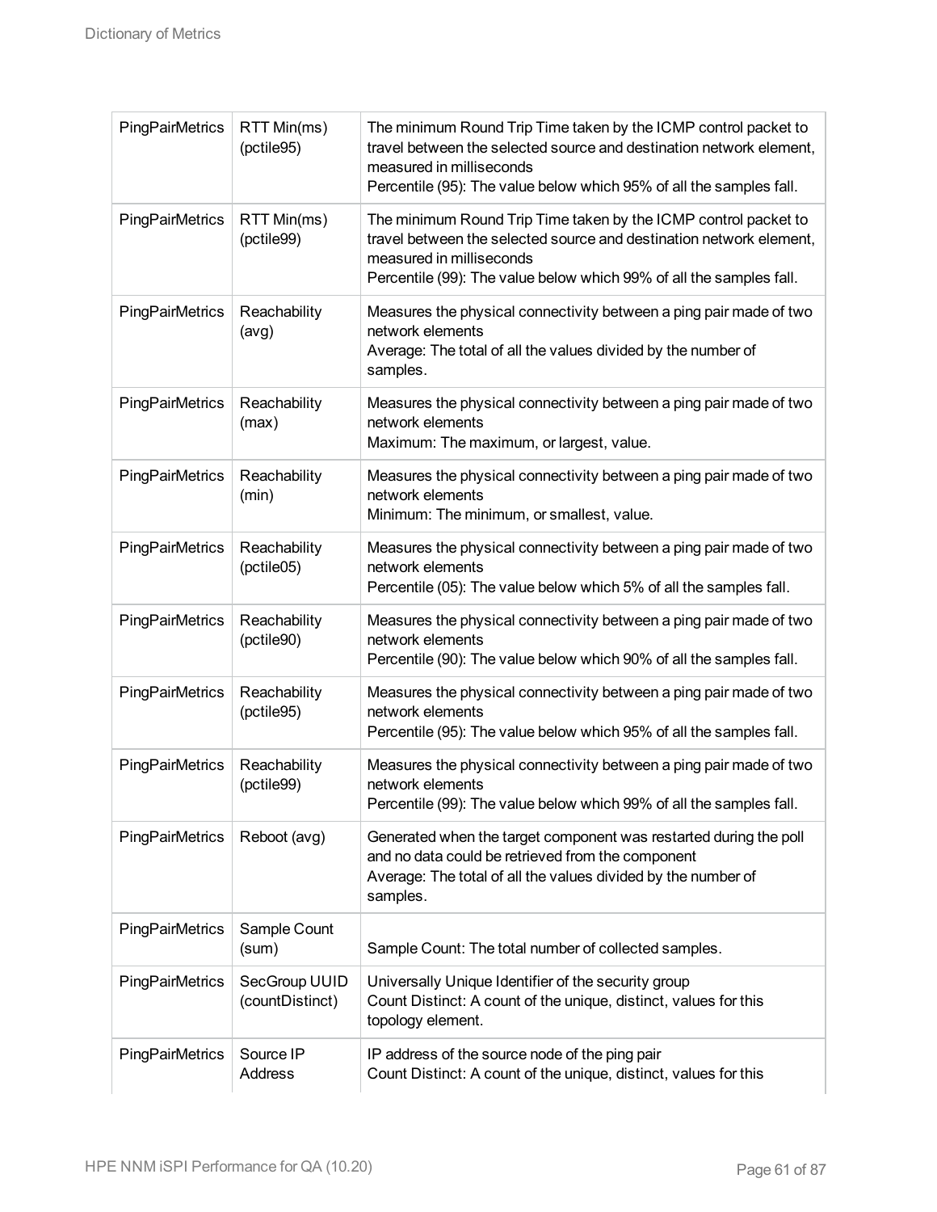| | | |
|---|---|---|
| PingPairMetrics | RTT Min(ms) (pctile95) | The minimum Round Trip Time taken by the ICMP control packet to travel between the selected source and destination network element, measured in milliseconds<br>Percentile (95): The value below which 95% of all the samples fall. |
| PingPairMetrics | RTT Min(ms) (pctile99) | The minimum Round Trip Time taken by the ICMP control packet to travel between the selected source and destination network element, measured in milliseconds<br>Percentile (99): The value below which 99% of all the samples fall. |
| PingPairMetrics | Reachability (avg) | Measures the physical connectivity between a ping pair made of two network elements<br>Average: The total of all the values divided by the number of samples. |
| PingPairMetrics | Reachability (max) | Measures the physical connectivity between a ping pair made of two network elements<br>Maximum: The maximum, or largest, value. |
| PingPairMetrics | Reachability (min) | Measures the physical connectivity between a ping pair made of two network elements<br>Minimum: The minimum, or smallest, value. |
| PingPairMetrics | Reachability (pctile05) | Measures the physical connectivity between a ping pair made of two network elements<br>Percentile (05): The value below which 5% of all the samples fall. |
| PingPairMetrics | Reachability (pctile90) | Measures the physical connectivity between a ping pair made of two network elements<br>Percentile (90): The value below which 90% of all the samples fall. |
| PingPairMetrics | Reachability (pctile95) | Measures the physical connectivity between a ping pair made of two network elements<br>Percentile (95): The value below which 95% of all the samples fall. |
| PingPairMetrics | Reachability (pctile99) | Measures the physical connectivity between a ping pair made of two network elements<br>Percentile (99): The value below which 99% of all the samples fall. |
| PingPairMetrics | Reboot (avg) | Generated when the target component was restarted during the poll and no data could be retrieved from the component<br>Average: The total of all the values divided by the number of samples. |
| PingPairMetrics | Sample Count (sum) | Sample Count: The total number of collected samples. |
| PingPairMetrics | SecGroup UUID (countDistinct) | Universally Unique Identifier of the security group<br>Count Distinct: A count of the unique, distinct, values for this topology element. |
| PingPairMetrics | Source IP Address | IP address of the source node of the ping pair<br>Count Distinct: A count of the unique, distinct, values for this |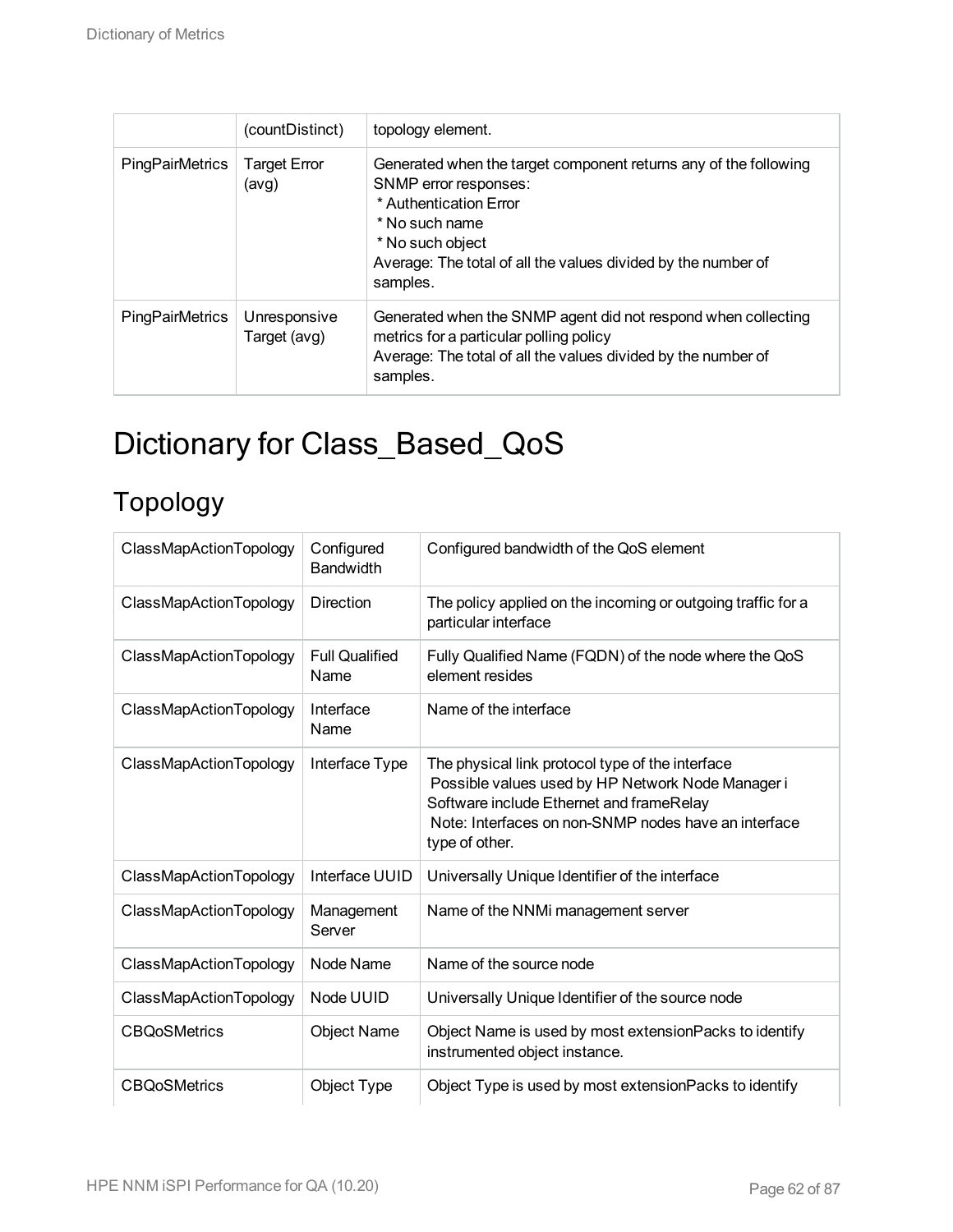| | | |
|---|---|---|
| | (countDistinct) | topology element. |
| PingPairMetrics | Target Error (avg) | Generated when the target component returns any of the following SNMP error responses:<br>* Authentication Error<br>* No such name<br>* No such object<br>Average: The total of all the values divided by the number of samples. |
| PingPairMetrics | Unresponsive Target (avg) | Generated when the SNMP agent did not respond when collecting metrics for a particular polling policy<br>Average: The total of all the values divided by the number of samples. |

# Dictionary for Class_Based_QoS

## Topology

| | | |
|---|---|---|
| ClassMapActionTopology | Configured Bandwidth | Configured bandwidth of the QoS element |
| ClassMapActionTopology | Direction | The policy applied on the incoming or outgoing traffic for a particular interface |
| ClassMapActionTopology | Full Qualified Name | Fully Qualified Name (FQDN) of the node where the QoS element resides |
| ClassMapActionTopology | Interface Name | Name of the interface |
| ClassMapActionTopology | Interface Type | The physical link protocol type of the interface<br>Possible values used by HP Network Node Manager i Software include Ethernet and frameRelay<br>Note: Interfaces on non-SNMP nodes have an interface type of other. |
| ClassMapActionTopology | Interface UUID | Universally Unique Identifier of the interface |
| ClassMapActionTopology | Management Server | Name of the NNMi management server |
| ClassMapActionTopology | Node Name | Name of the source node |
| ClassMapActionTopology | Node UUID | Universally Unique Identifier of the source node |
| CBQoSMetrics | Object Name | Object Name is used by most extensionPacks to identify instrumented object instance. |
| CBQoSMetrics | Object Type | Object Type is used by most extensionPacks to identify |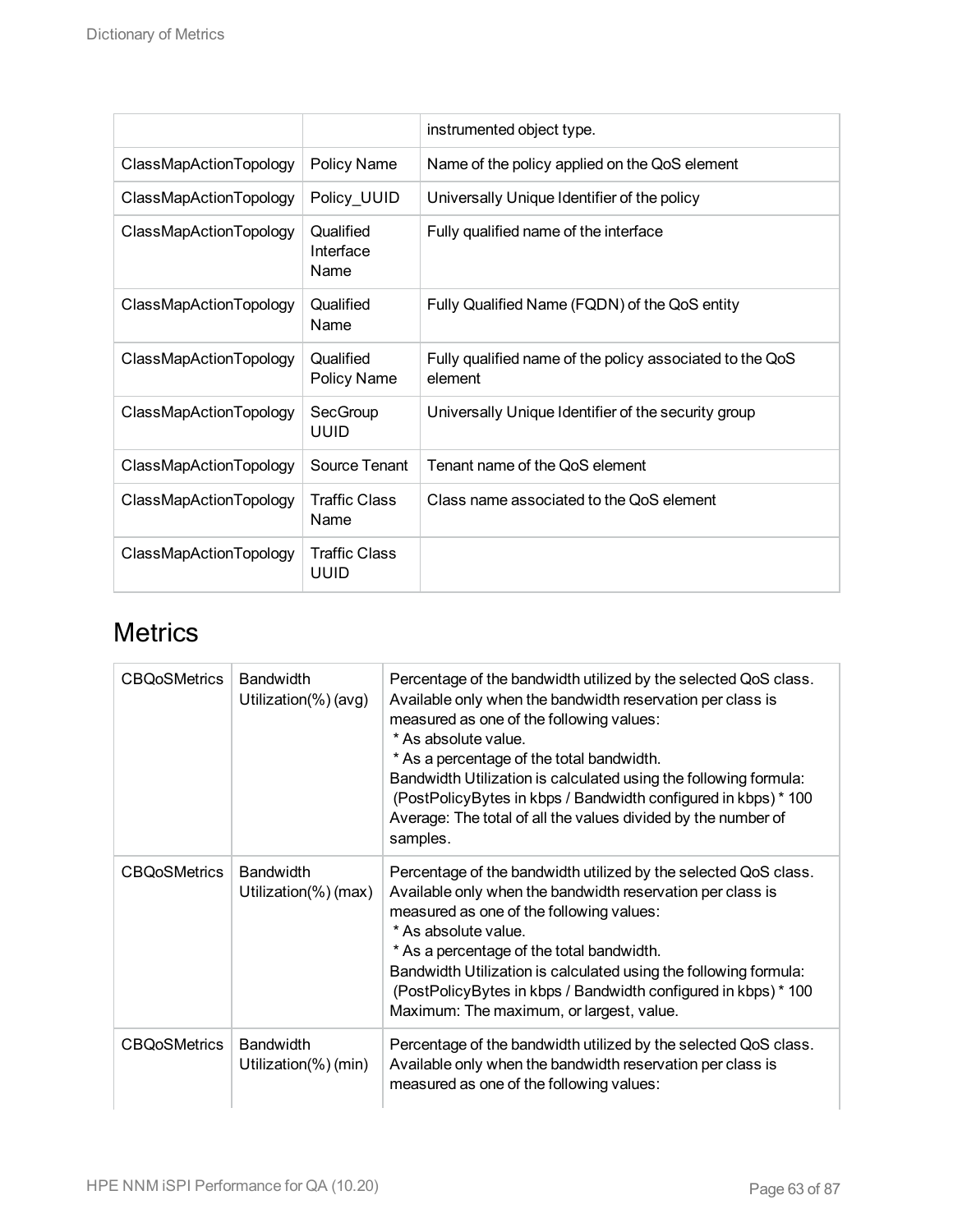| | | |
|---|---|---|
| | | instrumented object type. |
| ClassMapActionTopology | Policy Name | Name of the policy applied on the QoS element |
| ClassMapActionTopology | Policy_UUID | Universally Unique Identifier of the policy |
| ClassMapActionTopology | Qualified Interface Name | Fully qualified name of the interface |
| ClassMapActionTopology | Qualified Name | Fully Qualified Name (FQDN) of the QoS entity |
| ClassMapActionTopology | Qualified Policy Name | Fully qualified name of the policy associated to the QoS element |
| ClassMapActionTopology | SecGroup UUID | Universally Unique Identifier of the security group |
| ClassMapActionTopology | Source Tenant | Tenant name of the QoS element |
| ClassMapActionTopology | Traffic Class Name | Class name associated to the QoS element |
| ClassMapActionTopology | Traffic Class UUID | |

## Metrics

| | | |
|---|---|---|
| CBQoSMetrics | Bandwidth Utilization(%) (avg) | Percentage of the bandwidth utilized by the selected QoS class. Available only when the bandwidth reservation per class is measured as one of the following values:<br>* As absolute value.<br>* As a percentage of the total bandwidth.<br>Bandwidth Utilization is calculated using the following formula:<br>(PostPolicyBytes in kbps / Bandwidth configured in kbps) * 100<br>Average: The total of all the values divided by the number of samples. |
| CBQoSMetrics | Bandwidth Utilization(%) (max) | Percentage of the bandwidth utilized by the selected QoS class. Available only when the bandwidth reservation per class is measured as one of the following values:<br>* As absolute value.<br>* As a percentage of the total bandwidth.<br>Bandwidth Utilization is calculated using the following formula:<br>(PostPolicyBytes in kbps / Bandwidth configured in kbps) * 100<br>Maximum: The maximum, or largest, value. |
| CBQoSMetrics | Bandwidth Utilization(%) (min) | Percentage of the bandwidth utilized by the selected QoS class. Available only when the bandwidth reservation per class is measured as one of the following values: |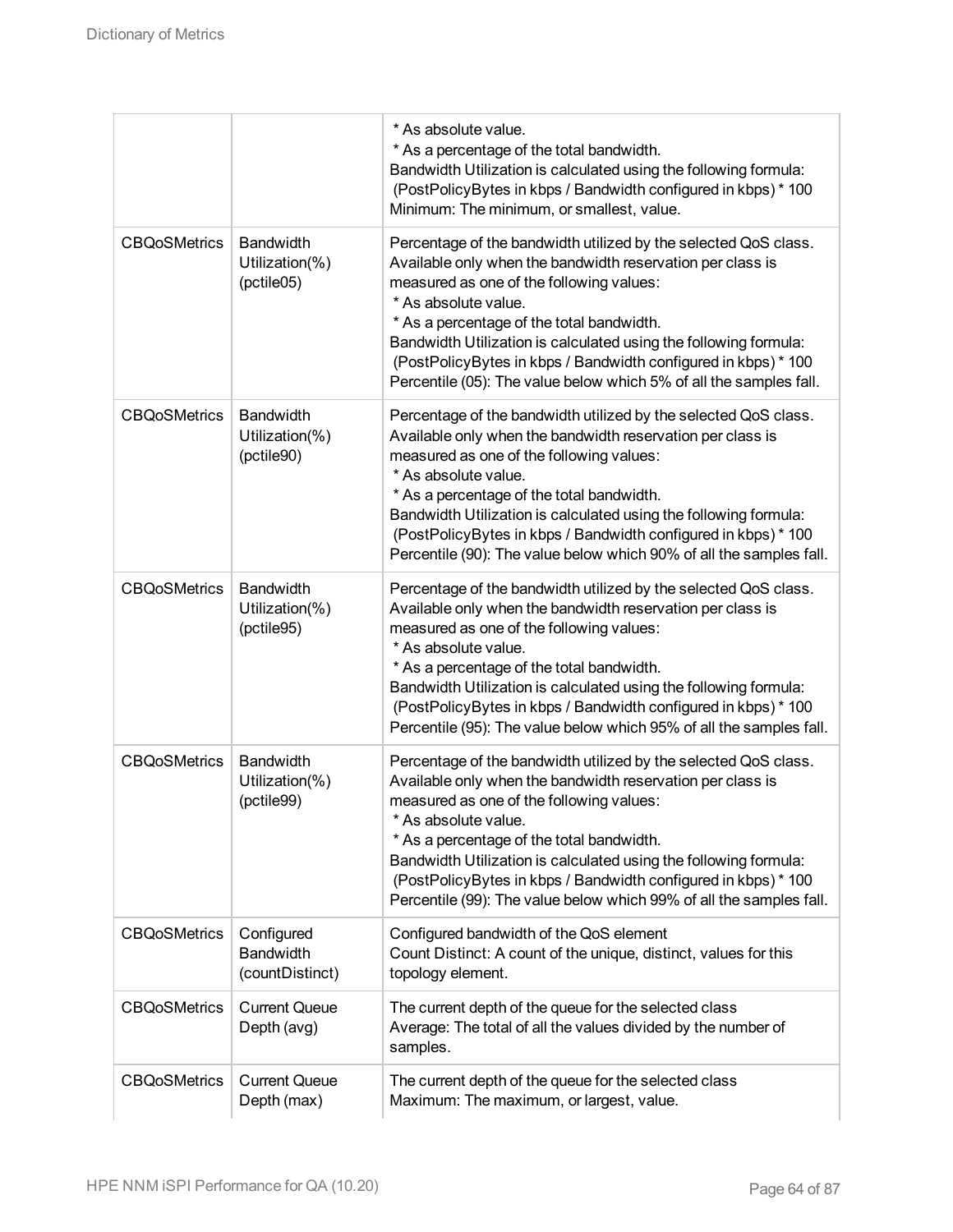| | | |
|---|---|---|
| | | * As absolute value.<br>* As a percentage of the total bandwidth.<br>Bandwidth Utilization is calculated using the following formula:<br>(PostPolicyBytes in kbps / Bandwidth configured in kbps) * 100<br>Minimum: The minimum, or smallest, value. |
| CBQoSMetrics | Bandwidth Utilization(%) (pctile05) | Percentage of the bandwidth utilized by the selected QoS class. Available only when the bandwidth reservation per class is measured as one of the following values:<br>* As absolute value.<br>* As a percentage of the total bandwidth.<br>Bandwidth Utilization is calculated using the following formula:<br>(PostPolicyBytes in kbps / Bandwidth configured in kbps) * 100<br>Percentile (05): The value below which 5% of all the samples fall. |
| CBQoSMetrics | Bandwidth Utilization(%) (pctile90) | Percentage of the bandwidth utilized by the selected QoS class. Available only when the bandwidth reservation per class is measured as one of the following values:<br>* As absolute value.<br>* As a percentage of the total bandwidth.<br>Bandwidth Utilization is calculated using the following formula:<br>(PostPolicyBytes in kbps / Bandwidth configured in kbps) * 100<br>Percentile (90): The value below which 90% of all the samples fall. |
| CBQoSMetrics | Bandwidth Utilization(%) (pctile95) | Percentage of the bandwidth utilized by the selected QoS class. Available only when the bandwidth reservation per class is measured as one of the following values:<br>* As absolute value.<br>* As a percentage of the total bandwidth.<br>Bandwidth Utilization is calculated using the following formula:<br>(PostPolicyBytes in kbps / Bandwidth configured in kbps) * 100<br>Percentile (95): The value below which 95% of all the samples fall. |
| CBQoSMetrics | Bandwidth Utilization(%) (pctile99) | Percentage of the bandwidth utilized by the selected QoS class. Available only when the bandwidth reservation per class is measured as one of the following values:<br>* As absolute value.<br>* As a percentage of the total bandwidth.<br>Bandwidth Utilization is calculated using the following formula:<br>(PostPolicyBytes in kbps / Bandwidth configured in kbps) * 100<br>Percentile (99): The value below which 99% of all the samples fall. |
| CBQoSMetrics | Configured Bandwidth (countDistinct) | Configured bandwidth of the QoS element<br>Count Distinct: A count of the unique, distinct, values for this topology element. |
| CBQoSMetrics | Current Queue Depth (avg) | The current depth of the queue for the selected class<br>Average: The total of all the values divided by the number of samples. |
| CBQoSMetrics | Current Queue Depth (max) | The current depth of the queue for the selected class<br>Maximum: The maximum, or largest, value. |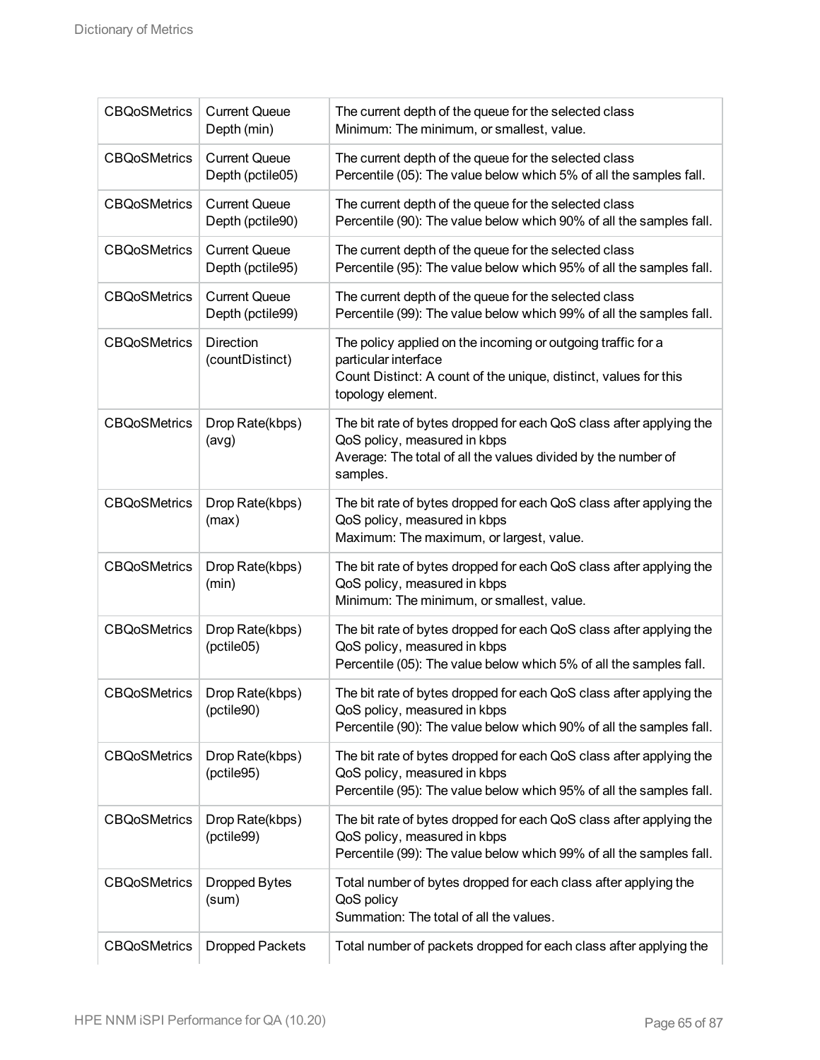| | | |
|---|---|---|
| CBQoSMetrics | Current Queue Depth (min) | The current depth of the queue for the selected class<br>Minimum: The minimum, or smallest, value. |
| CBQoSMetrics | Current Queue Depth (pctile05) | The current depth of the queue for the selected class<br>Percentile (05): The value below which 5% of all the samples fall. |
| CBQoSMetrics | Current Queue Depth (pctile90) | The current depth of the queue for the selected class<br>Percentile (90): The value below which 90% of all the samples fall. |
| CBQoSMetrics | Current Queue Depth (pctile95) | The current depth of the queue for the selected class<br>Percentile (95): The value below which 95% of all the samples fall. |
| CBQoSMetrics | Current Queue Depth (pctile99) | The current depth of the queue for the selected class<br>Percentile (99): The value below which 99% of all the samples fall. |
| CBQoSMetrics | Direction (countDistinct) | The policy applied on the incoming or outgoing traffic for a particular interface<br>Count Distinct: A count of the unique, distinct, values for this topology element. |
| CBQoSMetrics | Drop Rate(kbps) (avg) | The bit rate of bytes dropped for each QoS class after applying the QoS policy, measured in kbps<br>Average: The total of all the values divided by the number of samples. |
| CBQoSMetrics | Drop Rate(kbps) (max) | The bit rate of bytes dropped for each QoS class after applying the QoS policy, measured in kbps<br>Maximum: The maximum, or largest, value. |
| CBQoSMetrics | Drop Rate(kbps) (min) | The bit rate of bytes dropped for each QoS class after applying the QoS policy, measured in kbps<br>Minimum: The minimum, or smallest, value. |
| CBQoSMetrics | Drop Rate(kbps) (pctile05) | The bit rate of bytes dropped for each QoS class after applying the QoS policy, measured in kbps<br>Percentile (05): The value below which 5% of all the samples fall. |
| CBQoSMetrics | Drop Rate(kbps) (pctile90) | The bit rate of bytes dropped for each QoS class after applying the QoS policy, measured in kbps<br>Percentile (90): The value below which 90% of all the samples fall. |
| CBQoSMetrics | Drop Rate(kbps) (pctile95) | The bit rate of bytes dropped for each QoS class after applying the QoS policy, measured in kbps<br>Percentile (95): The value below which 95% of all the samples fall. |
| CBQoSMetrics | Drop Rate(kbps) (pctile99) | The bit rate of bytes dropped for each QoS class after applying the QoS policy, measured in kbps<br>Percentile (99): The value below which 99% of all the samples fall. |
| CBQoSMetrics | Dropped Bytes (sum) | Total number of bytes dropped for each class after applying the QoS policy<br>Summation: The total of all the values. |
| CBQoSMetrics | Dropped Packets | Total number of packets dropped for each class after applying the |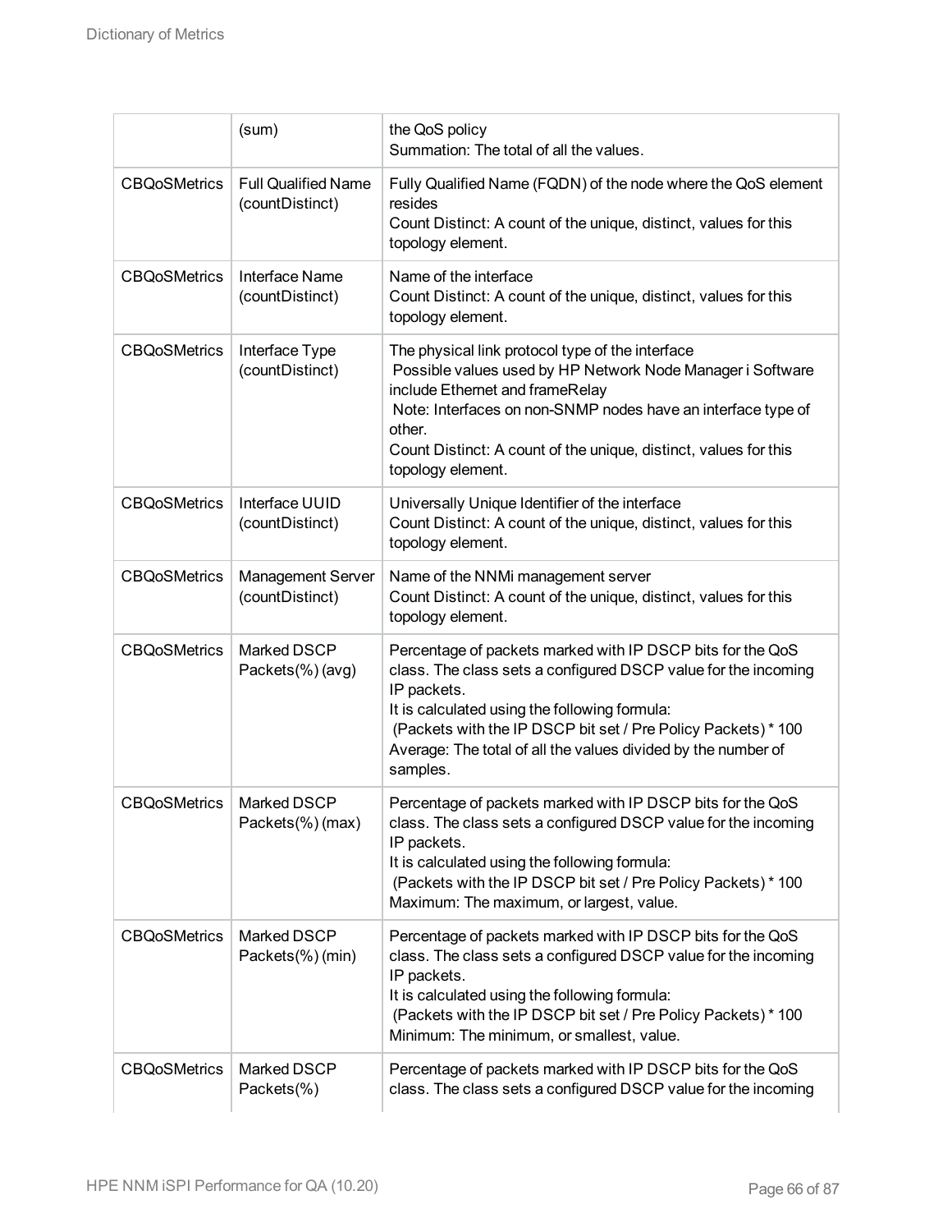| | | |
|---|---|---|
| | (sum) | the QoS policy<br>Summation: The total of all the values. |
| CBQoSMetrics | Full Qualified Name (countDistinct) | Fully Qualified Name (FQDN) of the node where the QoS element resides<br>Count Distinct: A count of the unique, distinct, values for this topology element. |
| CBQoSMetrics | Interface Name (countDistinct) | Name of the interface<br>Count Distinct: A count of the unique, distinct, values for this topology element. |
| CBQoSMetrics | Interface Type (countDistinct) | The physical link protocol type of the interface<br>Possible values used by HP Network Node Manager i Software include Ethernet and frameRelay<br>Note: Interfaces on non-SNMP nodes have an interface type of other.<br>Count Distinct: A count of the unique, distinct, values for this topology element. |
| CBQoSMetrics | Interface UUID (countDistinct) | Universally Unique Identifier of the interface<br>Count Distinct: A count of the unique, distinct, values for this topology element. |
| CBQoSMetrics | Management Server (countDistinct) | Name of the NNMi management server<br>Count Distinct: A count of the unique, distinct, values for this topology element. |
| CBQoSMetrics | Marked DSCP Packets(%) (avg) | Percentage of packets marked with IP DSCP bits for the QoS class. The class sets a configured DSCP value for the incoming IP packets.<br>It is calculated using the following formula:<br>(Packets with the IP DSCP bit set / Pre Policy Packets) * 100<br>Average: The total of all the values divided by the number of samples. |
| CBQoSMetrics | Marked DSCP Packets(%) (max) | Percentage of packets marked with IP DSCP bits for the QoS class. The class sets a configured DSCP value for the incoming IP packets.<br>It is calculated using the following formula:<br>(Packets with the IP DSCP bit set / Pre Policy Packets) * 100<br>Maximum: The maximum, or largest, value. |
| CBQoSMetrics | Marked DSCP Packets(%) (min) | Percentage of packets marked with IP DSCP bits for the QoS class. The class sets a configured DSCP value for the incoming IP packets.<br>It is calculated using the following formula:<br>(Packets with the IP DSCP bit set / Pre Policy Packets) * 100<br>Minimum: The minimum, or smallest, value. |
| CBQoSMetrics | Marked DSCP Packets(%) | Percentage of packets marked with IP DSCP bits for the QoS class. The class sets a configured DSCP value for the incoming |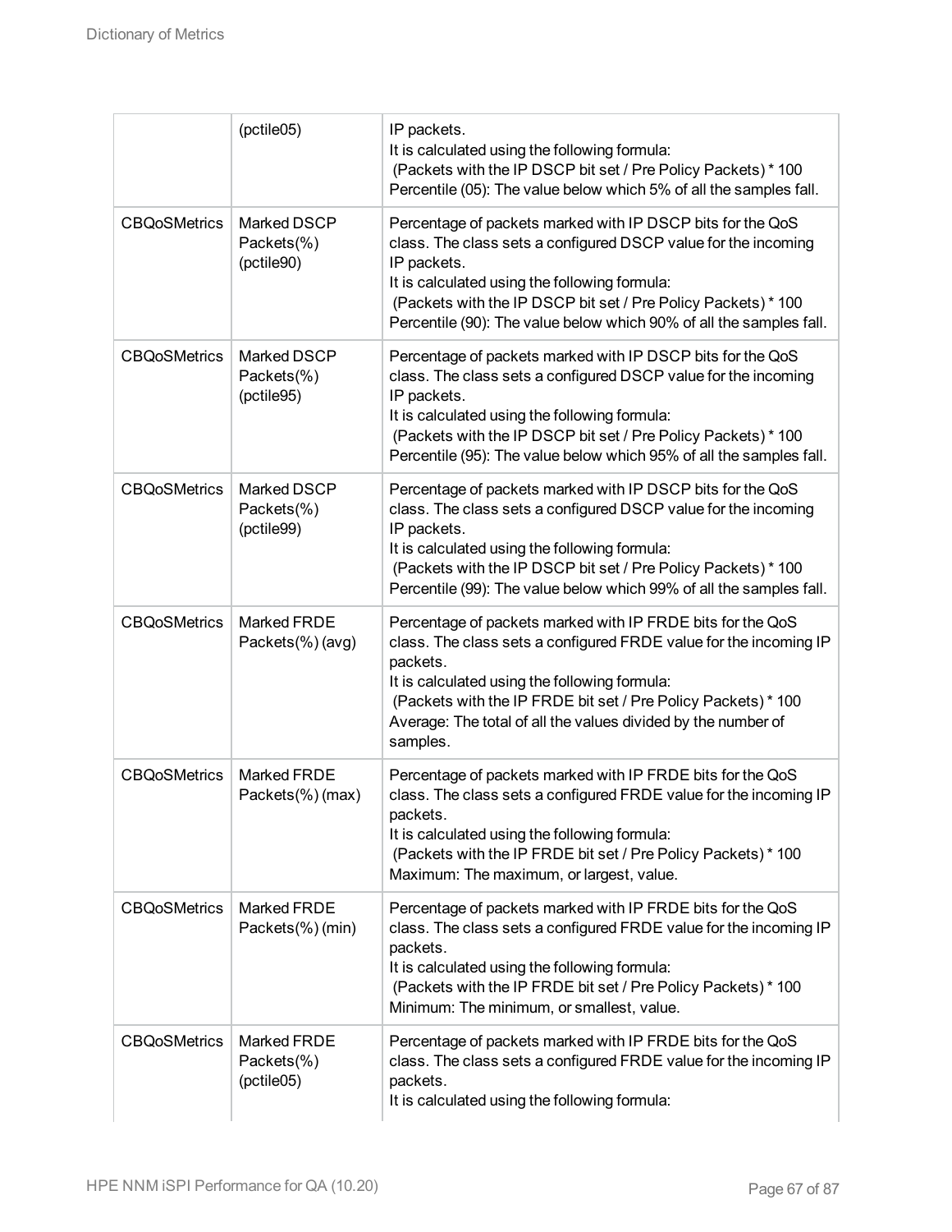| | | |
|---|---|---|
| | (pctile05) | IP packets.<br>It is calculated using the following formula:<br>(Packets with the IP DSCP bit set / Pre Policy Packets) * 100<br>Percentile (05): The value below which 5% of all the samples fall. |
| CBQoSMetrics | Marked DSCP Packets(%) (pctile90) | Percentage of packets marked with IP DSCP bits for the QoS class. The class sets a configured DSCP value for the incoming IP packets.<br>It is calculated using the following formula:<br>(Packets with the IP DSCP bit set / Pre Policy Packets) * 100<br>Percentile (90): The value below which 90% of all the samples fall. |
| CBQoSMetrics | Marked DSCP Packets(%) (pctile95) | Percentage of packets marked with IP DSCP bits for the QoS class. The class sets a configured DSCP value for the incoming IP packets.<br>It is calculated using the following formula:<br>(Packets with the IP DSCP bit set / Pre Policy Packets) * 100<br>Percentile (95): The value below which 95% of all the samples fall. |
| CBQoSMetrics | Marked DSCP Packets(%) (pctile99) | Percentage of packets marked with IP DSCP bits for the QoS class. The class sets a configured DSCP value for the incoming IP packets.<br>It is calculated using the following formula:<br>(Packets with the IP DSCP bit set / Pre Policy Packets) * 100<br>Percentile (99): The value below which 99% of all the samples fall. |
| CBQoSMetrics | Marked FRDE Packets(%) (avg) | Percentage of packets marked with IP FRDE bits for the QoS class. The class sets a configured FRDE value for the incoming IP packets.<br>It is calculated using the following formula:<br>(Packets with the IP FRDE bit set / Pre Policy Packets) * 100<br>Average: The total of all the values divided by the number of samples. |
| CBQoSMetrics | Marked FRDE Packets(%) (max) | Percentage of packets marked with IP FRDE bits for the QoS class. The class sets a configured FRDE value for the incoming IP packets.<br>It is calculated using the following formula:<br>(Packets with the IP FRDE bit set / Pre Policy Packets) * 100<br>Maximum: The maximum, or largest, value. |
| CBQoSMetrics | Marked FRDE Packets(%) (min) | Percentage of packets marked with IP FRDE bits for the QoS class. The class sets a configured FRDE value for the incoming IP packets.<br>It is calculated using the following formula:<br>(Packets with the IP FRDE bit set / Pre Policy Packets) * 100<br>Minimum: The minimum, or smallest, value. |
| CBQoSMetrics | Marked FRDE Packets(%) (pctile05) | Percentage of packets marked with IP FRDE bits for the QoS class. The class sets a configured FRDE value for the incoming IP packets.<br>It is calculated using the following formula: |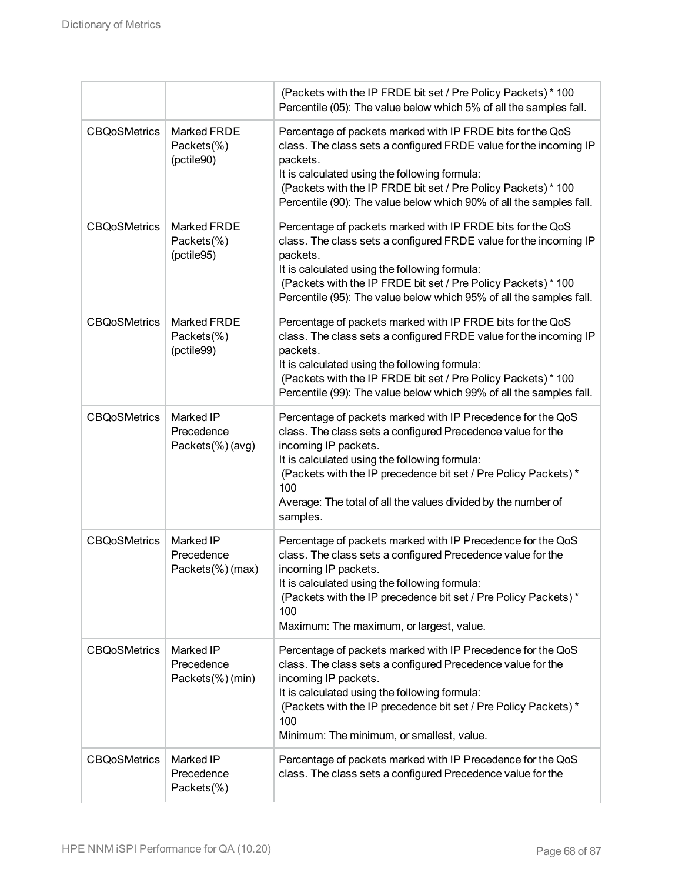| | | |
|---|---|---|
| | | (Packets with the IP FRDE bit set / Pre Policy Packets) * 100<br>Percentile (05): The value below which 5% of all the samples fall. |
| CBQoSMetrics | Marked FRDE Packets(%) (pctile90) | Percentage of packets marked with IP FRDE bits for the QoS class. The class sets a configured FRDE value for the incoming IP packets.<br>It is calculated using the following formula:<br>(Packets with the IP FRDE bit set / Pre Policy Packets) * 100<br>Percentile (90): The value below which 90% of all the samples fall. |
| CBQoSMetrics | Marked FRDE Packets(%) (pctile95) | Percentage of packets marked with IP FRDE bits for the QoS class. The class sets a configured FRDE value for the incoming IP packets.<br>It is calculated using the following formula:<br>(Packets with the IP FRDE bit set / Pre Policy Packets) * 100<br>Percentile (95): The value below which 95% of all the samples fall. |
| CBQoSMetrics | Marked FRDE Packets(%) (pctile99) | Percentage of packets marked with IP FRDE bits for the QoS class. The class sets a configured FRDE value for the incoming IP packets.<br>It is calculated using the following formula:<br>(Packets with the IP FRDE bit set / Pre Policy Packets) * 100<br>Percentile (99): The value below which 99% of all the samples fall. |
| CBQoSMetrics | Marked IP Precedence Packets(%) (avg) | Percentage of packets marked with IP Precedence for the QoS class. The class sets a configured Precedence value for the incoming IP packets.<br>It is calculated using the following formula:<br>(Packets with the IP precedence bit set / Pre Policy Packets) * 100<br>Average: The total of all the values divided by the number of samples. |
| CBQoSMetrics | Marked IP Precedence Packets(%) (max) | Percentage of packets marked with IP Precedence for the QoS class. The class sets a configured Precedence value for the incoming IP packets.<br>It is calculated using the following formula:<br>(Packets with the IP precedence bit set / Pre Policy Packets) * 100<br>Maximum: The maximum, or largest, value. |
| CBQoSMetrics | Marked IP Precedence Packets(%) (min) | Percentage of packets marked with IP Precedence for the QoS class. The class sets a configured Precedence value for the incoming IP packets.<br>It is calculated using the following formula:<br>(Packets with the IP precedence bit set / Pre Policy Packets) * 100<br>Minimum: The minimum, or smallest, value. |
| CBQoSMetrics | Marked IP Precedence Packets(%) | Percentage of packets marked with IP Precedence for the QoS class. The class sets a configured Precedence value for the |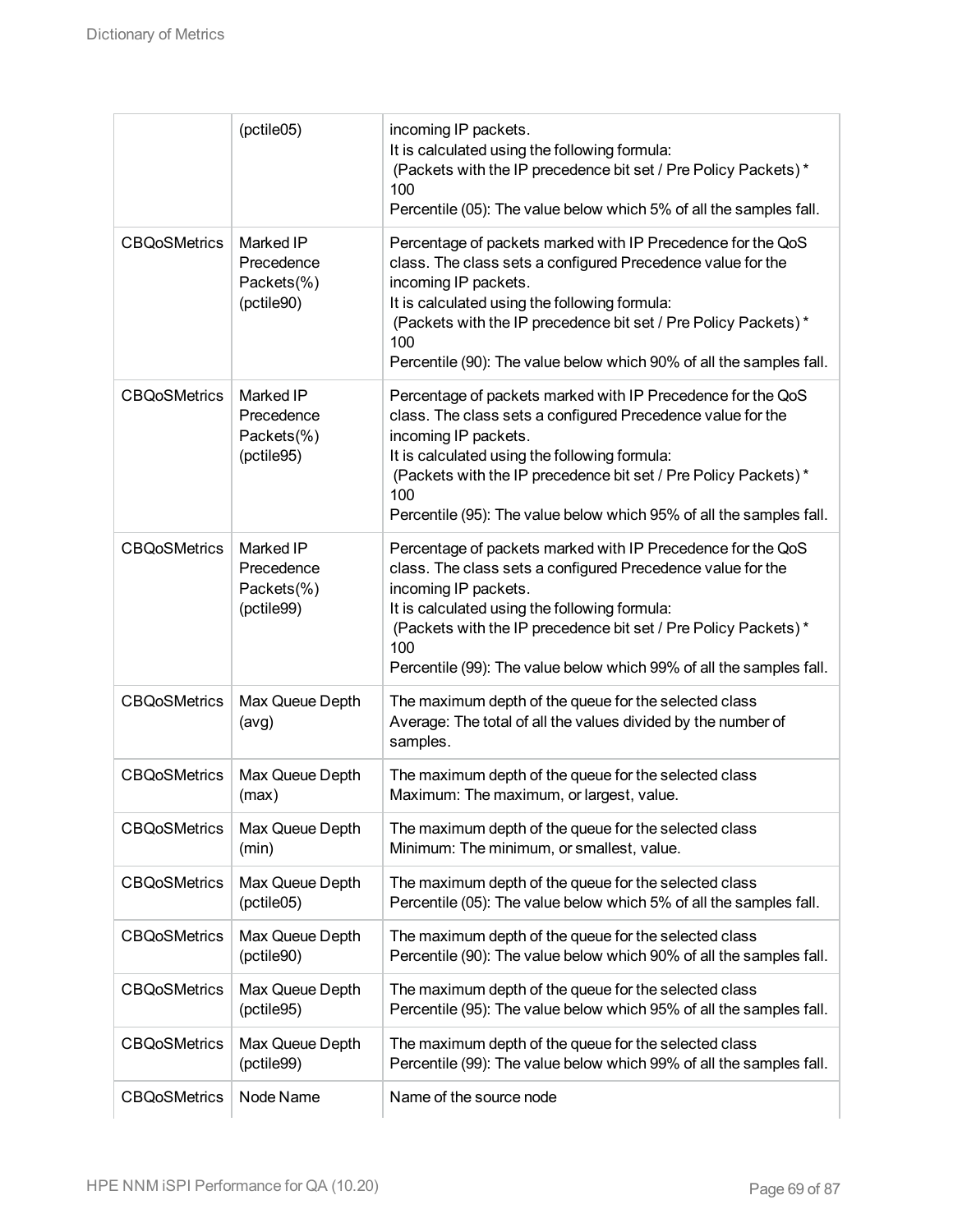| | | |
|---|---|---|
| | (pctile05) | incoming IP packets.<br>It is calculated using the following formula:<br>(Packets with the IP precedence bit set / Pre Policy Packets) * 100<br>Percentile (05): The value below which 5% of all the samples fall. |
| CBQoSMetrics | Marked IP Precedence Packets(%) (pctile90) | Percentage of packets marked with IP Precedence for the QoS class. The class sets a configured Precedence value for the incoming IP packets.<br>It is calculated using the following formula:<br>(Packets with the IP precedence bit set / Pre Policy Packets) * 100<br>Percentile (90): The value below which 90% of all the samples fall. |
| CBQoSMetrics | Marked IP Precedence Packets(%) (pctile95) | Percentage of packets marked with IP Precedence for the QoS class. The class sets a configured Precedence value for the incoming IP packets.<br>It is calculated using the following formula:<br>(Packets with the IP precedence bit set / Pre Policy Packets) * 100<br>Percentile (95): The value below which 95% of all the samples fall. |
| CBQoSMetrics | Marked IP Precedence Packets(%) (pctile99) | Percentage of packets marked with IP Precedence for the QoS class. The class sets a configured Precedence value for the incoming IP packets.<br>It is calculated using the following formula:<br>(Packets with the IP precedence bit set / Pre Policy Packets) * 100<br>Percentile (99): The value below which 99% of all the samples fall. |
| CBQoSMetrics | Max Queue Depth (avg) | The maximum depth of the queue for the selected class<br>Average: The total of all the values divided by the number of samples. |
| CBQoSMetrics | Max Queue Depth (max) | The maximum depth of the queue for the selected class<br>Maximum: The maximum, or largest, value. |
| CBQoSMetrics | Max Queue Depth (min) | The maximum depth of the queue for the selected class<br>Minimum: The minimum, or smallest, value. |
| CBQoSMetrics | Max Queue Depth (pctile05) | The maximum depth of the queue for the selected class<br>Percentile (05): The value below which 5% of all the samples fall. |
| CBQoSMetrics | Max Queue Depth (pctile90) | The maximum depth of the queue for the selected class<br>Percentile (90): The value below which 90% of all the samples fall. |
| CBQoSMetrics | Max Queue Depth (pctile95) | The maximum depth of the queue for the selected class<br>Percentile (95): The value below which 95% of all the samples fall. |
| CBQoSMetrics | Max Queue Depth (pctile99) | The maximum depth of the queue for the selected class<br>Percentile (99): The value below which 99% of all the samples fall. |
| CBQoSMetrics | Node Name | Name of the source node |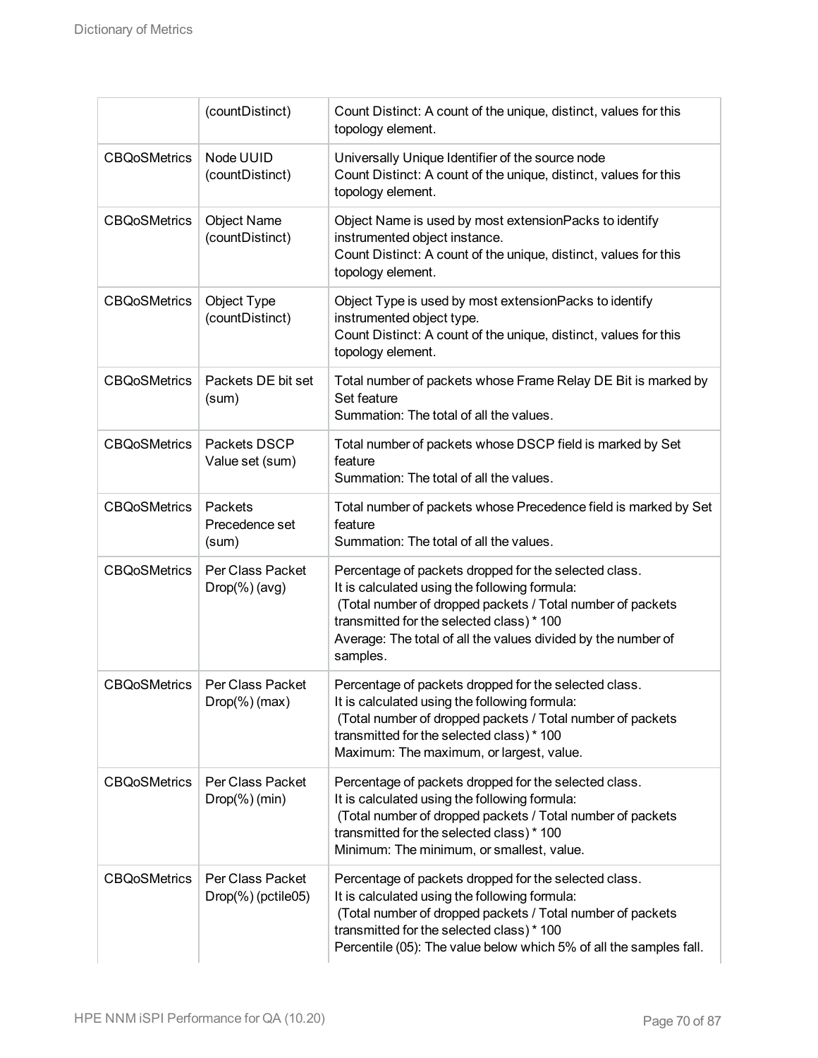| | | |
|---|---|---|
| | (countDistinct) | Count Distinct: A count of the unique, distinct, values for this topology element. |
| CBQoSMetrics | Node UUID (countDistinct) | Universally Unique Identifier of the source node<br>Count Distinct: A count of the unique, distinct, values for this topology element. |
| CBQoSMetrics | Object Name (countDistinct) | Object Name is used by most extensionPacks to identify instrumented object instance.<br>Count Distinct: A count of the unique, distinct, values for this topology element. |
| CBQoSMetrics | Object Type (countDistinct) | Object Type is used by most extensionPacks to identify instrumented object type.<br>Count Distinct: A count of the unique, distinct, values for this topology element. |
| CBQoSMetrics | Packets DE bit set (sum) | Total number of packets whose Frame Relay DE Bit is marked by Set feature<br>Summation: The total of all the values. |
| CBQoSMetrics | Packets DSCP Value set (sum) | Total number of packets whose DSCP field is marked by Set feature<br>Summation: The total of all the values. |
| CBQoSMetrics | Packets Precedence set (sum) | Total number of packets whose Precedence field is marked by Set feature<br>Summation: The total of all the values. |
| CBQoSMetrics | Per Class Packet Drop(%) (avg) | Percentage of packets dropped for the selected class.<br>It is calculated using the following formula:<br>(Total number of dropped packets / Total number of packets transmitted for the selected class) * 100<br>Average: The total of all the values divided by the number of samples. |
| CBQoSMetrics | Per Class Packet Drop(%) (max) | Percentage of packets dropped for the selected class.<br>It is calculated using the following formula:<br>(Total number of dropped packets / Total number of packets transmitted for the selected class) * 100<br>Maximum: The maximum, or largest, value. |
| CBQoSMetrics | Per Class Packet Drop(%) (min) | Percentage of packets dropped for the selected class.<br>It is calculated using the following formula:<br>(Total number of dropped packets / Total number of packets transmitted for the selected class) * 100<br>Minimum: The minimum, or smallest, value. |
| CBQoSMetrics | Per Class Packet Drop(%) (pctile05) | Percentage of packets dropped for the selected class.<br>It is calculated using the following formula:<br>(Total number of dropped packets / Total number of packets transmitted for the selected class) * 100<br>Percentile (05): The value below which 5% of all the samples fall. |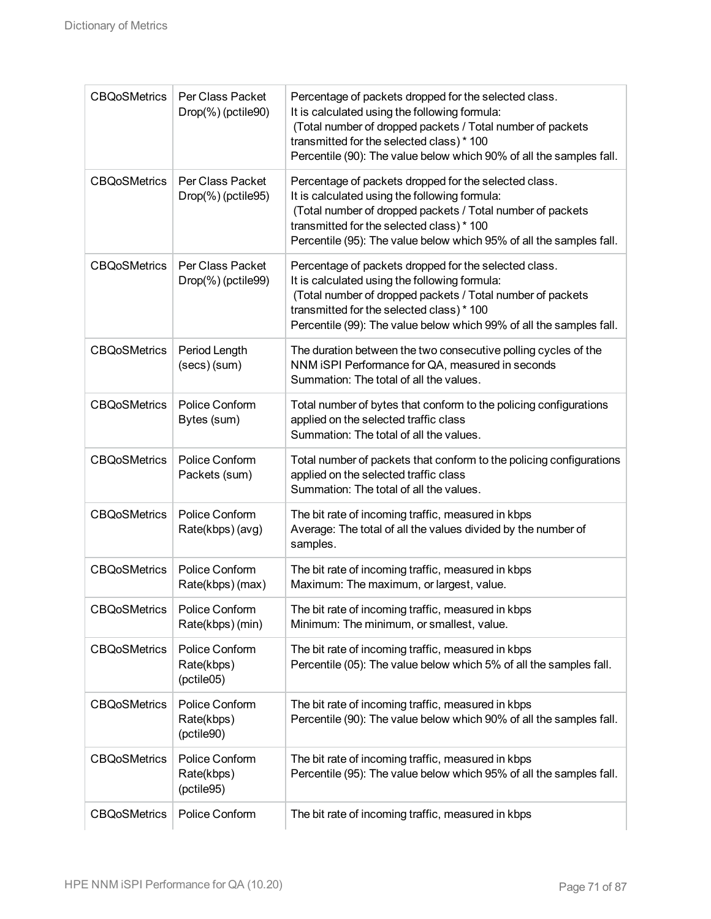| | | |
|---|---|---|
| CBQoSMetrics | Per Class Packet Drop(%) (pctile90) | Percentage of packets dropped for the selected class.<br>It is calculated using the following formula:<br>(Total number of dropped packets / Total number of packets transmitted for the selected class) * 100<br>Percentile (90): The value below which 90% of all the samples fall. |
| CBQoSMetrics | Per Class Packet Drop(%) (pctile95) | Percentage of packets dropped for the selected class.<br>It is calculated using the following formula:<br>(Total number of dropped packets / Total number of packets transmitted for the selected class) * 100<br>Percentile (95): The value below which 95% of all the samples fall. |
| CBQoSMetrics | Per Class Packet Drop(%) (pctile99) | Percentage of packets dropped for the selected class.<br>It is calculated using the following formula:<br>(Total number of dropped packets / Total number of packets transmitted for the selected class) * 100<br>Percentile (99): The value below which 99% of all the samples fall. |
| CBQoSMetrics | Period Length (secs) (sum) | The duration between the two consecutive polling cycles of the NNM iSPI Performance for QA, measured in seconds<br>Summation: The total of all the values. |
| CBQoSMetrics | Police Conform Bytes (sum) | Total number of bytes that conform to the policing configurations applied on the selected traffic class<br>Summation: The total of all the values. |
| CBQoSMetrics | Police Conform Packets (sum) | Total number of packets that conform to the policing configurations applied on the selected traffic class<br>Summation: The total of all the values. |
| CBQoSMetrics | Police Conform Rate(kbps) (avg) | The bit rate of incoming traffic, measured in kbps<br>Average: The total of all the values divided by the number of samples. |
| CBQoSMetrics | Police Conform Rate(kbps) (max) | The bit rate of incoming traffic, measured in kbps<br>Maximum: The maximum, or largest, value. |
| CBQoSMetrics | Police Conform Rate(kbps) (min) | The bit rate of incoming traffic, measured in kbps<br>Minimum: The minimum, or smallest, value. |
| CBQoSMetrics | Police Conform Rate(kbps) (pctile05) | The bit rate of incoming traffic, measured in kbps<br>Percentile (05): The value below which 5% of all the samples fall. |
| CBQoSMetrics | Police Conform Rate(kbps) (pctile90) | The bit rate of incoming traffic, measured in kbps<br>Percentile (90): The value below which 90% of all the samples fall. |
| CBQoSMetrics | Police Conform Rate(kbps) (pctile95) | The bit rate of incoming traffic, measured in kbps<br>Percentile (95): The value below which 95% of all the samples fall. |
| CBQoSMetrics | Police Conform | The bit rate of incoming traffic, measured in kbps |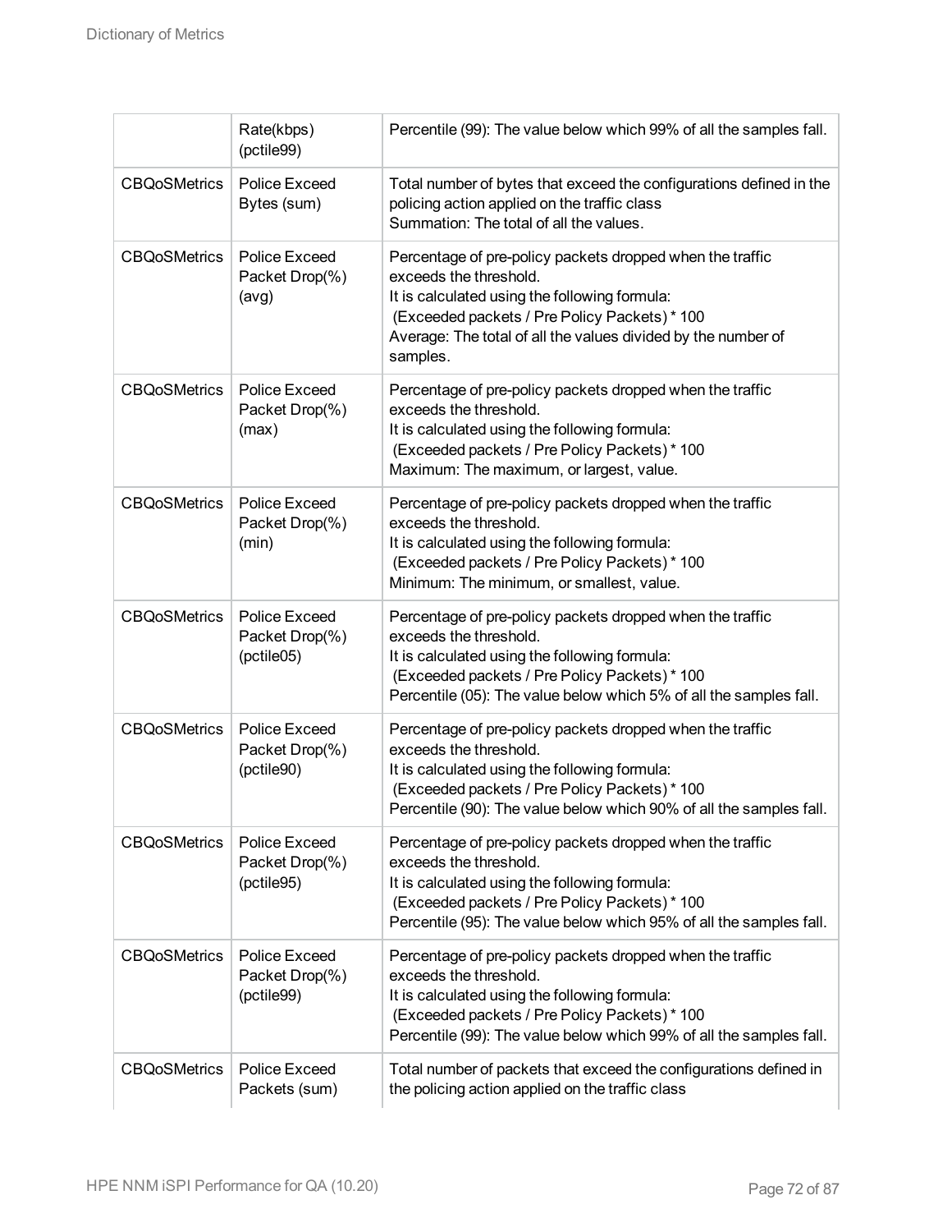| | | |
|---|---|---|
| | Rate(kbps) (pctile99) | Percentile (99): The value below which 99% of all the samples fall. |
| CBQoSMetrics | Police Exceed Bytes (sum) | Total number of bytes that exceed the configurations defined in the policing action applied on the traffic class<br>Summation: The total of all the values. |
| CBQoSMetrics | Police Exceed Packet Drop(%) (avg) | Percentage of pre-policy packets dropped when the traffic exceeds the threshold.<br>It is calculated using the following formula:<br>(Exceeded packets / Pre Policy Packets) * 100<br>Average: The total of all the values divided by the number of samples. |
| CBQoSMetrics | Police Exceed Packet Drop(%) (max) | Percentage of pre-policy packets dropped when the traffic exceeds the threshold.<br>It is calculated using the following formula:<br>(Exceeded packets / Pre Policy Packets) * 100<br>Maximum: The maximum, or largest, value. |
| CBQoSMetrics | Police Exceed Packet Drop(%) (min) | Percentage of pre-policy packets dropped when the traffic exceeds the threshold.<br>It is calculated using the following formula:<br>(Exceeded packets / Pre Policy Packets) * 100<br>Minimum: The minimum, or smallest, value. |
| CBQoSMetrics | Police Exceed Packet Drop(%) (pctile05) | Percentage of pre-policy packets dropped when the traffic exceeds the threshold.<br>It is calculated using the following formula:<br>(Exceeded packets / Pre Policy Packets) * 100<br>Percentile (05): The value below which 5% of all the samples fall. |
| CBQoSMetrics | Police Exceed Packet Drop(%) (pctile90) | Percentage of pre-policy packets dropped when the traffic exceeds the threshold.<br>It is calculated using the following formula:<br>(Exceeded packets / Pre Policy Packets) * 100<br>Percentile (90): The value below which 90% of all the samples fall. |
| CBQoSMetrics | Police Exceed Packet Drop(%) (pctile95) | Percentage of pre-policy packets dropped when the traffic exceeds the threshold.<br>It is calculated using the following formula:<br>(Exceeded packets / Pre Policy Packets) * 100<br>Percentile (95): The value below which 95% of all the samples fall. |
| CBQoSMetrics | Police Exceed Packet Drop(%) (pctile99) | Percentage of pre-policy packets dropped when the traffic exceeds the threshold.<br>It is calculated using the following formula:<br>(Exceeded packets / Pre Policy Packets) * 100<br>Percentile (99): The value below which 99% of all the samples fall. |
| CBQoSMetrics | Police Exceed Packets (sum) | Total number of packets that exceed the configurations defined in the policing action applied on the traffic class |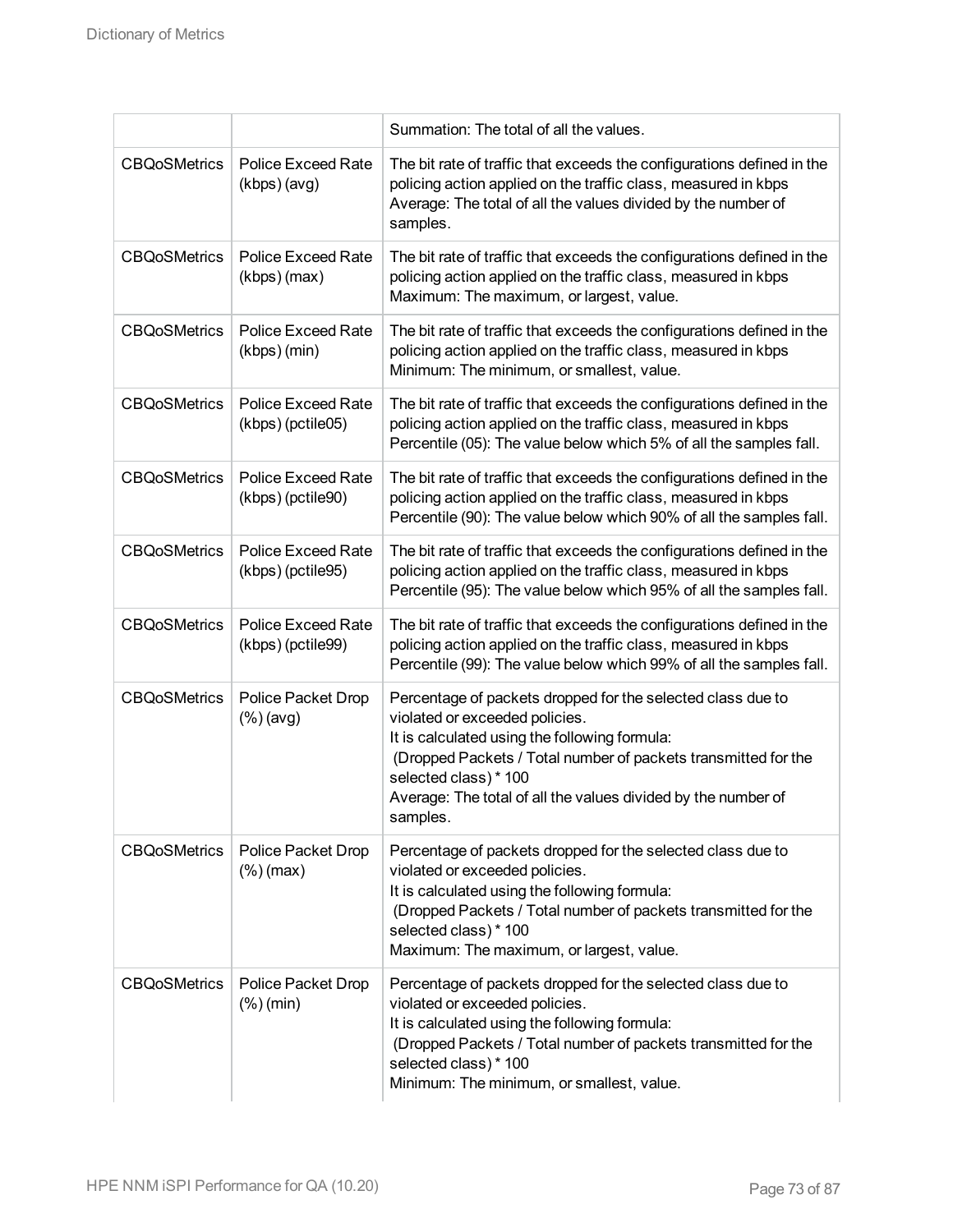| | | |
|---|---|---|
| | | Summation: The total of all the values. |
| CBQoSMetrics | Police Exceed Rate (kbps) (avg) | The bit rate of traffic that exceeds the configurations defined in the policing action applied on the traffic class, measured in kbps<br>Average: The total of all the values divided by the number of samples. |
| CBQoSMetrics | Police Exceed Rate (kbps) (max) | The bit rate of traffic that exceeds the configurations defined in the policing action applied on the traffic class, measured in kbps<br>Maximum: The maximum, or largest, value. |
| CBQoSMetrics | Police Exceed Rate (kbps) (min) | The bit rate of traffic that exceeds the configurations defined in the policing action applied on the traffic class, measured in kbps<br>Minimum: The minimum, or smallest, value. |
| CBQoSMetrics | Police Exceed Rate (kbps) (pctile05) | The bit rate of traffic that exceeds the configurations defined in the policing action applied on the traffic class, measured in kbps<br>Percentile (05): The value below which 5% of all the samples fall. |
| CBQoSMetrics | Police Exceed Rate (kbps) (pctile90) | The bit rate of traffic that exceeds the configurations defined in the policing action applied on the traffic class, measured in kbps<br>Percentile (90): The value below which 90% of all the samples fall. |
| CBQoSMetrics | Police Exceed Rate (kbps) (pctile95) | The bit rate of traffic that exceeds the configurations defined in the policing action applied on the traffic class, measured in kbps<br>Percentile (95): The value below which 95% of all the samples fall. |
| CBQoSMetrics | Police Exceed Rate (kbps) (pctile99) | The bit rate of traffic that exceeds the configurations defined in the policing action applied on the traffic class, measured in kbps<br>Percentile (99): The value below which 99% of all the samples fall. |
| CBQoSMetrics | Police Packet Drop (%) (avg) | Percentage of packets dropped for the selected class due to violated or exceeded policies.<br>It is calculated using the following formula:<br>(Dropped Packets / Total number of packets transmitted for the selected class) * 100<br>Average: The total of all the values divided by the number of samples. |
| CBQoSMetrics | Police Packet Drop (%) (max) | Percentage of packets dropped for the selected class due to violated or exceeded policies.<br>It is calculated using the following formula:<br>(Dropped Packets / Total number of packets transmitted for the selected class) * 100<br>Maximum: The maximum, or largest, value. |
| CBQoSMetrics | Police Packet Drop (%) (min) | Percentage of packets dropped for the selected class due to violated or exceeded policies.<br>It is calculated using the following formula:<br>(Dropped Packets / Total number of packets transmitted for the selected class) * 100<br>Minimum: The minimum, or smallest, value. |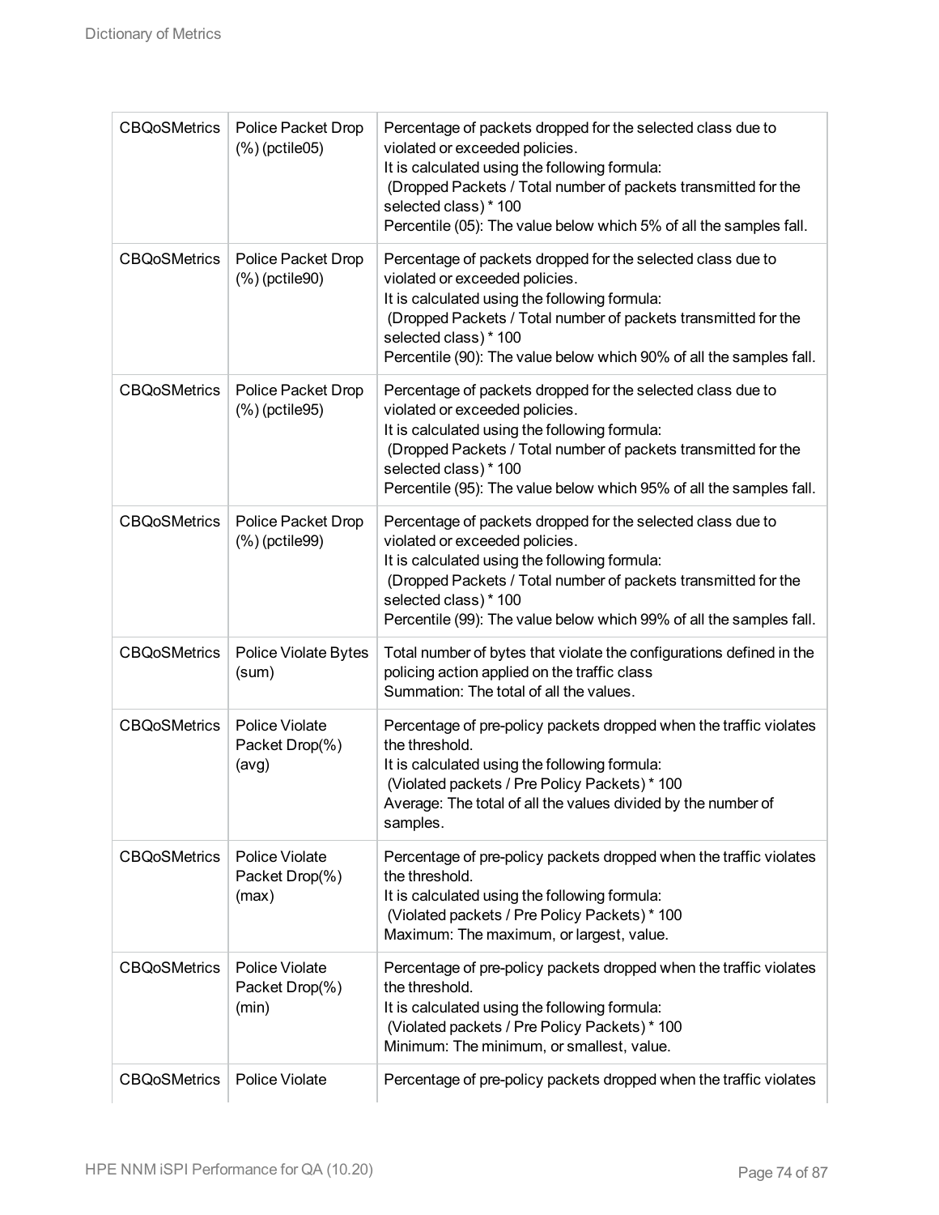| | | |
|---|---|---|
| CBQoSMetrics | Police Packet Drop (%) (pctile05) | Percentage of packets dropped for the selected class due to violated or exceeded policies.<br>It is calculated using the following formula:<br>(Dropped Packets / Total number of packets transmitted for the selected class) * 100<br>Percentile (05): The value below which 5% of all the samples fall. |
| CBQoSMetrics | Police Packet Drop (%) (pctile90) | Percentage of packets dropped for the selected class due to violated or exceeded policies.<br>It is calculated using the following formula:<br>(Dropped Packets / Total number of packets transmitted for the selected class) * 100<br>Percentile (90): The value below which 90% of all the samples fall. |
| CBQoSMetrics | Police Packet Drop (%) (pctile95) | Percentage of packets dropped for the selected class due to violated or exceeded policies.<br>It is calculated using the following formula:<br>(Dropped Packets / Total number of packets transmitted for the selected class) * 100<br>Percentile (95): The value below which 95% of all the samples fall. |
| CBQoSMetrics | Police Packet Drop (%) (pctile99) | Percentage of packets dropped for the selected class due to violated or exceeded policies.<br>It is calculated using the following formula:<br>(Dropped Packets / Total number of packets transmitted for the selected class) * 100<br>Percentile (99): The value below which 99% of all the samples fall. |
| CBQoSMetrics | Police Violate Bytes (sum) | Total number of bytes that violate the configurations defined in the policing action applied on the traffic class<br>Summation: The total of all the values. |
| CBQoSMetrics | Police Violate Packet Drop(%) (avg) | Percentage of pre-policy packets dropped when the traffic violates the threshold.<br>It is calculated using the following formula:<br>(Violated packets / Pre Policy Packets) * 100<br>Average: The total of all the values divided by the number of samples. |
| CBQoSMetrics | Police Violate Packet Drop(%) (max) | Percentage of pre-policy packets dropped when the traffic violates the threshold.<br>It is calculated using the following formula:<br>(Violated packets / Pre Policy Packets) * 100<br>Maximum: The maximum, or largest, value. |
| CBQoSMetrics | Police Violate Packet Drop(%) (min) | Percentage of pre-policy packets dropped when the traffic violates the threshold.<br>It is calculated using the following formula:<br>(Violated packets / Pre Policy Packets) * 100<br>Minimum: The minimum, or smallest, value. |
| CBQoSMetrics | Police Violate | Percentage of pre-policy packets dropped when the traffic violates |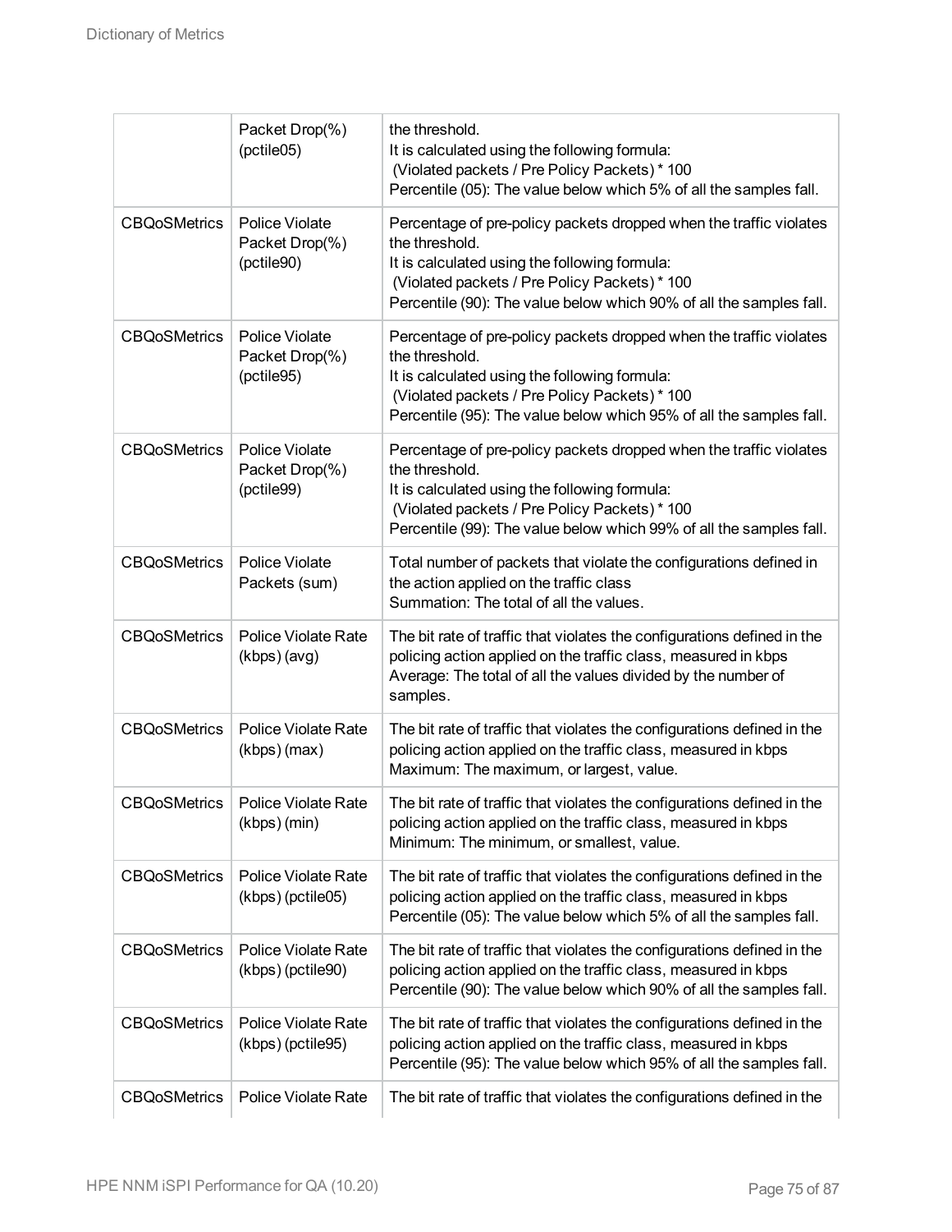| | | |
|---|---|---|
| | Packet Drop(%) (pctile05) | the threshold.<br>It is calculated using the following formula:<br>(Violated packets / Pre Policy Packets) * 100<br>Percentile (05): The value below which 5% of all the samples fall. |
| CBQoSMetrics | Police Violate Packet Drop(%) (pctile90) | Percentage of pre-policy packets dropped when the traffic violates the threshold.<br>It is calculated using the following formula:<br>(Violated packets / Pre Policy Packets) * 100<br>Percentile (90): The value below which 90% of all the samples fall. |
| CBQoSMetrics | Police Violate Packet Drop(%) (pctile95) | Percentage of pre-policy packets dropped when the traffic violates the threshold.<br>It is calculated using the following formula:<br>(Violated packets / Pre Policy Packets) * 100<br>Percentile (95): The value below which 95% of all the samples fall. |
| CBQoSMetrics | Police Violate Packet Drop(%) (pctile99) | Percentage of pre-policy packets dropped when the traffic violates the threshold.<br>It is calculated using the following formula:<br>(Violated packets / Pre Policy Packets) * 100<br>Percentile (99): The value below which 99% of all the samples fall. |
| CBQoSMetrics | Police Violate Packets (sum) | Total number of packets that violate the configurations defined in the action applied on the traffic class<br>Summation: The total of all the values. |
| CBQoSMetrics | Police Violate Rate (kbps) (avg) | The bit rate of traffic that violates the configurations defined in the policing action applied on the traffic class, measured in kbps<br>Average: The total of all the values divided by the number of samples. |
| CBQoSMetrics | Police Violate Rate (kbps) (max) | The bit rate of traffic that violates the configurations defined in the policing action applied on the traffic class, measured in kbps<br>Maximum: The maximum, or largest, value. |
| CBQoSMetrics | Police Violate Rate (kbps) (min) | The bit rate of traffic that violates the configurations defined in the policing action applied on the traffic class, measured in kbps<br>Minimum: The minimum, or smallest, value. |
| CBQoSMetrics | Police Violate Rate (kbps) (pctile05) | The bit rate of traffic that violates the configurations defined in the policing action applied on the traffic class, measured in kbps<br>Percentile (05): The value below which 5% of all the samples fall. |
| CBQoSMetrics | Police Violate Rate (kbps) (pctile90) | The bit rate of traffic that violates the configurations defined in the policing action applied on the traffic class, measured in kbps<br>Percentile (90): The value below which 90% of all the samples fall. |
| CBQoSMetrics | Police Violate Rate (kbps) (pctile95) | The bit rate of traffic that violates the configurations defined in the policing action applied on the traffic class, measured in kbps<br>Percentile (95): The value below which 95% of all the samples fall. |
| CBQoSMetrics | Police Violate Rate | The bit rate of traffic that violates the configurations defined in the |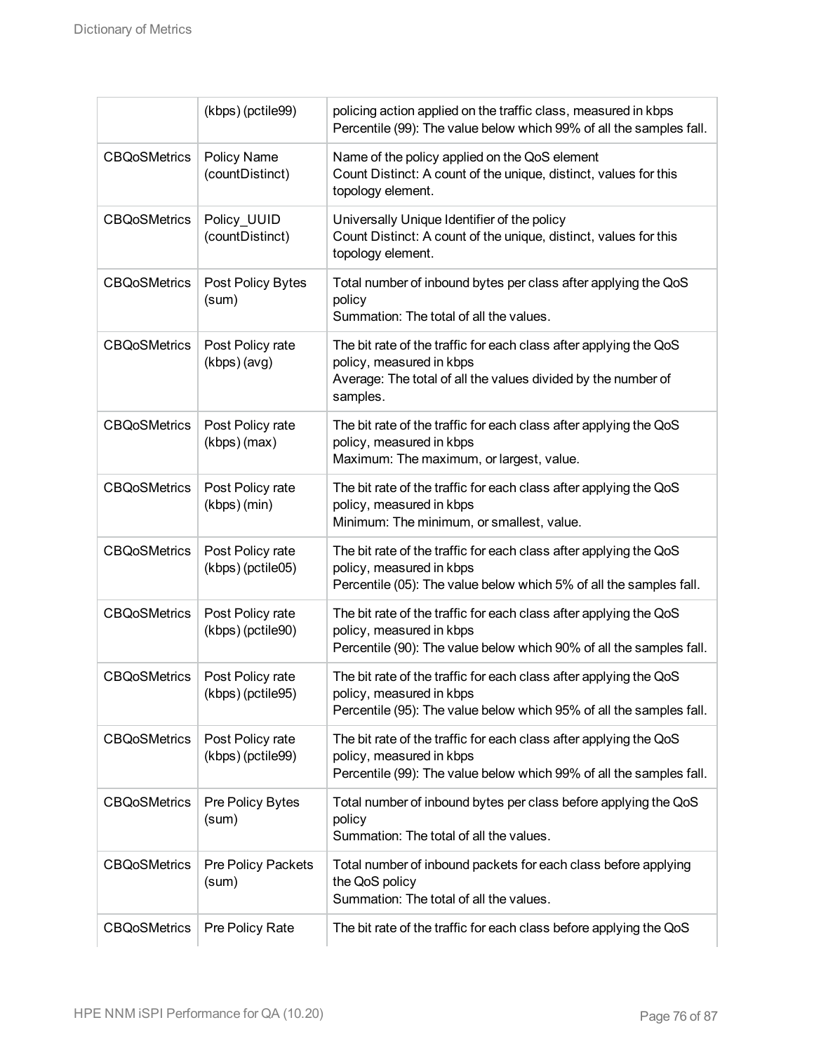| | | |
|---|---|---|
| | (kbps) (pctile99) | policing action applied on the traffic class, measured in kbps<br>Percentile (99): The value below which 99% of all the samples fall. |
| CBQoSMetrics | Policy Name (countDistinct) | Name of the policy applied on the QoS element<br>Count Distinct: A count of the unique, distinct, values for this topology element. |
| CBQoSMetrics | Policy_UUID (countDistinct) | Universally Unique Identifier of the policy<br>Count Distinct: A count of the unique, distinct, values for this topology element. |
| CBQoSMetrics | Post Policy Bytes (sum) | Total number of inbound bytes per class after applying the QoS policy<br>Summation: The total of all the values. |
| CBQoSMetrics | Post Policy rate (kbps) (avg) | The bit rate of the traffic for each class after applying the QoS policy, measured in kbps<br>Average: The total of all the values divided by the number of samples. |
| CBQoSMetrics | Post Policy rate (kbps) (max) | The bit rate of the traffic for each class after applying the QoS policy, measured in kbps<br>Maximum: The maximum, or largest, value. |
| CBQoSMetrics | Post Policy rate (kbps) (min) | The bit rate of the traffic for each class after applying the QoS policy, measured in kbps<br>Minimum: The minimum, or smallest, value. |
| CBQoSMetrics | Post Policy rate (kbps) (pctile05) | The bit rate of the traffic for each class after applying the QoS policy, measured in kbps<br>Percentile (05): The value below which 5% of all the samples fall. |
| CBQoSMetrics | Post Policy rate (kbps) (pctile90) | The bit rate of the traffic for each class after applying the QoS policy, measured in kbps<br>Percentile (90): The value below which 90% of all the samples fall. |
| CBQoSMetrics | Post Policy rate (kbps) (pctile95) | The bit rate of the traffic for each class after applying the QoS policy, measured in kbps<br>Percentile (95): The value below which 95% of all the samples fall. |
| CBQoSMetrics | Post Policy rate (kbps) (pctile99) | The bit rate of the traffic for each class after applying the QoS policy, measured in kbps<br>Percentile (99): The value below which 99% of all the samples fall. |
| CBQoSMetrics | Pre Policy Bytes (sum) | Total number of inbound bytes per class before applying the QoS policy<br>Summation: The total of all the values. |
| CBQoSMetrics | Pre Policy Packets (sum) | Total number of inbound packets for each class before applying the QoS policy<br>Summation: The total of all the values. |
| CBQoSMetrics | Pre Policy Rate | The bit rate of the traffic for each class before applying the QoS |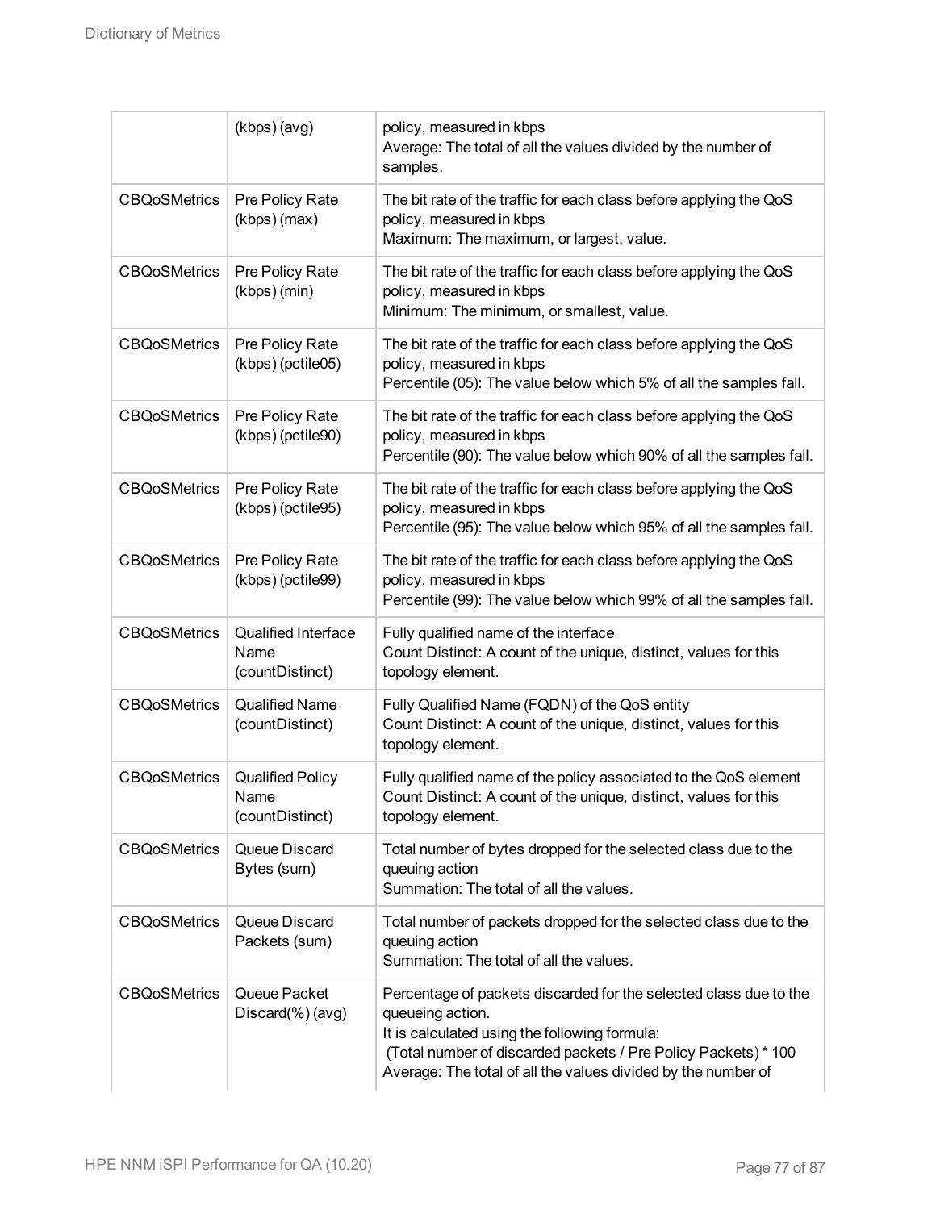| | | |
|---|---|---|
| | (kbps) (avg) | policy, measured in kbps<br>Average: The total of all the values divided by the number of samples. |
| CBQoSMetrics | Pre Policy Rate (kbps) (max) | The bit rate of the traffic for each class before applying the QoS policy, measured in kbps<br>Maximum: The maximum, or largest, value. |
| CBQoSMetrics | Pre Policy Rate (kbps) (min) | The bit rate of the traffic for each class before applying the QoS policy, measured in kbps<br>Minimum: The minimum, or smallest, value. |
| CBQoSMetrics | Pre Policy Rate (kbps) (pctile05) | The bit rate of the traffic for each class before applying the QoS policy, measured in kbps<br>Percentile (05): The value below which 5% of all the samples fall. |
| CBQoSMetrics | Pre Policy Rate (kbps) (pctile90) | The bit rate of the traffic for each class before applying the QoS policy, measured in kbps<br>Percentile (90): The value below which 90% of all the samples fall. |
| CBQoSMetrics | Pre Policy Rate (kbps) (pctile95) | The bit rate of the traffic for each class before applying the QoS policy, measured in kbps<br>Percentile (95): The value below which 95% of all the samples fall. |
| CBQoSMetrics | Pre Policy Rate (kbps) (pctile99) | The bit rate of the traffic for each class before applying the QoS policy, measured in kbps<br>Percentile (99): The value below which 99% of all the samples fall. |
| CBQoSMetrics | Qualified Interface Name (countDistinct) | Fully qualified name of the interface<br>Count Distinct: A count of the unique, distinct, values for this topology element. |
| CBQoSMetrics | Qualified Name (countDistinct) | Fully Qualified Name (FQDN) of the QoS entity<br>Count Distinct: A count of the unique, distinct, values for this topology element. |
| CBQoSMetrics | Qualified Policy Name (countDistinct) | Fully qualified name of the policy associated to the QoS element<br>Count Distinct: A count of the unique, distinct, values for this topology element. |
| CBQoSMetrics | Queue Discard Bytes (sum) | Total number of bytes dropped for the selected class due to the queuing action<br>Summation: The total of all the values. |
| CBQoSMetrics | Queue Discard Packets (sum) | Total number of packets dropped for the selected class due to the queuing action<br>Summation: The total of all the values. |
| CBQoSMetrics | Queue Packet Discard(%) (avg) | Percentage of packets discarded for the selected class due to the queueing action.<br>It is calculated using the following formula:<br>(Total number of discarded packets / Pre Policy Packets) * 100<br>Average: The total of all the values divided by the number of |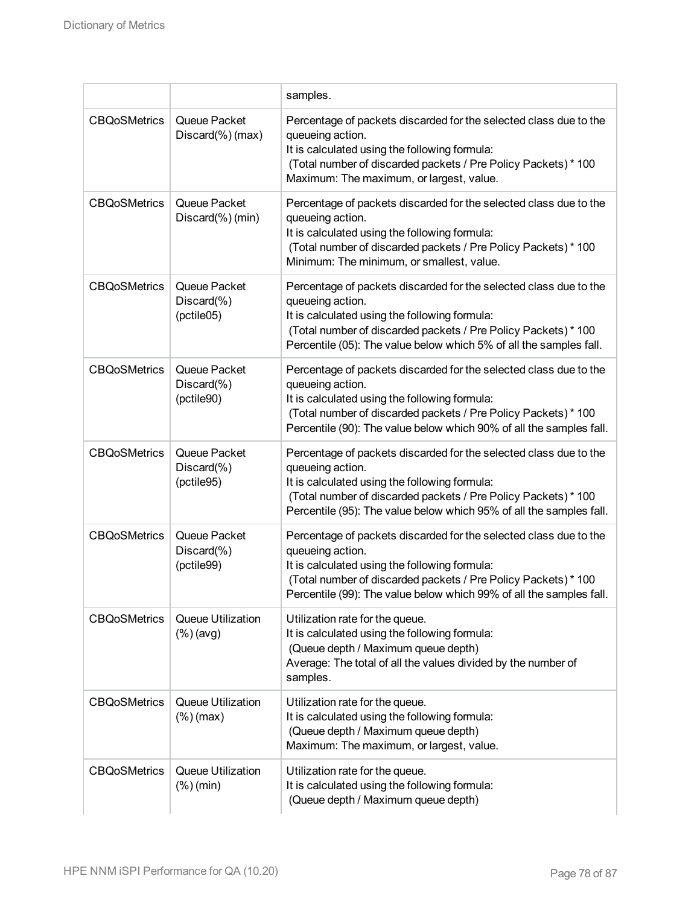| | | |
|---|---|---|
| | | samples. |
| CBQoSMetrics | Queue Packet Discard(%) (max) | Percentage of packets discarded for the selected class due to the queueing action.<br>It is calculated using the following formula:<br>(Total number of discarded packets / Pre Policy Packets) * 100<br>Maximum: The maximum, or largest, value. |
| CBQoSMetrics | Queue Packet Discard(%) (min) | Percentage of packets discarded for the selected class due to the queueing action.<br>It is calculated using the following formula:<br>(Total number of discarded packets / Pre Policy Packets) * 100<br>Minimum: The minimum, or smallest, value. |
| CBQoSMetrics | Queue Packet Discard(%) (pctile05) | Percentage of packets discarded for the selected class due to the queueing action.<br>It is calculated using the following formula:<br>(Total number of discarded packets / Pre Policy Packets) * 100<br>Percentile (05): The value below which 5% of all the samples fall. |
| CBQoSMetrics | Queue Packet Discard(%) (pctile90) | Percentage of packets discarded for the selected class due to the queueing action.<br>It is calculated using the following formula:<br>(Total number of discarded packets / Pre Policy Packets) * 100<br>Percentile (90): The value below which 90% of all the samples fall. |
| CBQoSMetrics | Queue Packet Discard(%) (pctile95) | Percentage of packets discarded for the selected class due to the queueing action.<br>It is calculated using the following formula:<br>(Total number of discarded packets / Pre Policy Packets) * 100<br>Percentile (95): The value below which 95% of all the samples fall. |
| CBQoSMetrics | Queue Packet Discard(%) (pctile99) | Percentage of packets discarded for the selected class due to the queueing action.<br>It is calculated using the following formula:<br>(Total number of discarded packets / Pre Policy Packets) * 100<br>Percentile (99): The value below which 99% of all the samples fall. |
| CBQoSMetrics | Queue Utilization (%) (avg) | Utilization rate for the queue.<br>It is calculated using the following formula:<br>(Queue depth / Maximum queue depth)<br>Average: The total of all the values divided by the number of samples. |
| CBQoSMetrics | Queue Utilization (%) (max) | Utilization rate for the queue.<br>It is calculated using the following formula:<br>(Queue depth / Maximum queue depth)<br>Maximum: The maximum, or largest, value. |
| CBQoSMetrics | Queue Utilization (%) (min) | Utilization rate for the queue.<br>It is calculated using the following formula:<br>(Queue depth / Maximum queue depth) |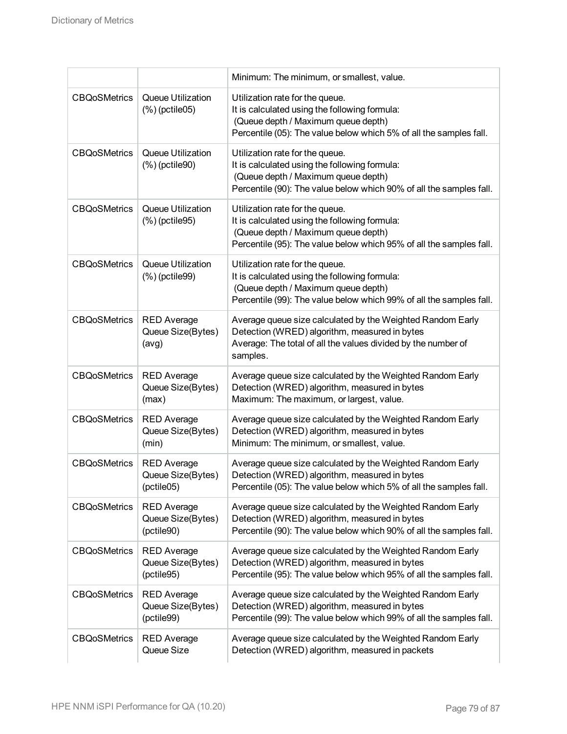| | | |
|---|---|---|
| | | Minimum: The minimum, or smallest, value. |
| CBQoSMetrics | Queue Utilization (%) (pctile05) | Utilization rate for the queue.<br>It is calculated using the following formula:<br>(Queue depth / Maximum queue depth)<br>Percentile (05): The value below which 5% of all the samples fall. |
| CBQoSMetrics | Queue Utilization (%) (pctile90) | Utilization rate for the queue.<br>It is calculated using the following formula:<br>(Queue depth / Maximum queue depth)<br>Percentile (90): The value below which 90% of all the samples fall. |
| CBQoSMetrics | Queue Utilization (%) (pctile95) | Utilization rate for the queue.<br>It is calculated using the following formula:<br>(Queue depth / Maximum queue depth)<br>Percentile (95): The value below which 95% of all the samples fall. |
| CBQoSMetrics | Queue Utilization (%) (pctile99) | Utilization rate for the queue.<br>It is calculated using the following formula:<br>(Queue depth / Maximum queue depth)<br>Percentile (99): The value below which 99% of all the samples fall. |
| CBQoSMetrics | RED Average Queue Size(Bytes) (avg) | Average queue size calculated by the Weighted Random Early Detection (WRED) algorithm, measured in bytes<br>Average: The total of all the values divided by the number of samples. |
| CBQoSMetrics | RED Average Queue Size(Bytes) (max) | Average queue size calculated by the Weighted Random Early Detection (WRED) algorithm, measured in bytes<br>Maximum: The maximum, or largest, value. |
| CBQoSMetrics | RED Average Queue Size(Bytes) (min) | Average queue size calculated by the Weighted Random Early Detection (WRED) algorithm, measured in bytes<br>Minimum: The minimum, or smallest, value. |
| CBQoSMetrics | RED Average Queue Size(Bytes) (pctile05) | Average queue size calculated by the Weighted Random Early Detection (WRED) algorithm, measured in bytes<br>Percentile (05): The value below which 5% of all the samples fall. |
| CBQoSMetrics | RED Average Queue Size(Bytes) (pctile90) | Average queue size calculated by the Weighted Random Early Detection (WRED) algorithm, measured in bytes<br>Percentile (90): The value below which 90% of all the samples fall. |
| CBQoSMetrics | RED Average Queue Size(Bytes) (pctile95) | Average queue size calculated by the Weighted Random Early Detection (WRED) algorithm, measured in bytes<br>Percentile (95): The value below which 95% of all the samples fall. |
| CBQoSMetrics | RED Average Queue Size(Bytes) (pctile99) | Average queue size calculated by the Weighted Random Early Detection (WRED) algorithm, measured in bytes<br>Percentile (99): The value below which 99% of all the samples fall. |
| CBQoSMetrics | RED Average Queue Size | Average queue size calculated by the Weighted Random Early Detection (WRED) algorithm, measured in packets |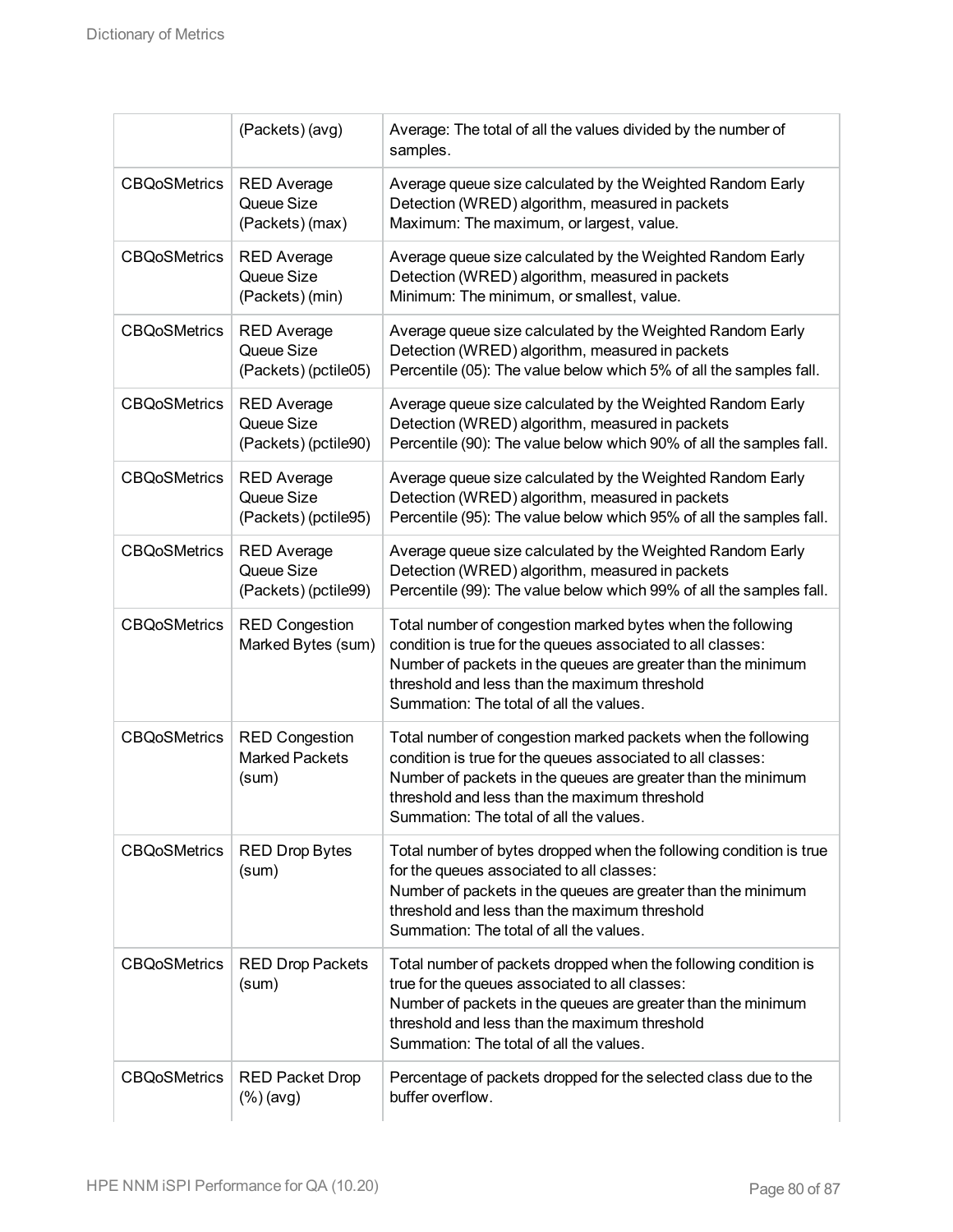| | | |
|---|---|---|
| | (Packets) (avg) | Average: The total of all the values divided by the number of samples. |
| CBQoSMetrics | RED Average Queue Size (Packets) (max) | Average queue size calculated by the Weighted Random Early Detection (WRED) algorithm, measured in packets<br>Maximum: The maximum, or largest, value. |
| CBQoSMetrics | RED Average Queue Size (Packets) (min) | Average queue size calculated by the Weighted Random Early Detection (WRED) algorithm, measured in packets<br>Minimum: The minimum, or smallest, value. |
| CBQoSMetrics | RED Average Queue Size (Packets) (pctile05) | Average queue size calculated by the Weighted Random Early Detection (WRED) algorithm, measured in packets<br>Percentile (05): The value below which 5% of all the samples fall. |
| CBQoSMetrics | RED Average Queue Size (Packets) (pctile90) | Average queue size calculated by the Weighted Random Early Detection (WRED) algorithm, measured in packets<br>Percentile (90): The value below which 90% of all the samples fall. |
| CBQoSMetrics | RED Average Queue Size (Packets) (pctile95) | Average queue size calculated by the Weighted Random Early Detection (WRED) algorithm, measured in packets<br>Percentile (95): The value below which 95% of all the samples fall. |
| CBQoSMetrics | RED Average Queue Size (Packets) (pctile99) | Average queue size calculated by the Weighted Random Early Detection (WRED) algorithm, measured in packets<br>Percentile (99): The value below which 99% of all the samples fall. |
| CBQoSMetrics | RED Congestion Marked Bytes (sum) | Total number of congestion marked bytes when the following condition is true for the queues associated to all classes:<br>Number of packets in the queues are greater than the minimum threshold and less than the maximum threshold<br>Summation: The total of all the values. |
| CBQoSMetrics | RED Congestion Marked Packets (sum) | Total number of congestion marked packets when the following condition is true for the queues associated to all classes:<br>Number of packets in the queues are greater than the minimum threshold and less than the maximum threshold<br>Summation: The total of all the values. |
| CBQoSMetrics | RED Drop Bytes (sum) | Total number of bytes dropped when the following condition is true for the queues associated to all classes:<br>Number of packets in the queues are greater than the minimum threshold and less than the maximum threshold<br>Summation: The total of all the values. |
| CBQoSMetrics | RED Drop Packets (sum) | Total number of packets dropped when the following condition is true for the queues associated to all classes:<br>Number of packets in the queues are greater than the minimum threshold and less than the maximum threshold<br>Summation: The total of all the values. |
| CBQoSMetrics | RED Packet Drop (%) (avg) | Percentage of packets dropped for the selected class due to the buffer overflow. |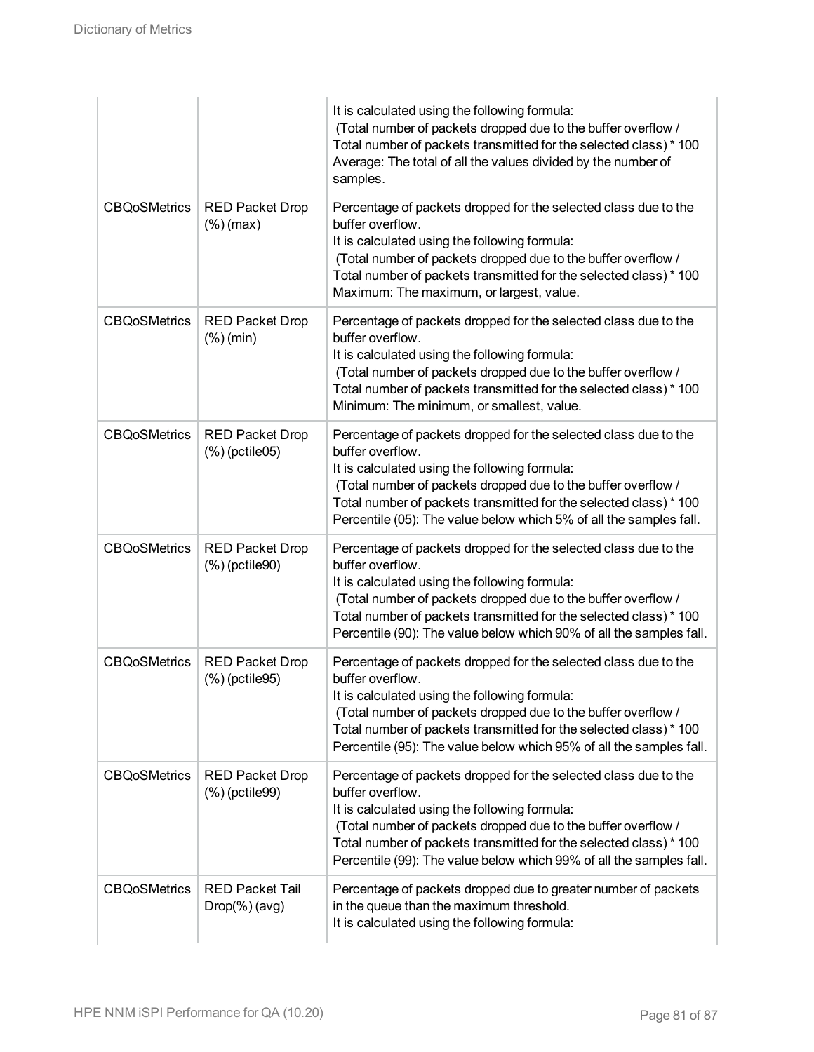| | | |
|---|---|---|
| | | It is calculated using the following formula:<br>(Total number of packets dropped due to the buffer overflow / Total number of packets transmitted for the selected class) * 100<br>Average: The total of all the values divided by the number of samples. |
| CBQoSMetrics | RED Packet Drop (%) (max) | Percentage of packets dropped for the selected class due to the buffer overflow.<br>It is calculated using the following formula:<br>(Total number of packets dropped due to the buffer overflow / Total number of packets transmitted for the selected class) * 100<br>Maximum: The maximum, or largest, value. |
| CBQoSMetrics | RED Packet Drop (%) (min) | Percentage of packets dropped for the selected class due to the buffer overflow.<br>It is calculated using the following formula:<br>(Total number of packets dropped due to the buffer overflow / Total number of packets transmitted for the selected class) * 100<br>Minimum: The minimum, or smallest, value. |
| CBQoSMetrics | RED Packet Drop (%) (pctile05) | Percentage of packets dropped for the selected class due to the buffer overflow.<br>It is calculated using the following formula:<br>(Total number of packets dropped due to the buffer overflow / Total number of packets transmitted for the selected class) * 100<br>Percentile (05): The value below which 5% of all the samples fall. |
| CBQoSMetrics | RED Packet Drop (%) (pctile90) | Percentage of packets dropped for the selected class due to the buffer overflow.<br>It is calculated using the following formula:<br>(Total number of packets dropped due to the buffer overflow / Total number of packets transmitted for the selected class) * 100<br>Percentile (90): The value below which 90% of all the samples fall. |
| CBQoSMetrics | RED Packet Drop (%) (pctile95) | Percentage of packets dropped for the selected class due to the buffer overflow.<br>It is calculated using the following formula:<br>(Total number of packets dropped due to the buffer overflow / Total number of packets transmitted for the selected class) * 100<br>Percentile (95): The value below which 95% of all the samples fall. |
| CBQoSMetrics | RED Packet Drop (%) (pctile99) | Percentage of packets dropped for the selected class due to the buffer overflow.<br>It is calculated using the following formula:<br>(Total number of packets dropped due to the buffer overflow / Total number of packets transmitted for the selected class) * 100<br>Percentile (99): The value below which 99% of all the samples fall. |
| CBQoSMetrics | RED Packet Tail Drop(%) (avg) | Percentage of packets dropped due to greater number of packets in the queue than the maximum threshold.<br>It is calculated using the following formula: |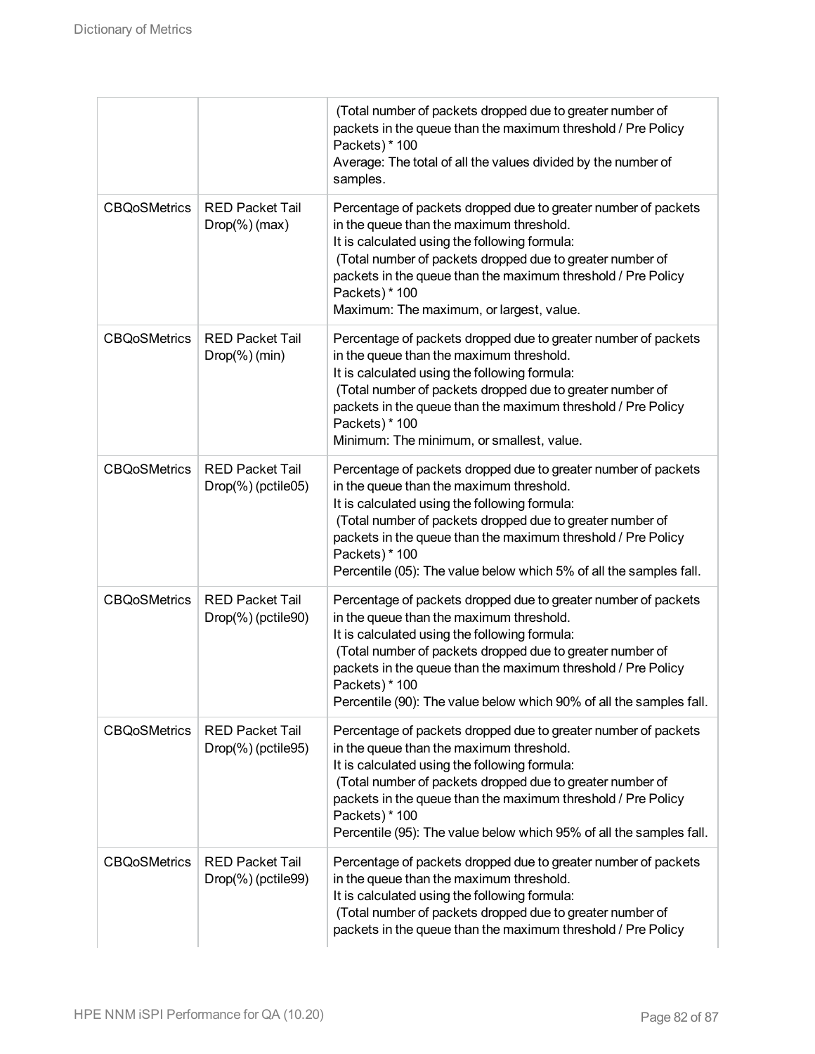| | | |
|---|---|---|
| | | (Total number of packets dropped due to greater number of packets in the queue than the maximum threshold / Pre Policy Packets) * 100<br>Average: The total of all the values divided by the number of samples. |
| CBQoSMetrics | RED Packet Tail Drop(%) (max) | Percentage of packets dropped due to greater number of packets in the queue than the maximum threshold.<br>It is calculated using the following formula:<br>(Total number of packets dropped due to greater number of packets in the queue than the maximum threshold / Pre Policy Packets) * 100<br>Maximum: The maximum, or largest, value. |
| CBQoSMetrics | RED Packet Tail Drop(%) (min) | Percentage of packets dropped due to greater number of packets in the queue than the maximum threshold.<br>It is calculated using the following formula:<br>(Total number of packets dropped due to greater number of packets in the queue than the maximum threshold / Pre Policy Packets) * 100<br>Minimum: The minimum, or smallest, value. |
| CBQoSMetrics | RED Packet Tail Drop(%) (pctile05) | Percentage of packets dropped due to greater number of packets in the queue than the maximum threshold.<br>It is calculated using the following formula:<br>(Total number of packets dropped due to greater number of packets in the queue than the maximum threshold / Pre Policy Packets) * 100<br>Percentile (05): The value below which 5% of all the samples fall. |
| CBQoSMetrics | RED Packet Tail Drop(%) (pctile90) | Percentage of packets dropped due to greater number of packets in the queue than the maximum threshold.<br>It is calculated using the following formula:<br>(Total number of packets dropped due to greater number of packets in the queue than the maximum threshold / Pre Policy Packets) * 100<br>Percentile (90): The value below which 90% of all the samples fall. |
| CBQoSMetrics | RED Packet Tail Drop(%) (pctile95) | Percentage of packets dropped due to greater number of packets in the queue than the maximum threshold.<br>It is calculated using the following formula:<br>(Total number of packets dropped due to greater number of packets in the queue than the maximum threshold / Pre Policy Packets) * 100<br>Percentile (95): The value below which 95% of all the samples fall. |
| CBQoSMetrics | RED Packet Tail Drop(%) (pctile99) | Percentage of packets dropped due to greater number of packets in the queue than the maximum threshold.<br>It is calculated using the following formula:<br>(Total number of packets dropped due to greater number of packets in the queue than the maximum threshold / Pre Policy |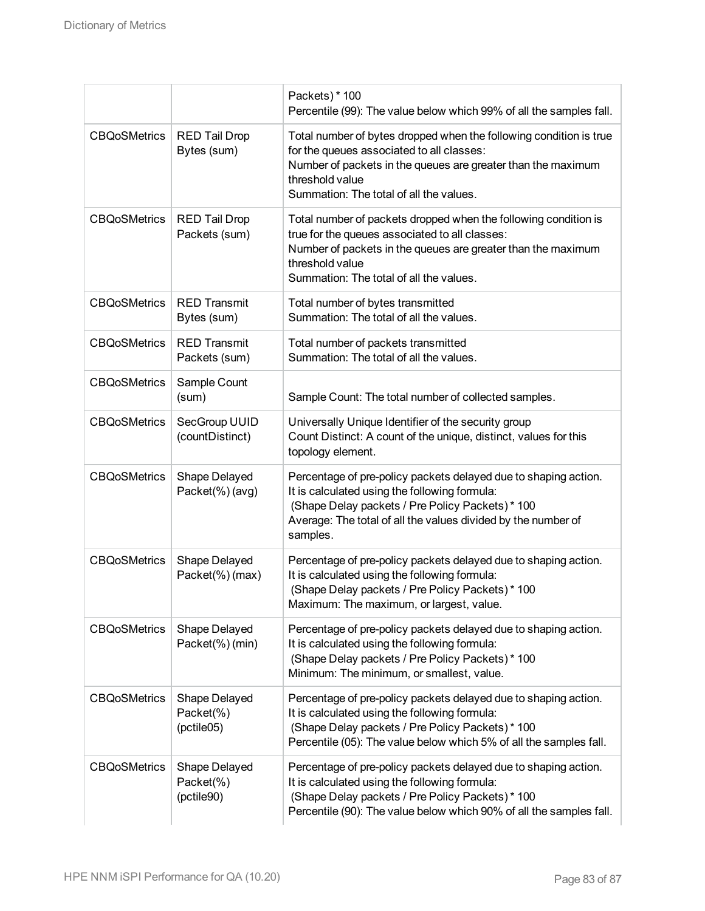| | | |
|---|---|---|
| | | Packets) * 100<br>Percentile (99): The value below which 99% of all the samples fall. |
| CBQoSMetrics | RED Tail Drop Bytes (sum) | Total number of bytes dropped when the following condition is true for the queues associated to all classes:<br>Number of packets in the queues are greater than the maximum threshold value<br>Summation: The total of all the values. |
| CBQoSMetrics | RED Tail Drop Packets (sum) | Total number of packets dropped when the following condition is true for the queues associated to all classes:<br>Number of packets in the queues are greater than the maximum threshold value<br>Summation: The total of all the values. |
| CBQoSMetrics | RED Transmit Bytes (sum) | Total number of bytes transmitted<br>Summation: The total of all the values. |
| CBQoSMetrics | RED Transmit Packets (sum) | Total number of packets transmitted<br>Summation: The total of all the values. |
| CBQoSMetrics | Sample Count (sum) | Sample Count: The total number of collected samples. |
| CBQoSMetrics | SecGroup UUID (countDistinct) | Universally Unique Identifier of the security group<br>Count Distinct: A count of the unique, distinct, values for this topology element. |
| CBQoSMetrics | Shape Delayed Packet(%) (avg) | Percentage of pre-policy packets delayed due to shaping action. It is calculated using the following formula:<br>(Shape Delay packets / Pre Policy Packets) * 100<br>Average: The total of all the values divided by the number of samples. |
| CBQoSMetrics | Shape Delayed Packet(%) (max) | Percentage of pre-policy packets delayed due to shaping action. It is calculated using the following formula:<br>(Shape Delay packets / Pre Policy Packets) * 100<br>Maximum: The maximum, or largest, value. |
| CBQoSMetrics | Shape Delayed Packet(%) (min) | Percentage of pre-policy packets delayed due to shaping action. It is calculated using the following formula:<br>(Shape Delay packets / Pre Policy Packets) * 100<br>Minimum: The minimum, or smallest, value. |
| CBQoSMetrics | Shape Delayed Packet(%) (pctile05) | Percentage of pre-policy packets delayed due to shaping action. It is calculated using the following formula:<br>(Shape Delay packets / Pre Policy Packets) * 100<br>Percentile (05): The value below which 5% of all the samples fall. |
| CBQoSMetrics | Shape Delayed Packet(%) (pctile90) | Percentage of pre-policy packets delayed due to shaping action. It is calculated using the following formula:<br>(Shape Delay packets / Pre Policy Packets) * 100<br>Percentile (90): The value below which 90% of all the samples fall. |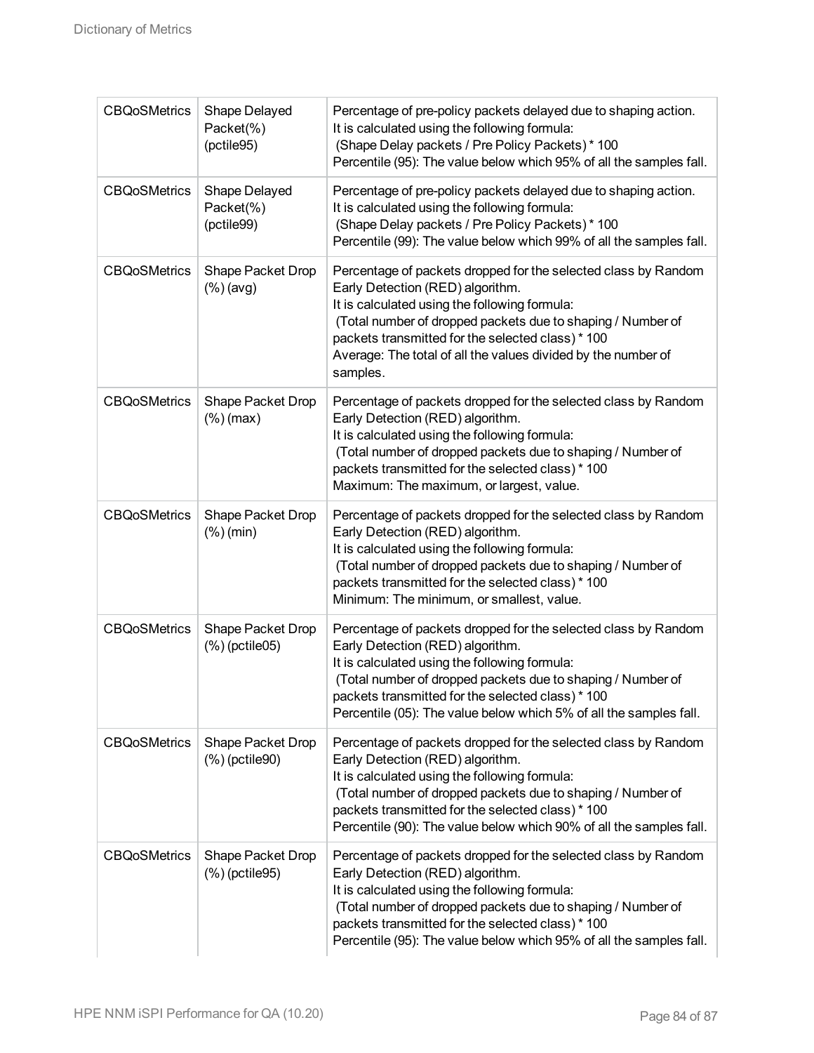| | | |
|---|---|---|
| CBQoSMetrics | Shape Delayed Packet(%) (pctile95) | Percentage of pre-policy packets delayed due to shaping action.<br>It is calculated using the following formula:<br>(Shape Delay packets / Pre Policy Packets) * 100<br>Percentile (95): The value below which 95% of all the samples fall. |
| CBQoSMetrics | Shape Delayed Packet(%) (pctile99) | Percentage of pre-policy packets delayed due to shaping action.<br>It is calculated using the following formula:<br>(Shape Delay packets / Pre Policy Packets) * 100<br>Percentile (99): The value below which 99% of all the samples fall. |
| CBQoSMetrics | Shape Packet Drop (%) (avg) | Percentage of packets dropped for the selected class by Random Early Detection (RED) algorithm.<br>It is calculated using the following formula:<br>(Total number of dropped packets due to shaping / Number of packets transmitted for the selected class) * 100<br>Average: The total of all the values divided by the number of samples. |
| CBQoSMetrics | Shape Packet Drop (%) (max) | Percentage of packets dropped for the selected class by Random Early Detection (RED) algorithm.<br>It is calculated using the following formula:<br>(Total number of dropped packets due to shaping / Number of packets transmitted for the selected class) * 100<br>Maximum: The maximum, or largest, value. |
| CBQoSMetrics | Shape Packet Drop (%) (min) | Percentage of packets dropped for the selected class by Random Early Detection (RED) algorithm.<br>It is calculated using the following formula:<br>(Total number of dropped packets due to shaping / Number of packets transmitted for the selected class) * 100<br>Minimum: The minimum, or smallest, value. |
| CBQoSMetrics | Shape Packet Drop (%) (pctile05) | Percentage of packets dropped for the selected class by Random Early Detection (RED) algorithm.<br>It is calculated using the following formula:<br>(Total number of dropped packets due to shaping / Number of packets transmitted for the selected class) * 100<br>Percentile (05): The value below which 5% of all the samples fall. |
| CBQoSMetrics | Shape Packet Drop (%) (pctile90) | Percentage of packets dropped for the selected class by Random Early Detection (RED) algorithm.<br>It is calculated using the following formula:<br>(Total number of dropped packets due to shaping / Number of packets transmitted for the selected class) * 100<br>Percentile (90): The value below which 90% of all the samples fall. |
| CBQoSMetrics | Shape Packet Drop (%) (pctile95) | Percentage of packets dropped for the selected class by Random Early Detection (RED) algorithm.<br>It is calculated using the following formula:<br>(Total number of dropped packets due to shaping / Number of packets transmitted for the selected class) * 100<br>Percentile (95): The value below which 95% of all the samples fall. |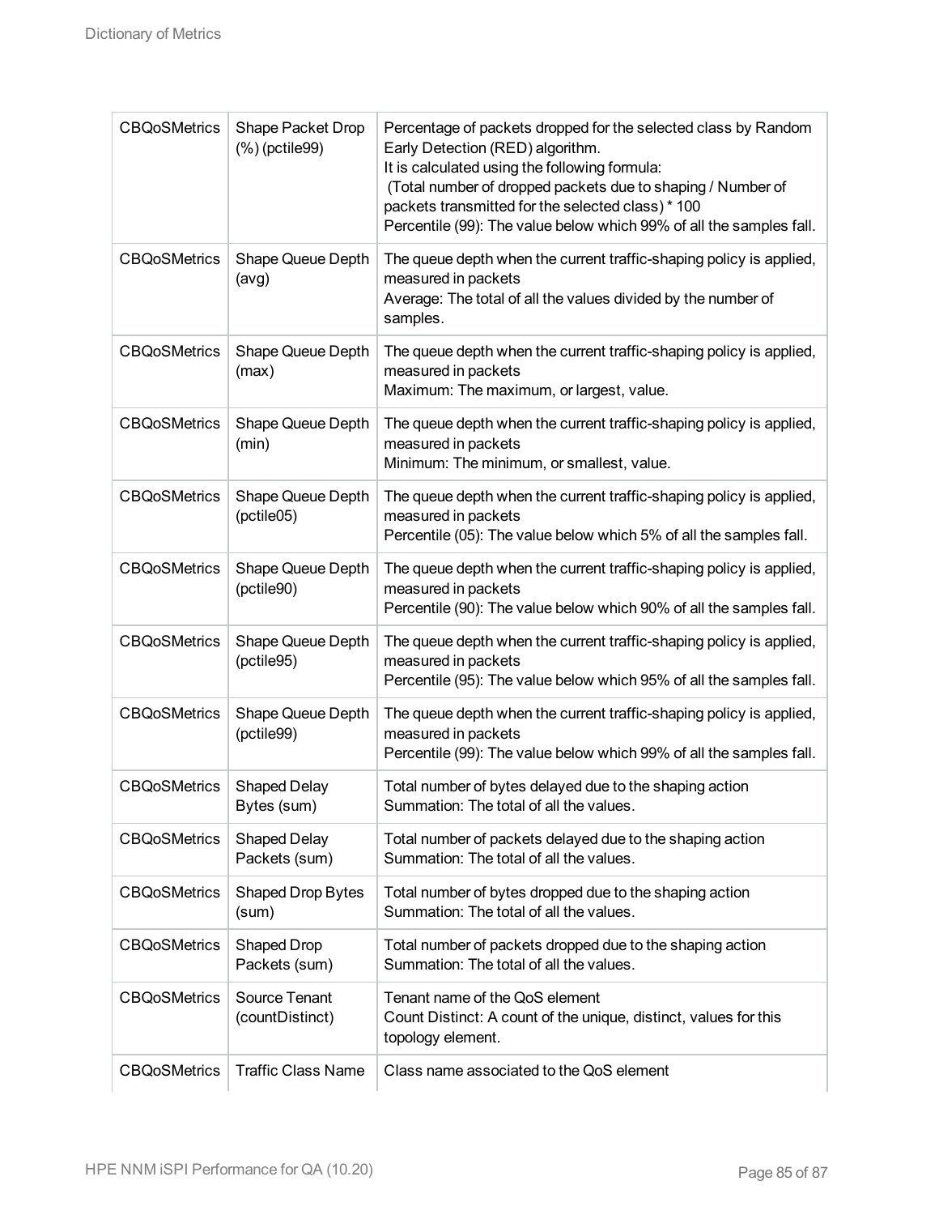| | | |
|---|---|---|
| CBQoSMetrics | Shape Packet Drop (%) (pctile99) | Percentage of packets dropped for the selected class by Random Early Detection (RED) algorithm.<br>It is calculated using the following formula:<br>(Total number of dropped packets due to shaping / Number of packets transmitted for the selected class) * 100<br>Percentile (99): The value below which 99% of all the samples fall. |
| CBQoSMetrics | Shape Queue Depth (avg) | The queue depth when the current traffic-shaping policy is applied, measured in packets<br>Average: The total of all the values divided by the number of samples. |
| CBQoSMetrics | Shape Queue Depth (max) | The queue depth when the current traffic-shaping policy is applied, measured in packets<br>Maximum: The maximum, or largest, value. |
| CBQoSMetrics | Shape Queue Depth (min) | The queue depth when the current traffic-shaping policy is applied, measured in packets<br>Minimum: The minimum, or smallest, value. |
| CBQoSMetrics | Shape Queue Depth (pctile05) | The queue depth when the current traffic-shaping policy is applied, measured in packets<br>Percentile (05): The value below which 5% of all the samples fall. |
| CBQoSMetrics | Shape Queue Depth (pctile90) | The queue depth when the current traffic-shaping policy is applied, measured in packets<br>Percentile (90): The value below which 90% of all the samples fall. |
| CBQoSMetrics | Shape Queue Depth (pctile95) | The queue depth when the current traffic-shaping policy is applied, measured in packets<br>Percentile (95): The value below which 95% of all the samples fall. |
| CBQoSMetrics | Shape Queue Depth (pctile99) | The queue depth when the current traffic-shaping policy is applied, measured in packets<br>Percentile (99): The value below which 99% of all the samples fall. |
| CBQoSMetrics | Shaped Delay Bytes (sum) | Total number of bytes delayed due to the shaping action<br>Summation: The total of all the values. |
| CBQoSMetrics | Shaped Delay Packets (sum) | Total number of packets delayed due to the shaping action<br>Summation: The total of all the values. |
| CBQoSMetrics | Shaped Drop Bytes (sum) | Total number of bytes dropped due to the shaping action<br>Summation: The total of all the values. |
| CBQoSMetrics | Shaped Drop Packets (sum) | Total number of packets dropped due to the shaping action<br>Summation: The total of all the values. |
| CBQoSMetrics | Source Tenant (countDistinct) | Tenant name of the QoS element<br>Count Distinct: A count of the unique, distinct, values for this topology element. |
| CBQoSMetrics | Traffic Class Name | Class name associated to the QoS element |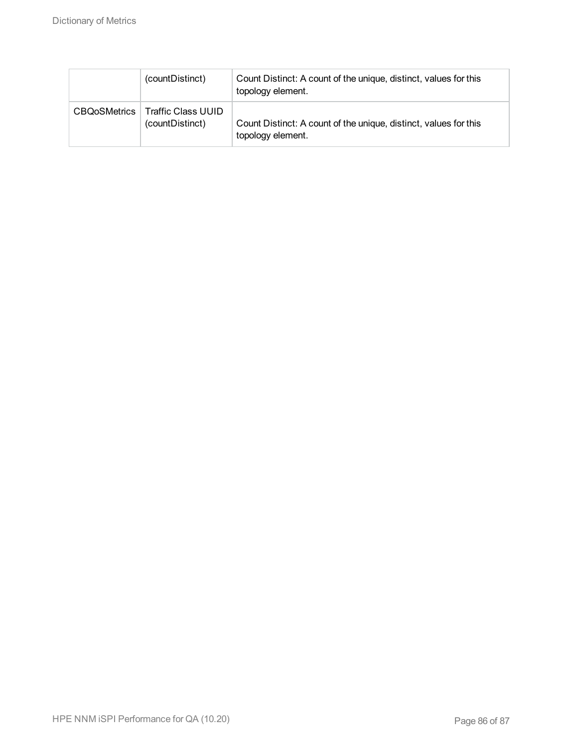| | | |
|---|---|---|
| | (countDistinct) | Count Distinct: A count of the unique, distinct, values for this topology element. |
| CBQoSMetrics | Traffic Class UUID (countDistinct) | Count Distinct: A count of the unique, distinct, values for this topology element. |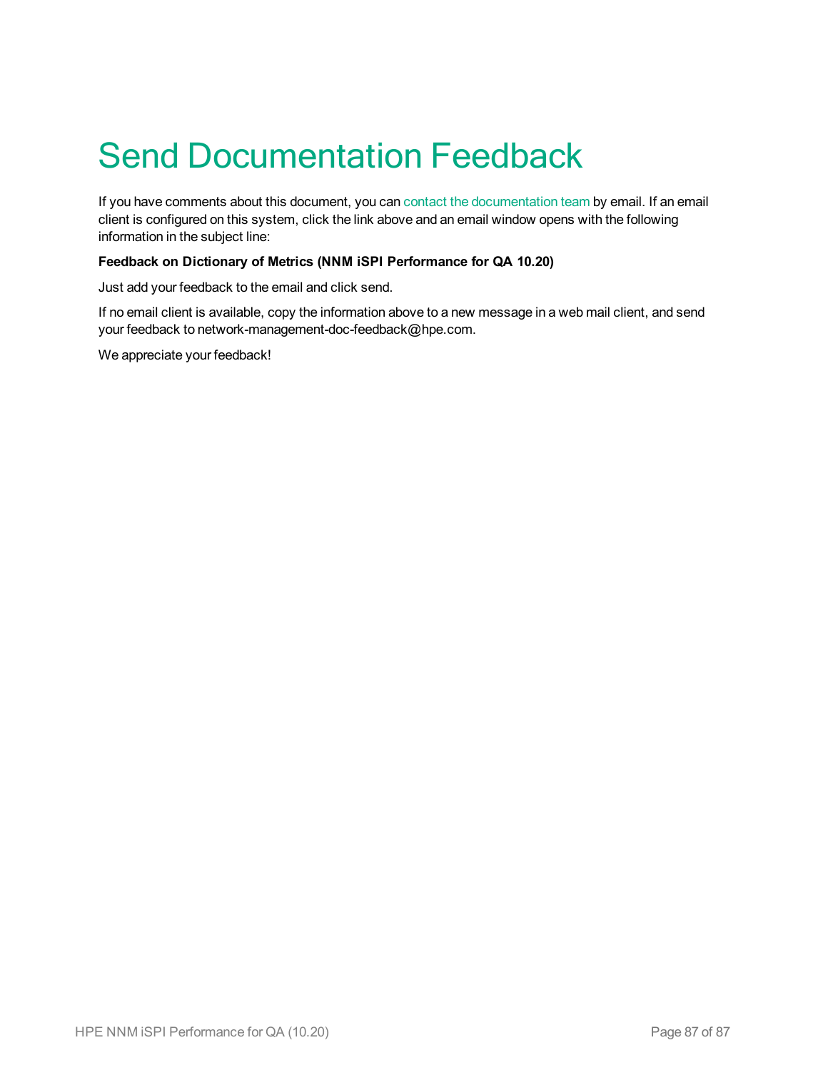# Send Documentation Feedback

If you have comments about this document, you can contact the documentation team by email. If an email client is configured on this system, click the link above and an email window opens with the following information in the subject line:

**Feedback on Dictionary of Metrics (NNM iSPI Performance for QA 10.20)**

Just add your feedback to the email and click send.

If no email client is available, copy the information above to a new message in a web mail client, and send your feedback to network-management-doc-feedback@hpe.com.

We appreciate your feedback!